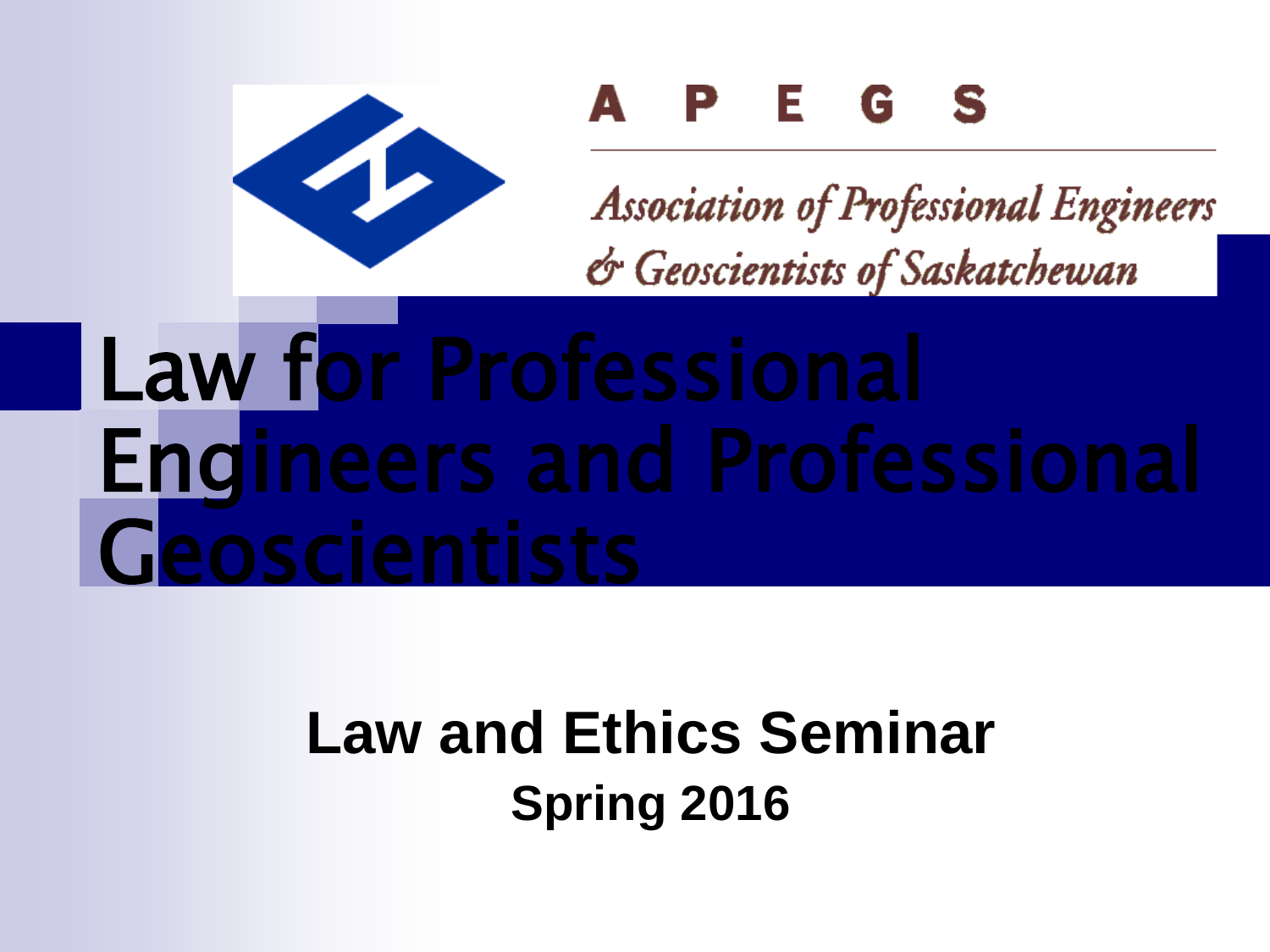APEGS

Association of Professional Engineers & Geoscientists of Saskatchewan

# Law for Professional Engineers and Professional Geoscientists

**Law and Ethics Seminar**

**Spring 2016**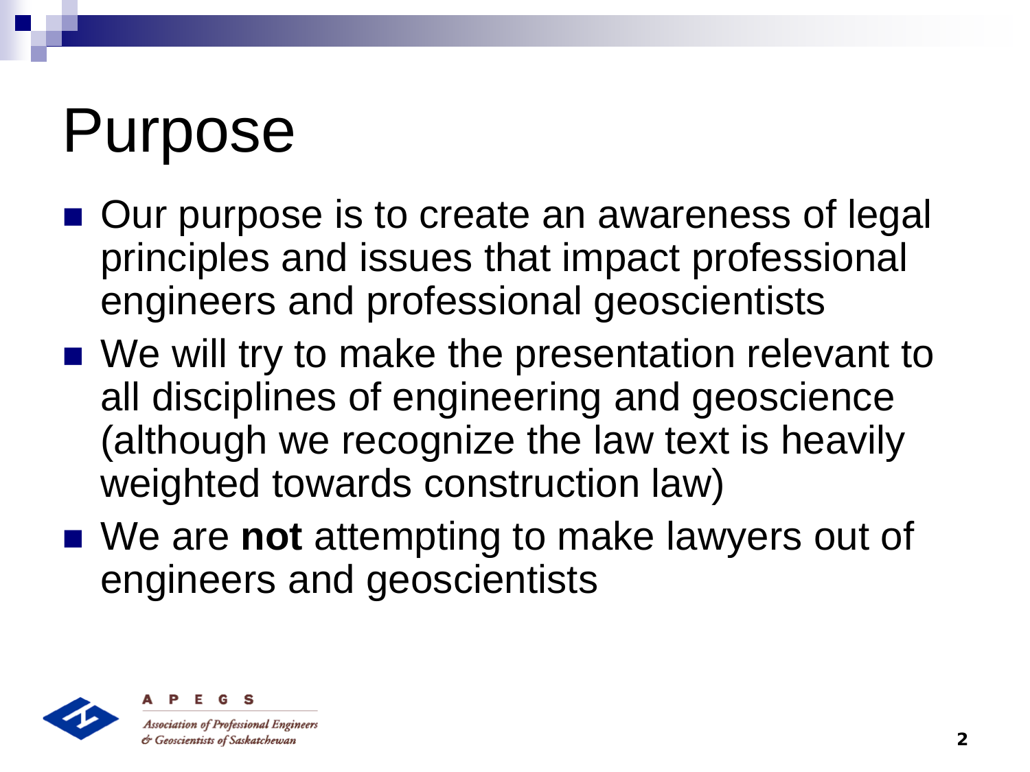# Purpose

- Our purpose is to create an awareness of legal principles and issues that impact professional engineers and professional geoscientists
- We will try to make the presentation relevant to all disciplines of engineering and geoscience (although we recognize the law text is heavily weighted towards construction law)
- We are **not** attempting to make lawyers out of engineers and geoscientists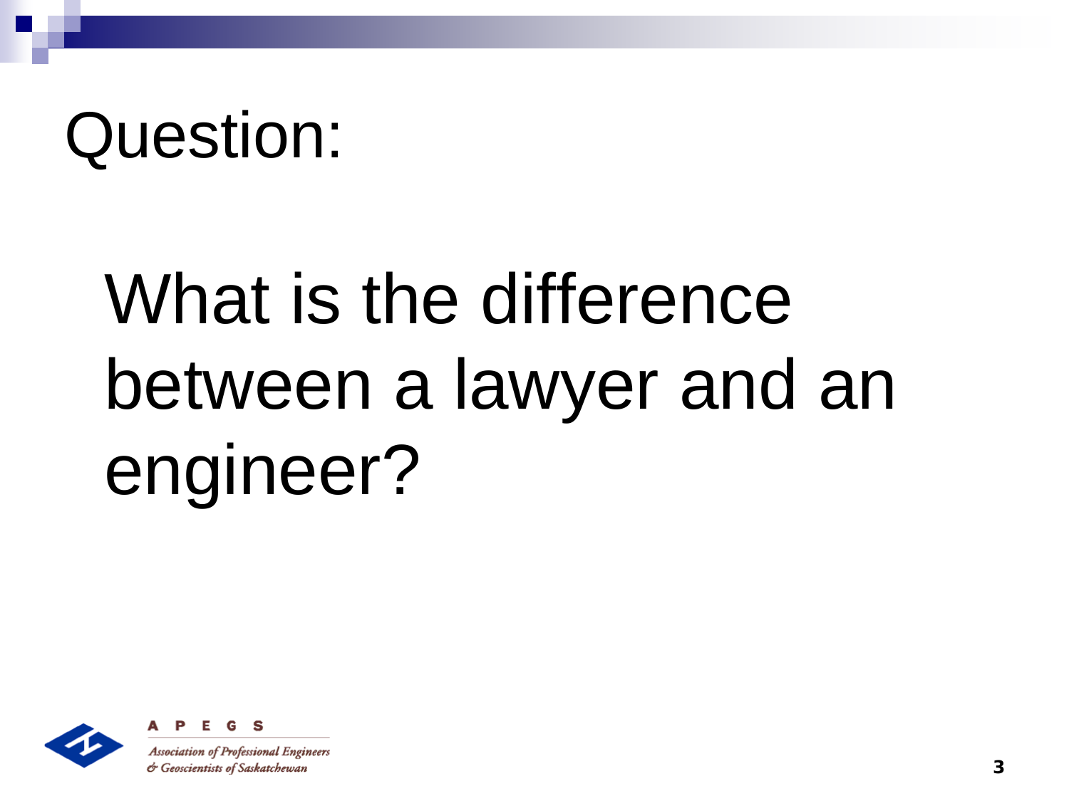# Question:

What is the difference between a lawyer and an engineer?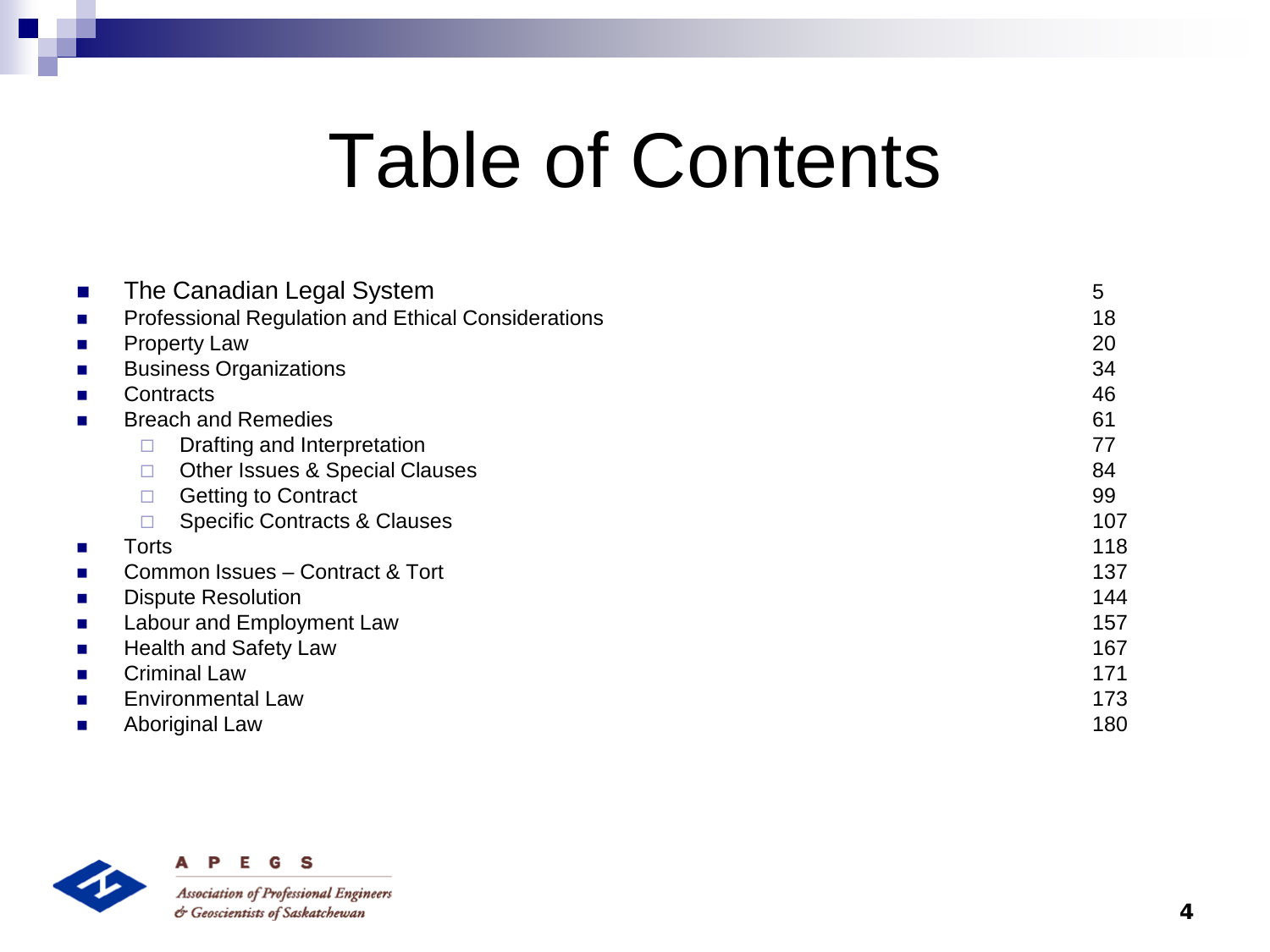# Table of Contents

- The Canadian Legal System 5
- Professional Regulation and Ethical Considerations 18
- Property Law 20
- Business Organizations 34
- Contracts 46
- Breach and Remedies 61
  - Drafting and Interpretation 77
  - Other Issues & Special Clauses 84
  - Getting to Contract 99
  - Specific Contracts & Clauses 107
- Torts 118
- Common Issues – Contract & Tort 137
- Dispute Resolution 144
- Labour and Employment Law 157
- Health and Safety Law 167
- Criminal Law 171
- Environmental Law 173
- Aboriginal Law 180

A P E G S

*Association of Professional Engineers & Geoscientists of Saskatchewan*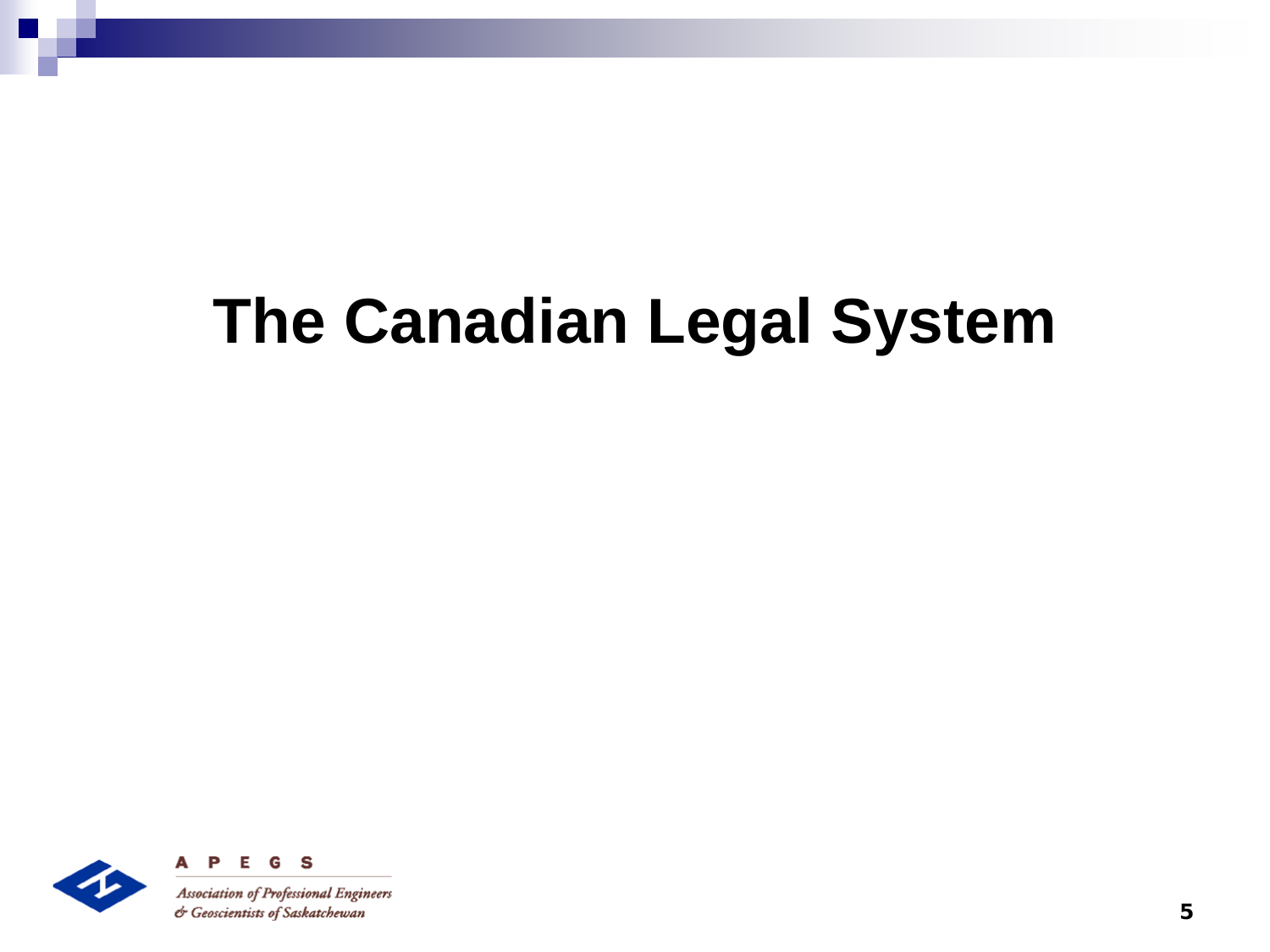# The Canadian Legal System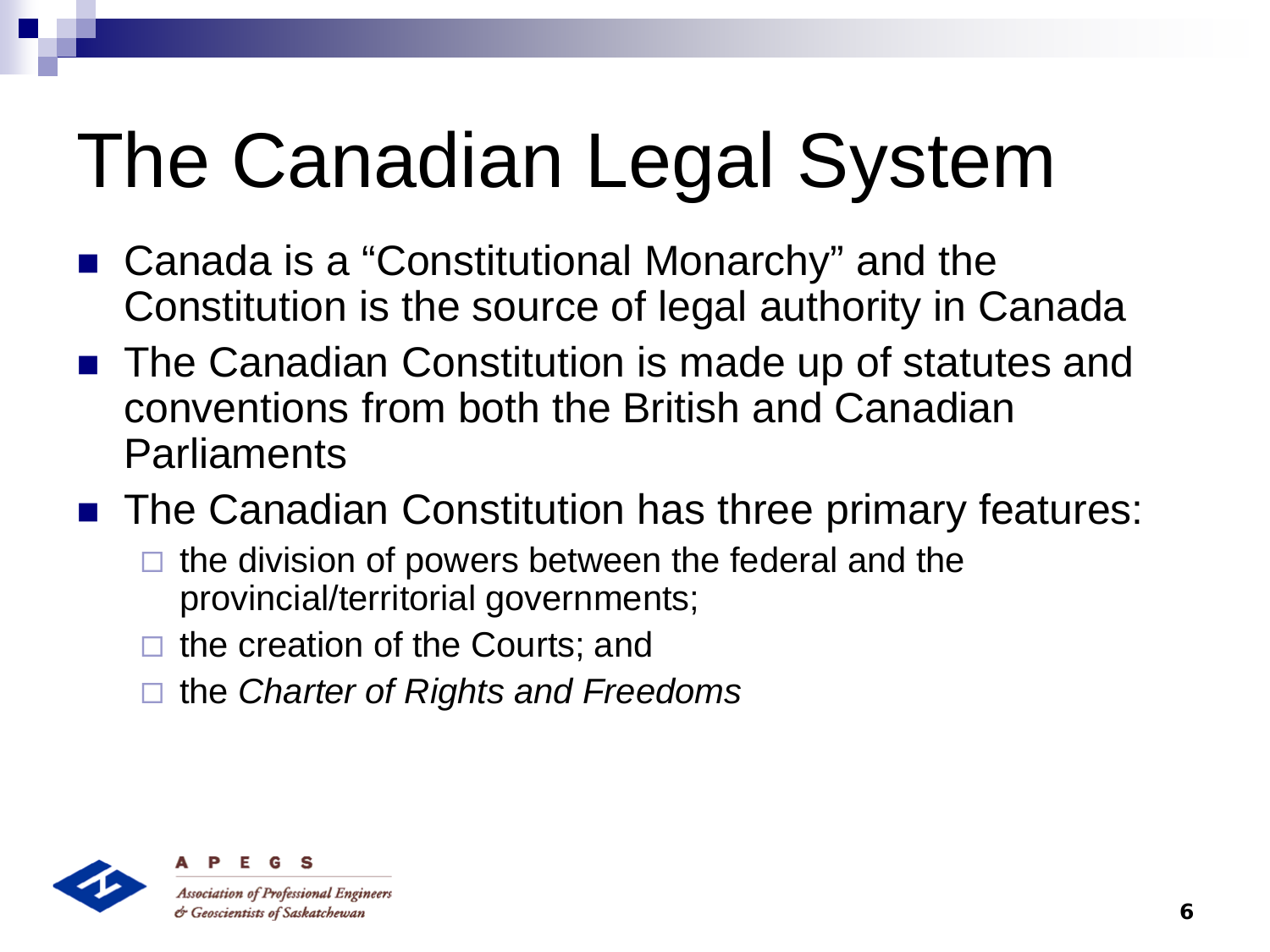# The Canadian Legal System

- Canada is a "Constitutional Monarchy" and the Constitution is the source of legal authority in Canada
- The Canadian Constitution is made up of statutes and conventions from both the British and Canadian Parliaments
- The Canadian Constitution has three primary features:
  - the division of powers between the federal and the provincial/territorial governments;
  - the creation of the Courts; and
  - the *Charter of Rights and Freedoms*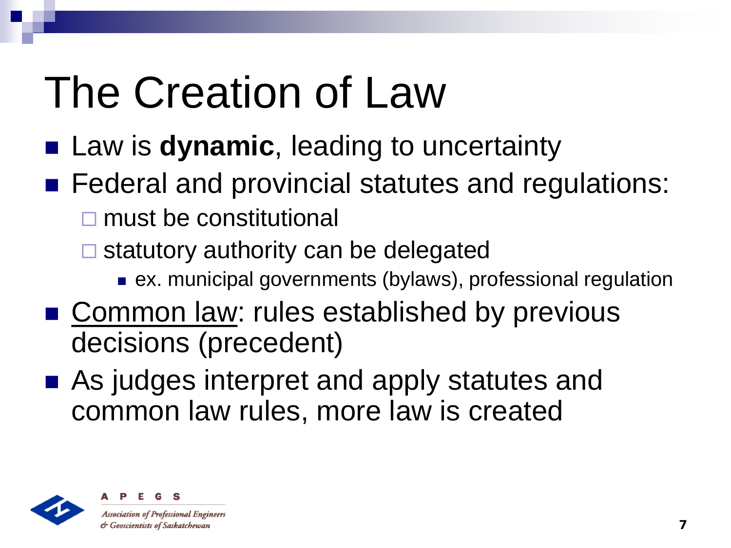# The Creation of Law

- Law is **dynamic**, leading to uncertainty
- Federal and provincial statutes and regulations:
  - must be constitutional
  - statutory authority can be delegated
    - ex. municipal governments (bylaws), professional regulation
- <u>Common law</u>: rules established by previous decisions (precedent)
- As judges interpret and apply statutes and common law rules, more law is created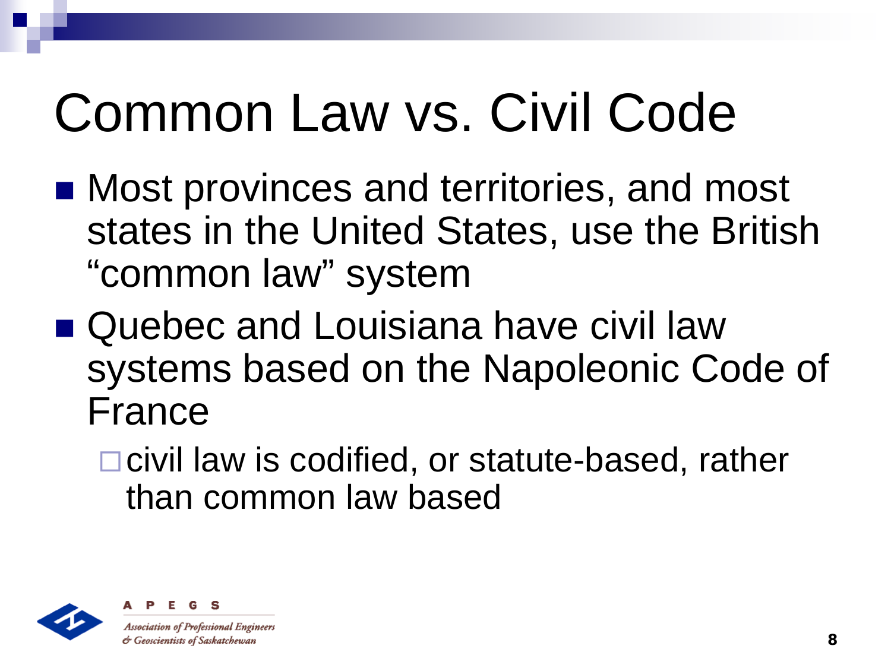# Common Law vs. Civil Code

- Most provinces and territories, and most states in the United States, use the British "common law" system
- Quebec and Louisiana have civil law systems based on the Napoleonic Code of France
  - civil law is codified, or statute-based, rather than common law based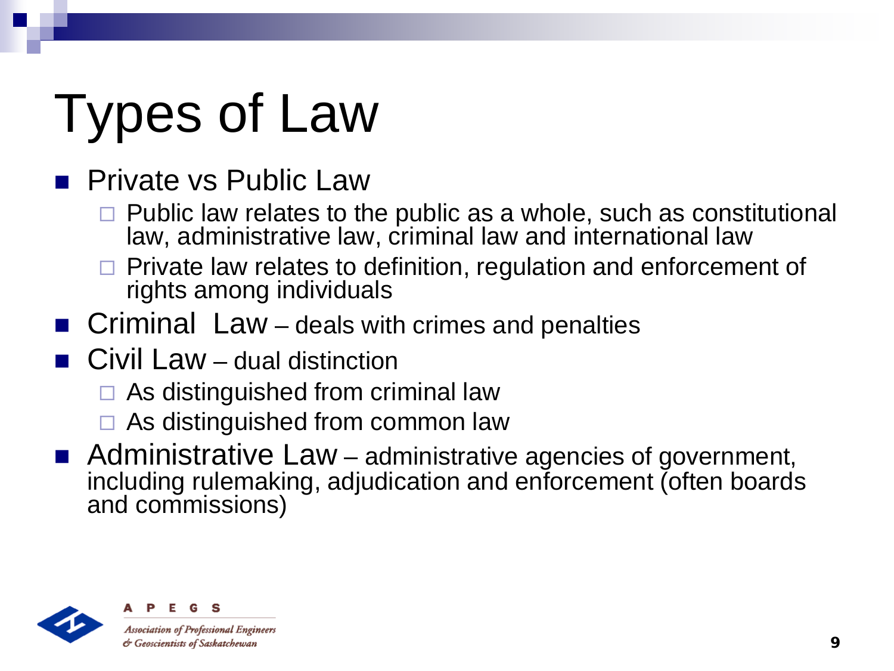# Types of Law

- Private vs Public Law
  - Public law relates to the public as a whole, such as constitutional law, administrative law, criminal law and international law
  - Private law relates to definition, regulation and enforcement of rights among individuals
- Criminal Law – deals with crimes and penalties
- Civil Law – dual distinction
  - As distinguished from criminal law
  - As distinguished from common law
- Administrative Law – administrative agencies of government, including rulemaking, adjudication and enforcement (often boards and commissions)

APEGS

*Association of Professional Engineers & Geoscientists of Saskatchewan*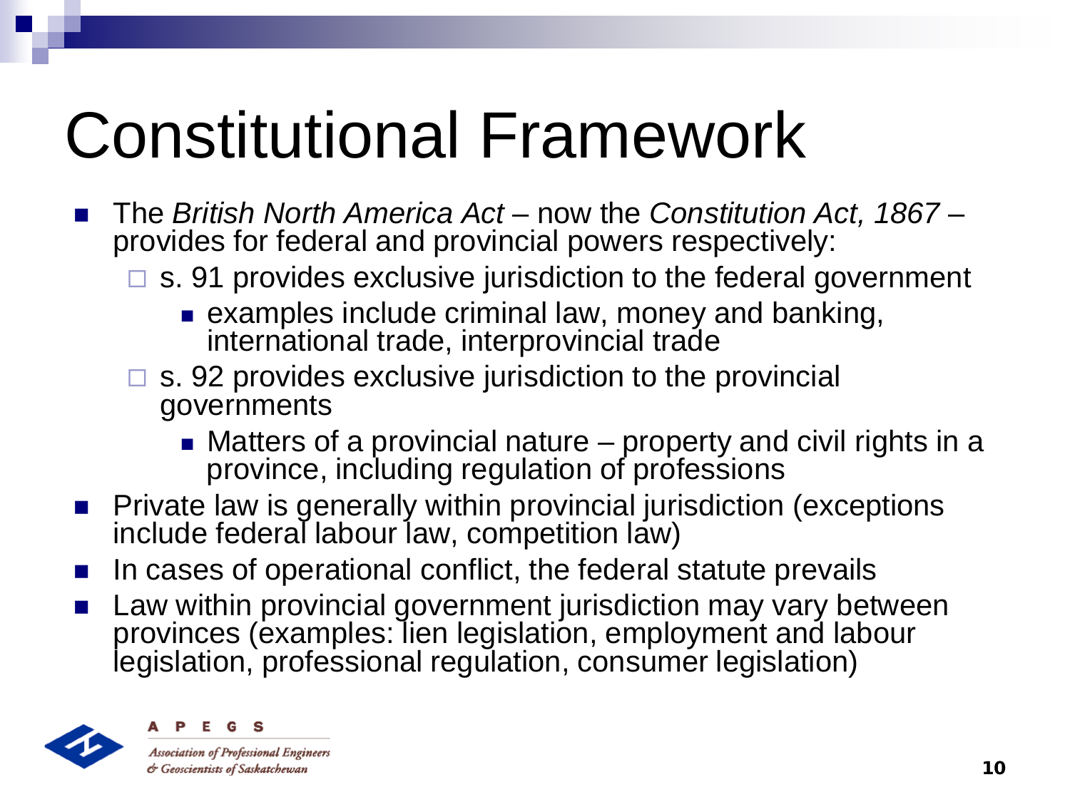# Constitutional Framework

- The *British North America Act* – now the *Constitution Act, 1867* – provides for federal and provincial powers respectively:
  - s. 91 provides exclusive jurisdiction to the federal government
    - examples include criminal law, money and banking, international trade, interprovincial trade
  - s. 92 provides exclusive jurisdiction to the provincial governments
    - Matters of a provincial nature – property and civil rights in a province, including regulation of professions
- Private law is generally within provincial jurisdiction (exceptions include federal labour law, competition law)
- In cases of operational conflict, the federal statute prevails
- Law within provincial government jurisdiction may vary between provinces (examples: lien legislation, employment and labour legislation, professional regulation, consumer legislation)

APEGS

Association of Professional Engineers & Geoscientists of Saskatchewan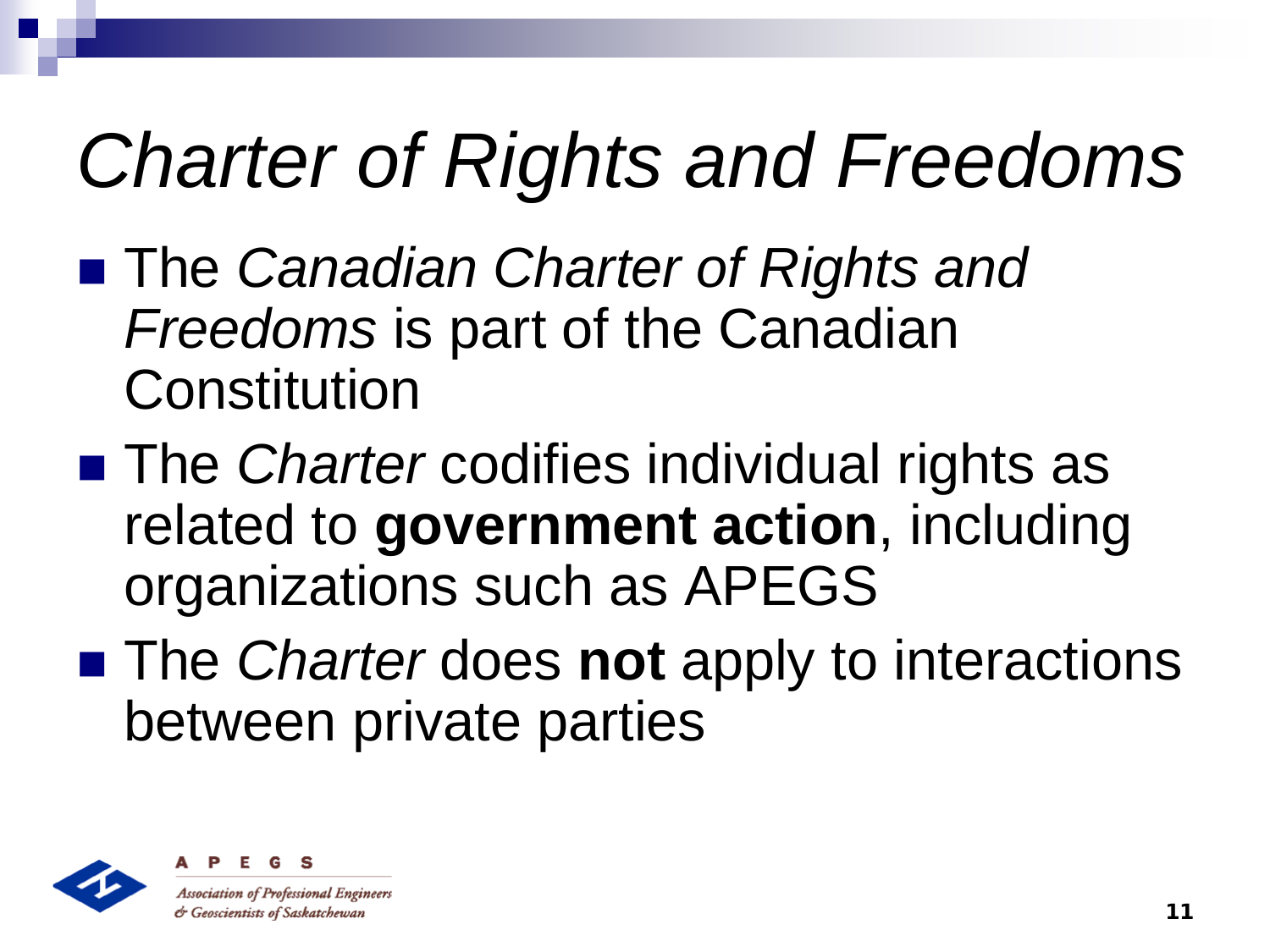# *Charter of Rights and Freedoms*

- The *Canadian Charter of Rights and Freedoms* is part of the Canadian Constitution
- The *Charter* codifies individual rights as related to **government action**, including organizations such as APEGS
- The *Charter* does **not** apply to interactions between private parties

APEGS
Association of Professional Engineers & Geoscientists of Saskatchewan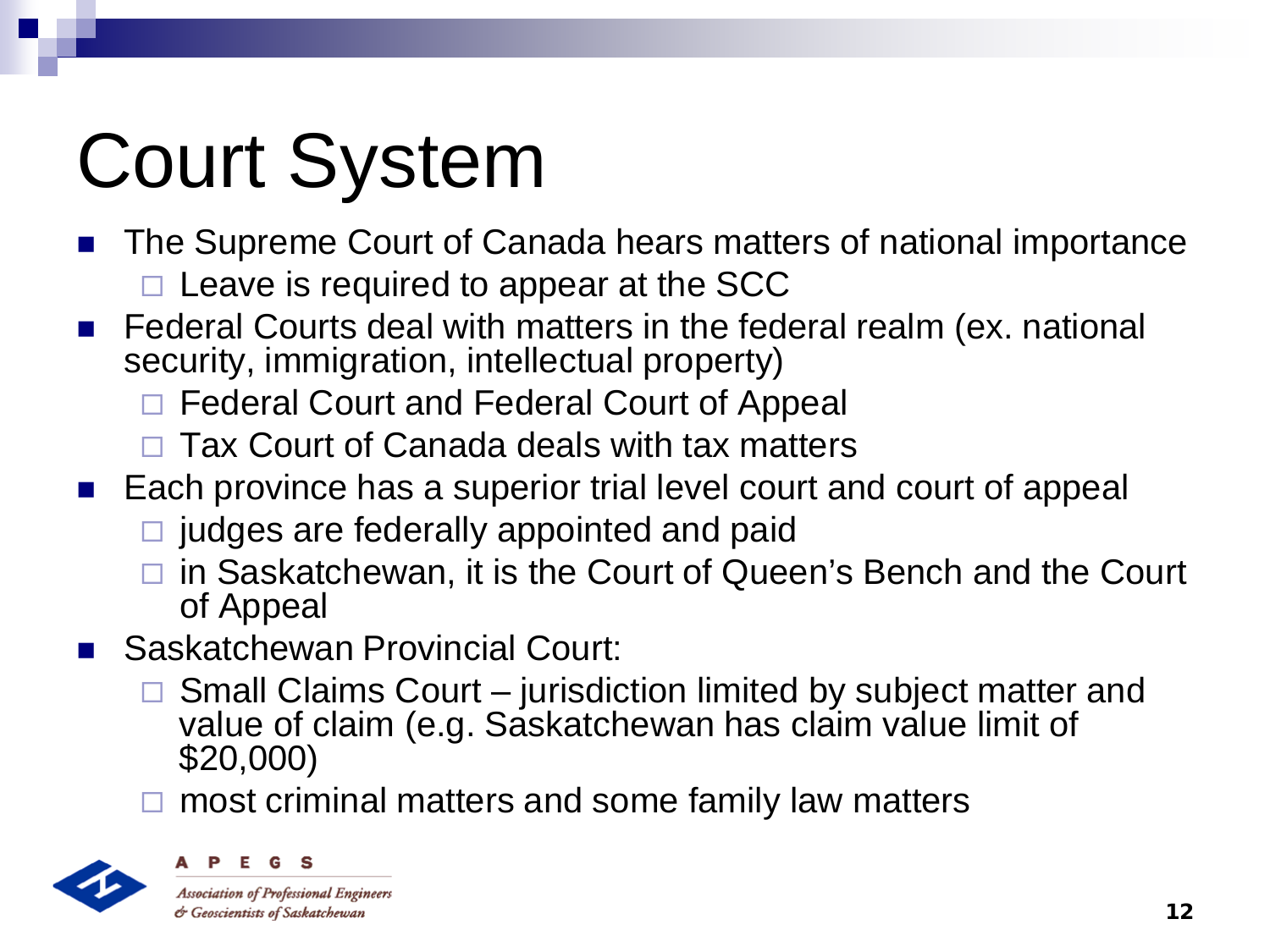# Court System

- The Supreme Court of Canada hears matters of national importance
  - Leave is required to appear at the SCC
- Federal Courts deal with matters in the federal realm (ex. national security, immigration, intellectual property)
  - Federal Court and Federal Court of Appeal
  - Tax Court of Canada deals with tax matters
- Each province has a superior trial level court and court of appeal
  - judges are federally appointed and paid
  - in Saskatchewan, it is the Court of Queen's Bench and the Court of Appeal
- Saskatchewan Provincial Court:
  - Small Claims Court – jurisdiction limited by subject matter and value of claim (e.g. Saskatchewan has claim value limit of $20,000)
  - most criminal matters and some family law matters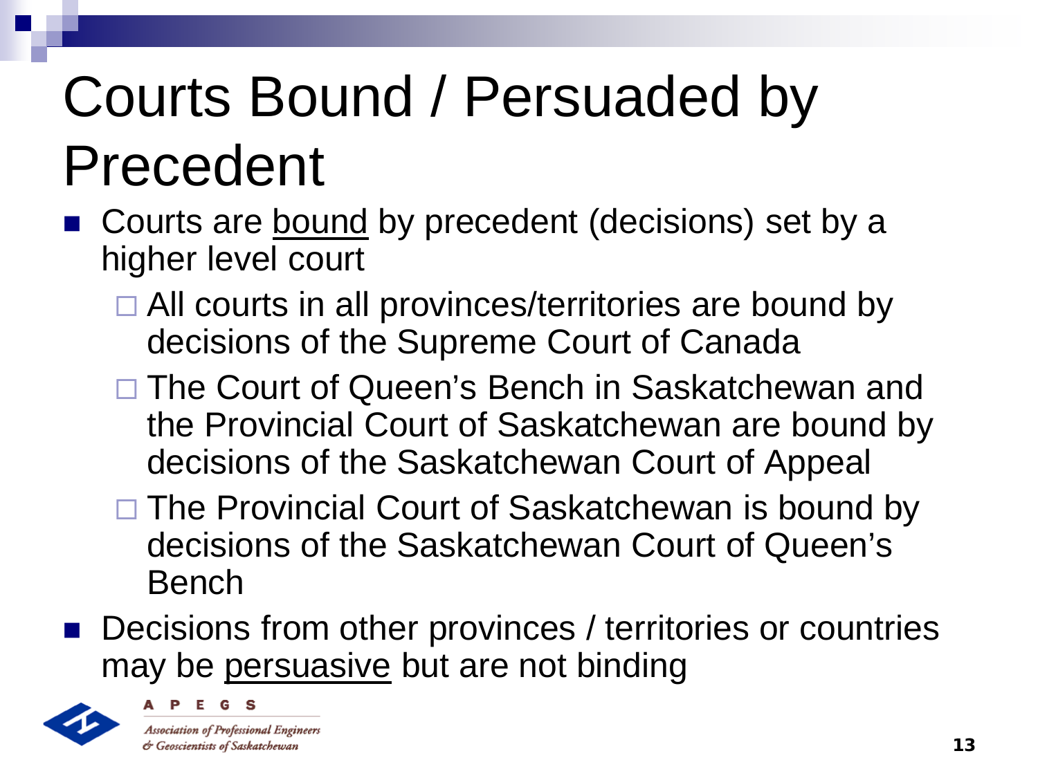# Courts Bound / Persuaded by Precedent

- Courts are <u>bound</u> by precedent (decisions) set by a higher level court
  - All courts in all provinces/territories are bound by decisions of the Supreme Court of Canada
  - The Court of Queen's Bench in Saskatchewan and the Provincial Court of Saskatchewan are bound by decisions of the Saskatchewan Court of Appeal
  - The Provincial Court of Saskatchewan is bound by decisions of the Saskatchewan Court of Queen's Bench
- Decisions from other provinces / territories or countries may be <u>persuasive</u> but are not binding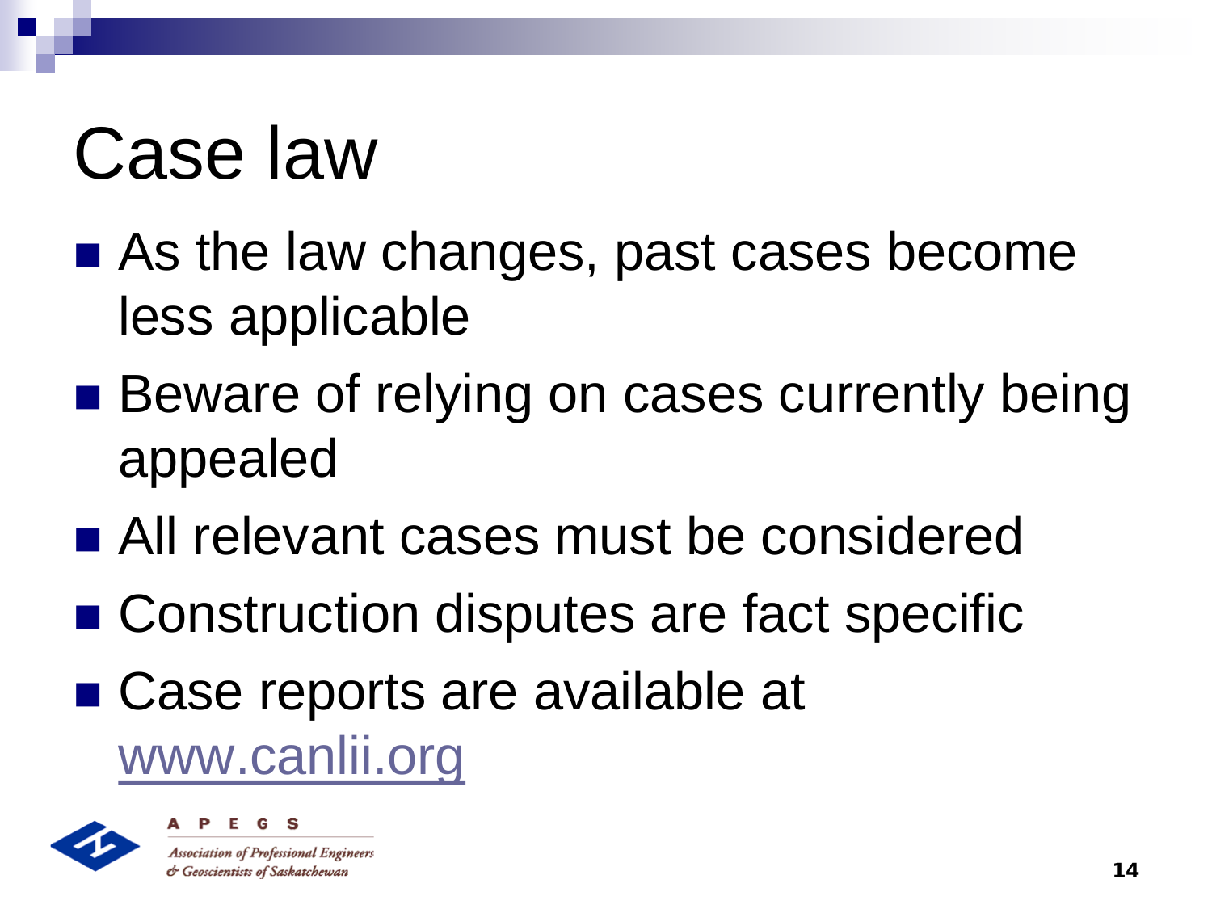# Case law

- As the law changes, past cases become less applicable
- Beware of relying on cases currently being appealed
- All relevant cases must be considered
- Construction disputes are fact specific
- Case reports are available at [www.canlii.org](http://www.canlii.org)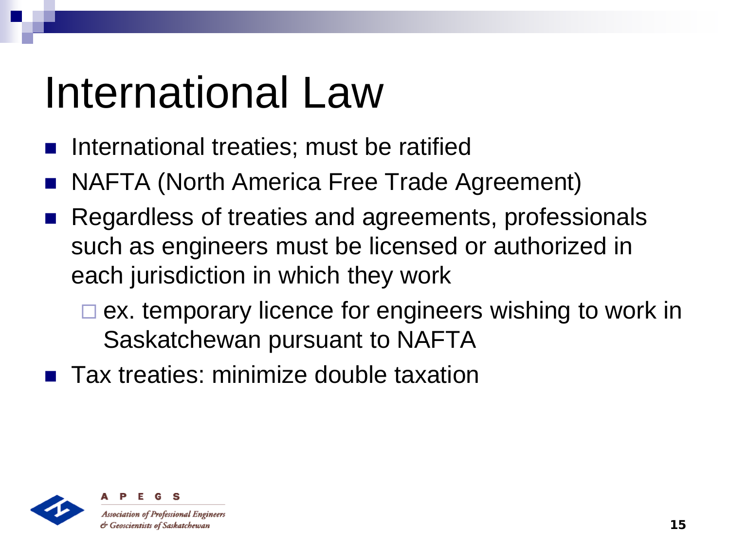# International Law

- International treaties; must be ratified
- NAFTA (North America Free Trade Agreement)
- Regardless of treaties and agreements, professionals such as engineers must be licensed or authorized in each jurisdiction in which they work
  - ex. temporary licence for engineers wishing to work in Saskatchewan pursuant to NAFTA
- Tax treaties: minimize double taxation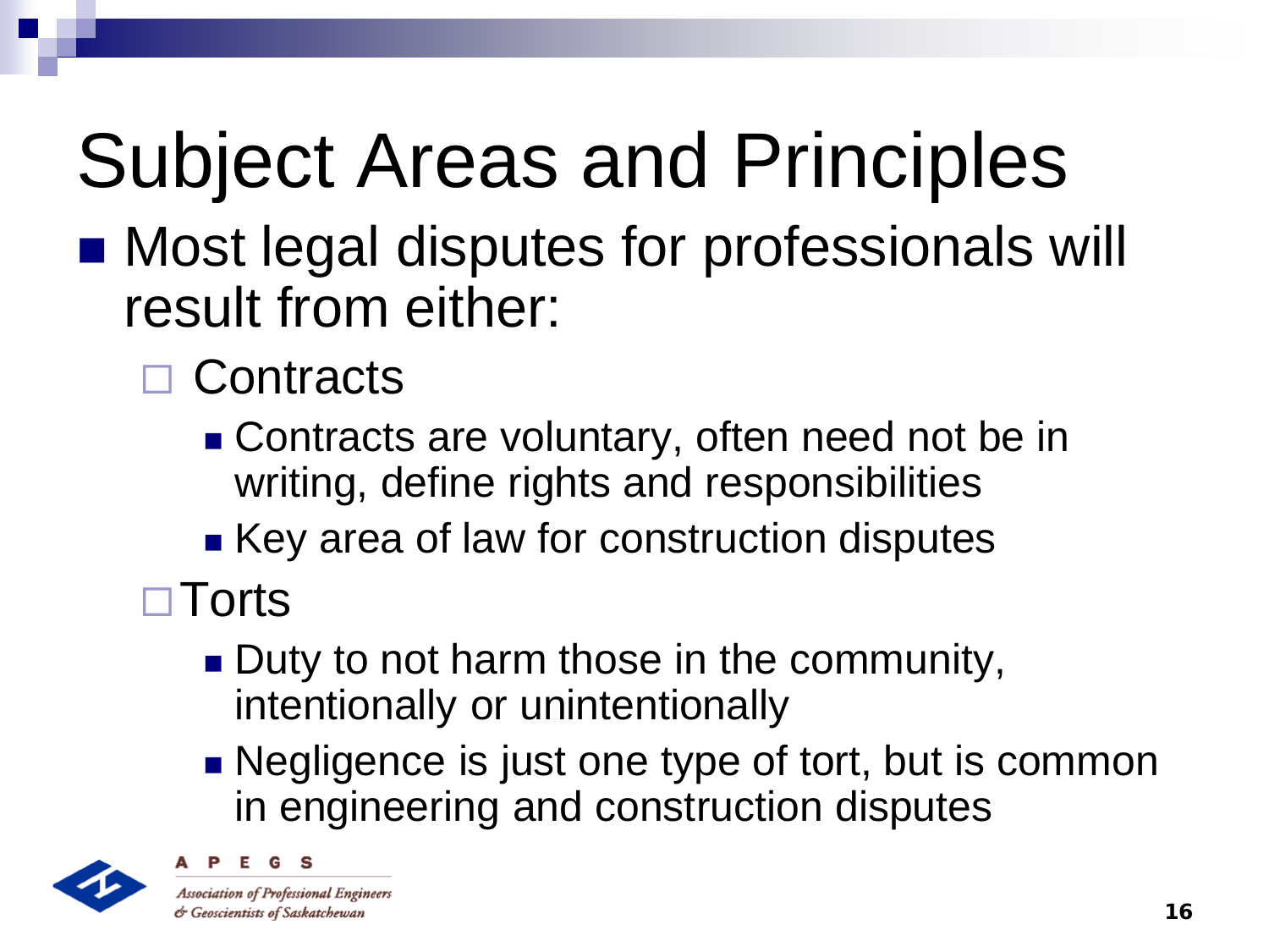# Subject Areas and Principles

- Most legal disputes for professionals will result from either:
  - Contracts
    - Contracts are voluntary, often need not be in writing, define rights and responsibilities
    - Key area of law for construction disputes
  - Torts
    - Duty to not harm those in the community, intentionally or unintentionally
    - Negligence is just one type of tort, but is common in engineering and construction disputes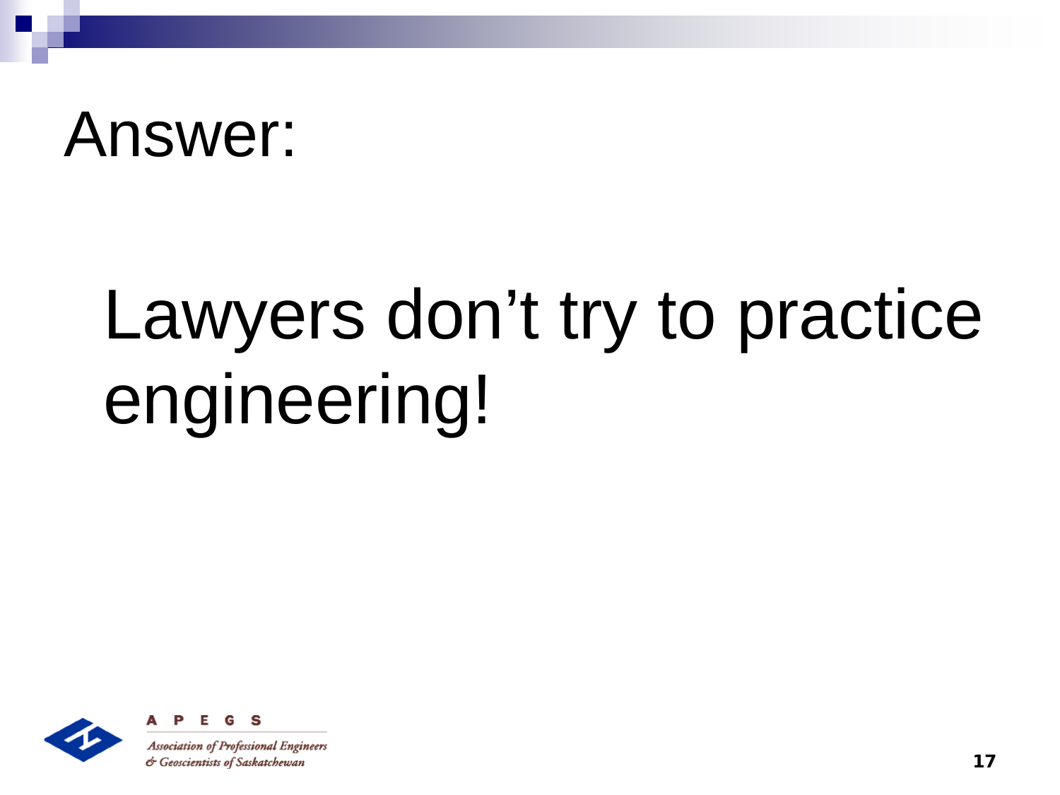# Answer:

Lawyers don’t try to practice engineering!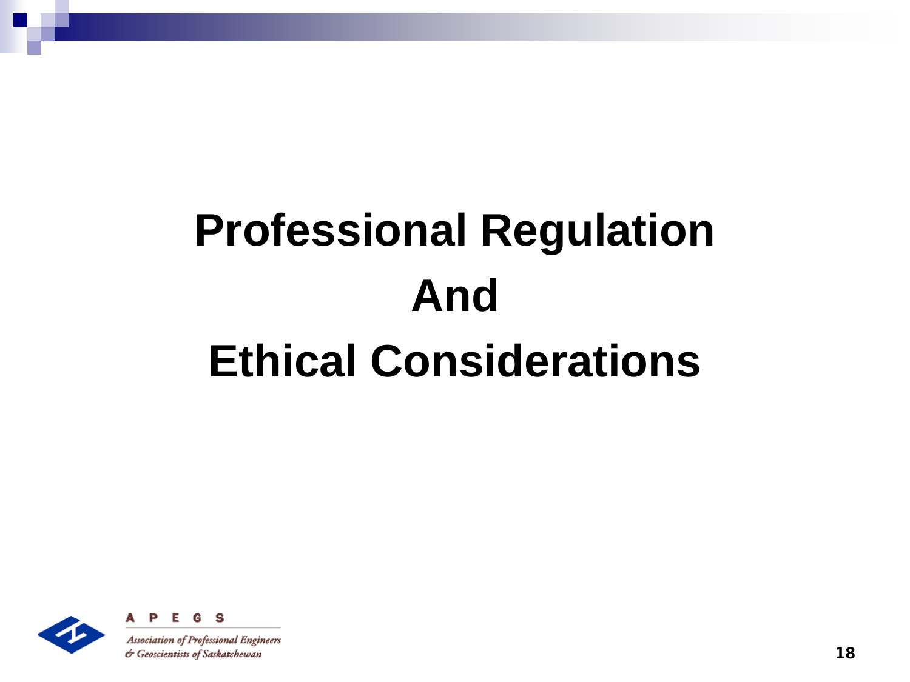# Professional Regulation And Ethical Considerations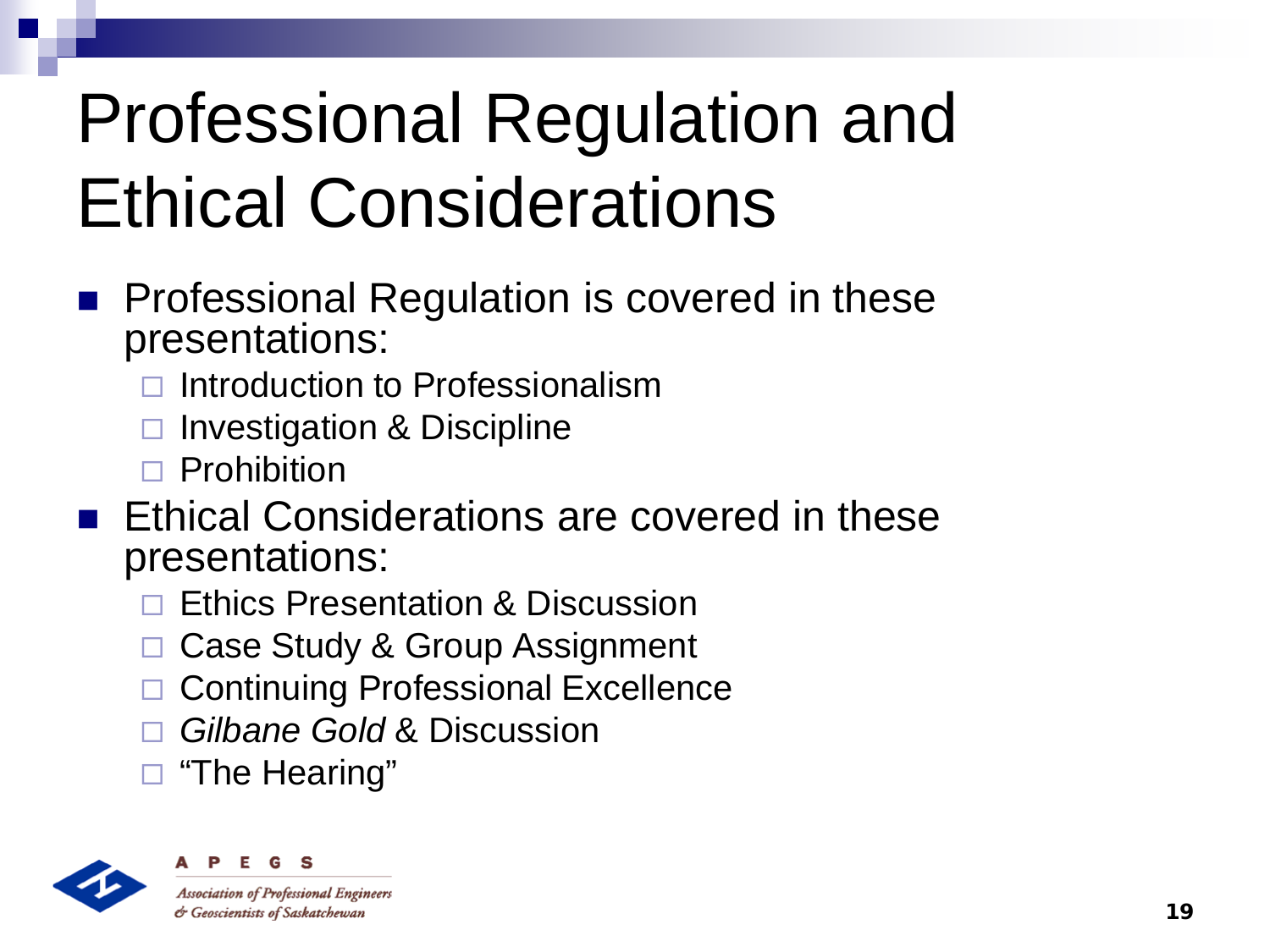# Professional Regulation and Ethical Considerations

- Professional Regulation is covered in these presentations:
  - Introduction to Professionalism
  - Investigation & Discipline
  - Prohibition
- Ethical Considerations are covered in these presentations:
  - Ethics Presentation & Discussion
  - Case Study & Group Assignment
  - Continuing Professional Excellence
  - *Gilbane Gold* & Discussion
  - "The Hearing"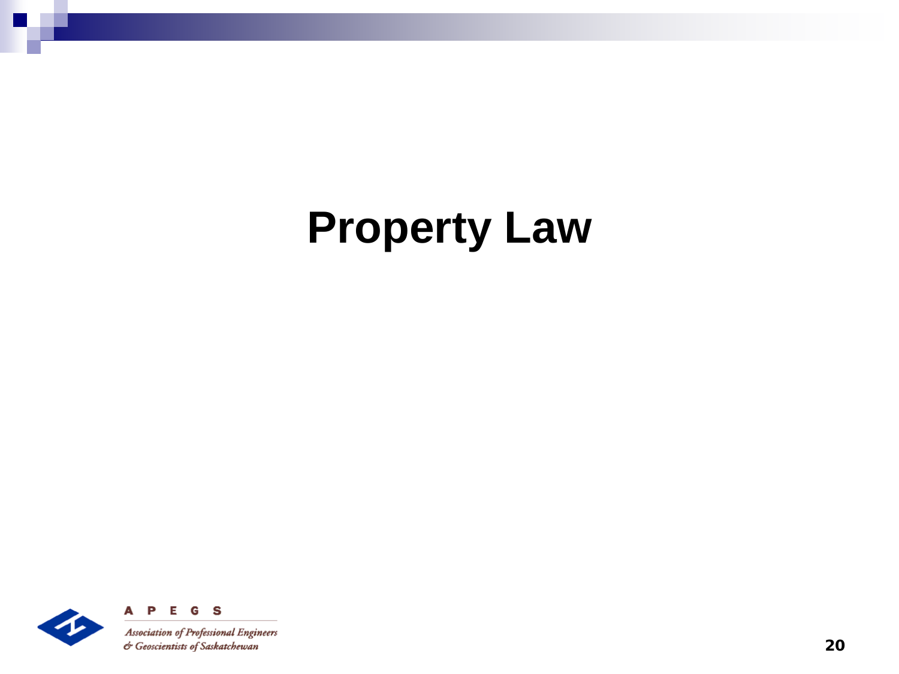# Property Law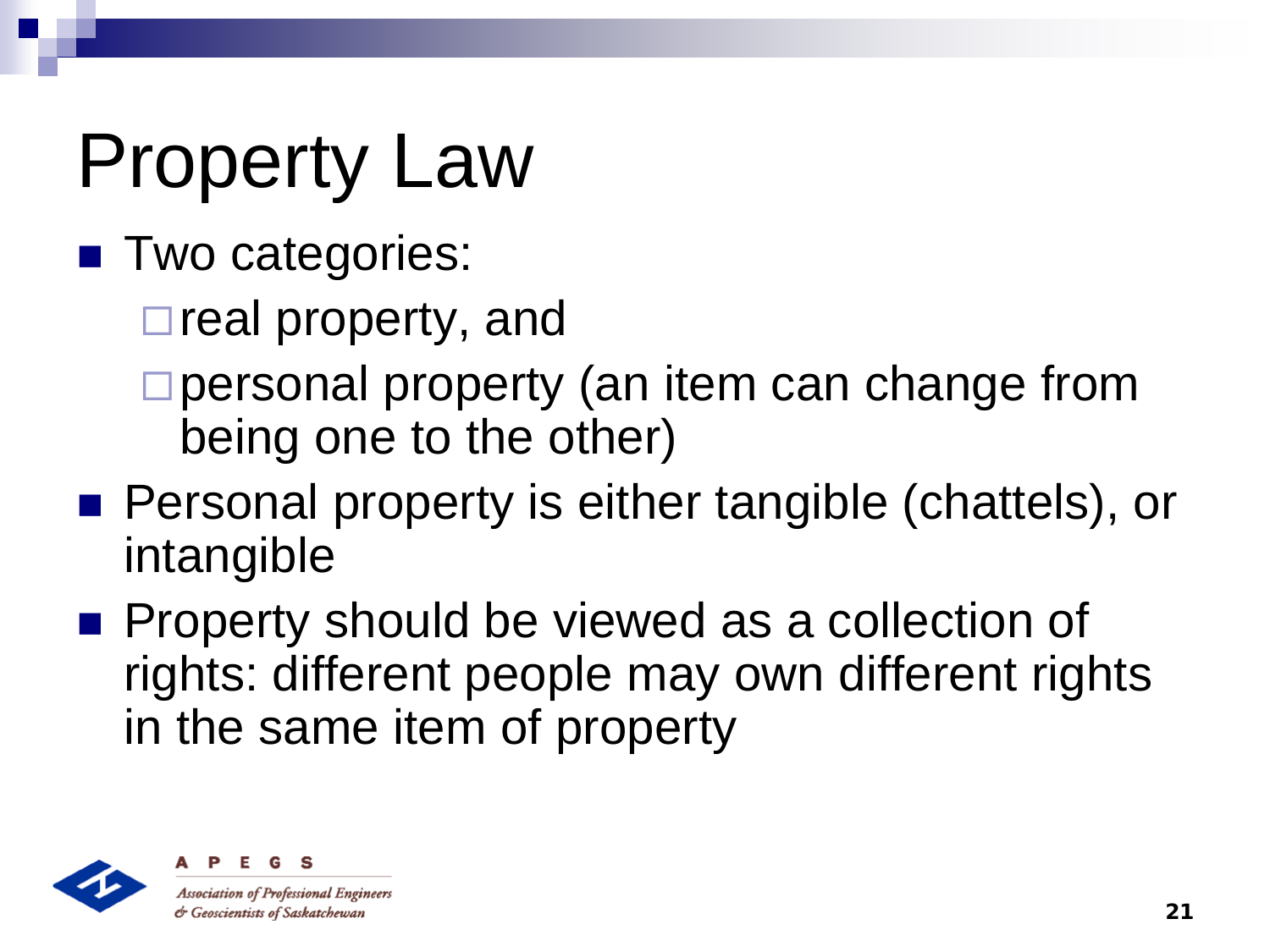# Property Law

- Two categories:
  - real property, and
  - personal property (an item can change from being one to the other)
- Personal property is either tangible (chattels), or intangible
- Property should be viewed as a collection of rights: different people may own different rights in the same item of property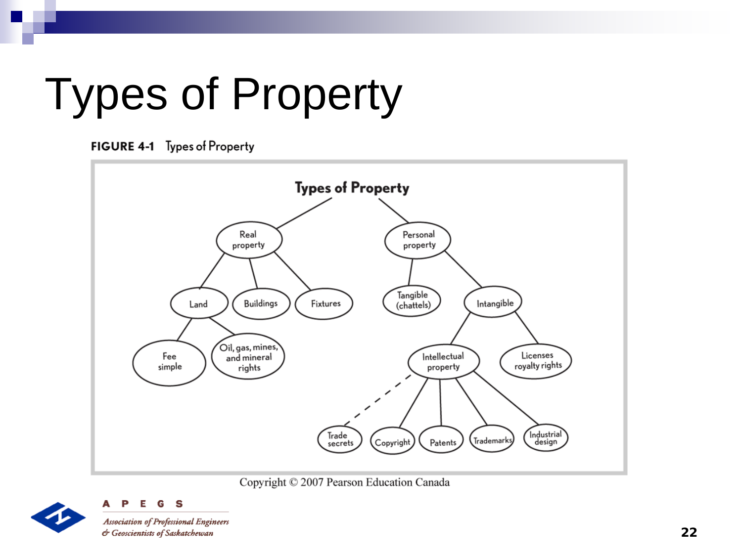# Types of Property

**FIGURE 4-1** Types of Property

Types of Property

- Real property
  - Land
    - Fee simple
    - Oil, gas, mines, and mineral rights
  - Buildings
  - Fixtures
- Personal property
  - Tangible (chattels)
  - Intangible
    - Intellectual property
      - Trade secrets
      - Copyright
      - Patents
      - Trademarks
      - Industrial design
    - Licenses royalty rights

Copyright © 2007 Pearson Education Canada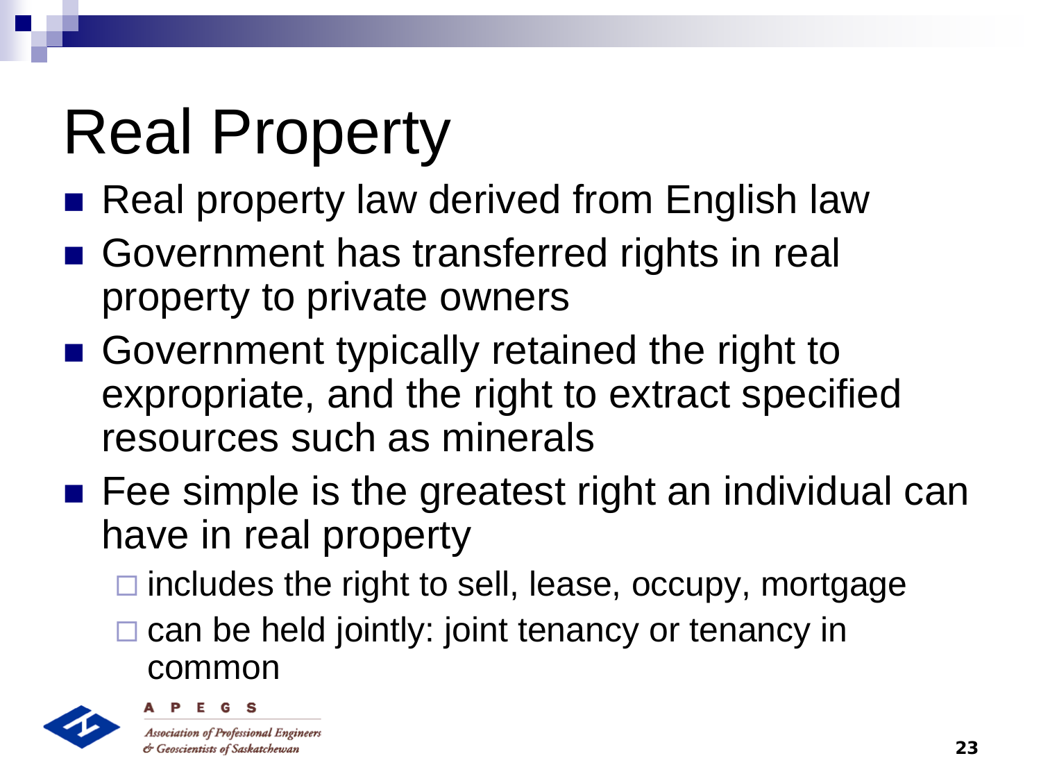# Real Property

- Real property law derived from English law
- Government has transferred rights in real property to private owners
- Government typically retained the right to expropriate, and the right to extract specified resources such as minerals
- Fee simple is the greatest right an individual can have in real property
  - includes the right to sell, lease, occupy, mortgage
  - can be held jointly: joint tenancy or tenancy in common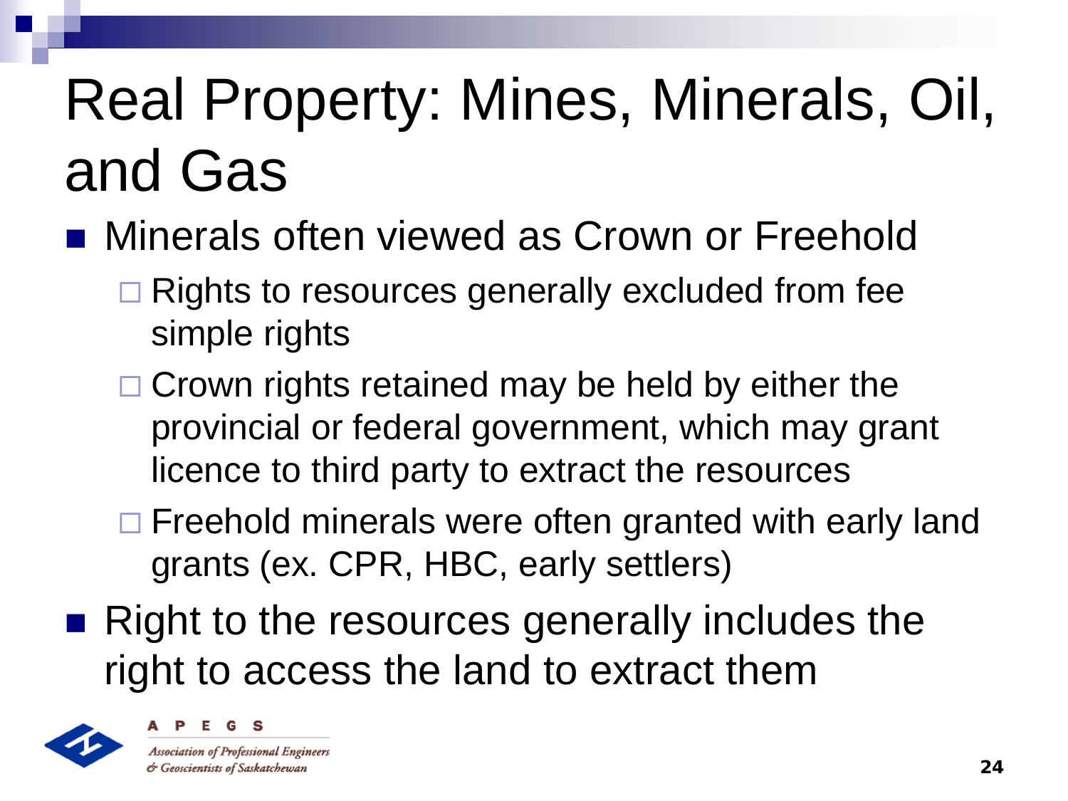# Real Property: Mines, Minerals, Oil, and Gas

- Minerals often viewed as Crown or Freehold
  - Rights to resources generally excluded from fee simple rights
  - Crown rights retained may be held by either the provincial or federal government, which may grant licence to third party to extract the resources
  - Freehold minerals were often granted with early land grants (ex. CPR, HBC, early settlers)
- Right to the resources generally includes the right to access the land to extract them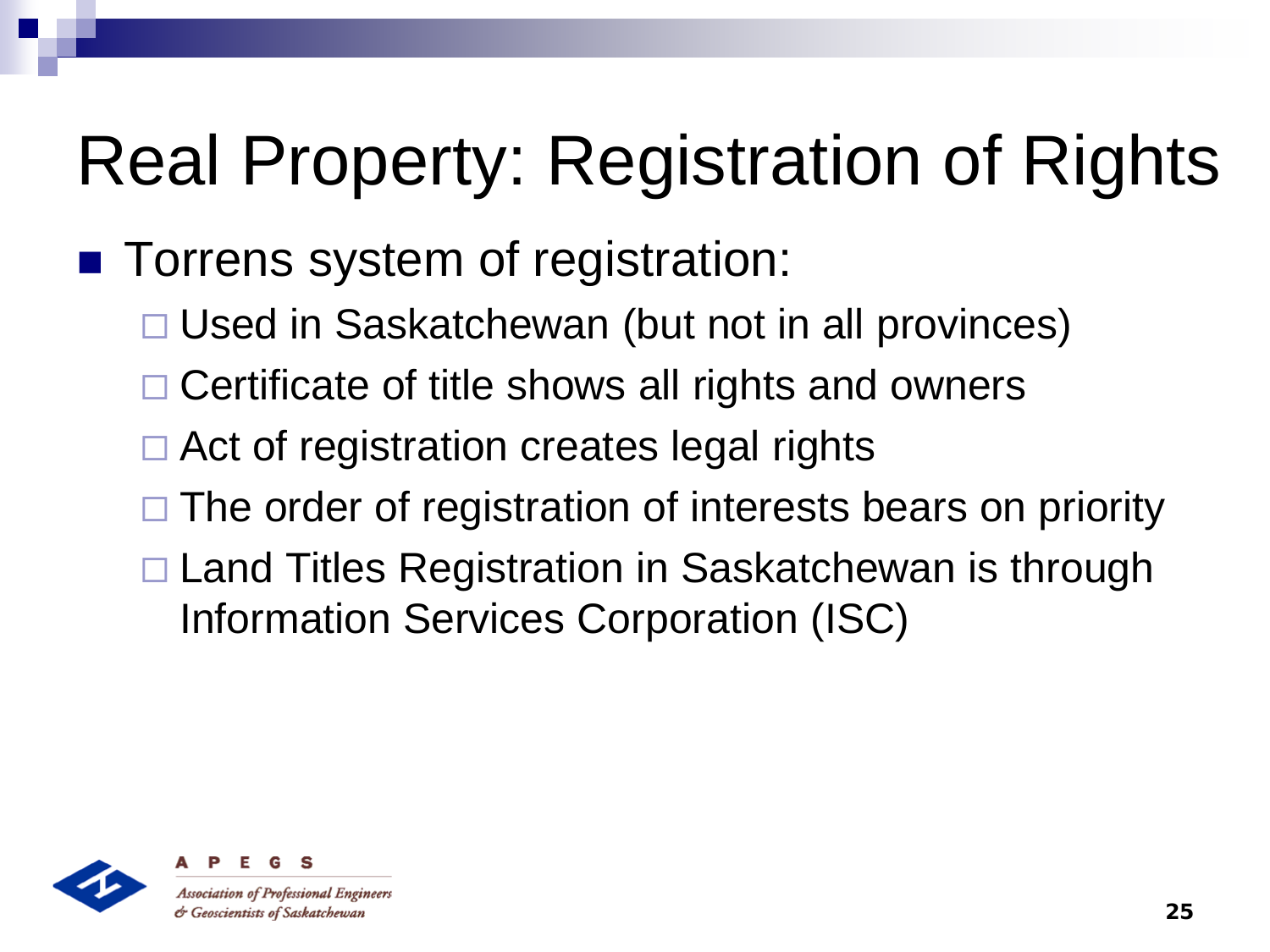# Real Property: Registration of Rights

- Torrens system of registration:
  - Used in Saskatchewan (but not in all provinces)
  - Certificate of title shows all rights and owners
  - Act of registration creates legal rights
  - The order of registration of interests bears on priority
  - Land Titles Registration in Saskatchewan is through Information Services Corporation (ISC)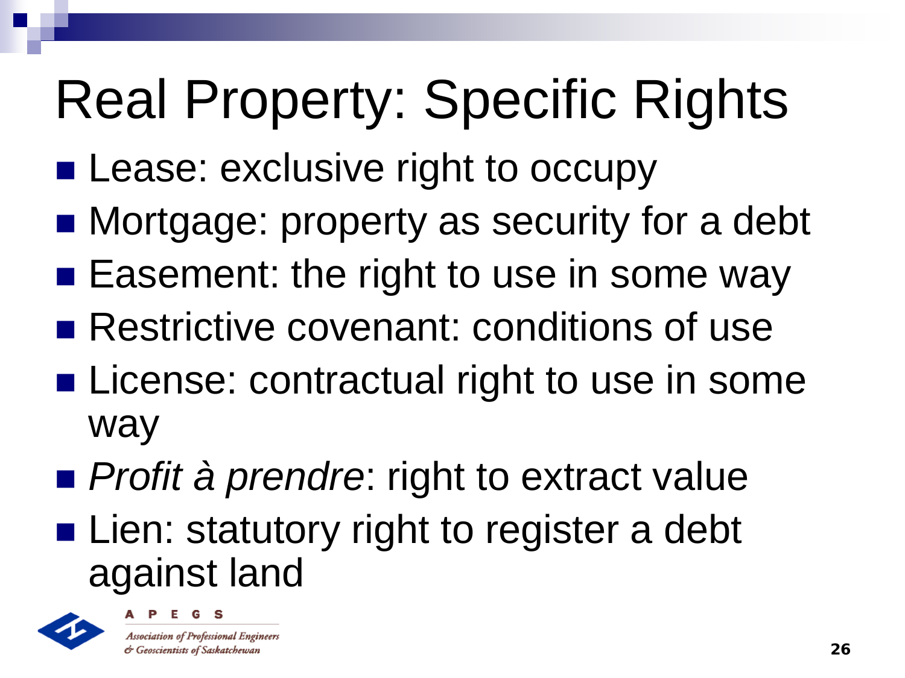# Real Property: Specific Rights

- Lease: exclusive right to occupy
- Mortgage: property as security for a debt
- Easement: the right to use in some way
- Restrictive covenant: conditions of use
- License: contractual right to use in some way
- *Profit à prendre*: right to extract value
- Lien: statutory right to register a debt against land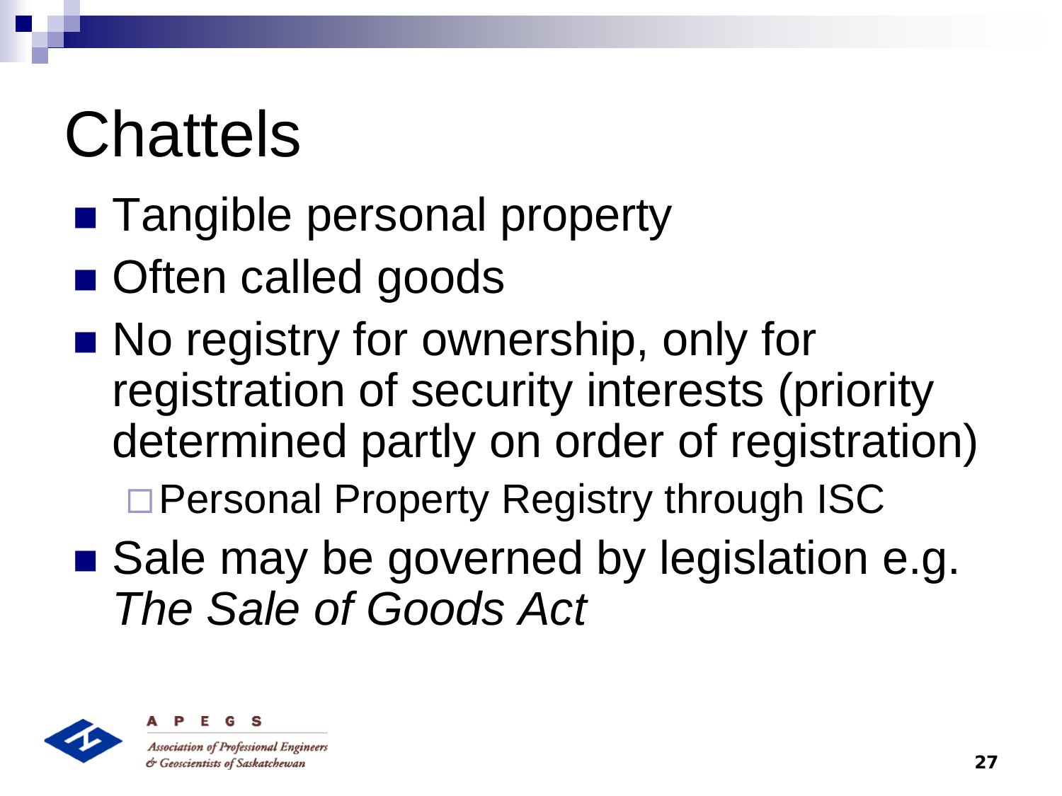# Chattels

- Tangible personal property
- Often called goods
- No registry for ownership, only for registration of security interests (priority determined partly on order of registration)
  - Personal Property Registry through ISC
- Sale may be governed by legislation e.g. *The Sale of Goods Act*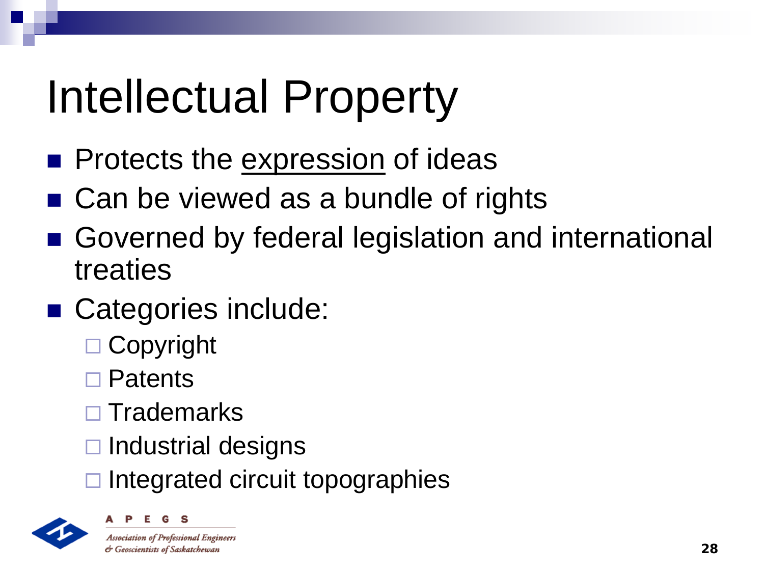# Intellectual Property

- Protects the <u>expression</u> of ideas
- Can be viewed as a bundle of rights
- Governed by federal legislation and international treaties
- Categories include:
  - Copyright
  - Patents
  - Trademarks
  - Industrial designs
  - Integrated circuit topographies

APEGS

*Association of Professional Engineers & Geoscientists of Saskatchewan*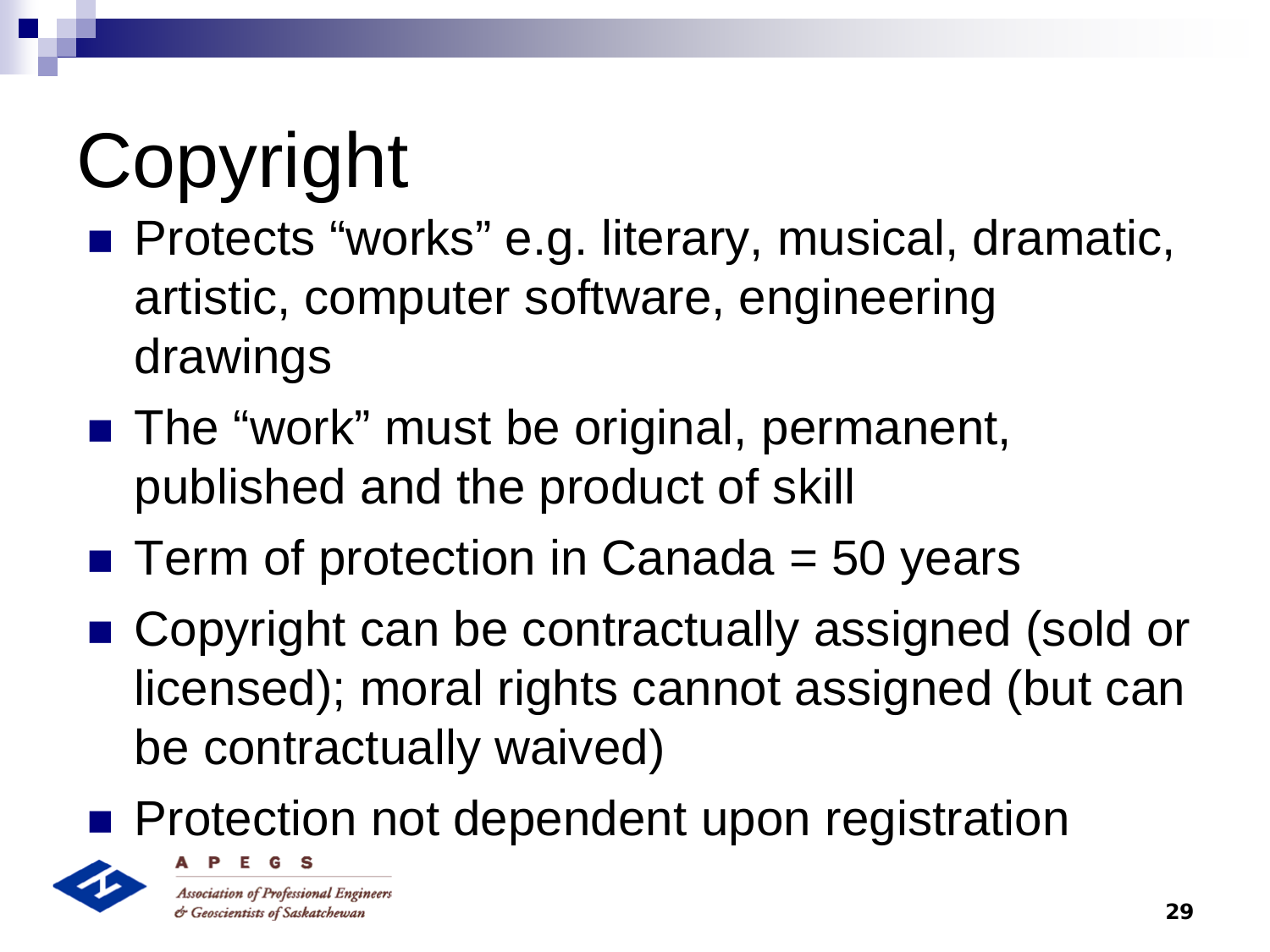# Copyright

- Protects "works" e.g. literary, musical, dramatic, artistic, computer software, engineering drawings
- The "work" must be original, permanent, published and the product of skill
- Term of protection in Canada = 50 years
- Copyright can be contractually assigned (sold or licensed); moral rights cannot assigned (but can be contractually waived)
- Protection not dependent upon registration

APEGS

*Association of Professional Engineers & Geoscientists of Saskatchewan*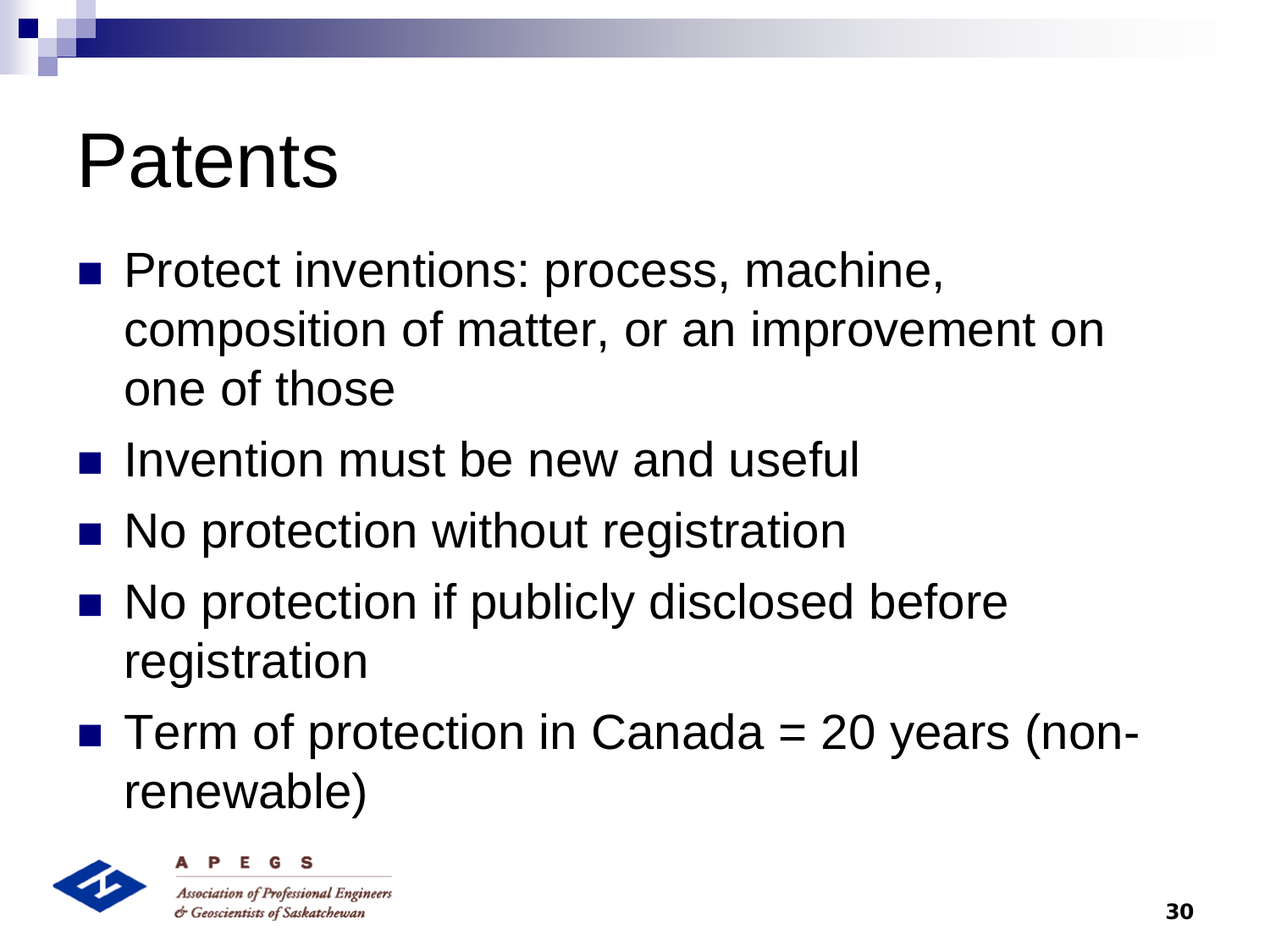# Patents

- Protect inventions: process, machine, composition of matter, or an improvement on one of those
- Invention must be new and useful
- No protection without registration
- No protection if publicly disclosed before registration
- Term of protection in Canada = 20 years (non-renewable)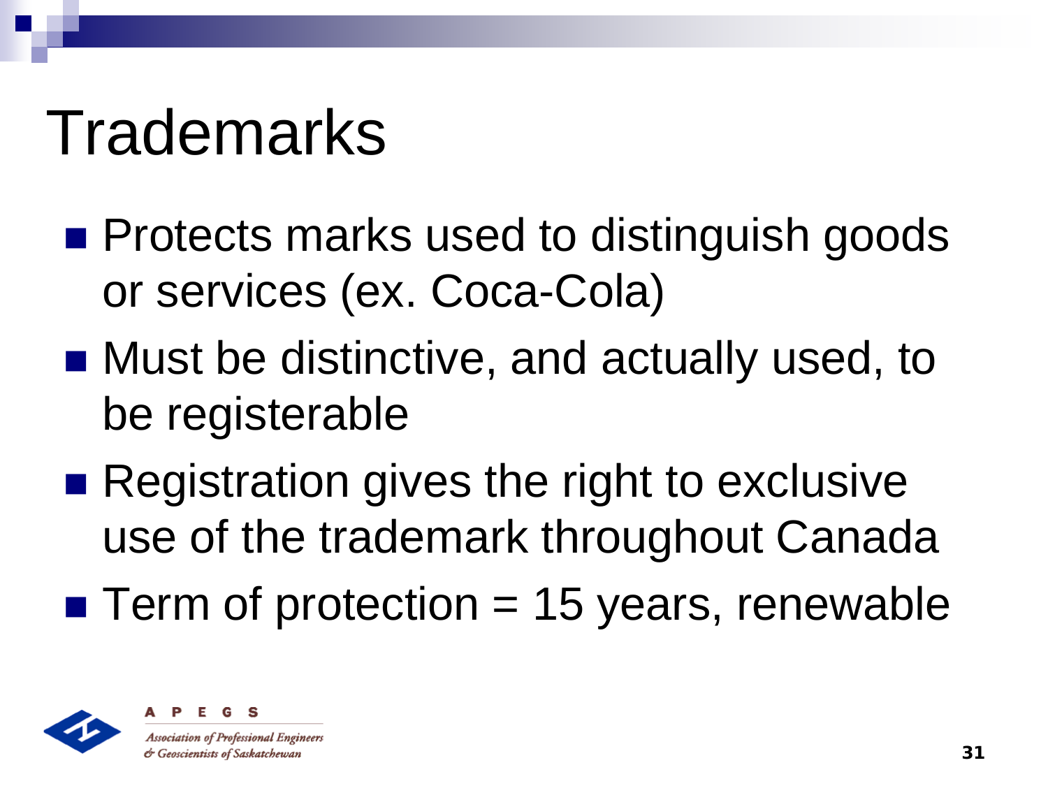# Trademarks

- Protects marks used to distinguish goods or services (ex. Coca-Cola)
- Must be distinctive, and actually used, to be registerable
- Registration gives the right to exclusive use of the trademark throughout Canada
- Term of protection = 15 years, renewable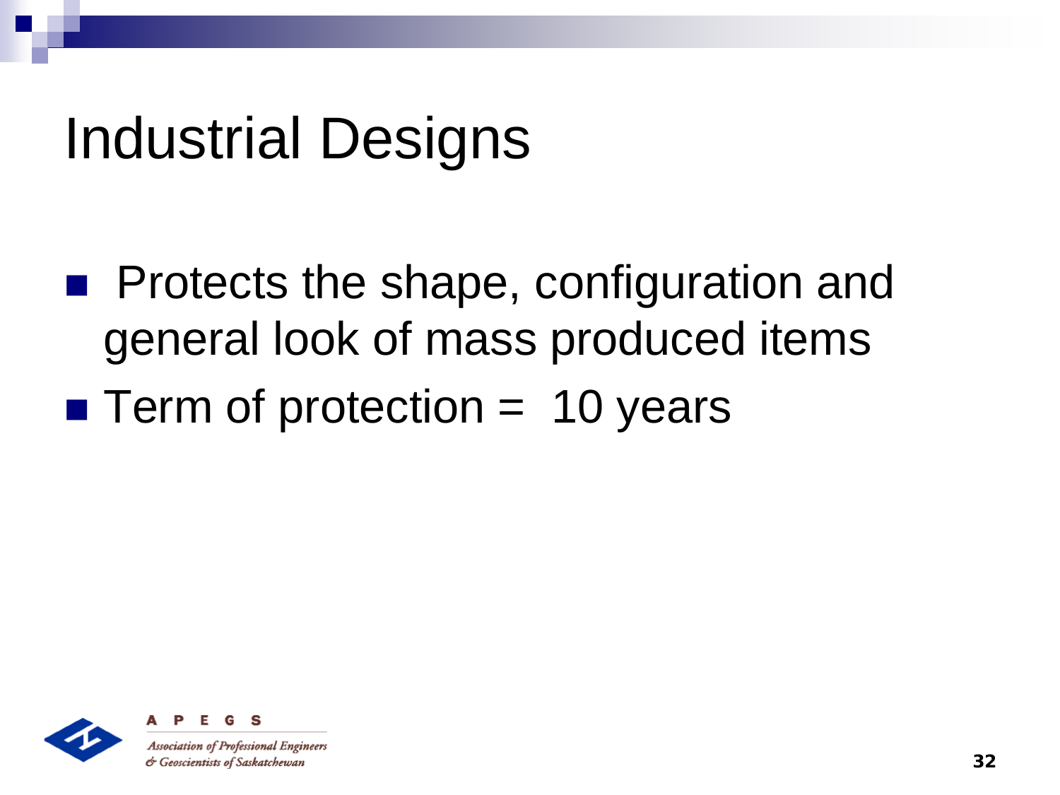# Industrial Designs

- Protects the shape, configuration and general look of mass produced items
- Term of protection = 10 years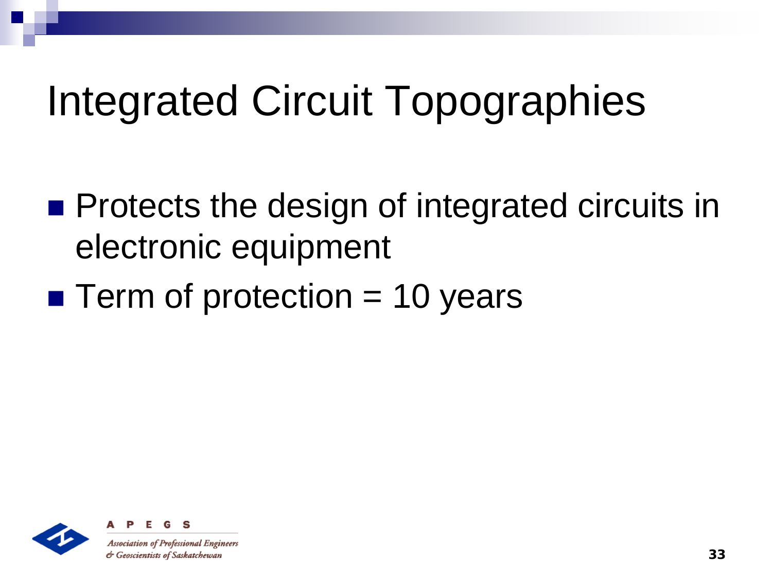# Integrated Circuit Topographies

- Protects the design of integrated circuits in electronic equipment
- Term of protection = 10 years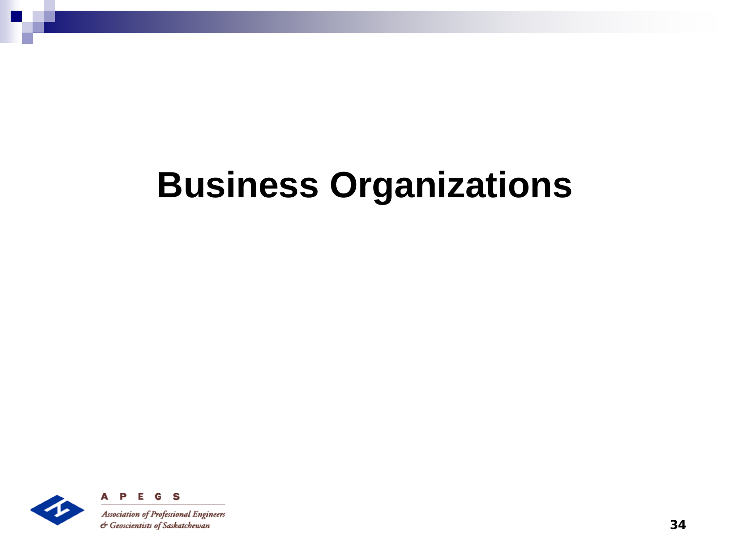# Business Organizations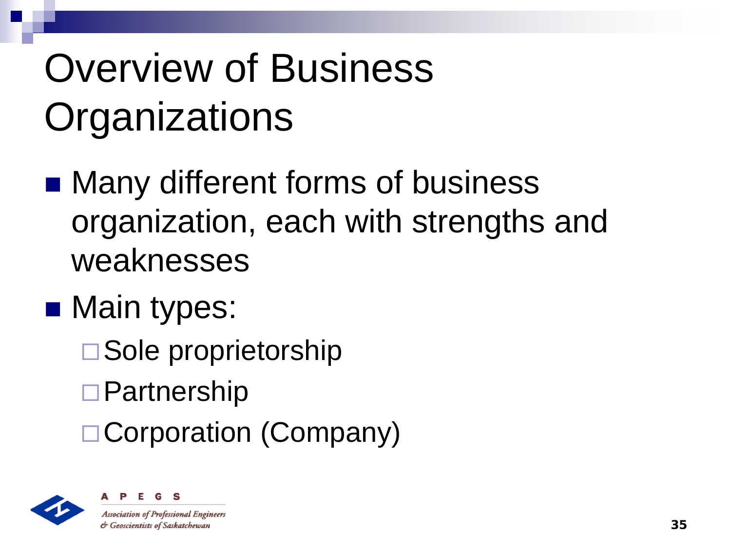# Overview of Business Organizations

- Many different forms of business organization, each with strengths and weaknesses
- Main types:
  - Sole proprietorship
  - Partnership
  - Corporation (Company)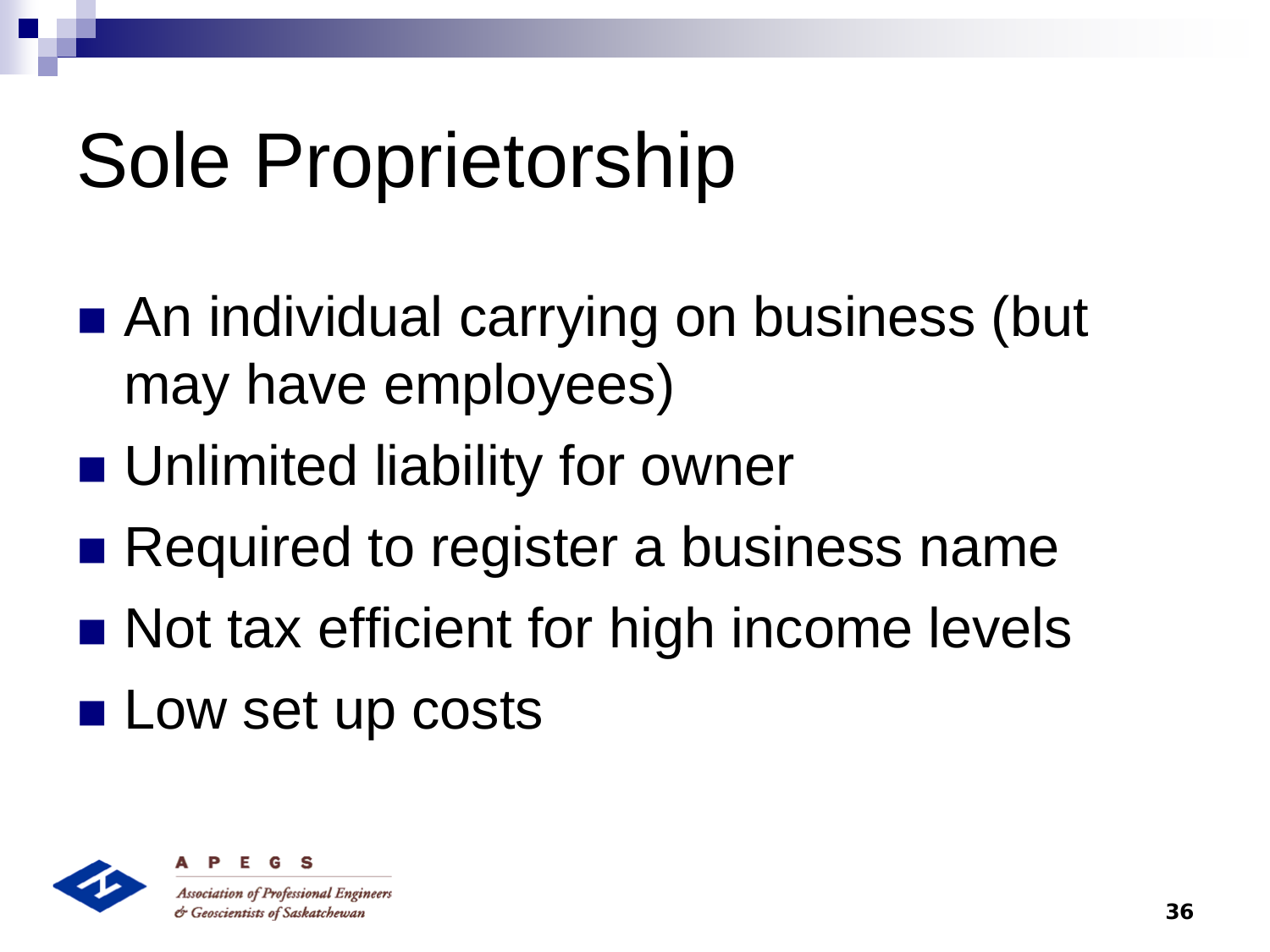# Sole Proprietorship

- An individual carrying on business (but may have employees)
- Unlimited liability for owner
- Required to register a business name
- Not tax efficient for high income levels
- Low set up costs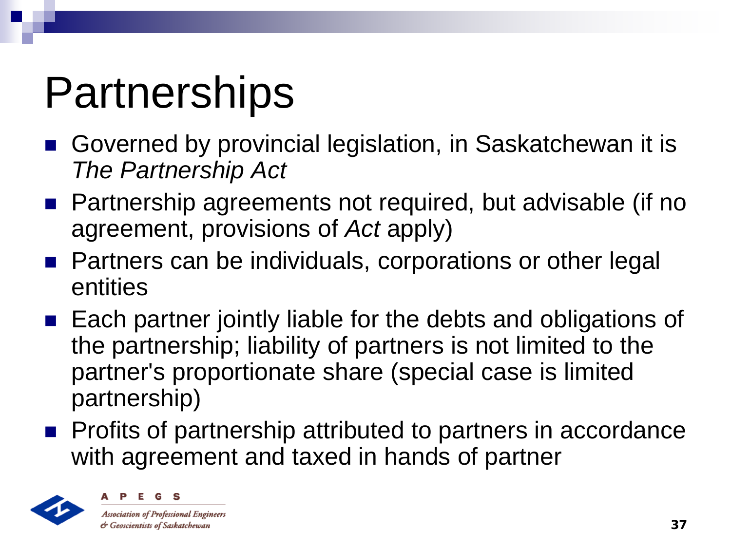# Partnerships

- Governed by provincial legislation, in Saskatchewan it is *The Partnership Act*
- Partnership agreements not required, but advisable (if no agreement, provisions of *Act* apply)
- Partners can be individuals, corporations or other legal entities
- Each partner jointly liable for the debts and obligations of the partnership; liability of partners is not limited to the partner's proportionate share (special case is limited partnership)
- Profits of partnership attributed to partners in accordance with agreement and taxed in hands of partner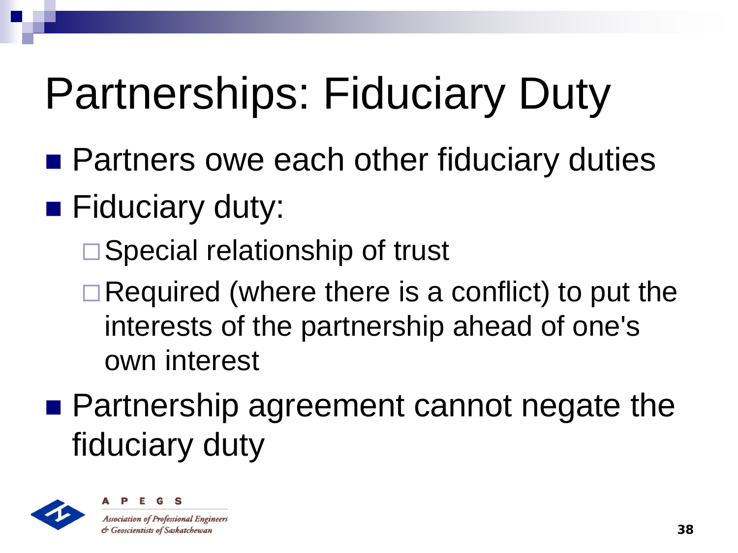# Partnerships: Fiduciary Duty

- Partners owe each other fiduciary duties
- Fiduciary duty:
  - Special relationship of trust
  - Required (where there is a conflict) to put the interests of the partnership ahead of one's own interest
- Partnership agreement cannot negate the fiduciary duty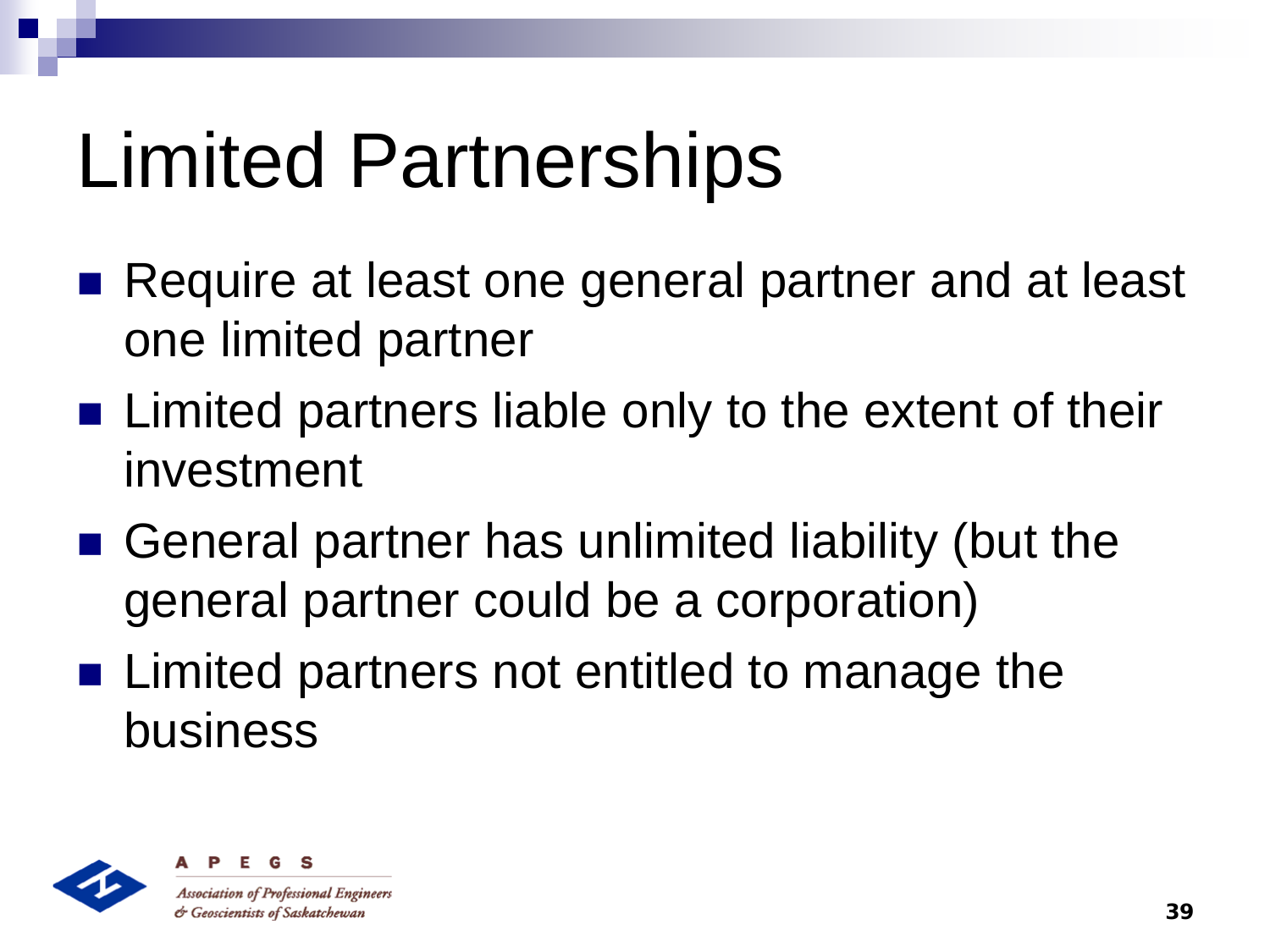# Limited Partnerships

- Require at least one general partner and at least one limited partner
- Limited partners liable only to the extent of their investment
- General partner has unlimited liability (but the general partner could be a corporation)
- Limited partners not entitled to manage the business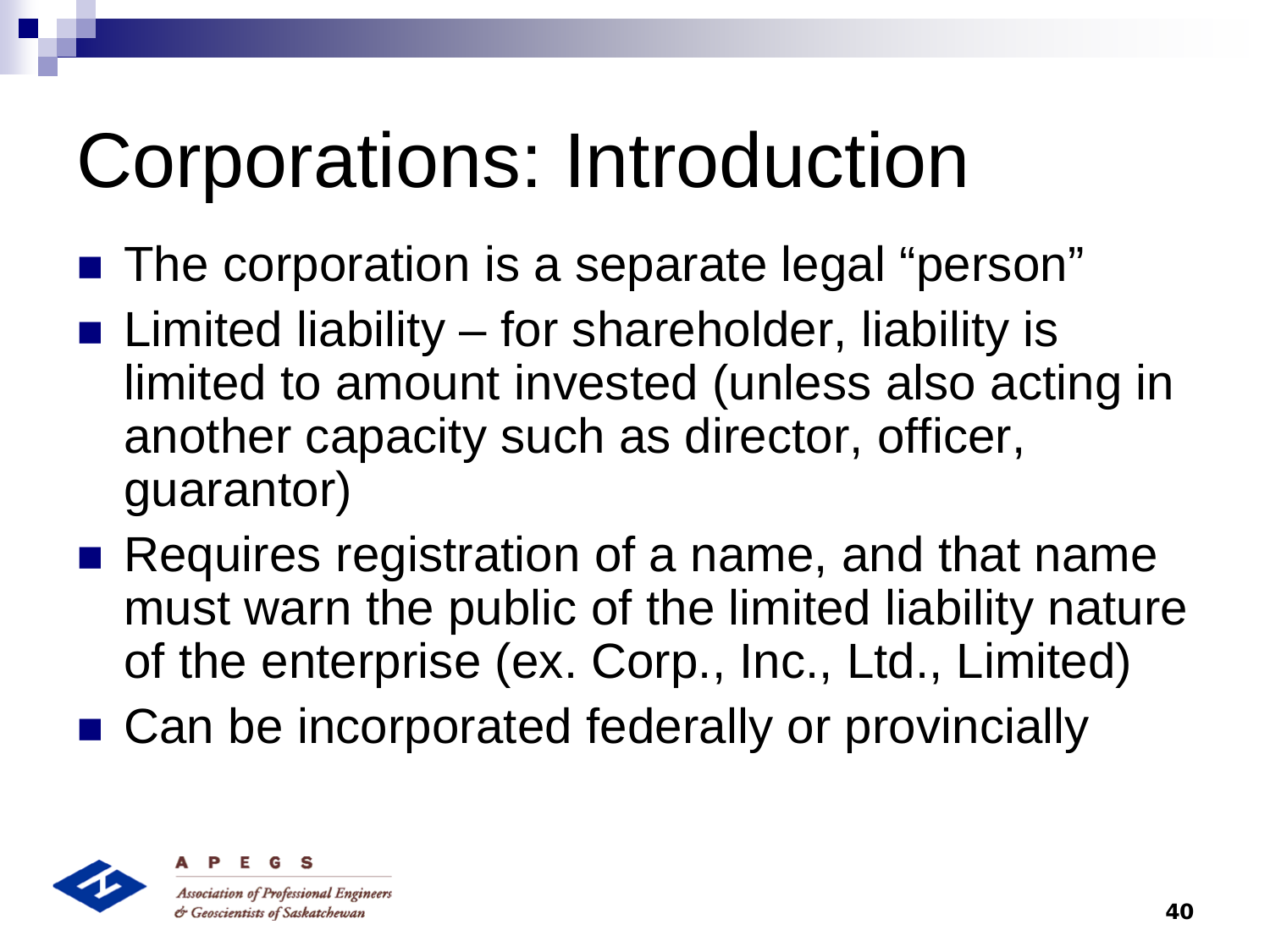# Corporations: Introduction

- The corporation is a separate legal "person"
- Limited liability – for shareholder, liability is limited to amount invested (unless also acting in another capacity such as director, officer, guarantor)
- Requires registration of a name, and that name must warn the public of the limited liability nature of the enterprise (ex. Corp., Inc., Ltd., Limited)
- Can be incorporated federally or provincially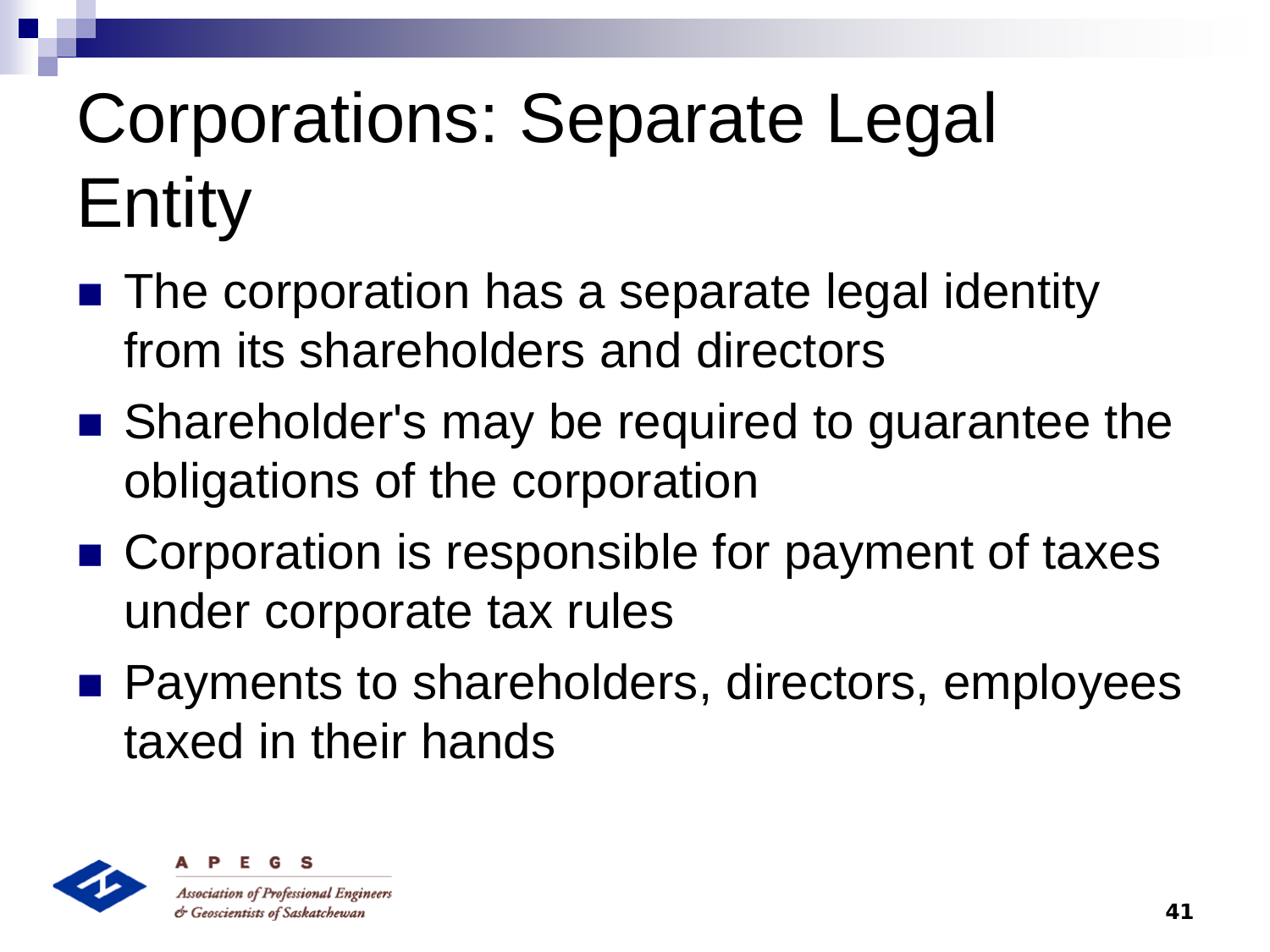# Corporations: Separate Legal Entity

- The corporation has a separate legal identity from its shareholders and directors
- Shareholder's may be required to guarantee the obligations of the corporation
- Corporation is responsible for payment of taxes under corporate tax rules
- Payments to shareholders, directors, employees taxed in their hands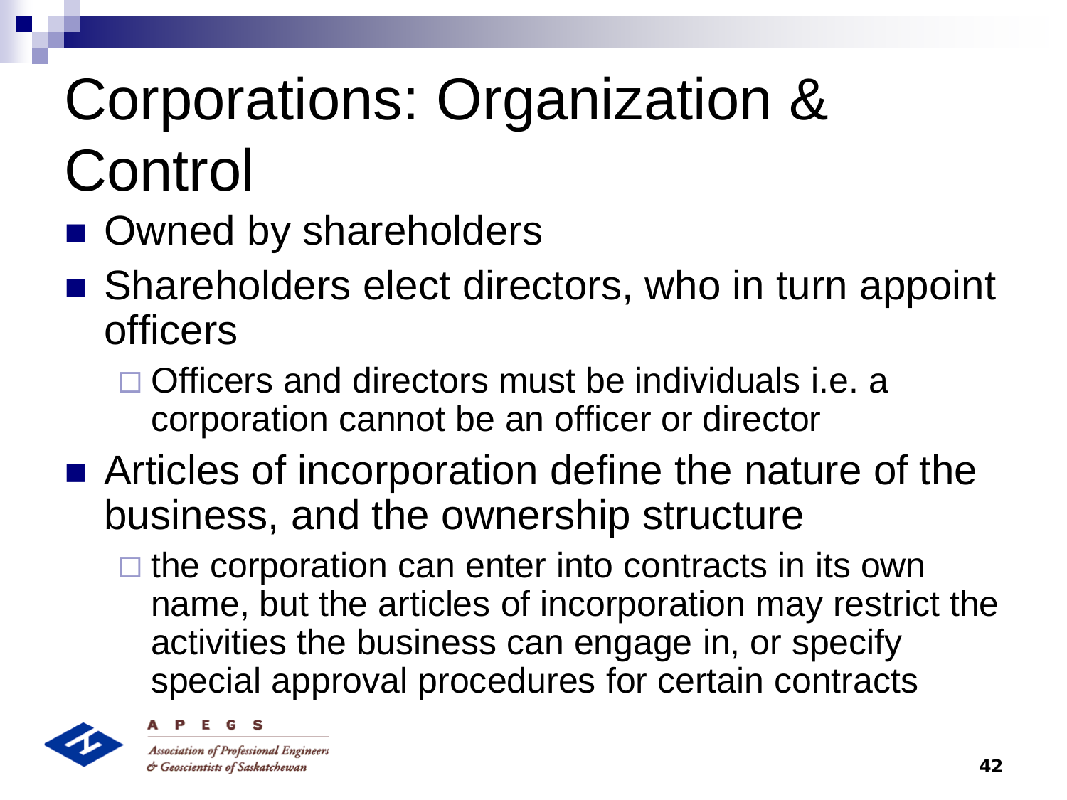# Corporations: Organization & Control

- Owned by shareholders
- Shareholders elect directors, who in turn appoint officers
  - Officers and directors must be individuals i.e. a corporation cannot be an officer or director
- Articles of incorporation define the nature of the business, and the ownership structure
  - the corporation can enter into contracts in its own name, but the articles of incorporation may restrict the activities the business can engage in, or specify special approval procedures for certain contracts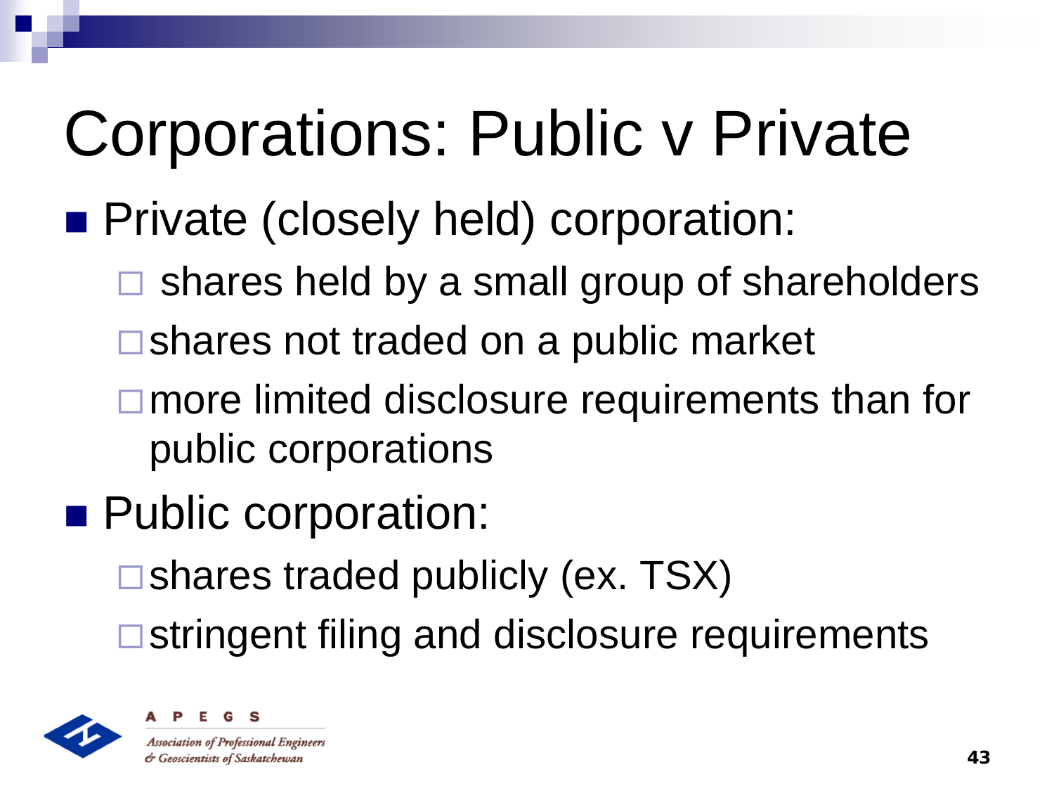# Corporations: Public v Private

- Private (closely held) corporation:
  - shares held by a small group of shareholders
  - shares not traded on a public market
  - more limited disclosure requirements than for public corporations
- Public corporation:
  - shares traded publicly (ex. TSX)
  - stringent filing and disclosure requirements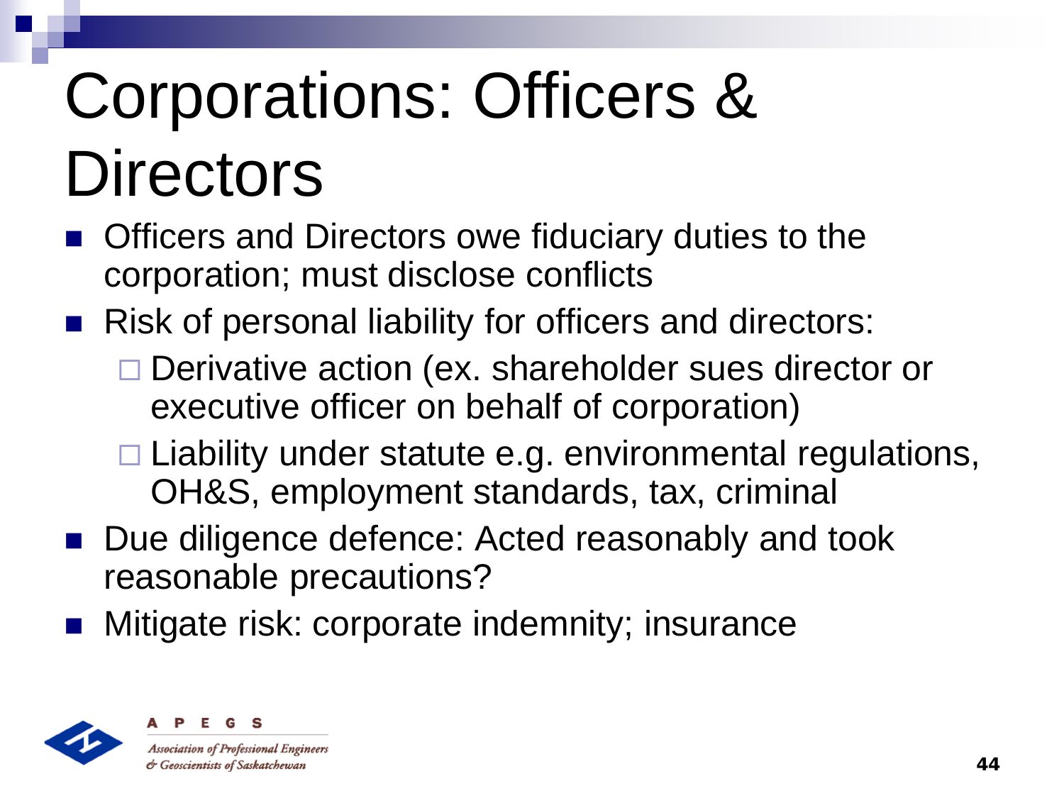# Corporations: Officers & Directors

- Officers and Directors owe fiduciary duties to the corporation; must disclose conflicts
- Risk of personal liability for officers and directors:
  - Derivative action (ex. shareholder sues director or executive officer on behalf of corporation)
  - Liability under statute e.g. environmental regulations, OH&S, employment standards, tax, criminal
- Due diligence defence: Acted reasonably and took reasonable precautions?
- Mitigate risk: corporate indemnity; insurance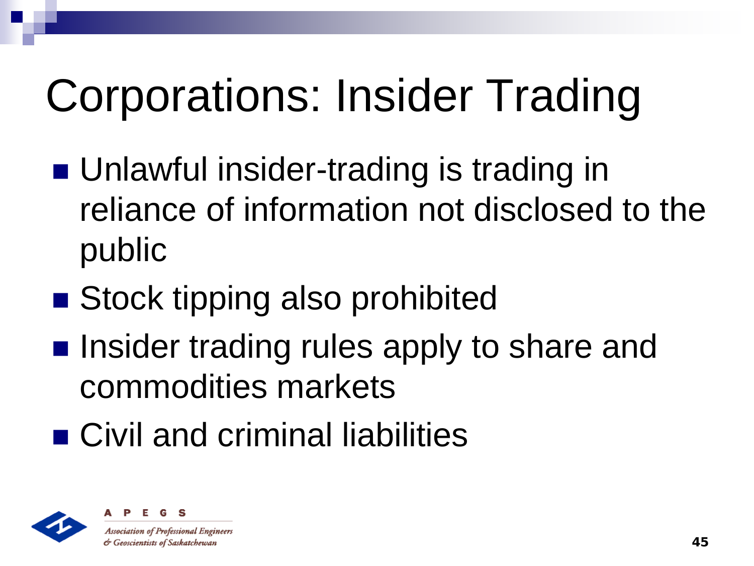# Corporations: Insider Trading

- Unlawful insider-trading is trading in reliance of information not disclosed to the public
- Stock tipping also prohibited
- Insider trading rules apply to share and commodities markets
- Civil and criminal liabilities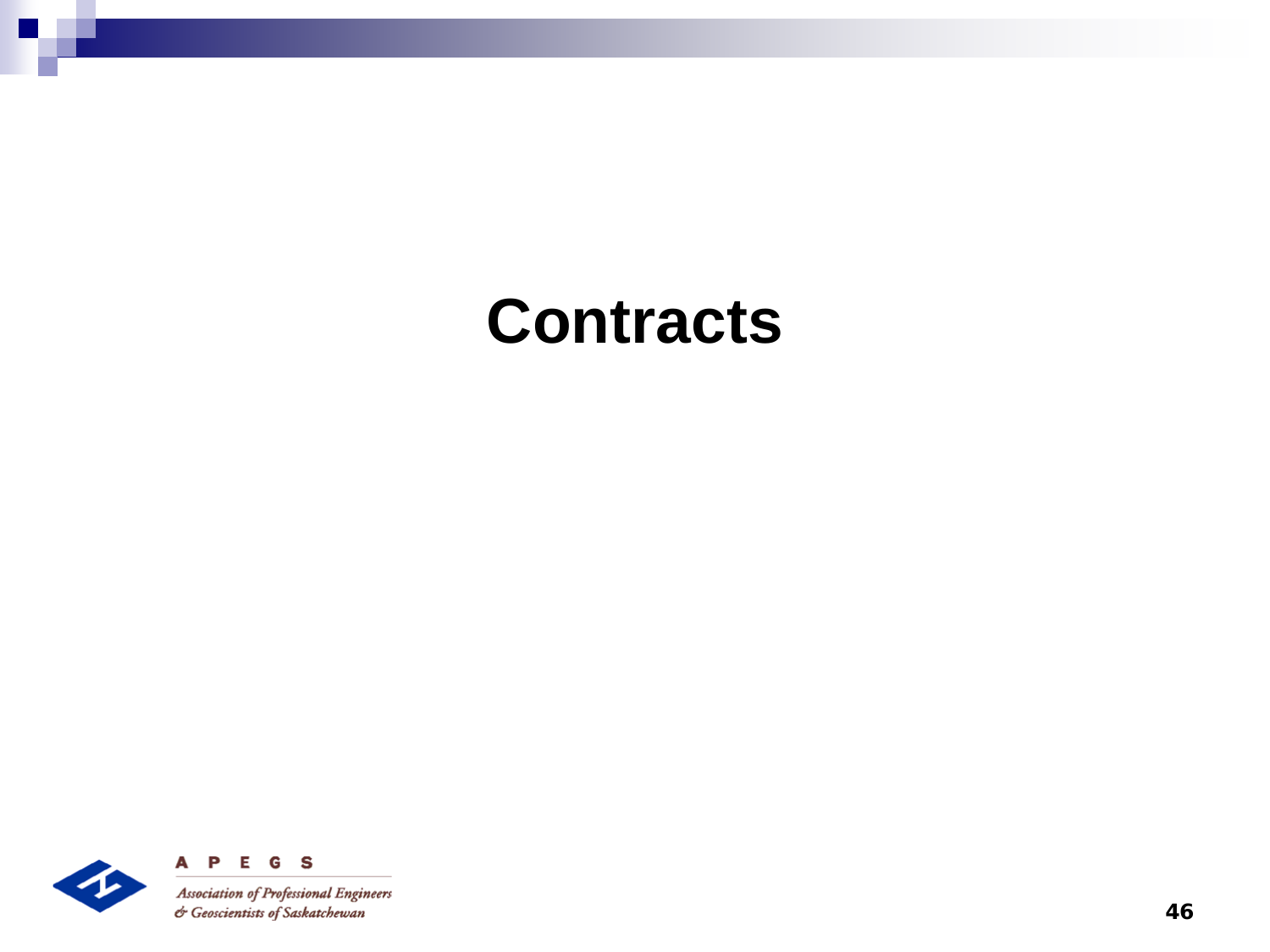# Contracts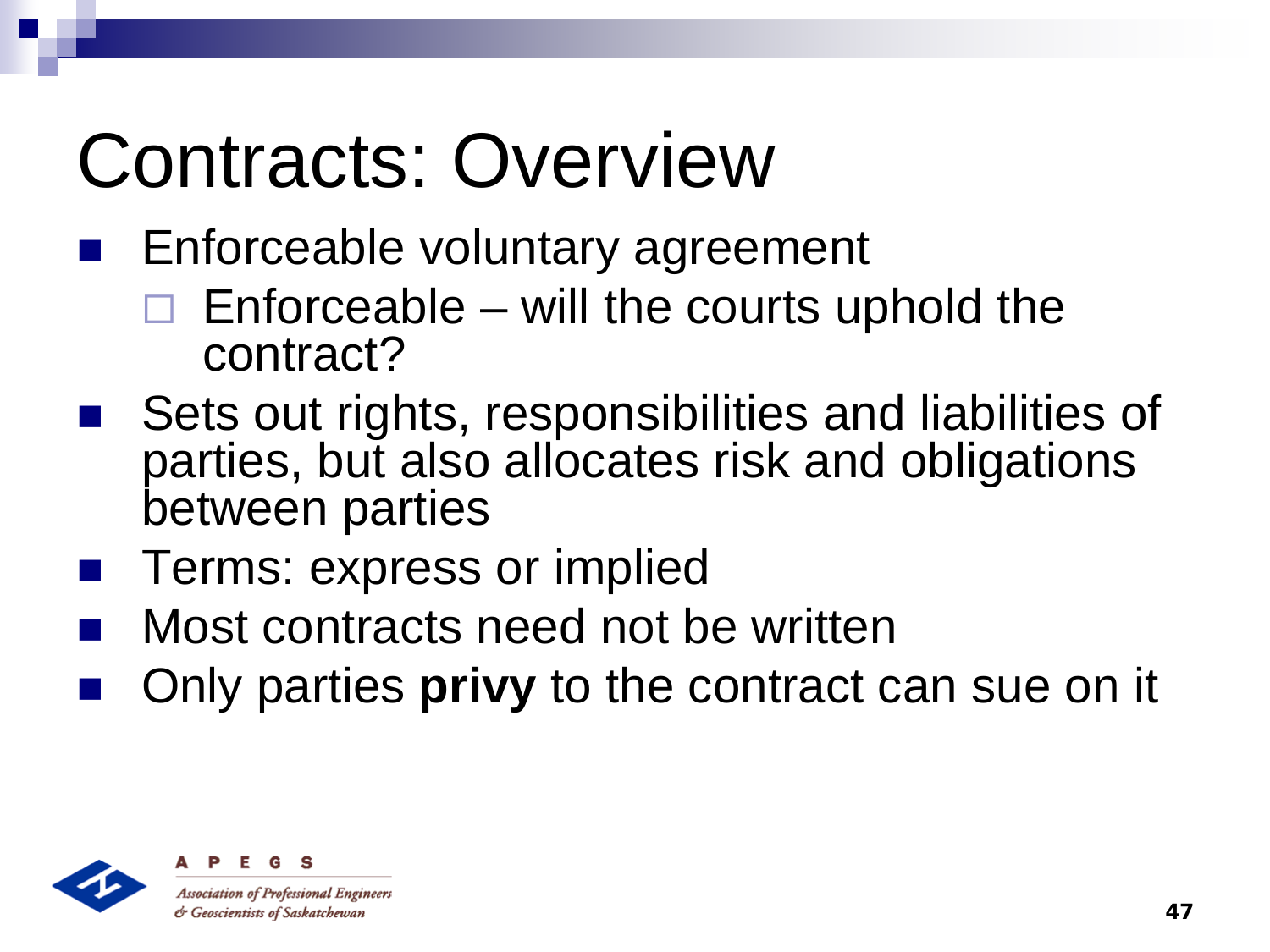# Contracts: Overview

- Enforceable voluntary agreement
  - Enforceable – will the courts uphold the contract?
- Sets out rights, responsibilities and liabilities of parties, but also allocates risk and obligations between parties
- Terms: express or implied
- Most contracts need not be written
- Only parties **privy** to the contract can sue on it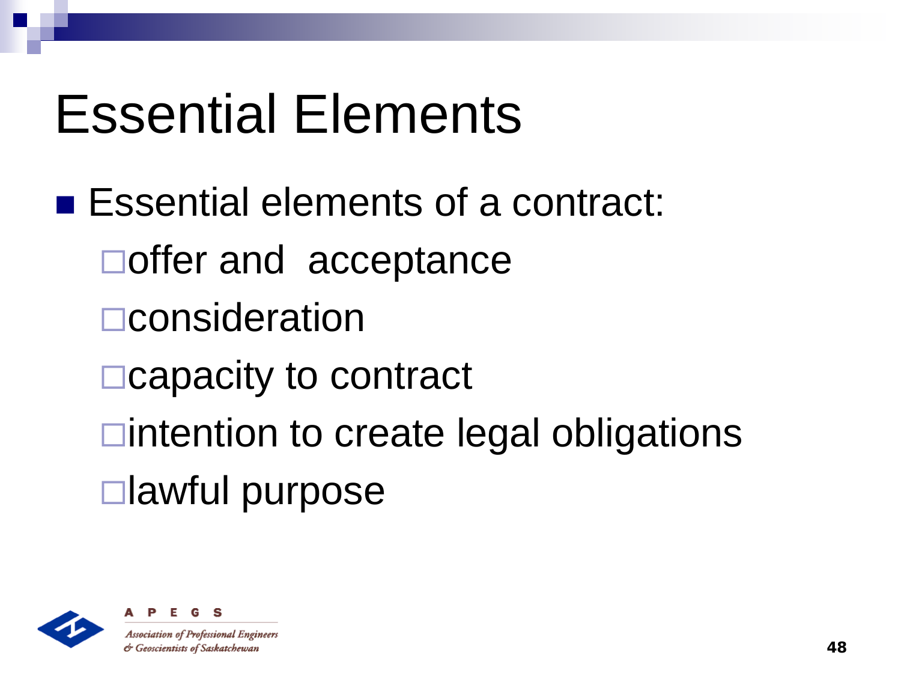# Essential Elements

- Essential elements of a contract:
  - offer and acceptance
  - consideration
  - capacity to contract
  - intention to create legal obligations
  - lawful purpose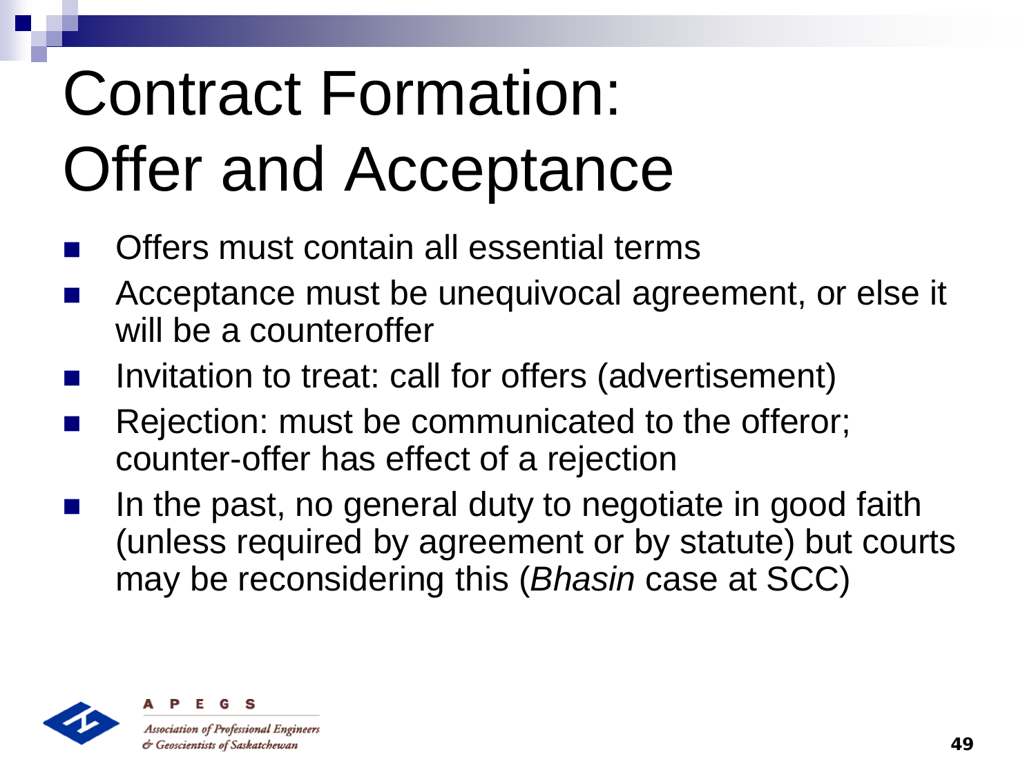# Contract Formation: Offer and Acceptance

- Offers must contain all essential terms
- Acceptance must be unequivocal agreement, or else it will be a counteroffer
- Invitation to treat: call for offers (advertisement)
- Rejection: must be communicated to the offeror; counter-offer has effect of a rejection
- In the past, no general duty to negotiate in good faith (unless required by agreement or by statute) but courts may be reconsidering this (*Bhasin* case at SCC)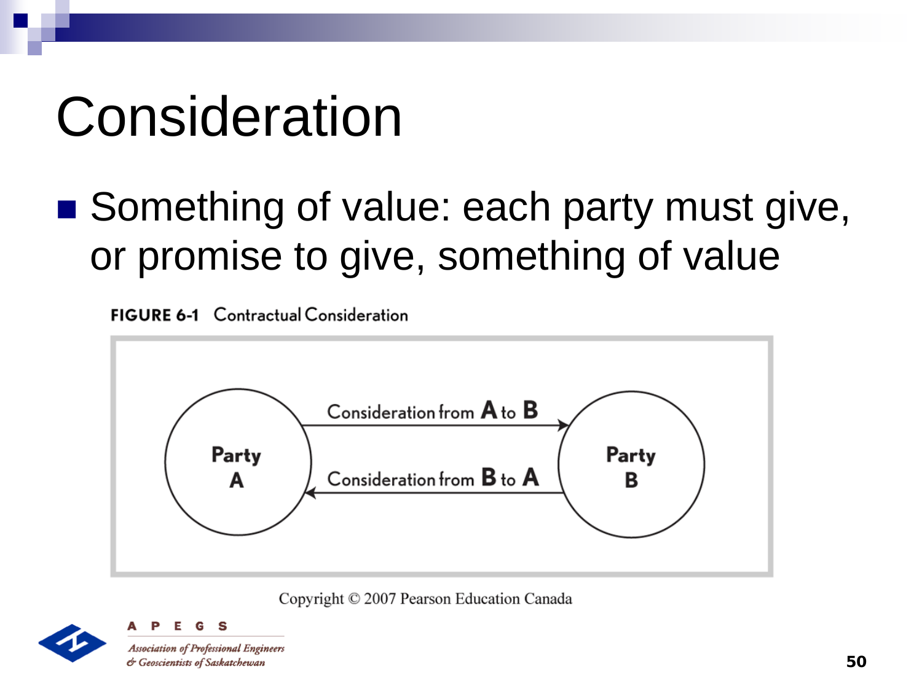# Consideration

- Something of value: each party must give, or promise to give, something of value

**FIGURE 6-1** Contractual Consideration

Party A — Consideration from A to B → Party B

Party B — Consideration from B to A → Party A

Copyright © 2007 Pearson Education Canada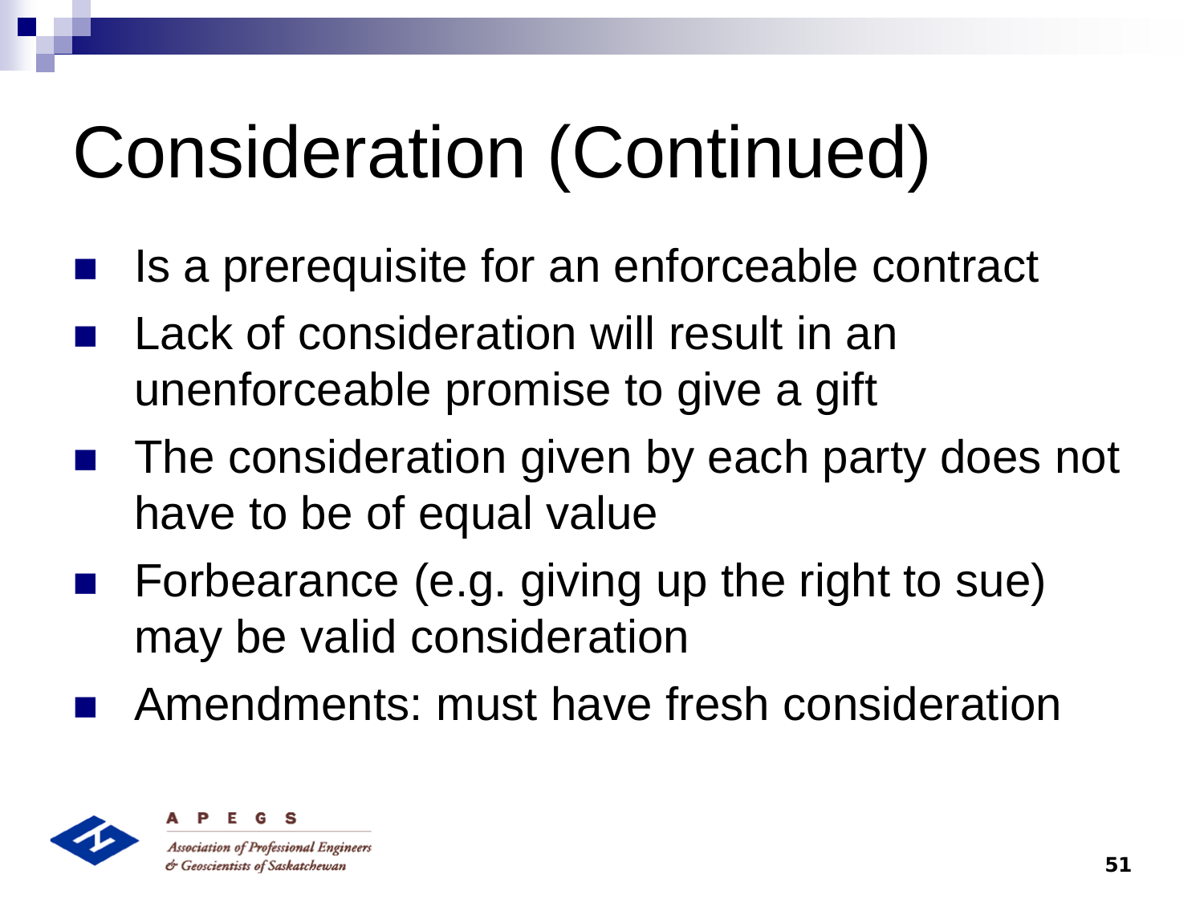# Consideration (Continued)

- Is a prerequisite for an enforceable contract
- Lack of consideration will result in an unenforceable promise to give a gift
- The consideration given by each party does not have to be of equal value
- Forbearance (e.g. giving up the right to sue) may be valid consideration
- Amendments: must have fresh consideration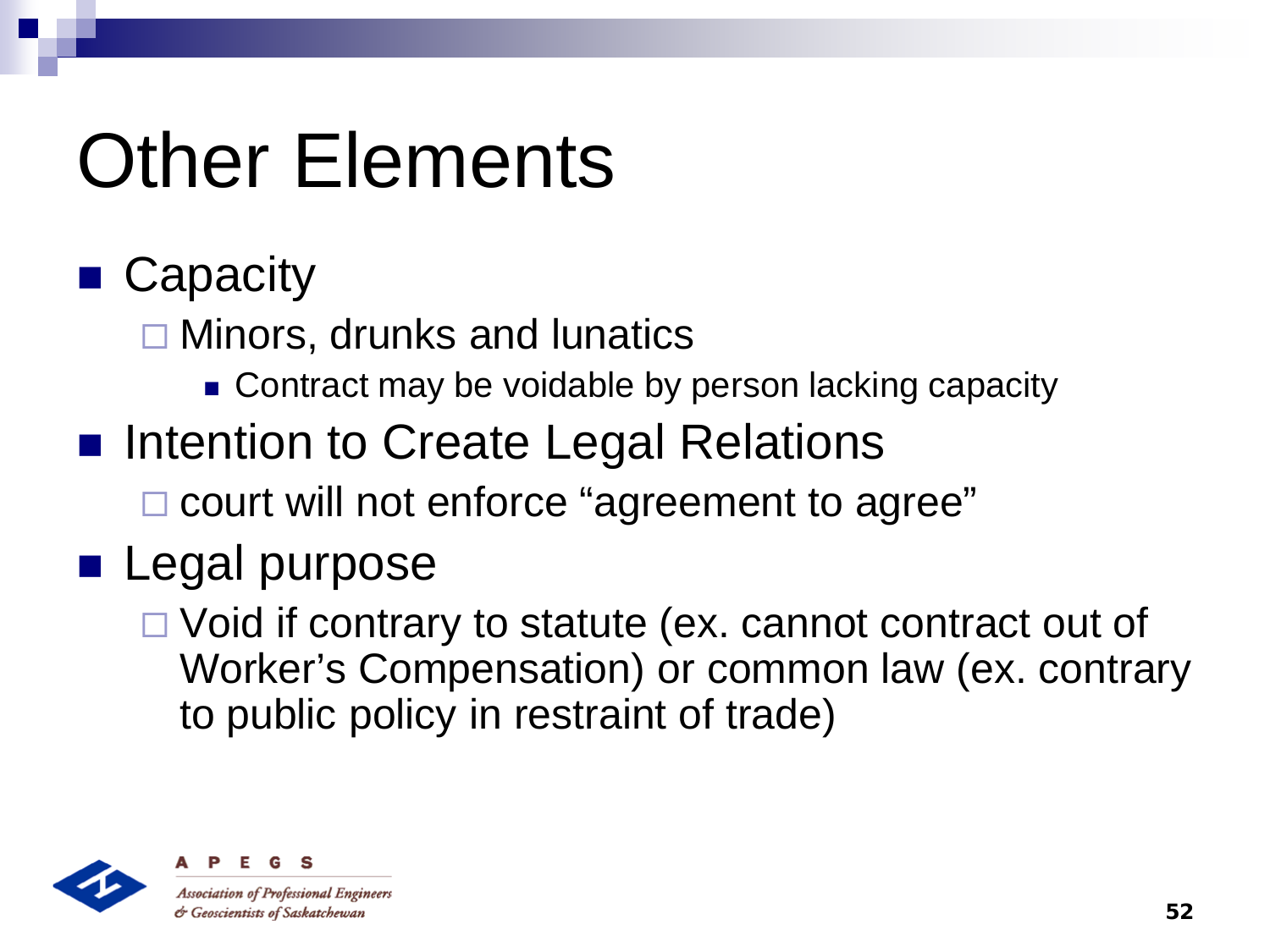# Other Elements

- Capacity
  - Minors, drunks and lunatics
    - Contract may be voidable by person lacking capacity
- Intention to Create Legal Relations
  - court will not enforce “agreement to agree”
- Legal purpose
  - Void if contrary to statute (ex. cannot contract out of Worker’s Compensation) or common law (ex. contrary to public policy in restraint of trade)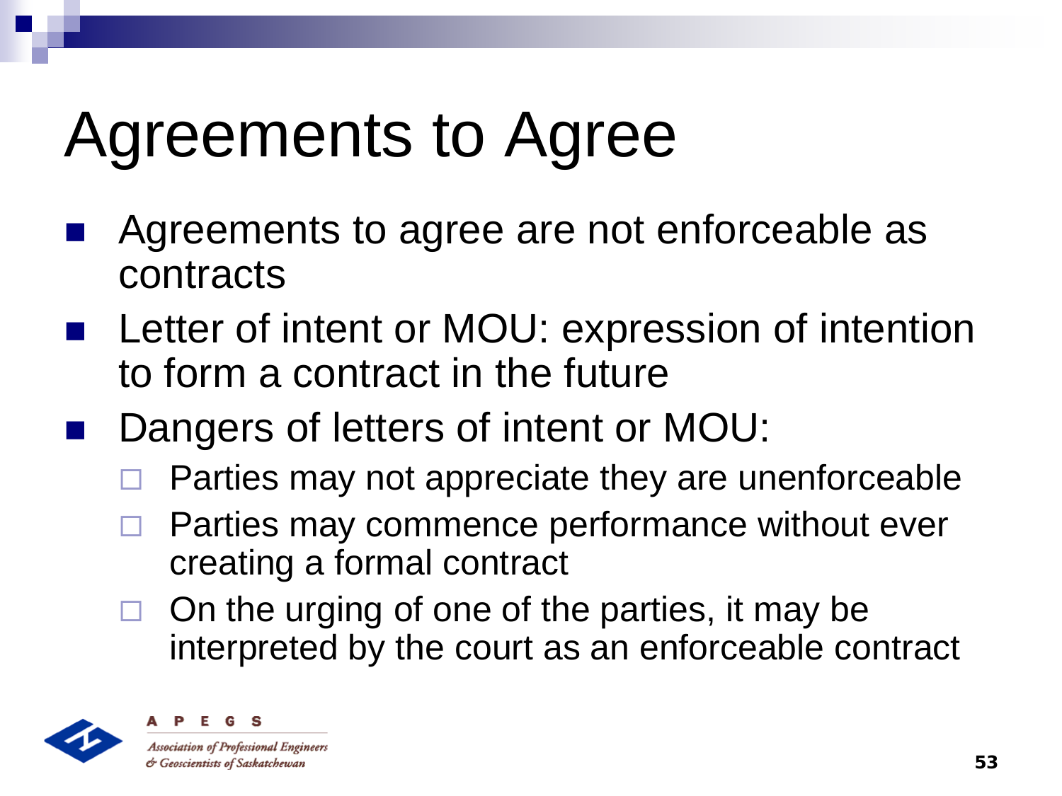# Agreements to Agree

- Agreements to agree are not enforceable as contracts
- Letter of intent or MOU: expression of intention to form a contract in the future
- Dangers of letters of intent or MOU:
  - Parties may not appreciate they are unenforceable
  - Parties may commence performance without ever creating a formal contract
  - On the urging of one of the parties, it may be interpreted by the court as an enforceable contract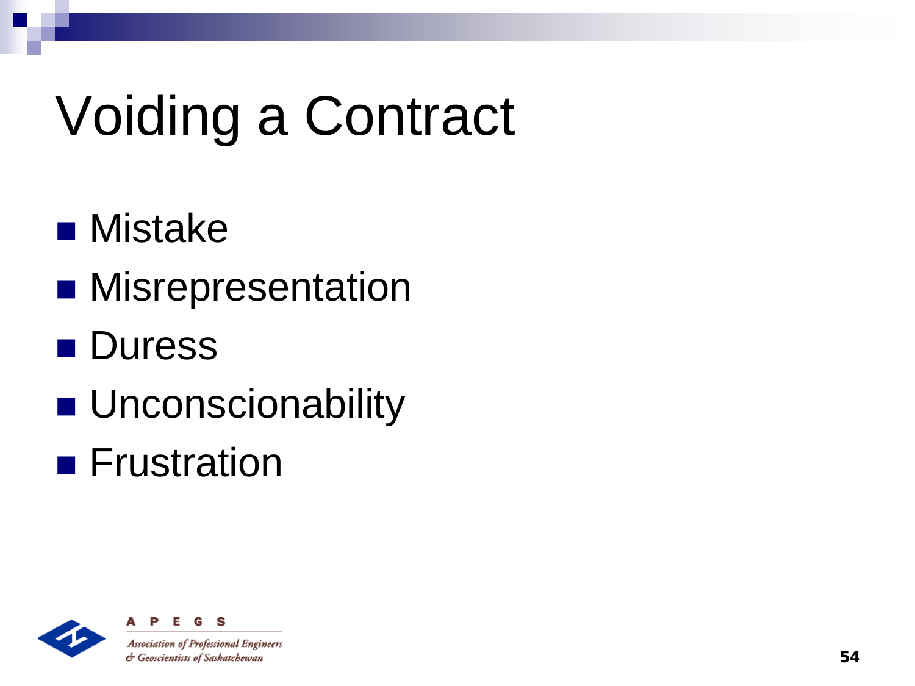# Voiding a Contract

- Mistake
- Misrepresentation
- Duress
- Unconscionability
- Frustration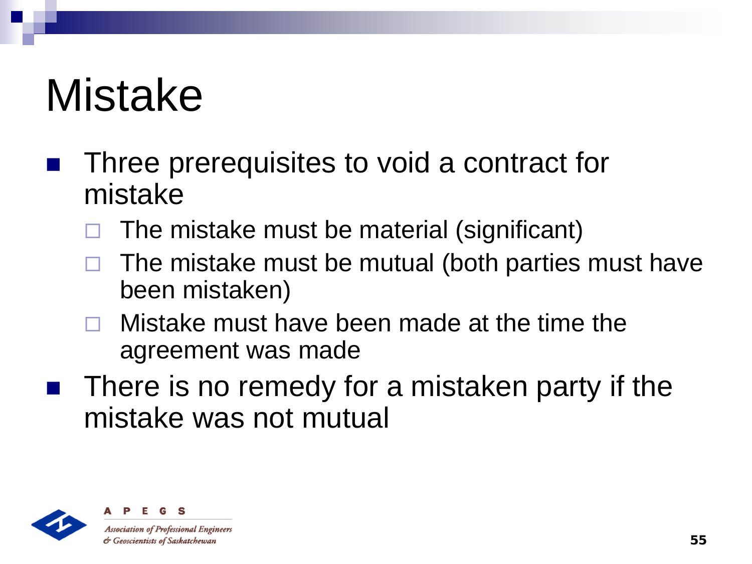# Mistake

- Three prerequisites to void a contract for mistake
  - The mistake must be material (significant)
  - The mistake must be mutual (both parties must have been mistaken)
  - Mistake must have been made at the time the agreement was made
- There is no remedy for a mistaken party if the mistake was not mutual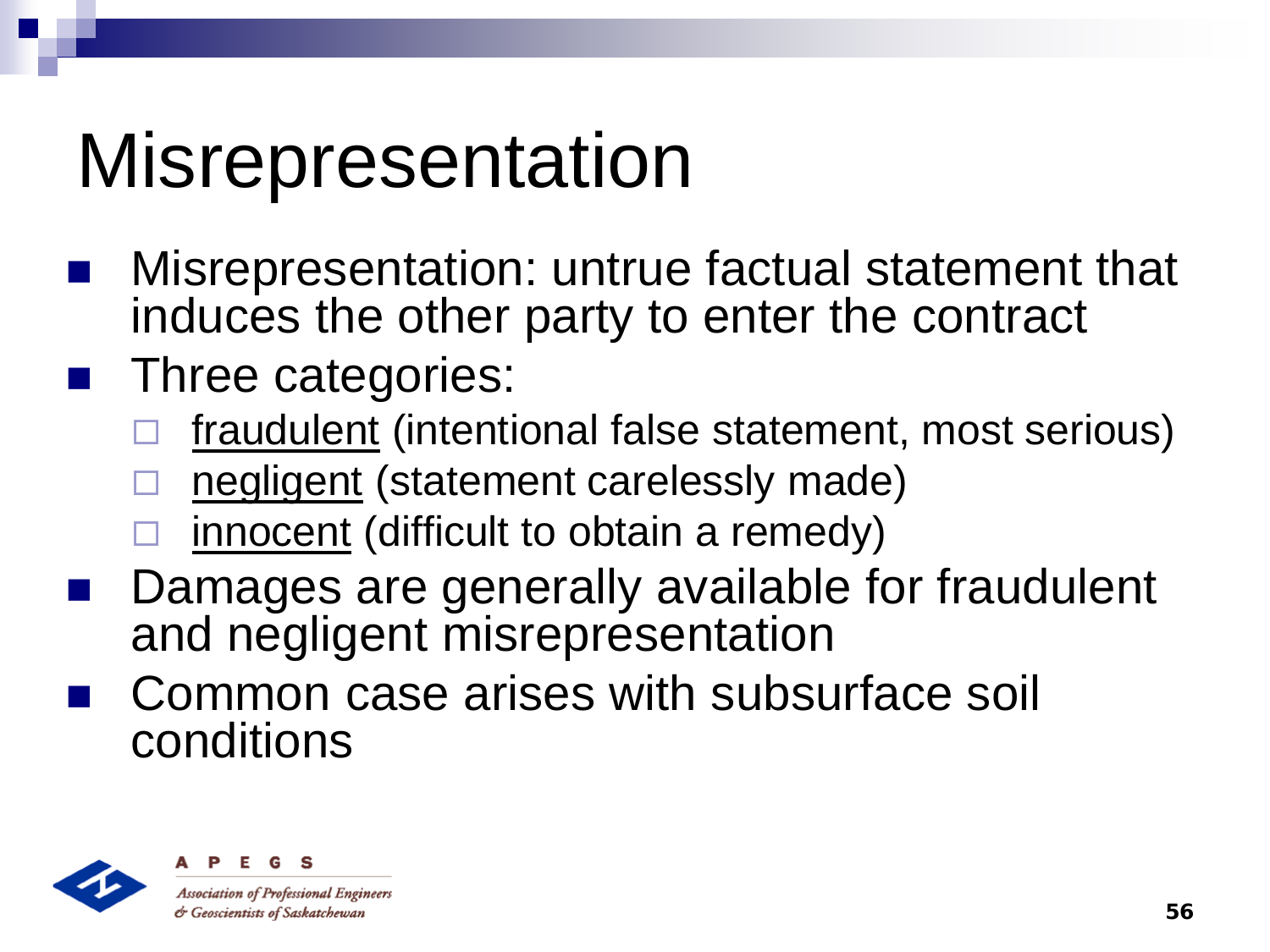# Misrepresentation

- Misrepresentation: untrue factual statement that induces the other party to enter the contract
- Three categories:
  - fraudulent (intentional false statement, most serious)
  - negligent (statement carelessly made)
  - innocent (difficult to obtain a remedy)
- Damages are generally available for fraudulent and negligent misrepresentation
- Common case arises with subsurface soil conditions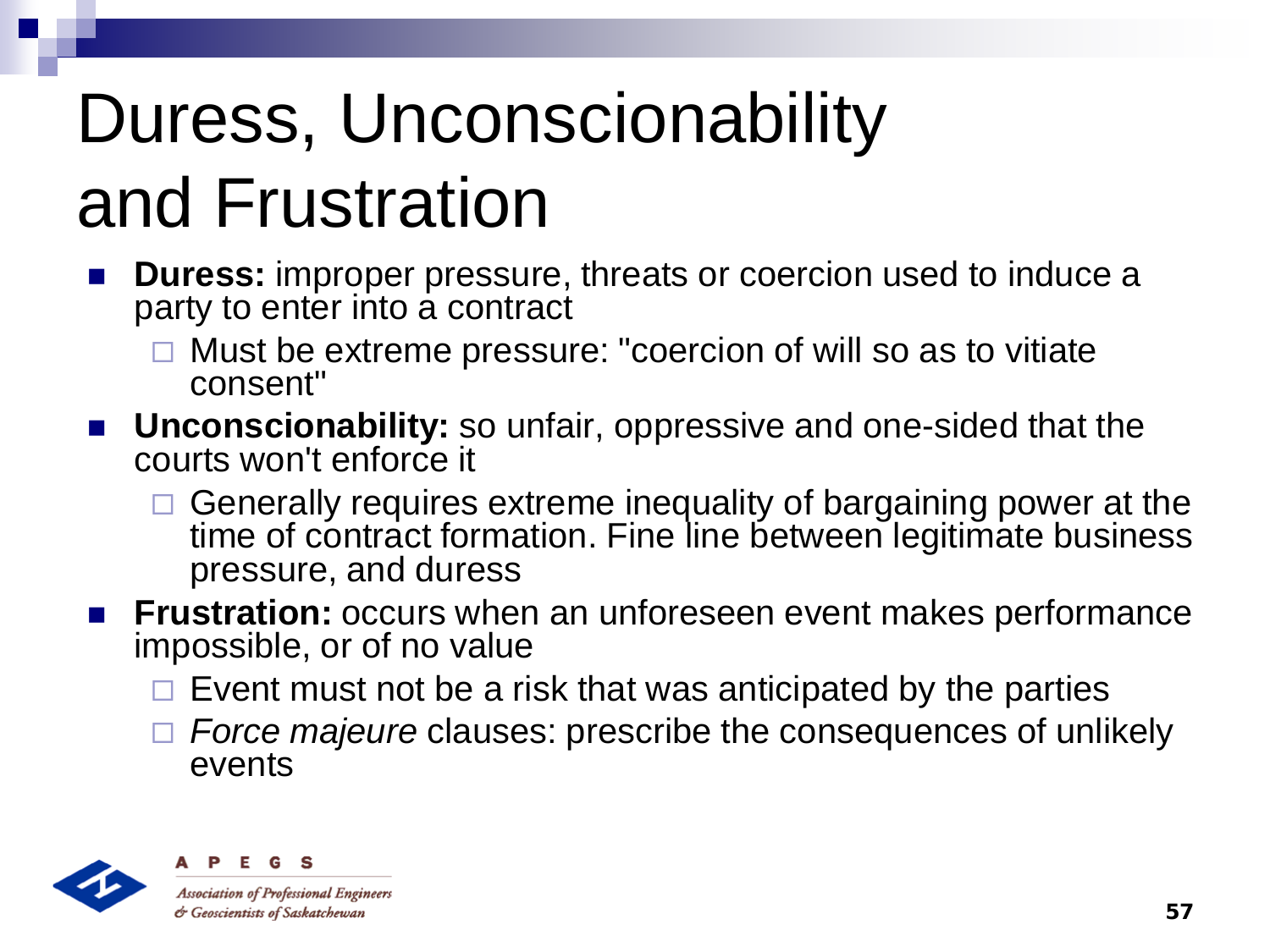# Duress, Unconscionability and Frustration

- **Duress:** improper pressure, threats or coercion used to induce a party to enter into a contract
  - Must be extreme pressure: "coercion of will so as to vitiate consent"
- **Unconscionability:** so unfair, oppressive and one-sided that the courts won't enforce it
  - Generally requires extreme inequality of bargaining power at the time of contract formation. Fine line between legitimate business pressure, and duress
- **Frustration:** occurs when an unforeseen event makes performance impossible, or of no value
  - Event must not be a risk that was anticipated by the parties
  - *Force majeure* clauses: prescribe the consequences of unlikely events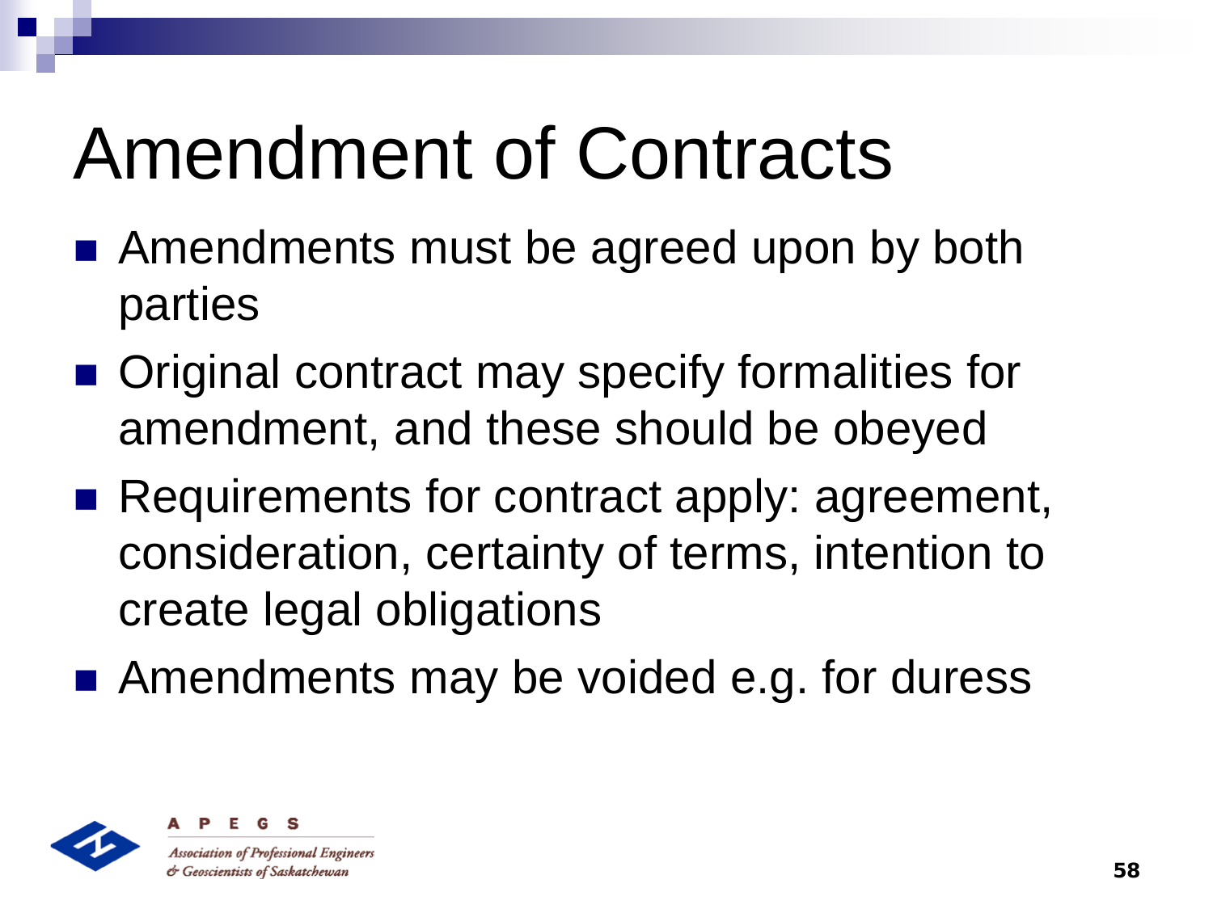# Amendment of Contracts

- Amendments must be agreed upon by both parties
- Original contract may specify formalities for amendment, and these should be obeyed
- Requirements for contract apply: agreement, consideration, certainty of terms, intention to create legal obligations
- Amendments may be voided e.g. for duress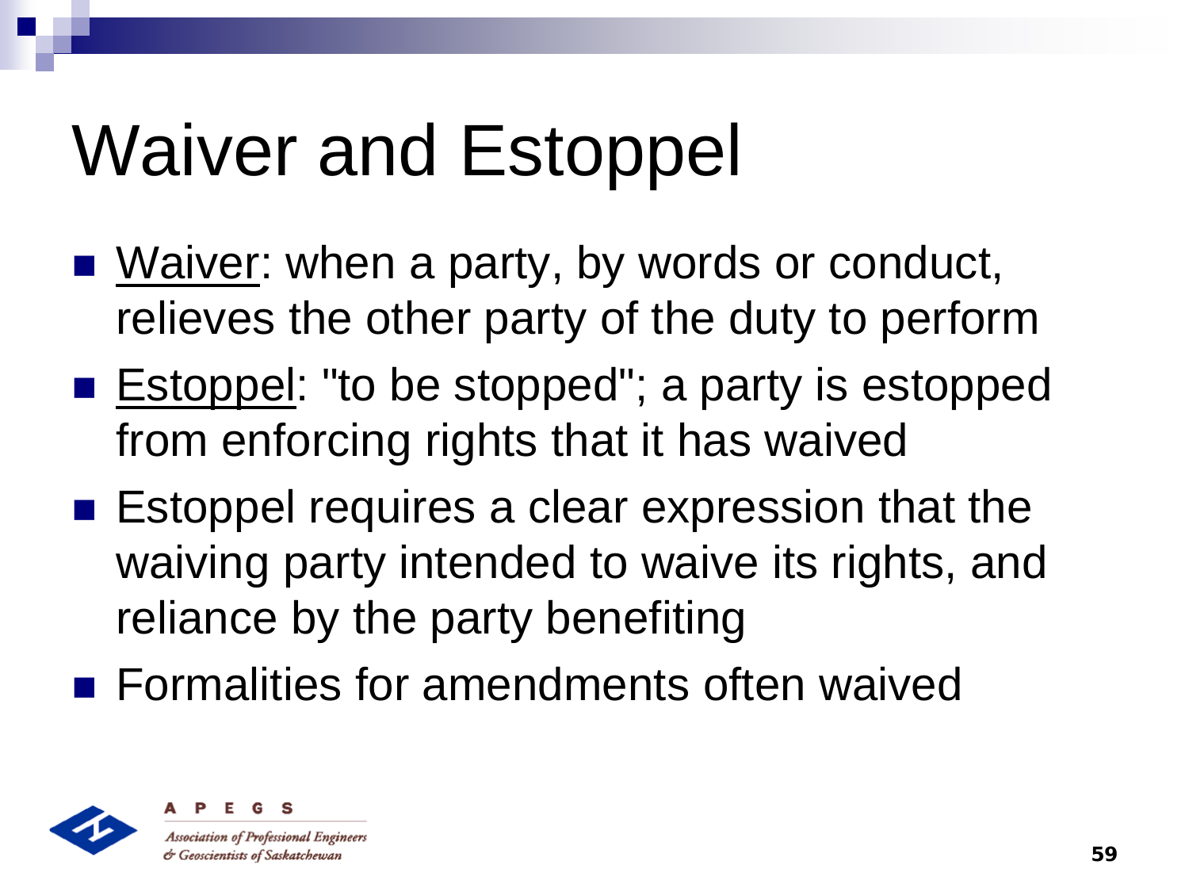# Waiver and Estoppel

- Waiver: when a party, by words or conduct, relieves the other party of the duty to perform
- Estoppel: "to be stopped"; a party is estopped from enforcing rights that it has waived
- Estoppel requires a clear expression that the waiving party intended to waive its rights, and reliance by the party benefiting
- Formalities for amendments often waived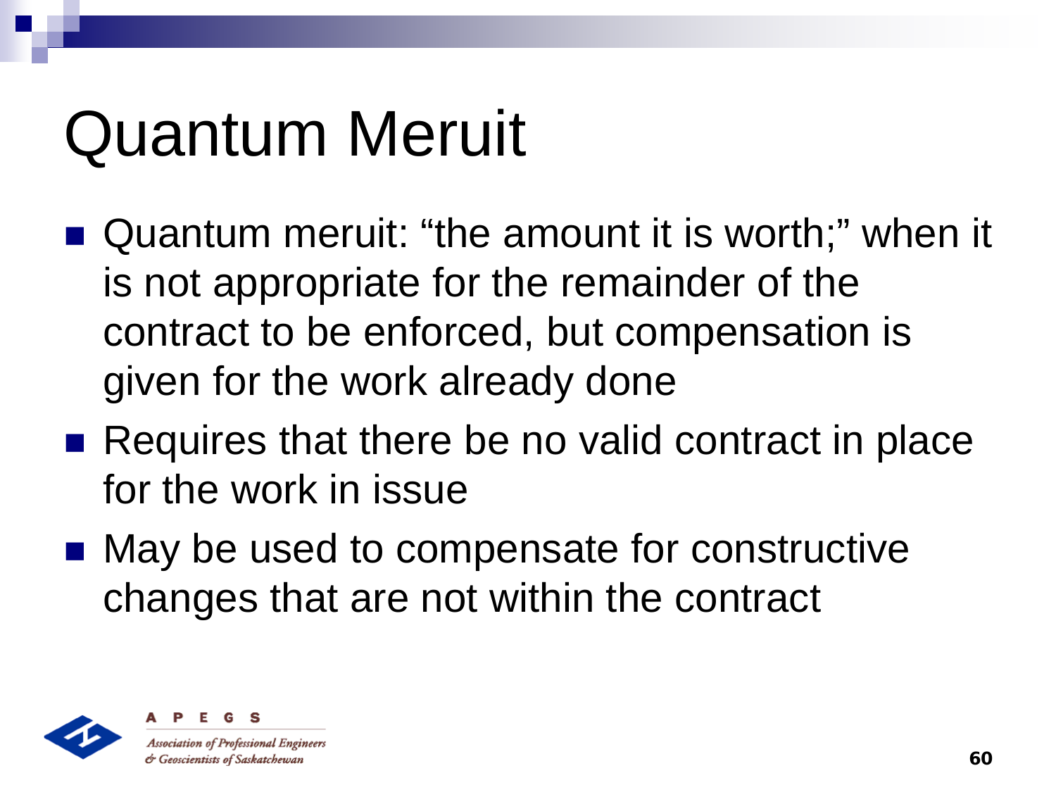# Quantum Meruit

- Quantum meruit: “the amount it is worth;” when it is not appropriate for the remainder of the contract to be enforced, but compensation is given for the work already done
- Requires that there be no valid contract in place for the work in issue
- May be used to compensate for constructive changes that are not within the contract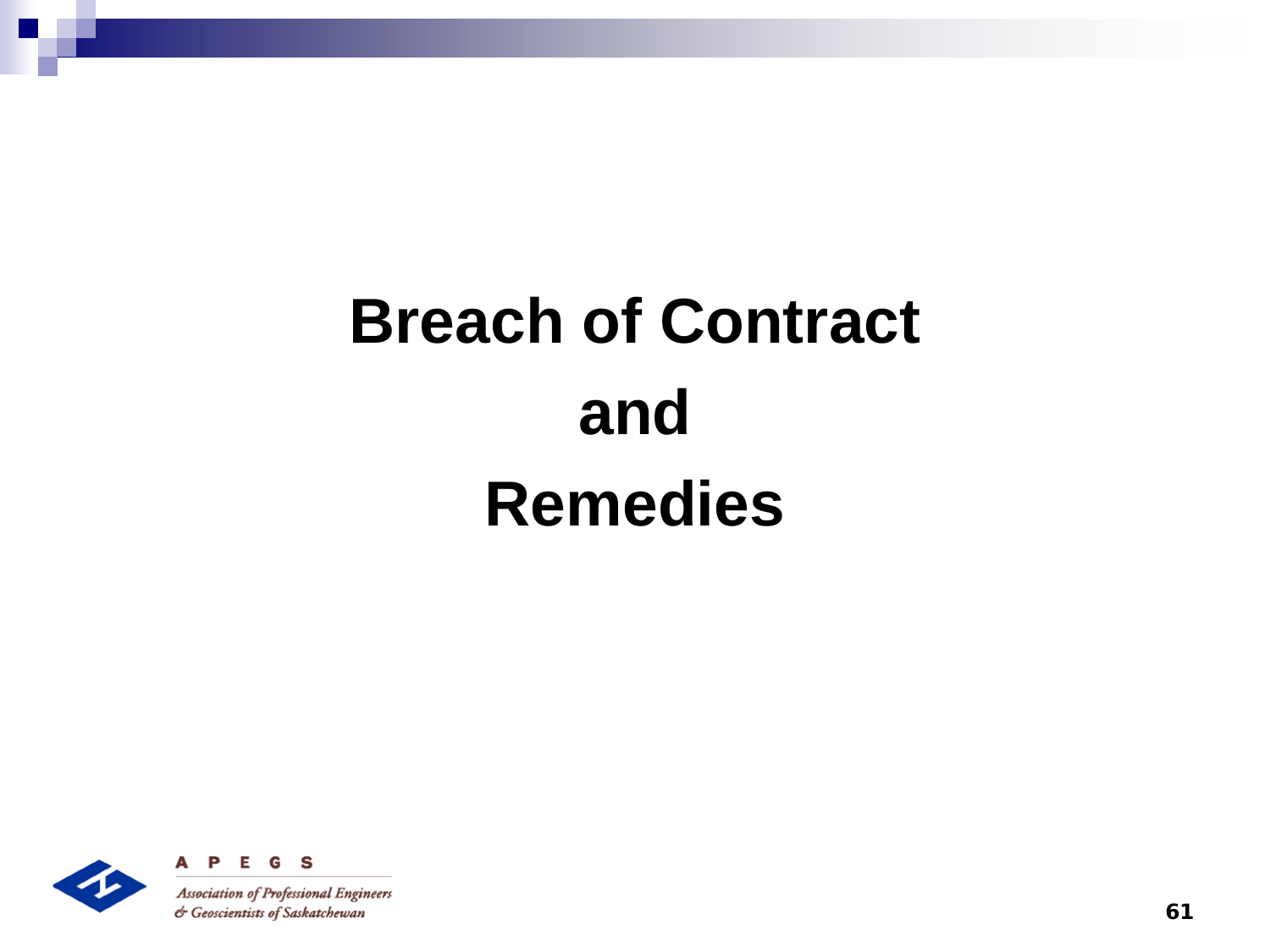# Breach of Contract and Remedies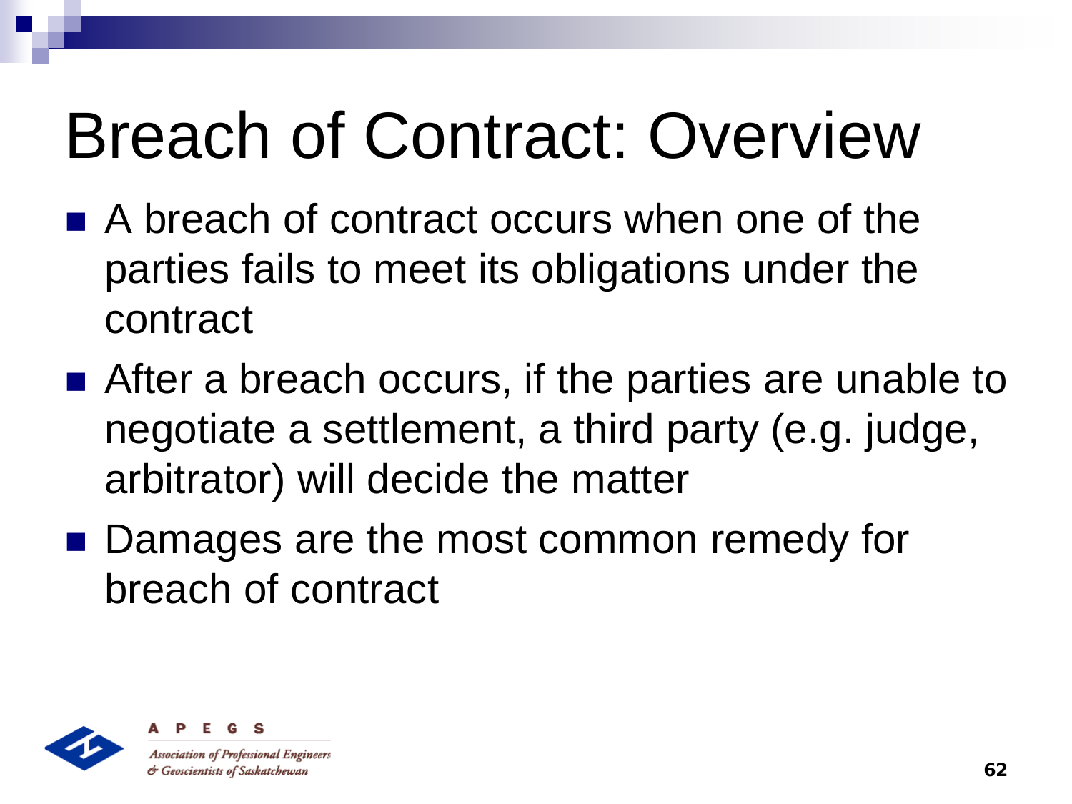# Breach of Contract: Overview

- A breach of contract occurs when one of the parties fails to meet its obligations under the contract
- After a breach occurs, if the parties are unable to negotiate a settlement, a third party (e.g. judge, arbitrator) will decide the matter
- Damages are the most common remedy for breach of contract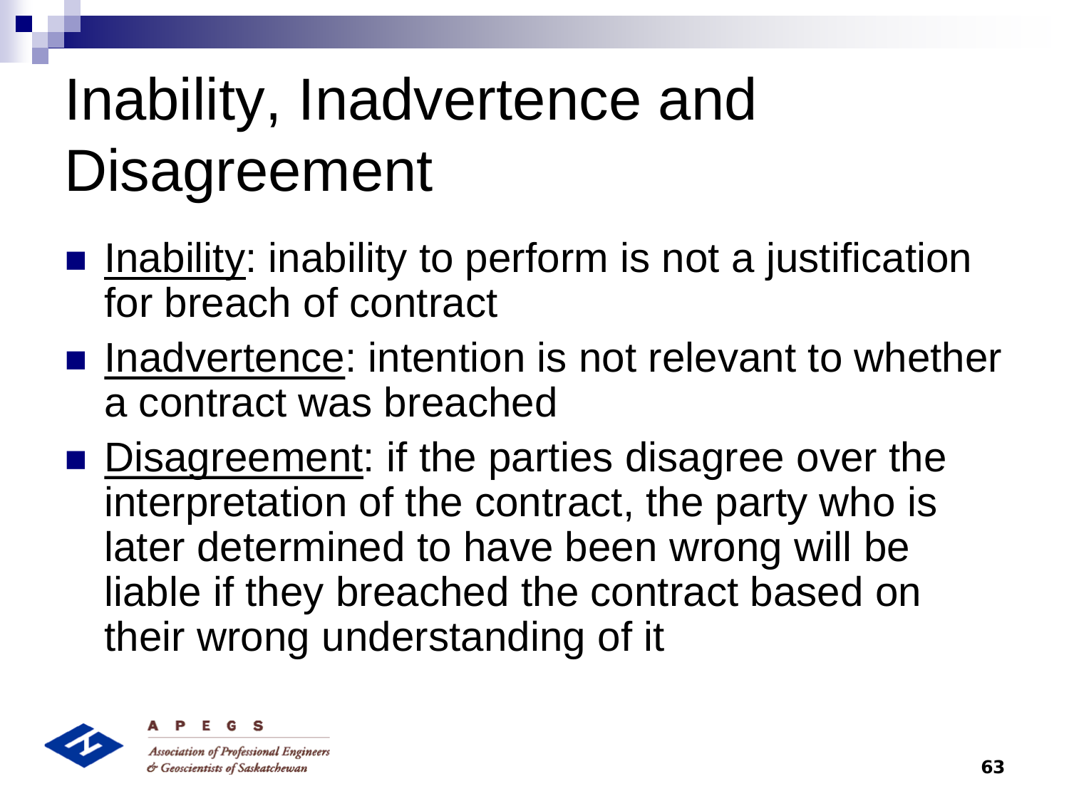# Inability, Inadvertence and Disagreement

- Inability: inability to perform is not a justification for breach of contract
- Inadvertence: intention is not relevant to whether a contract was breached
- Disagreement: if the parties disagree over the interpretation of the contract, the party who is later determined to have been wrong will be liable if they breached the contract based on their wrong understanding of it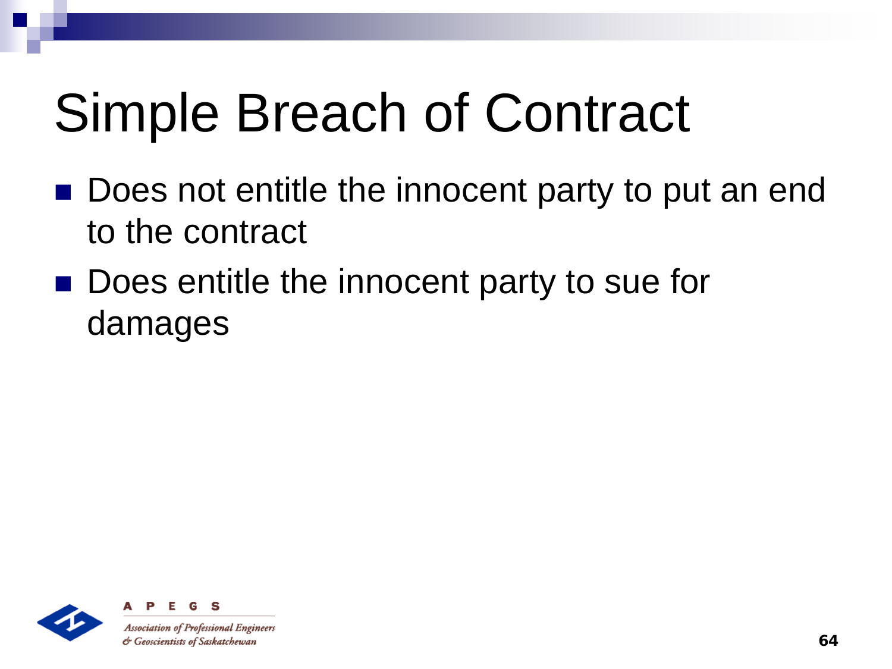# Simple Breach of Contract

- Does not entitle the innocent party to put an end to the contract
- Does entitle the innocent party to sue for damages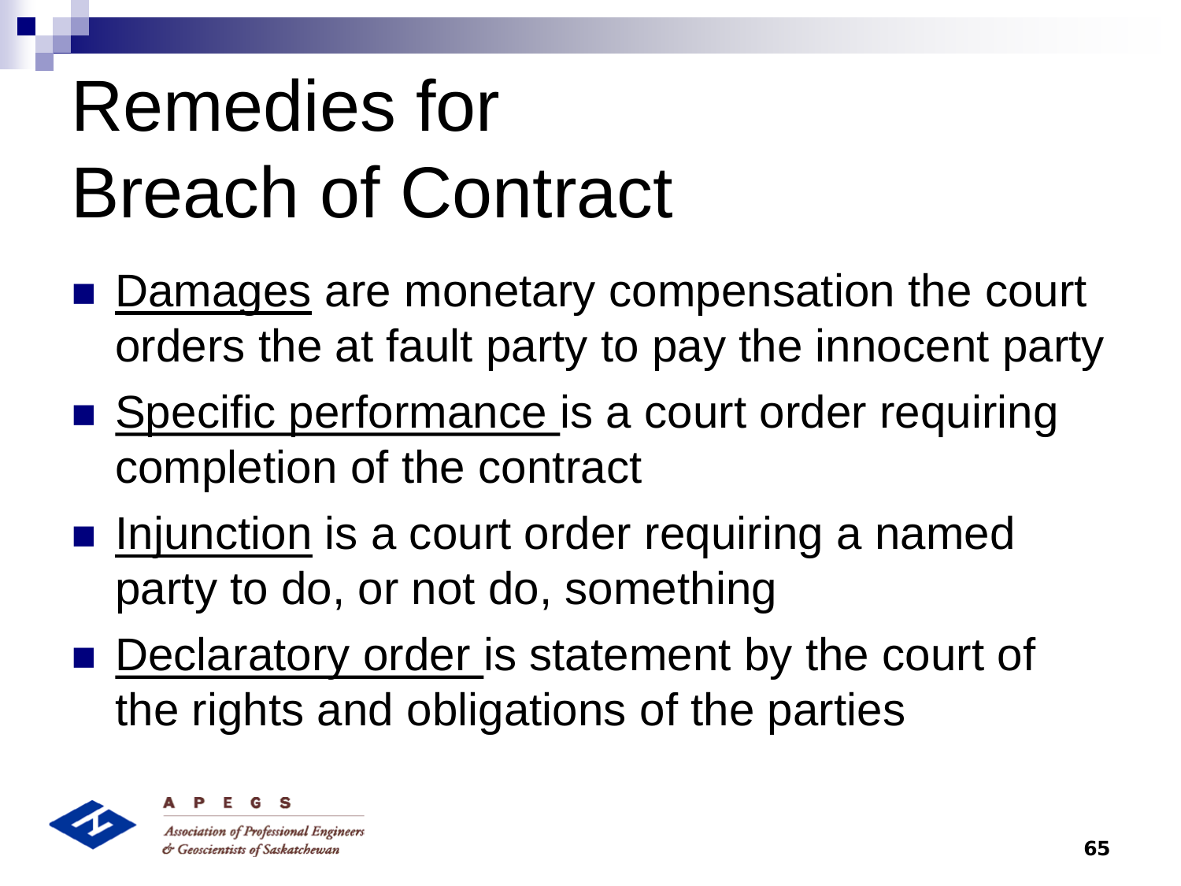# Remedies for Breach of Contract

- Damages are monetary compensation the court orders the at fault party to pay the innocent party
- Specific performance is a court order requiring completion of the contract
- Injunction is a court order requiring a named party to do, or not do, something
- Declaratory order is statement by the court of the rights and obligations of the parties

APEGS

Association of Professional Engineers & Geoscientists of Saskatchewan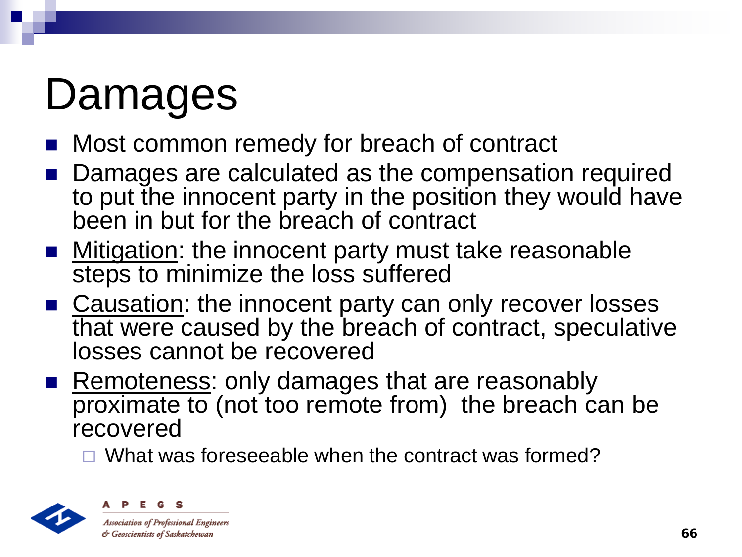# Damages

- Most common remedy for breach of contract
- Damages are calculated as the compensation required to put the innocent party in the position they would have been in but for the breach of contract
- Mitigation: the innocent party must take reasonable steps to minimize the loss suffered
- Causation: the innocent party can only recover losses that were caused by the breach of contract, speculative losses cannot be recovered
- Remoteness: only damages that are reasonably proximate to (not too remote from) the breach can be recovered
  - What was foreseeable when the contract was formed?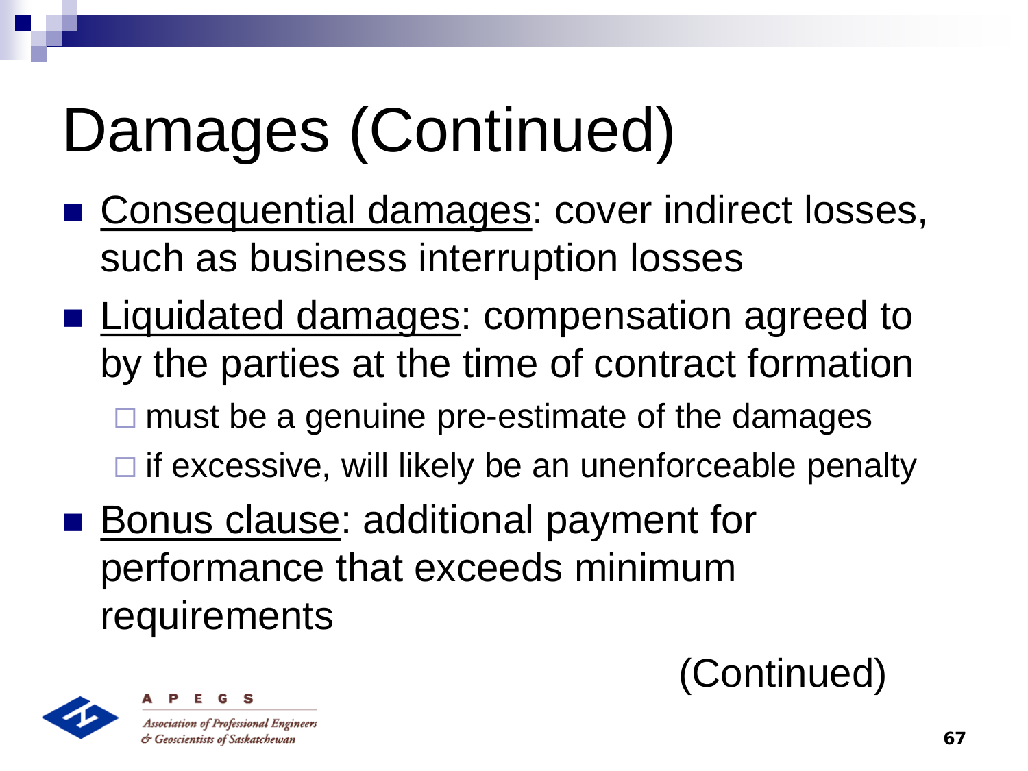# Damages (Continued)

- Consequential damages: cover indirect losses, such as business interruption losses
- Liquidated damages: compensation agreed to by the parties at the time of contract formation
  - must be a genuine pre-estimate of the damages
  - if excessive, will likely be an unenforceable penalty
- Bonus clause: additional payment for performance that exceeds minimum requirements

(Continued)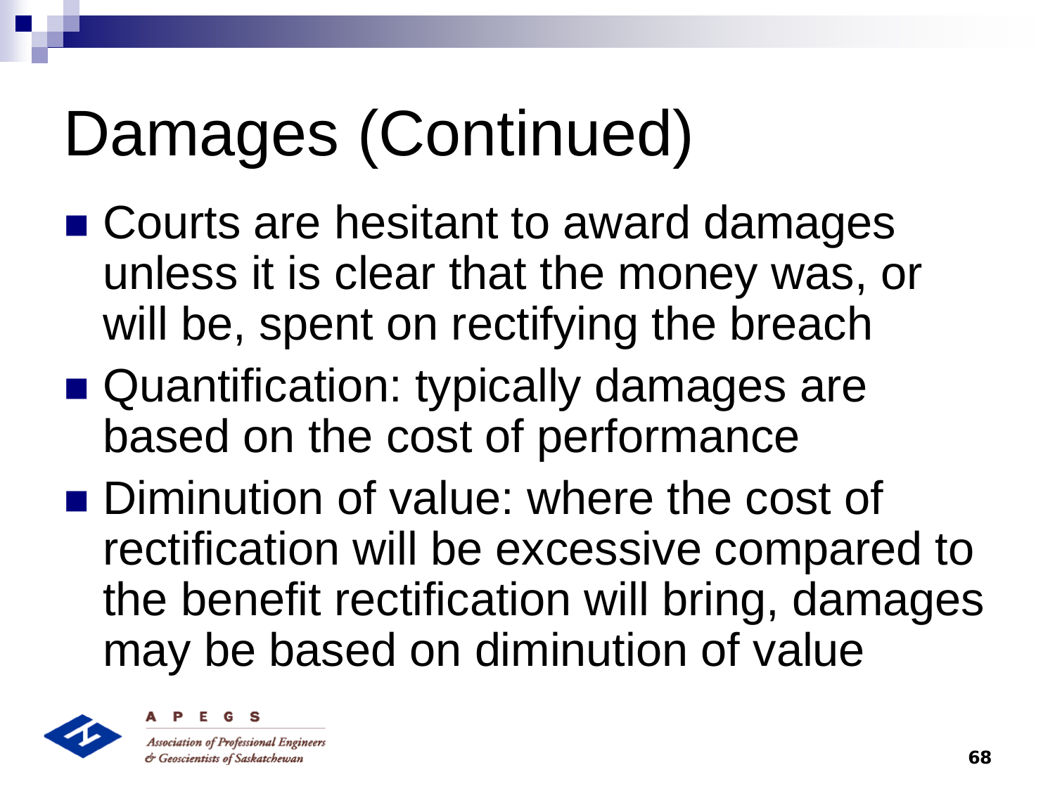# Damages (Continued)

- Courts are hesitant to award damages unless it is clear that the money was, or will be, spent on rectifying the breach
- Quantification: typically damages are based on the cost of performance
- Diminution of value: where the cost of rectification will be excessive compared to the benefit rectification will bring, damages may be based on diminution of value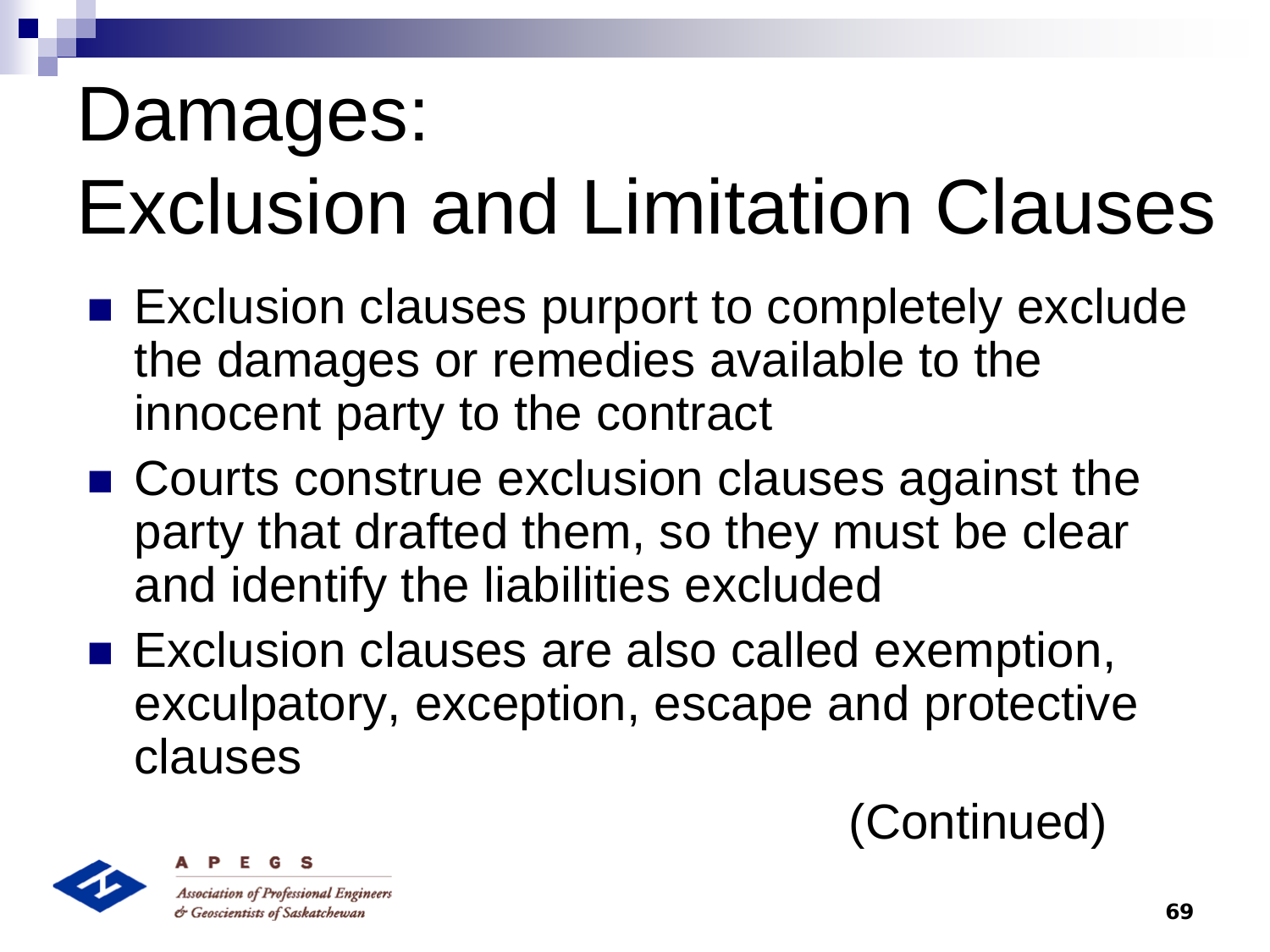# Damages: Exclusion and Limitation Clauses

- Exclusion clauses purport to completely exclude the damages or remedies available to the innocent party to the contract
- Courts construe exclusion clauses against the party that drafted them, so they must be clear and identify the liabilities excluded
- Exclusion clauses are also called exemption, exculpatory, exception, escape and protective clauses

(Continued)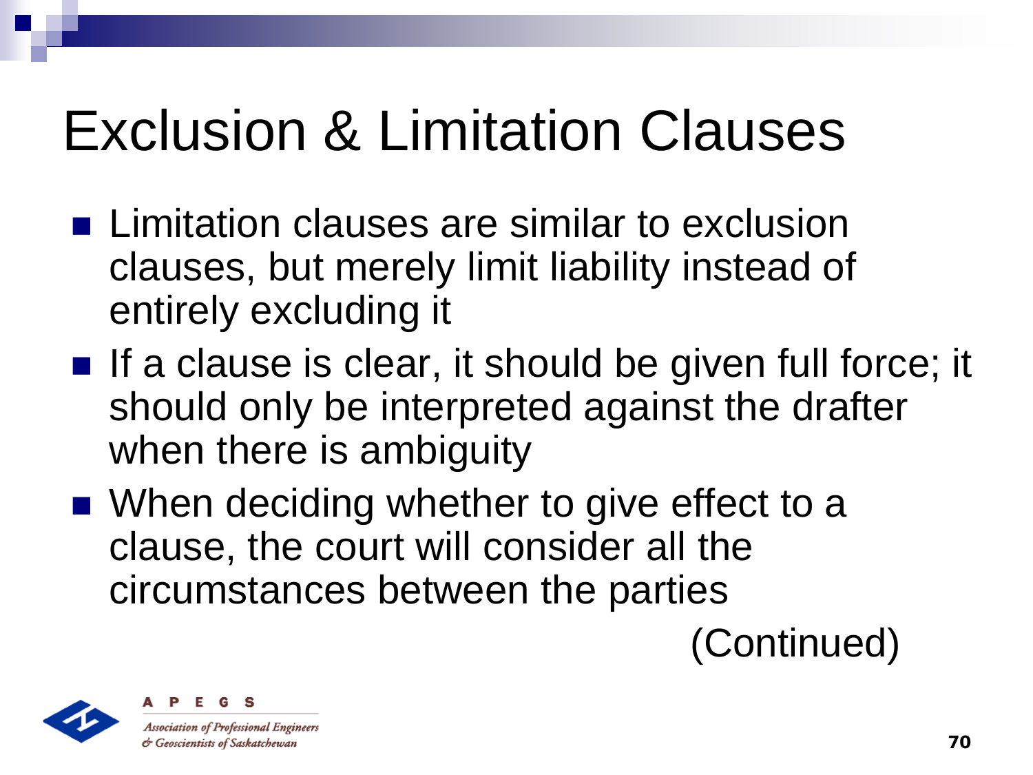# Exclusion & Limitation Clauses

- Limitation clauses are similar to exclusion clauses, but merely limit liability instead of entirely excluding it
- If a clause is clear, it should be given full force; it should only be interpreted against the drafter when there is ambiguity
- When deciding whether to give effect to a clause, the court will consider all the circumstances between the parties

(Continued)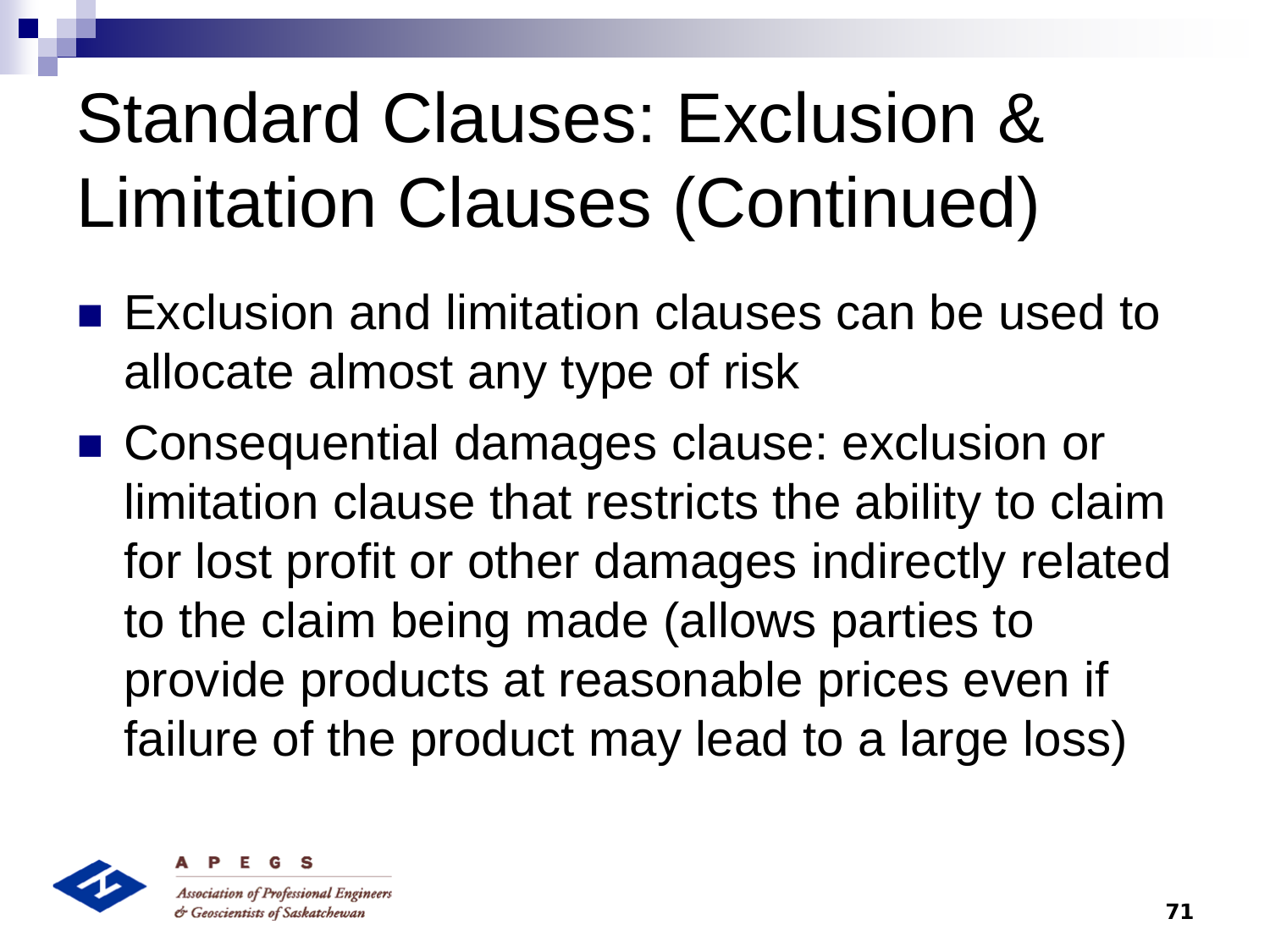# Standard Clauses: Exclusion & Limitation Clauses (Continued)

- Exclusion and limitation clauses can be used to allocate almost any type of risk
- Consequential damages clause: exclusion or limitation clause that restricts the ability to claim for lost profit or other damages indirectly related to the claim being made (allows parties to provide products at reasonable prices even if failure of the product may lead to a large loss)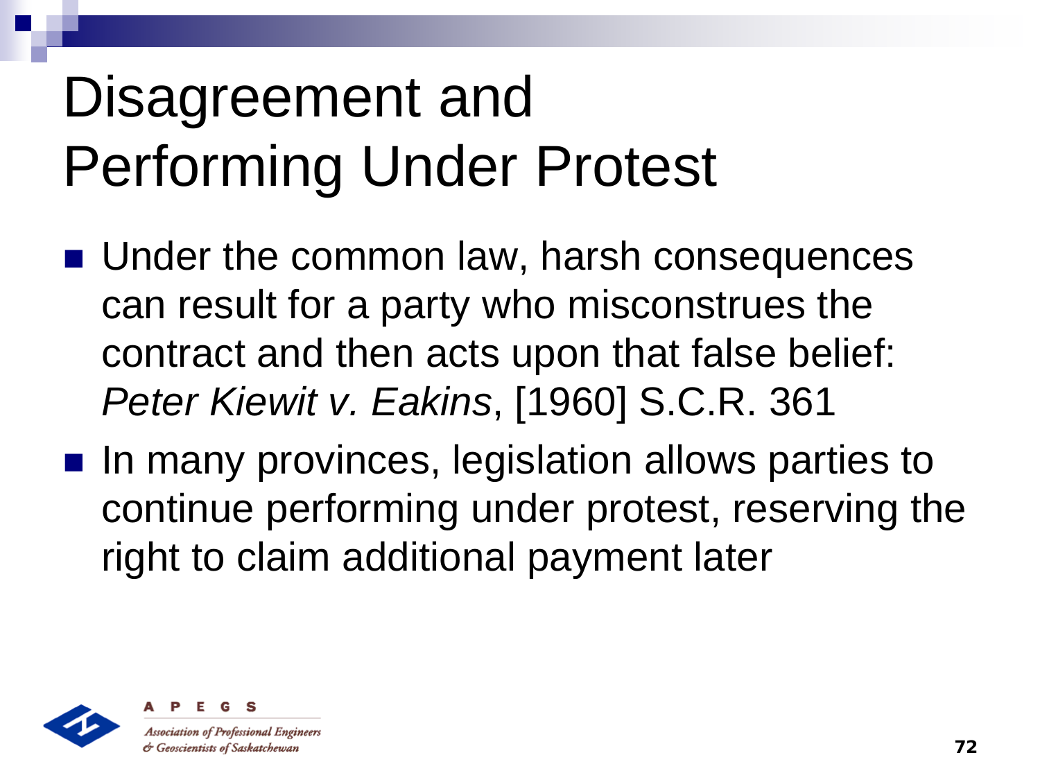# Disagreement and Performing Under Protest

- Under the common law, harsh consequences can result for a party who misconstrues the contract and then acts upon that false belief: *Peter Kiewit v. Eakins*, [1960] S.C.R. 361
- In many provinces, legislation allows parties to continue performing under protest, reserving the right to claim additional payment later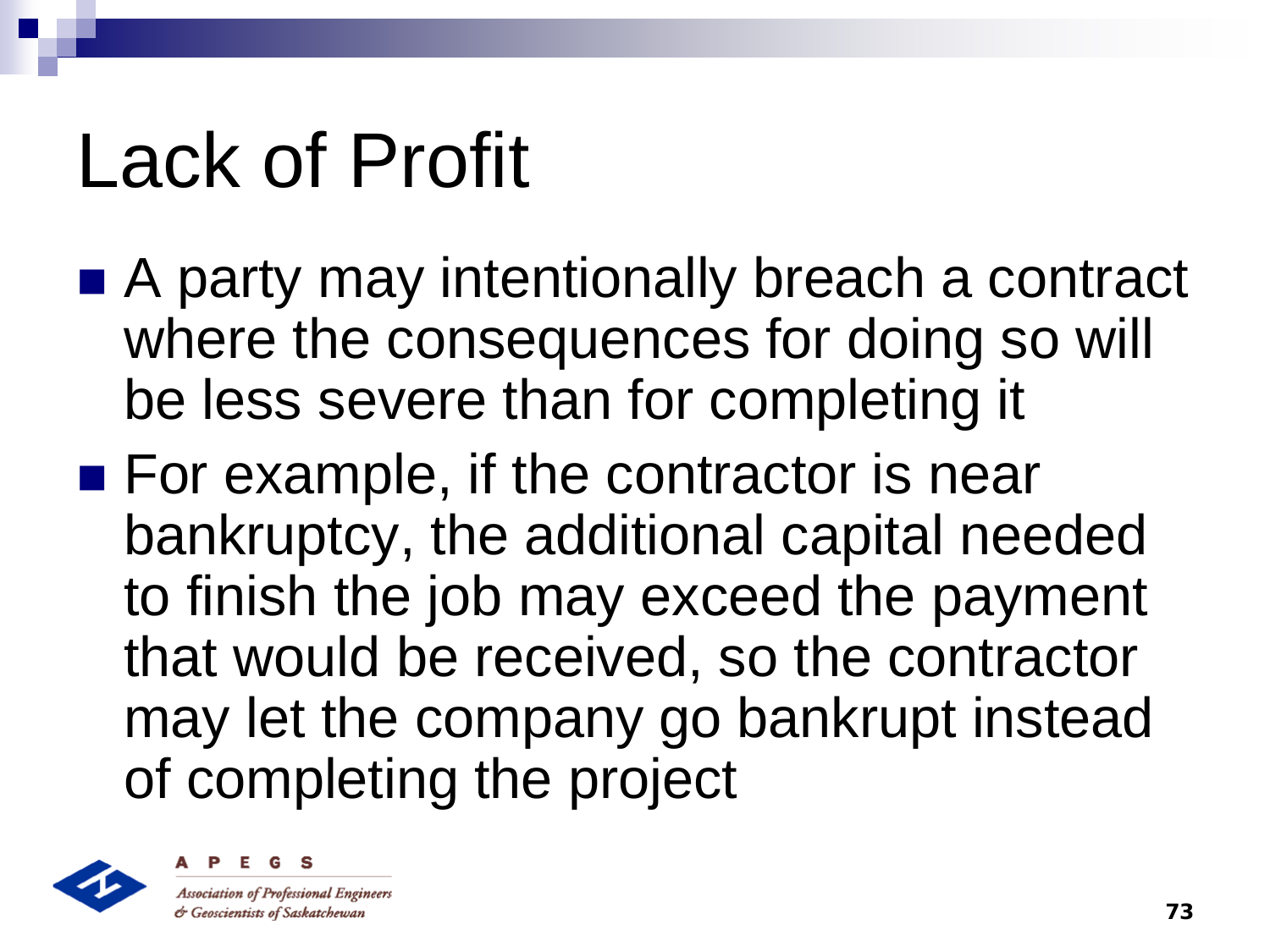# Lack of Profit

- A party may intentionally breach a contract where the consequences for doing so will be less severe than for completing it
- For example, if the contractor is near bankruptcy, the additional capital needed to finish the job may exceed the payment that would be received, so the contractor may let the company go bankrupt instead of completing the project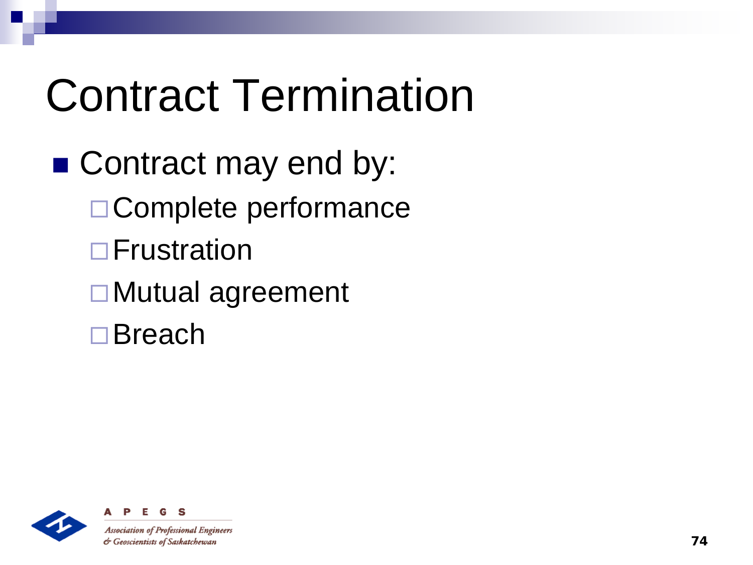# Contract Termination

- Contract may end by:
  - Complete performance
  - Frustration
  - Mutual agreement
  - Breach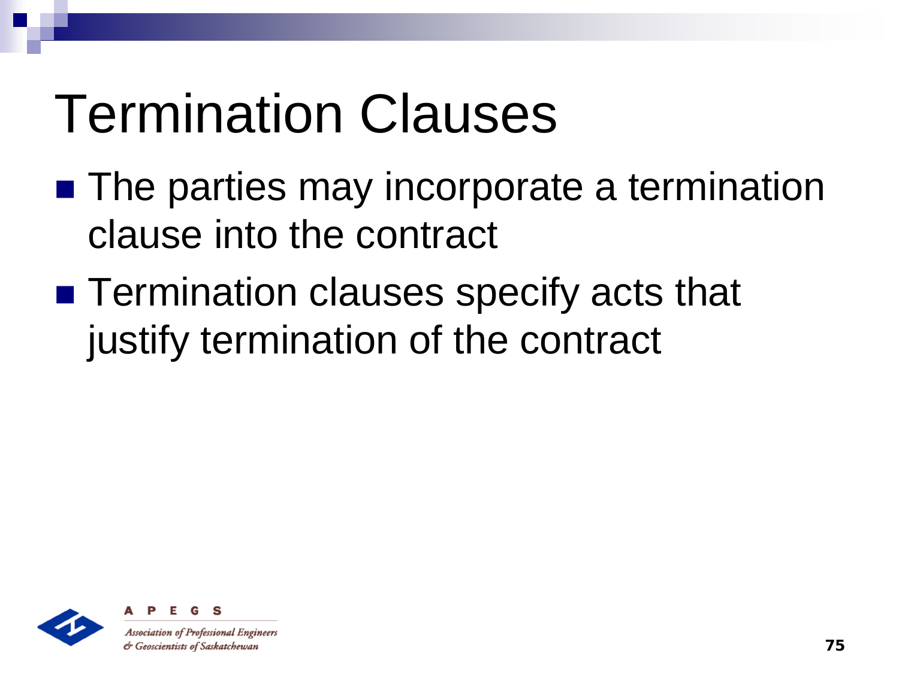# Termination Clauses

- The parties may incorporate a termination clause into the contract
- Termination clauses specify acts that justify termination of the contract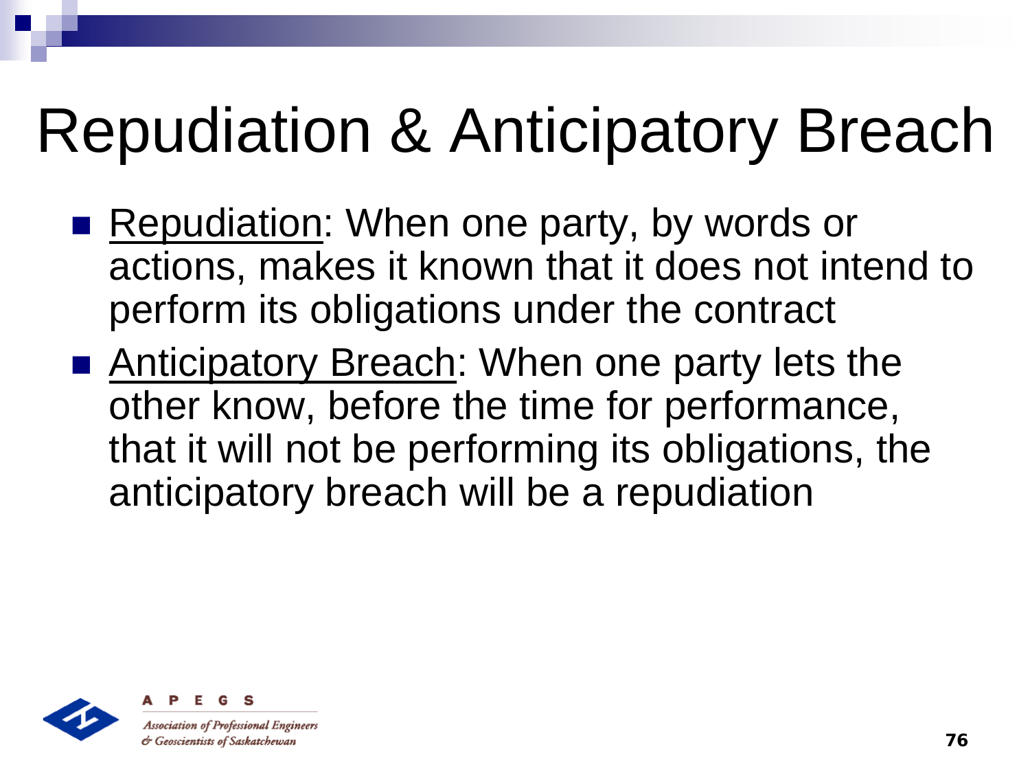# Repudiation & Anticipatory Breach

- Repudiation: When one party, by words or actions, makes it known that it does not intend to perform its obligations under the contract
- Anticipatory Breach: When one party lets the other know, before the time for performance, that it will not be performing its obligations, the anticipatory breach will be a repudiation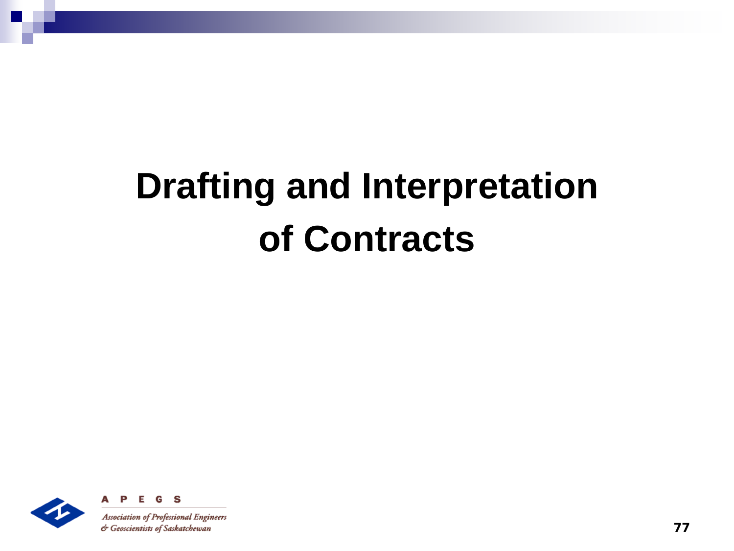# Drafting and Interpretation of Contracts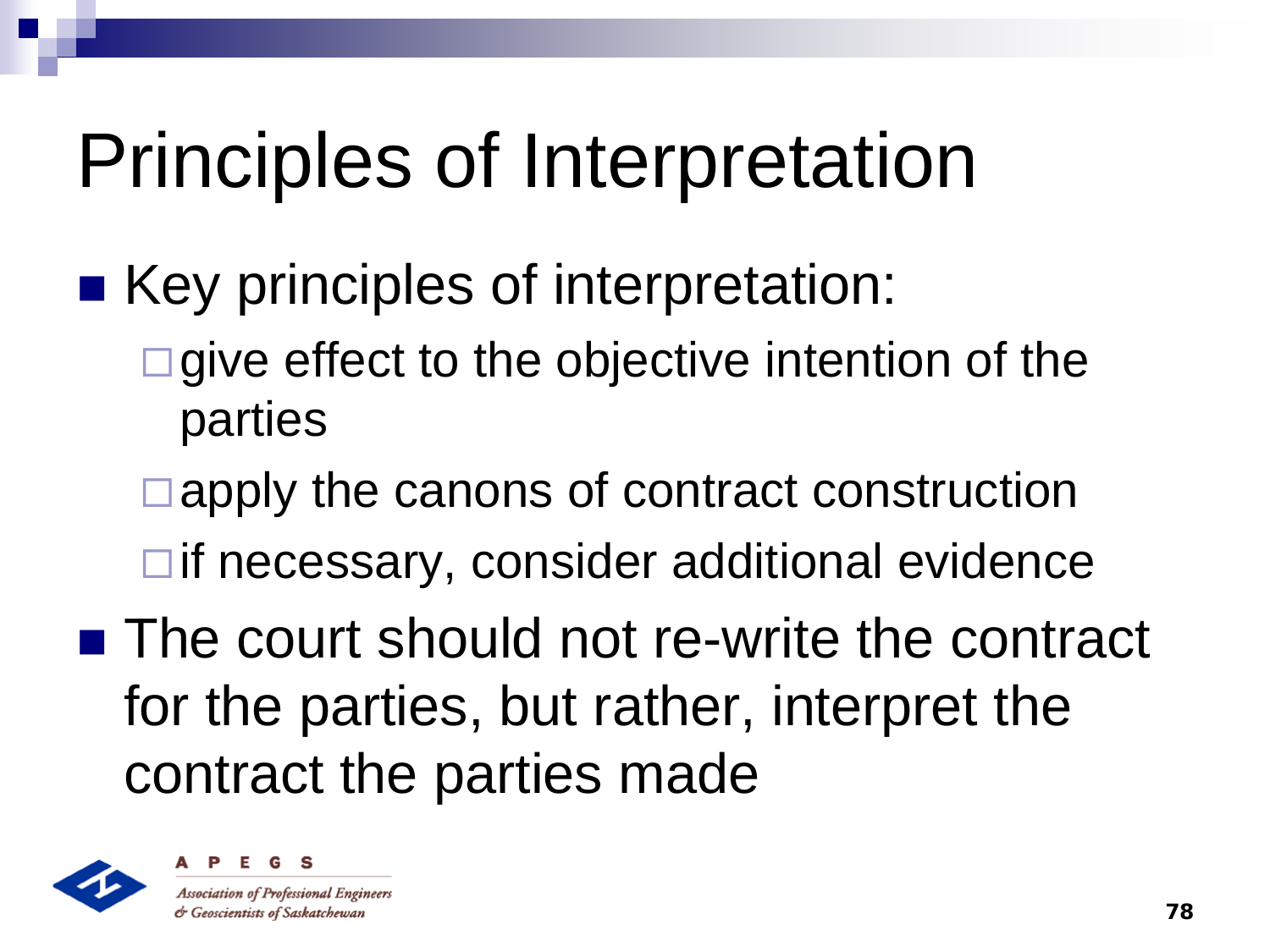# Principles of Interpretation

- Key principles of interpretation:
  - give effect to the objective intention of the parties
  - apply the canons of contract construction
  - if necessary, consider additional evidence
- The court should not re-write the contract for the parties, but rather, interpret the contract the parties made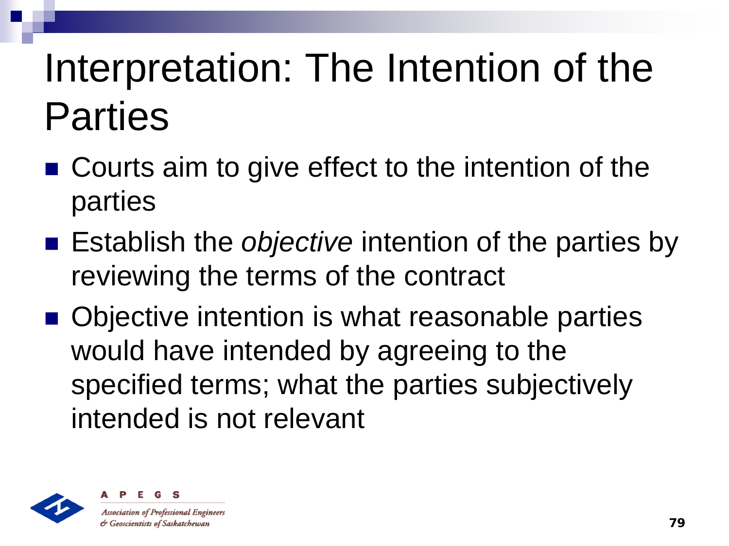# Interpretation: The Intention of the Parties

- Courts aim to give effect to the intention of the parties
- Establish the *objective* intention of the parties by reviewing the terms of the contract
- Objective intention is what reasonable parties would have intended by agreeing to the specified terms; what the parties subjectively intended is not relevant

A P E G S
Association of Professional Engineers & Geoscientists of Saskatchewan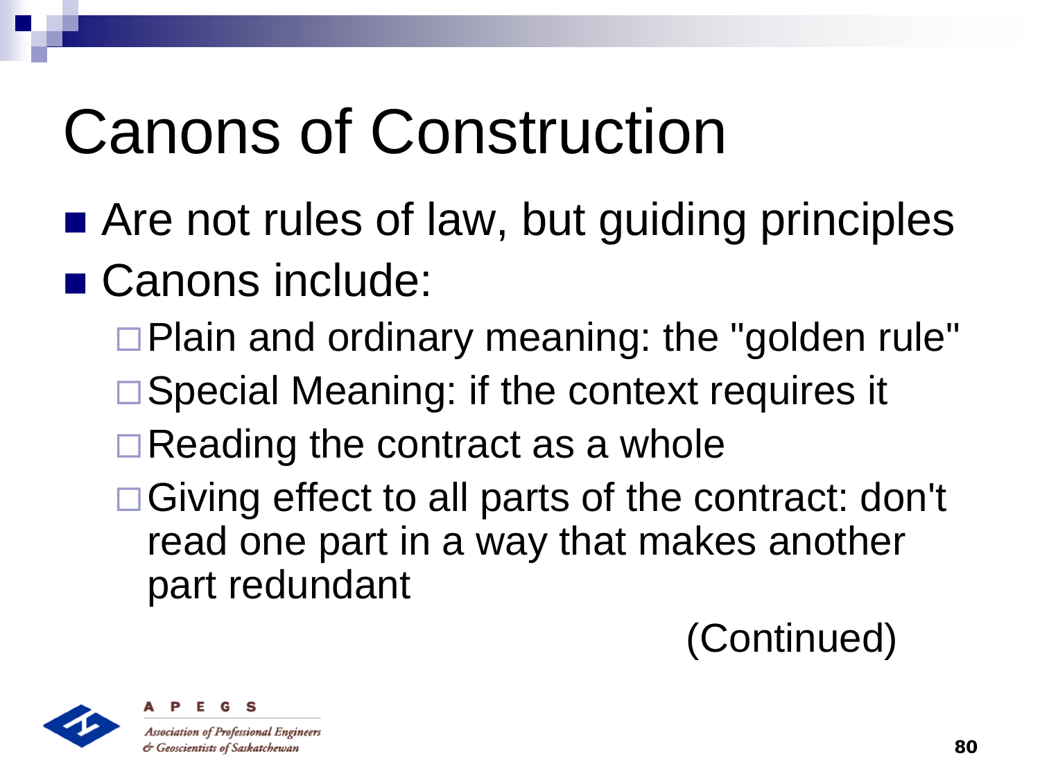# Canons of Construction

- Are not rules of law, but guiding principles
- Canons include:
  - Plain and ordinary meaning: the "golden rule"
  - Special Meaning: if the context requires it
  - Reading the contract as a whole
  - Giving effect to all parts of the contract: don't read one part in a way that makes another part redundant

(Continued)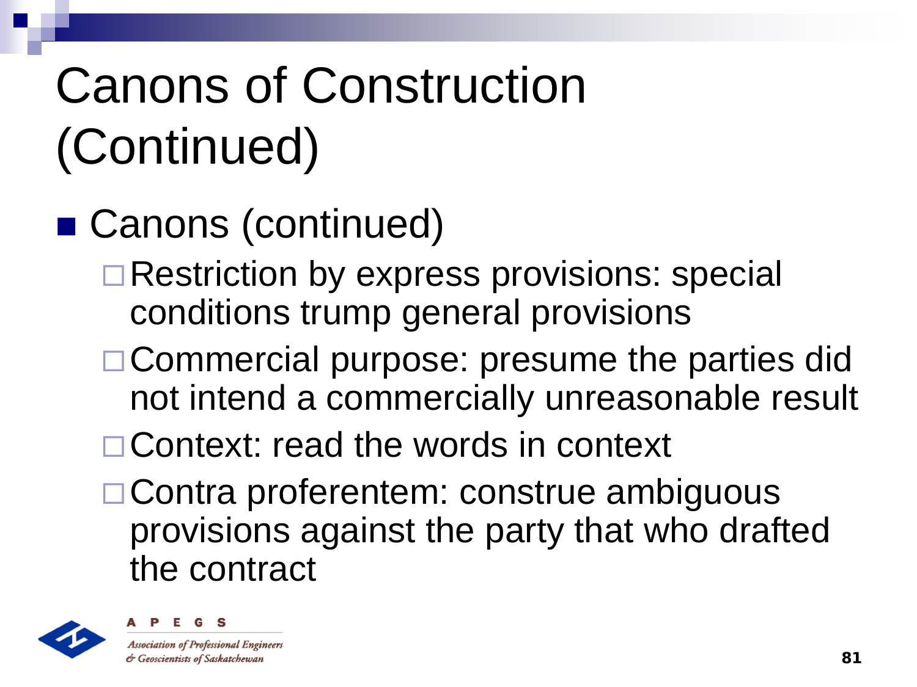# Canons of Construction (Continued)

- Canons (continued)
  - Restriction by express provisions: special conditions trump general provisions
  - Commercial purpose: presume the parties did not intend a commercially unreasonable result
  - Context: read the words in context
  - Contra proferentem: construe ambiguous provisions against the party that who drafted the contract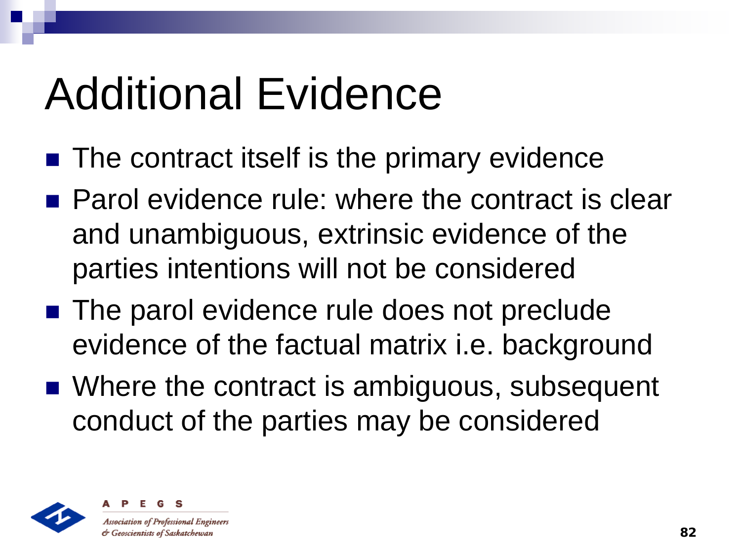# Additional Evidence

- The contract itself is the primary evidence
- Parol evidence rule: where the contract is clear and unambiguous, extrinsic evidence of the parties intentions will not be considered
- The parol evidence rule does not preclude evidence of the factual matrix i.e. background
- Where the contract is ambiguous, subsequent conduct of the parties may be considered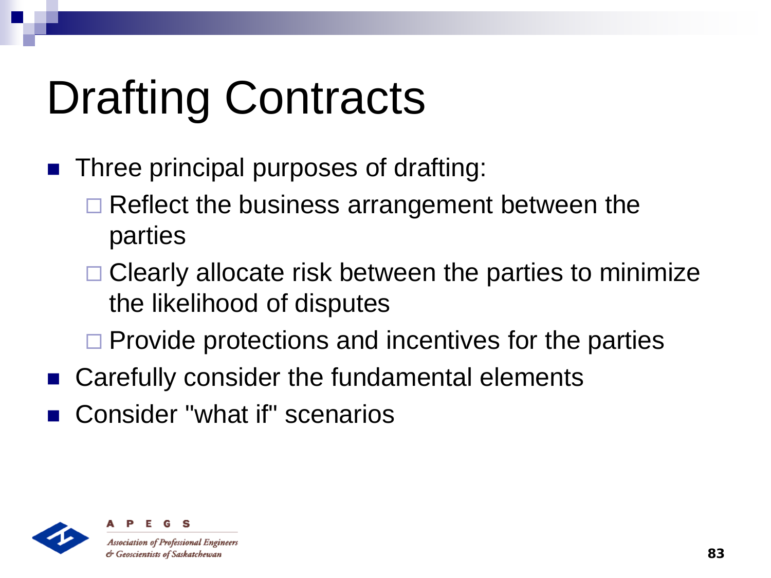# Drafting Contracts

- Three principal purposes of drafting:
  - Reflect the business arrangement between the parties
  - Clearly allocate risk between the parties to minimize the likelihood of disputes
  - Provide protections and incentives for the parties
- Carefully consider the fundamental elements
- Consider "what if" scenarios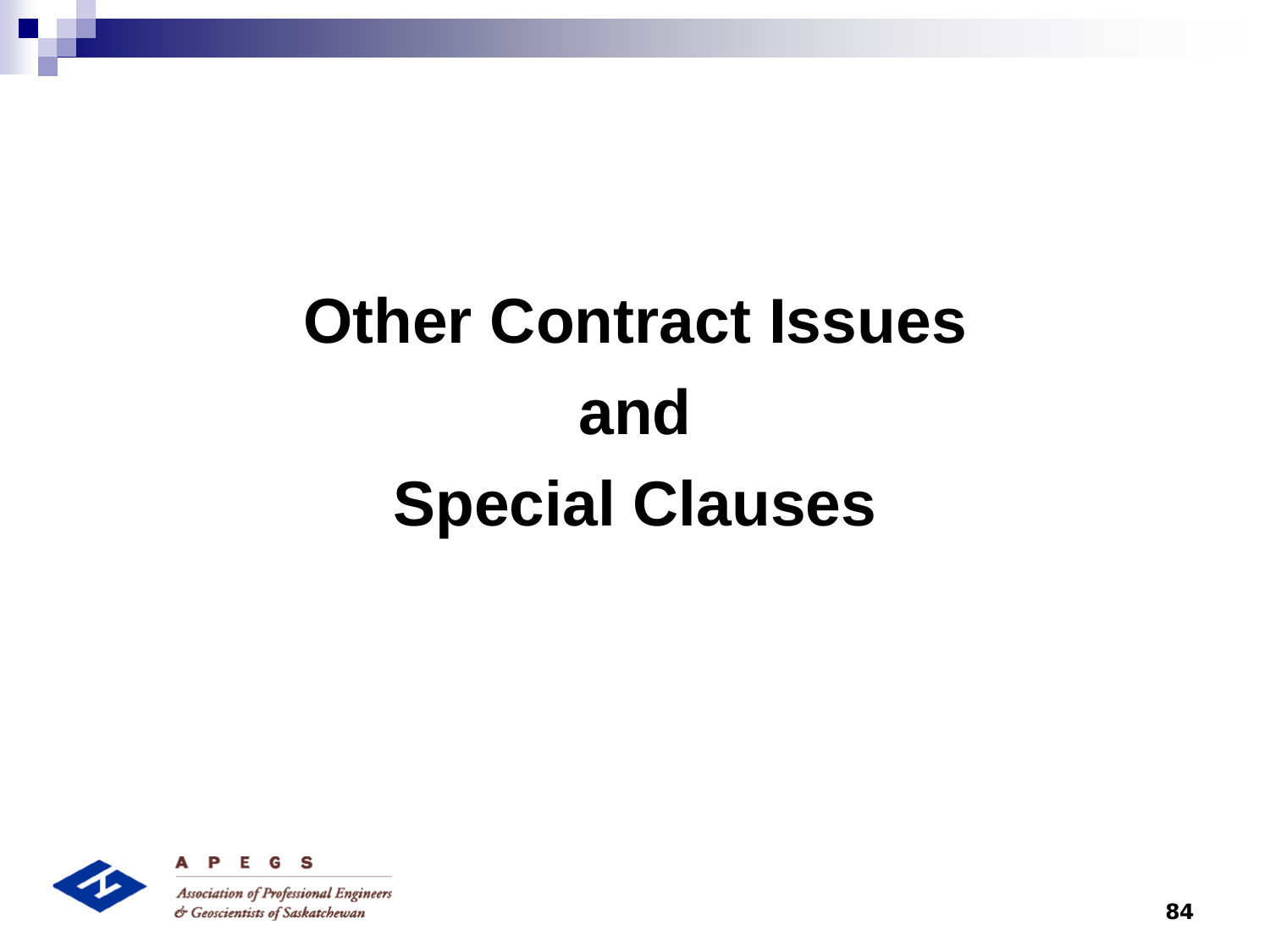# Other Contract Issues and Special Clauses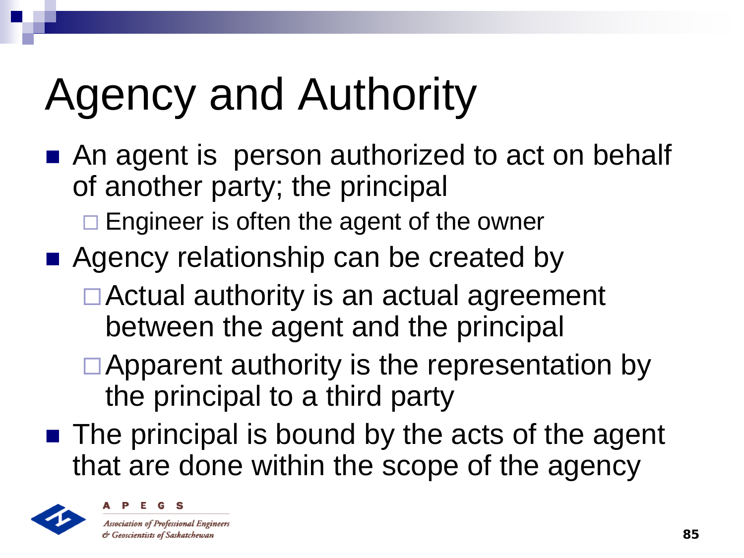# Agency and Authority

- An agent is  person authorized to act on behalf of another party; the principal
  - Engineer is often the agent of the owner
- Agency relationship can be created by
  - Actual authority is an actual agreement between the agent and the principal
  - Apparent authority is the representation by the principal to a third party
- The principal is bound by the acts of the agent that are done within the scope of the agency

A P E G S

*Association of Professional Engineers & Geoscientists of Saskatchewan*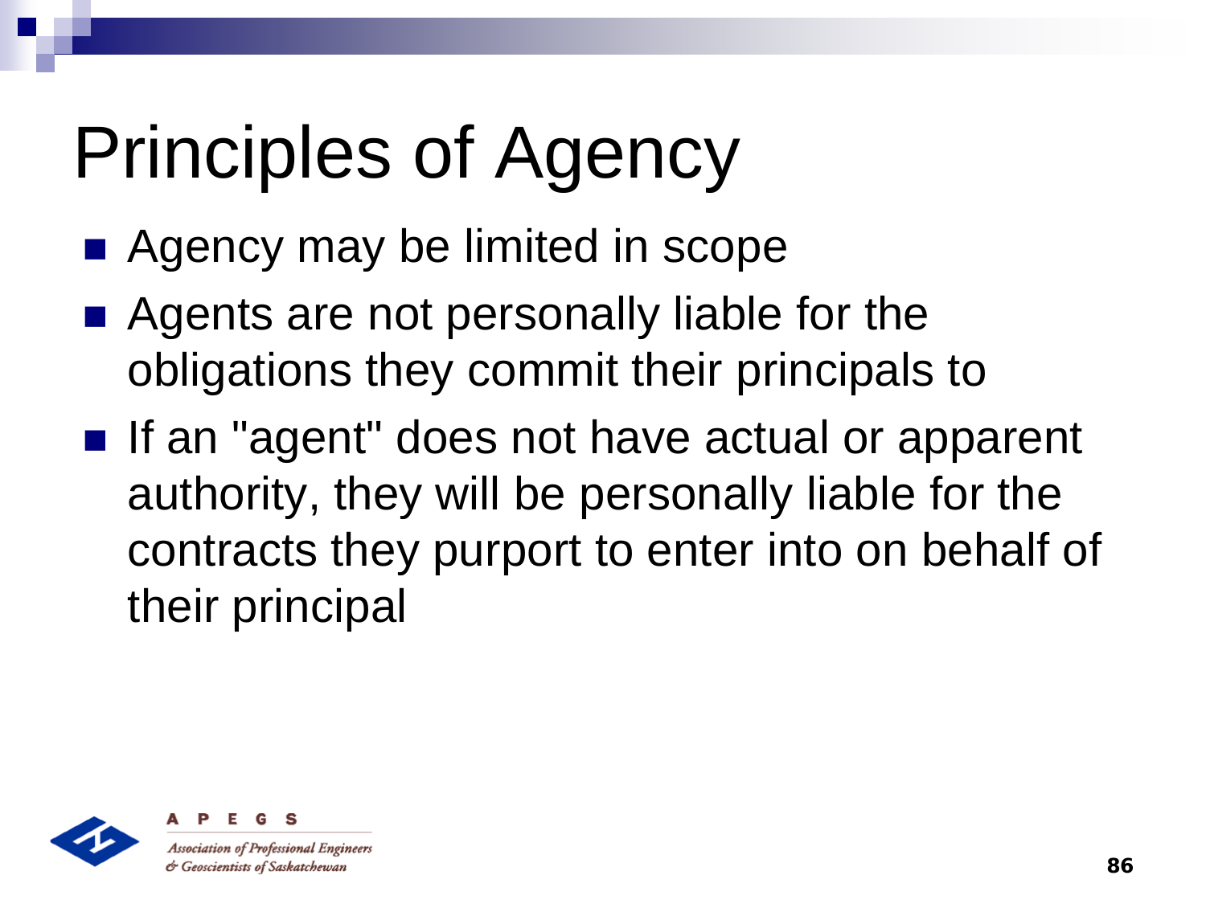# Principles of Agency

- Agency may be limited in scope
- Agents are not personally liable for the obligations they commit their principals to
- If an "agent" does not have actual or apparent authority, they will be personally liable for the contracts they purport to enter into on behalf of their principal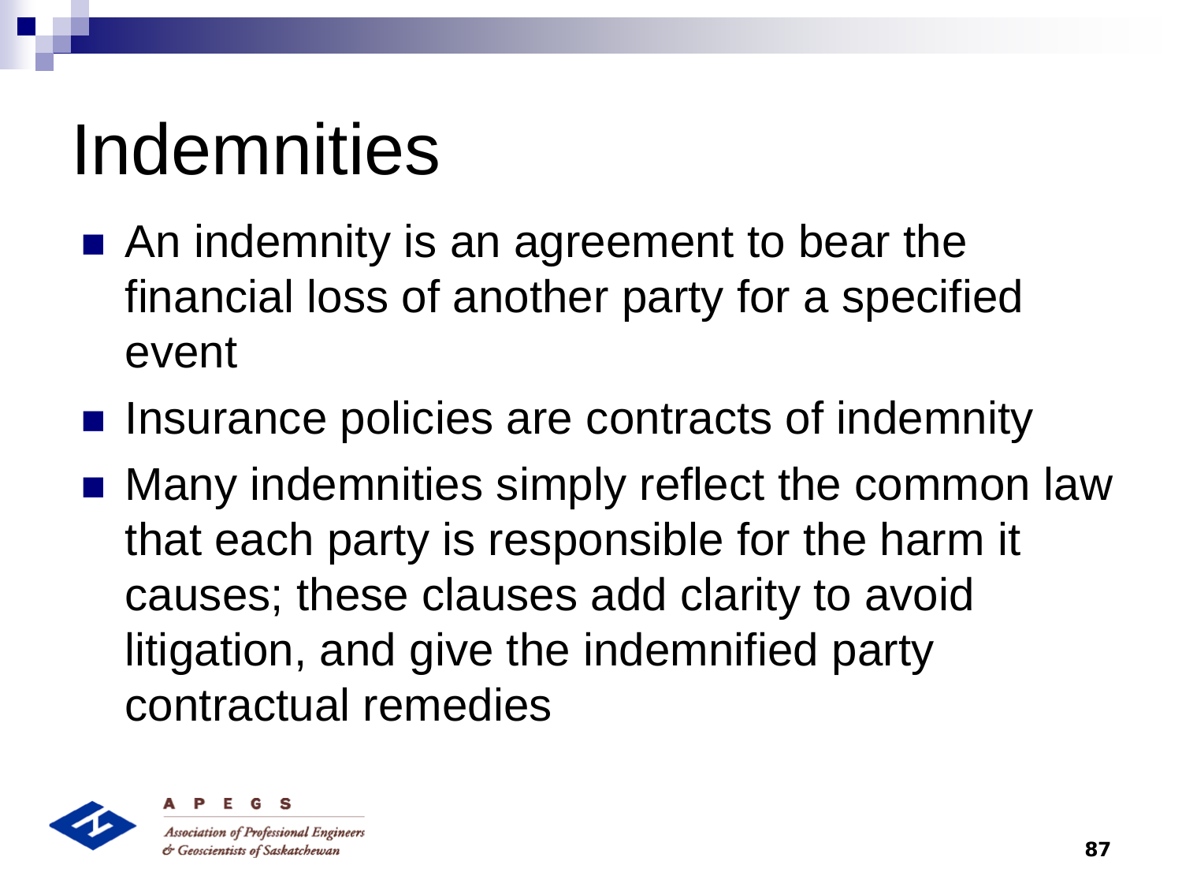# Indemnities

- An indemnity is an agreement to bear the financial loss of another party for a specified event
- Insurance policies are contracts of indemnity
- Many indemnities simply reflect the common law that each party is responsible for the harm it causes; these clauses add clarity to avoid litigation, and give the indemnified party contractual remedies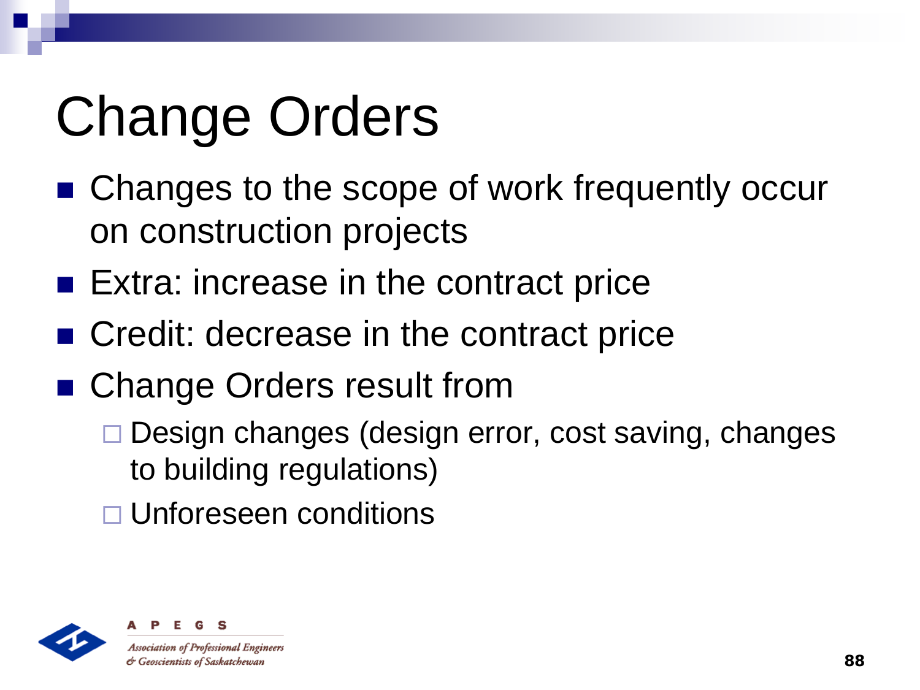# Change Orders

- Changes to the scope of work frequently occur on construction projects
- Extra: increase in the contract price
- Credit: decrease in the contract price
- Change Orders result from
  - Design changes (design error, cost saving, changes to building regulations)
  - Unforeseen conditions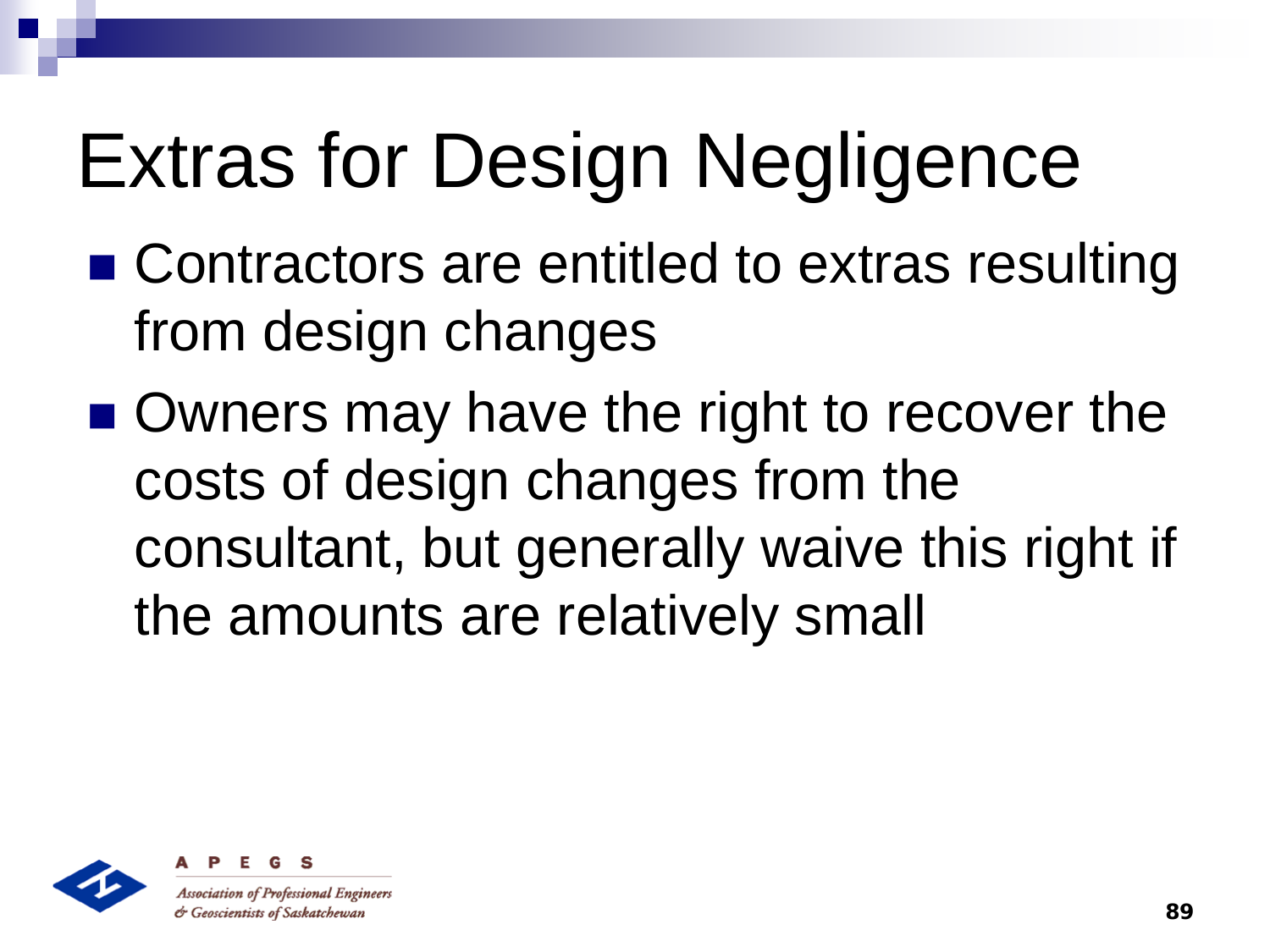# Extras for Design Negligence

- Contractors are entitled to extras resulting from design changes
- Owners may have the right to recover the costs of design changes from the consultant, but generally waive this right if the amounts are relatively small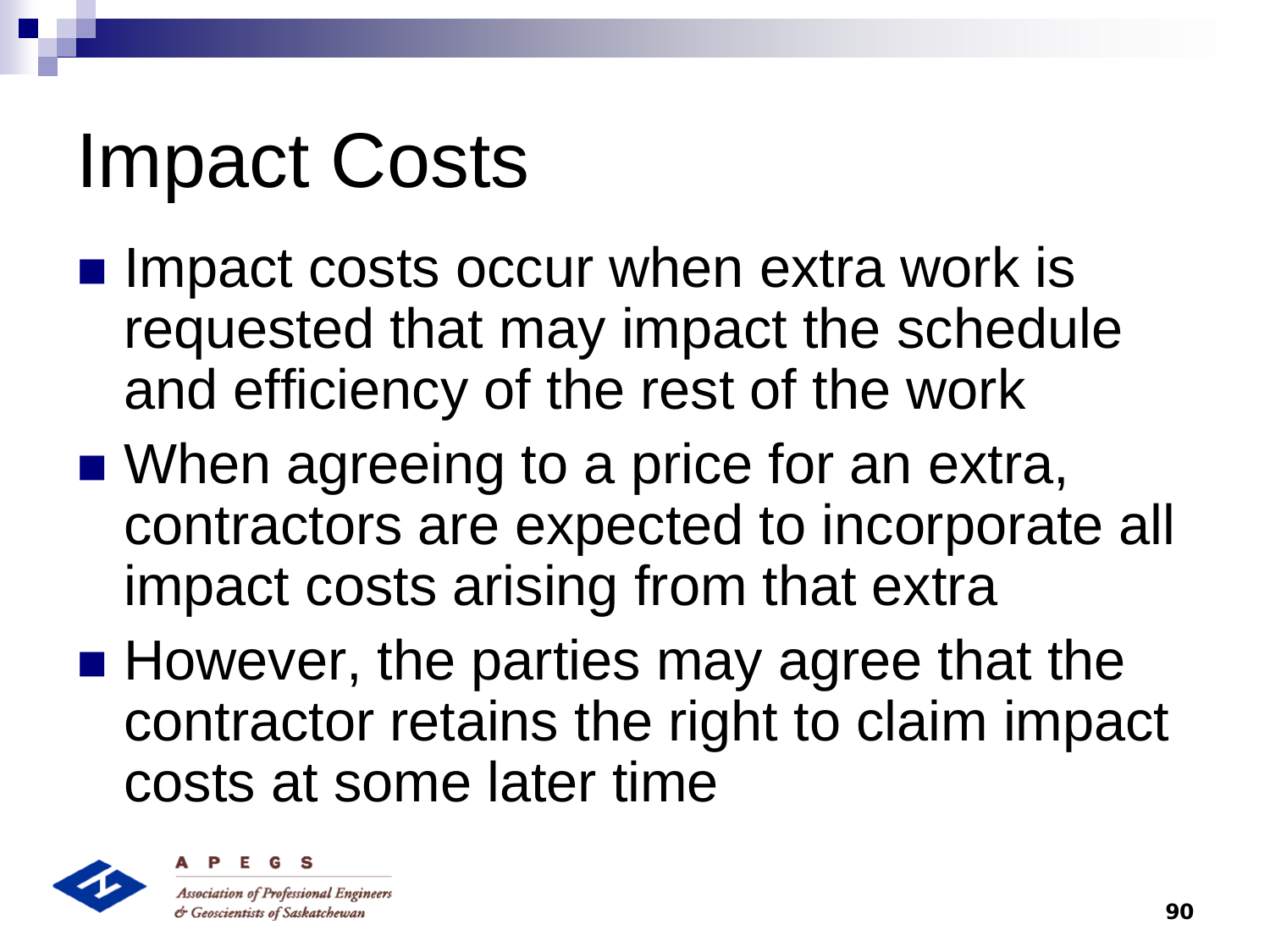# Impact Costs

- Impact costs occur when extra work is requested that may impact the schedule and efficiency of the rest of the work
- When agreeing to a price for an extra, contractors are expected to incorporate all impact costs arising from that extra
- However, the parties may agree that the contractor retains the right to claim impact costs at some later time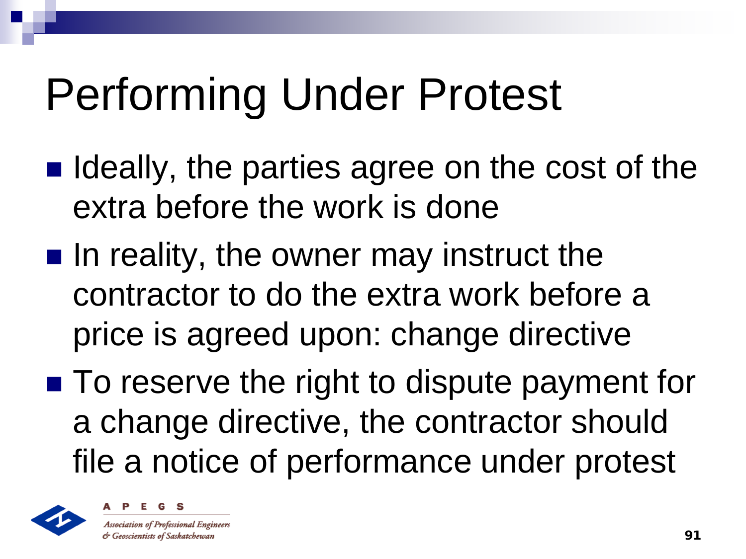# Performing Under Protest

- Ideally, the parties agree on the cost of the extra before the work is done
- In reality, the owner may instruct the contractor to do the extra work before a price is agreed upon: change directive
- To reserve the right to dispute payment for a change directive, the contractor should file a notice of performance under protest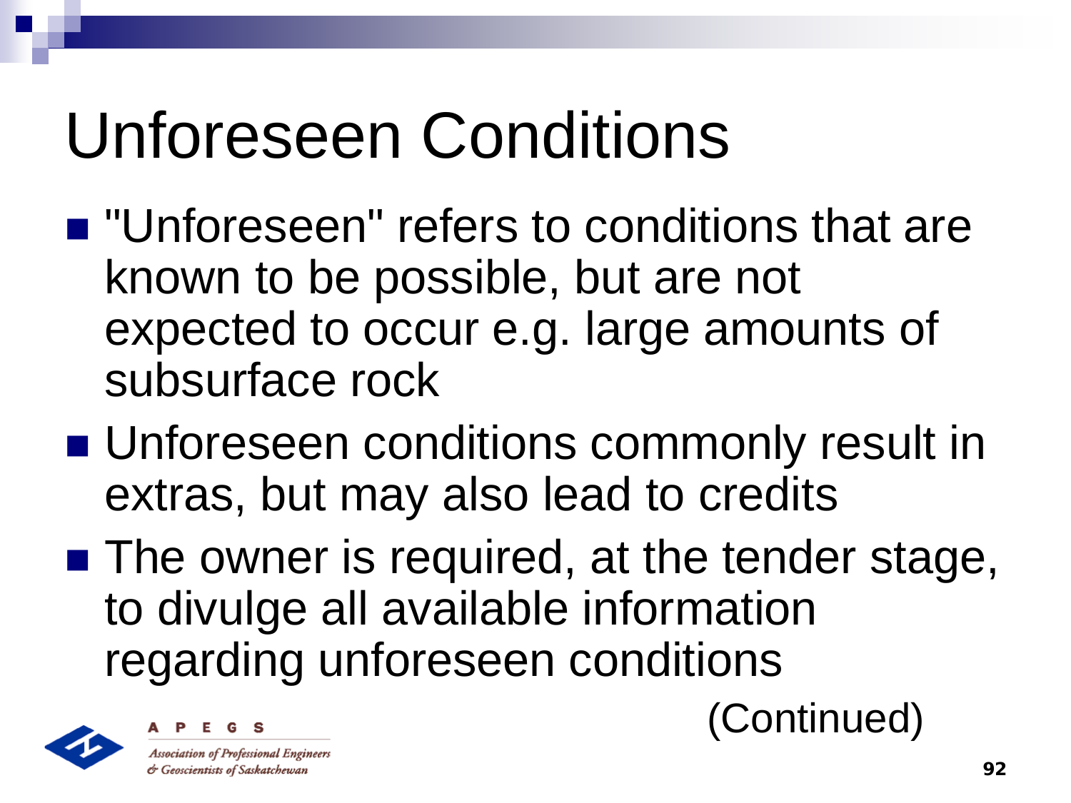# Unforeseen Conditions

- "Unforeseen" refers to conditions that are known to be possible, but are not expected to occur e.g. large amounts of subsurface rock
- Unforeseen conditions commonly result in extras, but may also lead to credits
- The owner is required, at the tender stage, to divulge all available information regarding unforeseen conditions

(Continued)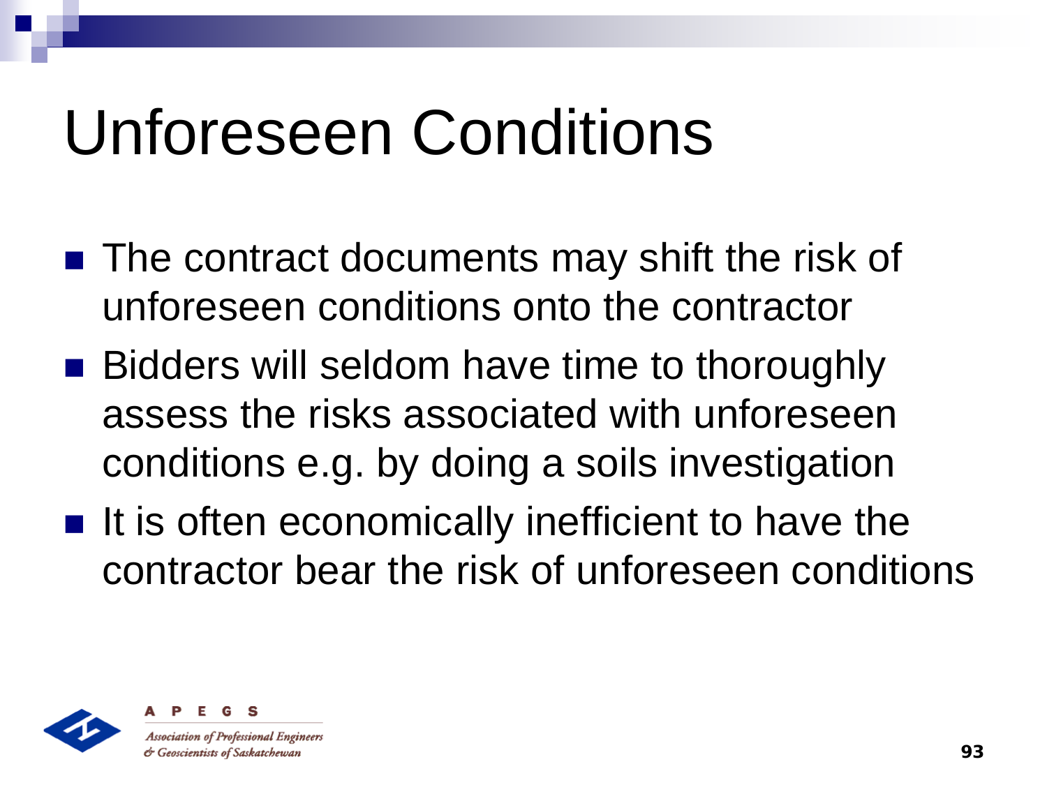# Unforeseen Conditions

- The contract documents may shift the risk of unforeseen conditions onto the contractor
- Bidders will seldom have time to thoroughly assess the risks associated with unforeseen conditions e.g. by doing a soils investigation
- It is often economically inefficient to have the contractor bear the risk of unforeseen conditions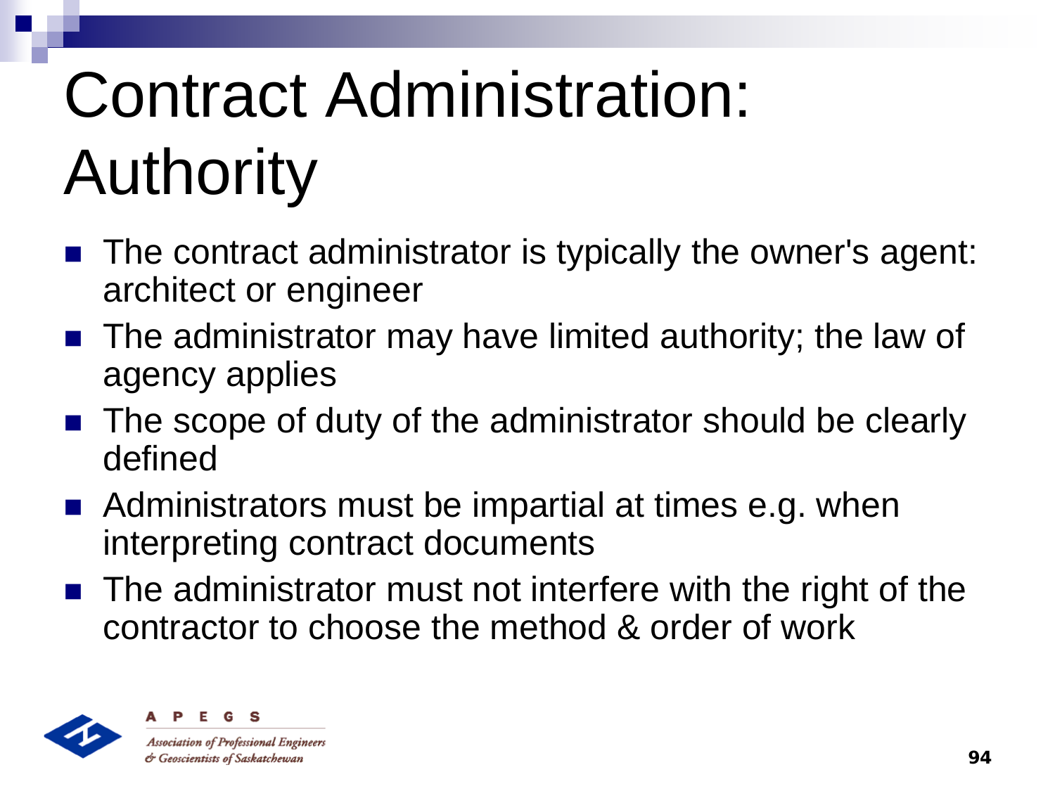# Contract Administration: Authority

- The contract administrator is typically the owner's agent: architect or engineer
- The administrator may have limited authority; the law of agency applies
- The scope of duty of the administrator should be clearly defined
- Administrators must be impartial at times e.g. when interpreting contract documents
- The administrator must not interfere with the right of the contractor to choose the method & order of work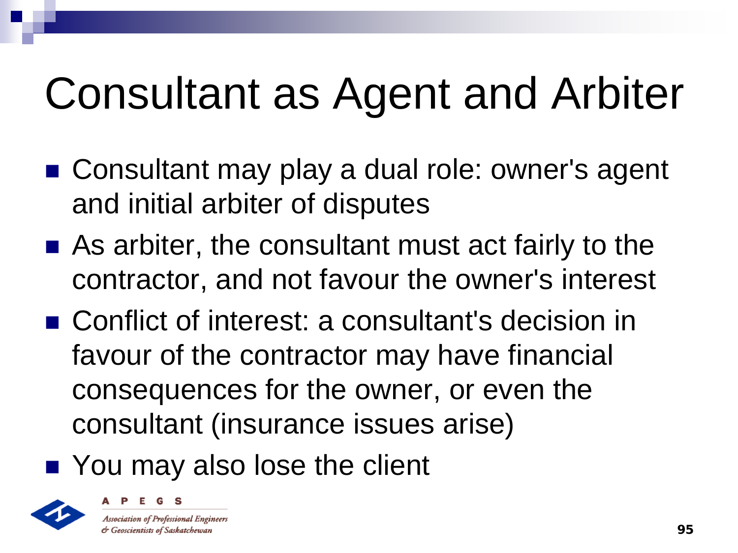# Consultant as Agent and Arbiter

- Consultant may play a dual role: owner's agent and initial arbiter of disputes
- As arbiter, the consultant must act fairly to the contractor, and not favour the owner's interest
- Conflict of interest: a consultant's decision in favour of the contractor may have financial consequences for the owner, or even the consultant (insurance issues arise)
- You may also lose the client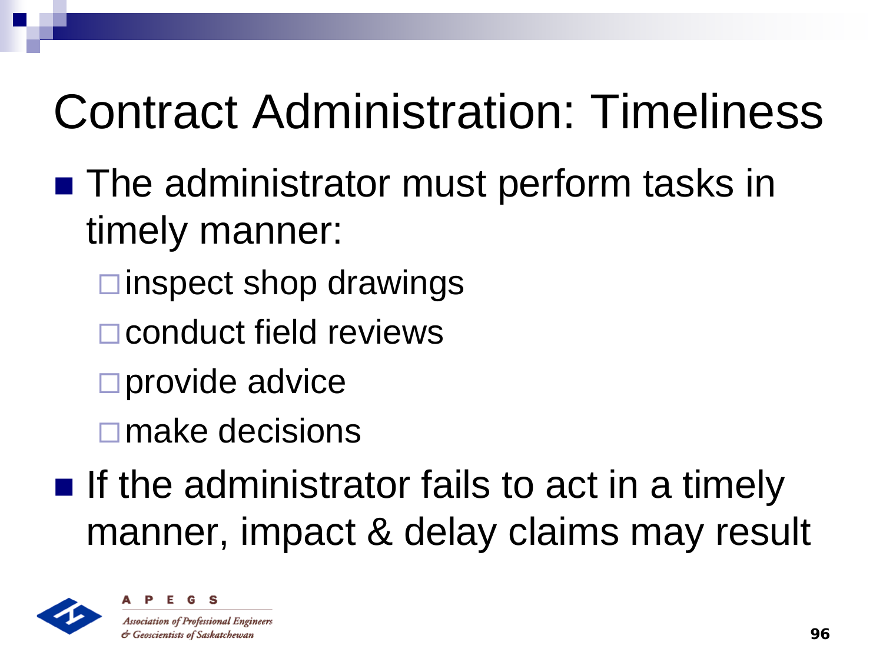# Contract Administration: Timeliness

- The administrator must perform tasks in timely manner:
  - inspect shop drawings
  - conduct field reviews
  - provide advice
  - make decisions
- If the administrator fails to act in a timely manner, impact & delay claims may result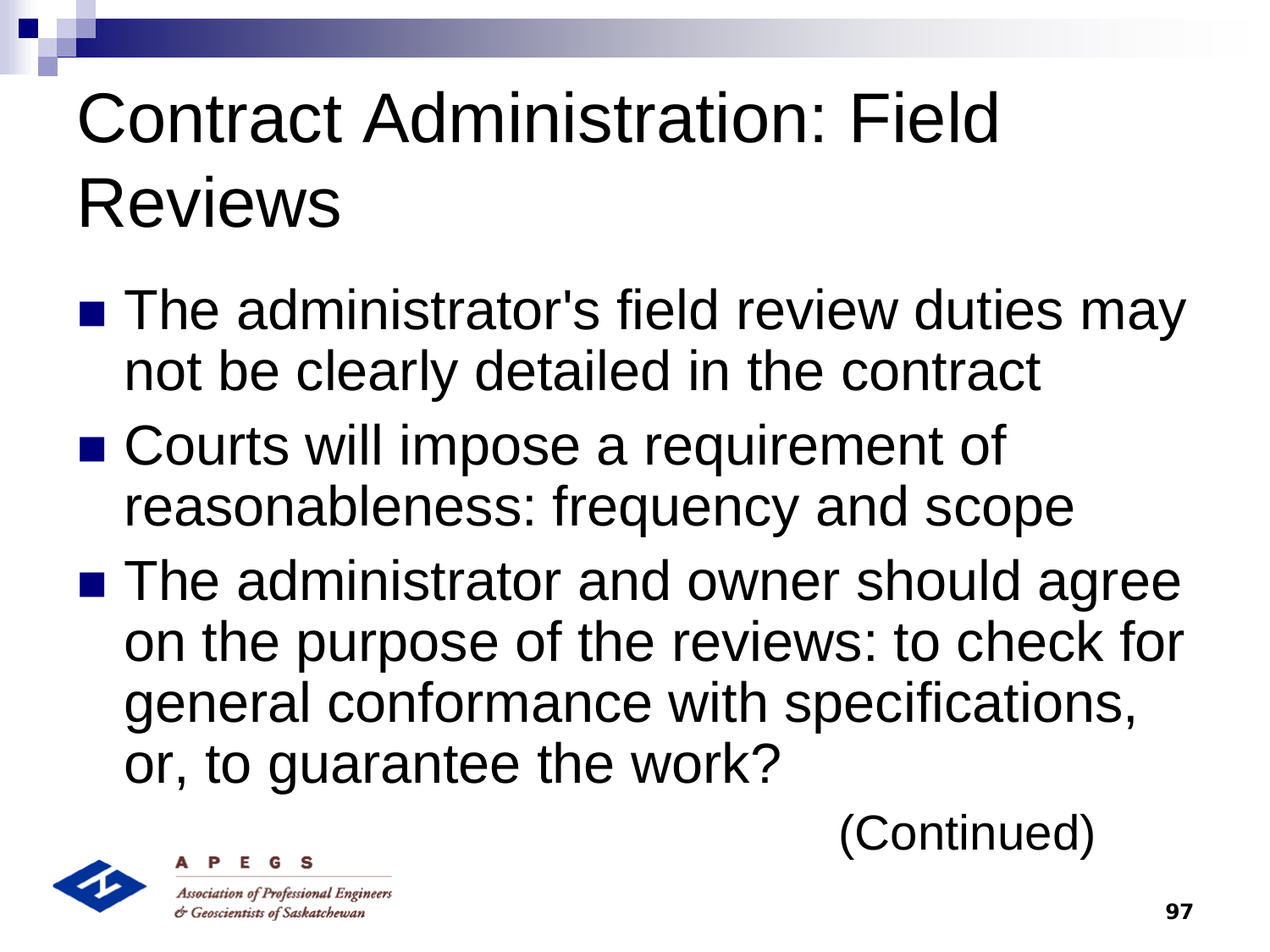# Contract Administration: Field Reviews

- The administrator's field review duties may not be clearly detailed in the contract
- Courts will impose a requirement of reasonableness: frequency and scope
- The administrator and owner should agree on the purpose of the reviews: to check for general conformance with specifications, or, to guarantee the work?

(Continued)

APEGS

*Association of Professional Engineers & Geoscientists of Saskatchewan*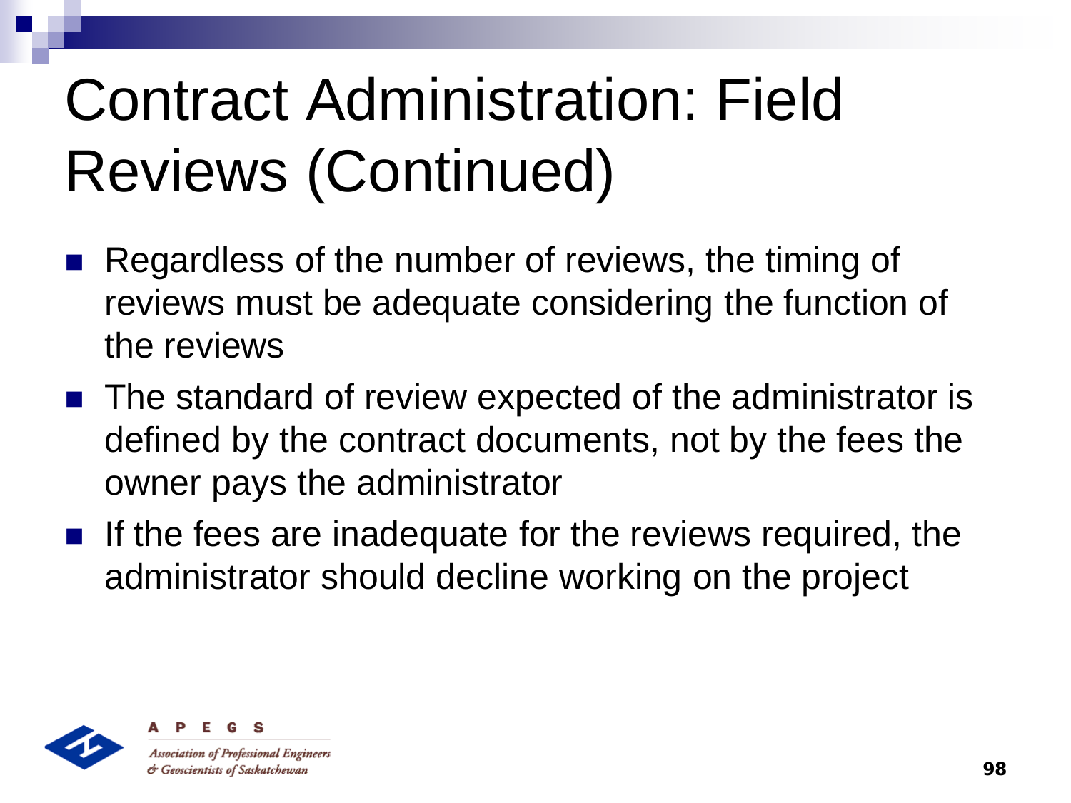# Contract Administration: Field Reviews (Continued)

- Regardless of the number of reviews, the timing of reviews must be adequate considering the function of the reviews
- The standard of review expected of the administrator is defined by the contract documents, not by the fees the owner pays the administrator
- If the fees are inadequate for the reviews required, the administrator should decline working on the project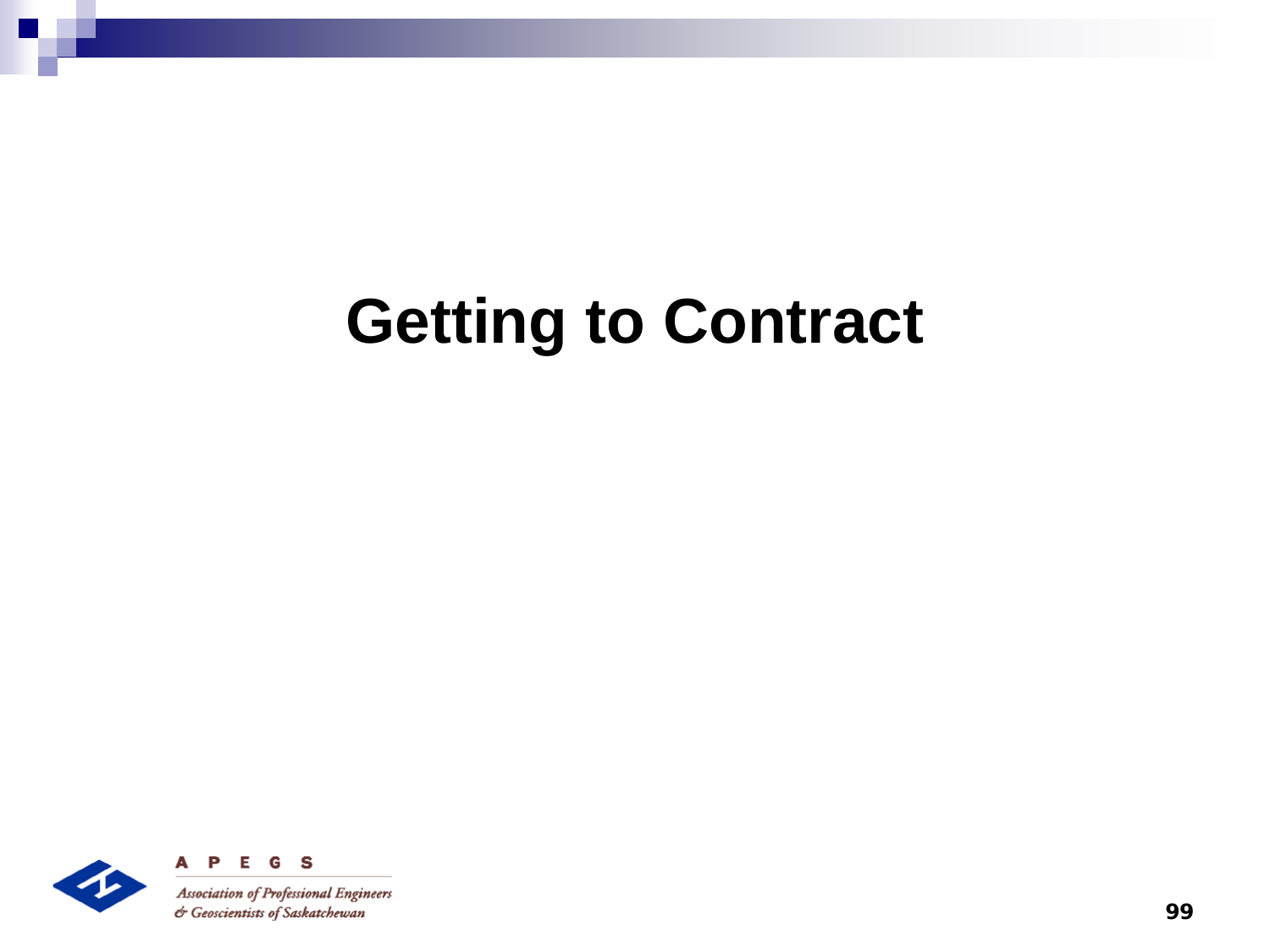# Getting to Contract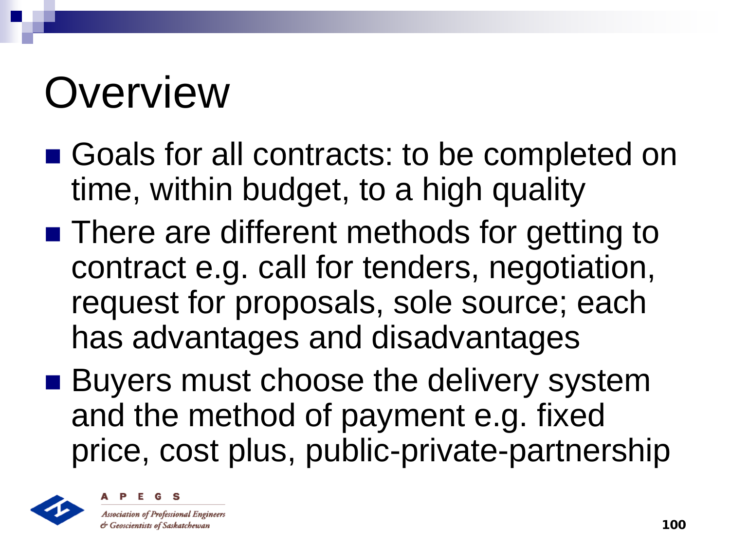# Overview

- Goals for all contracts: to be completed on time, within budget, to a high quality
- There are different methods for getting to contract e.g. call for tenders, negotiation, request for proposals, sole source; each has advantages and disadvantages
- Buyers must choose the delivery system and the method of payment e.g. fixed price, cost plus, public-private-partnership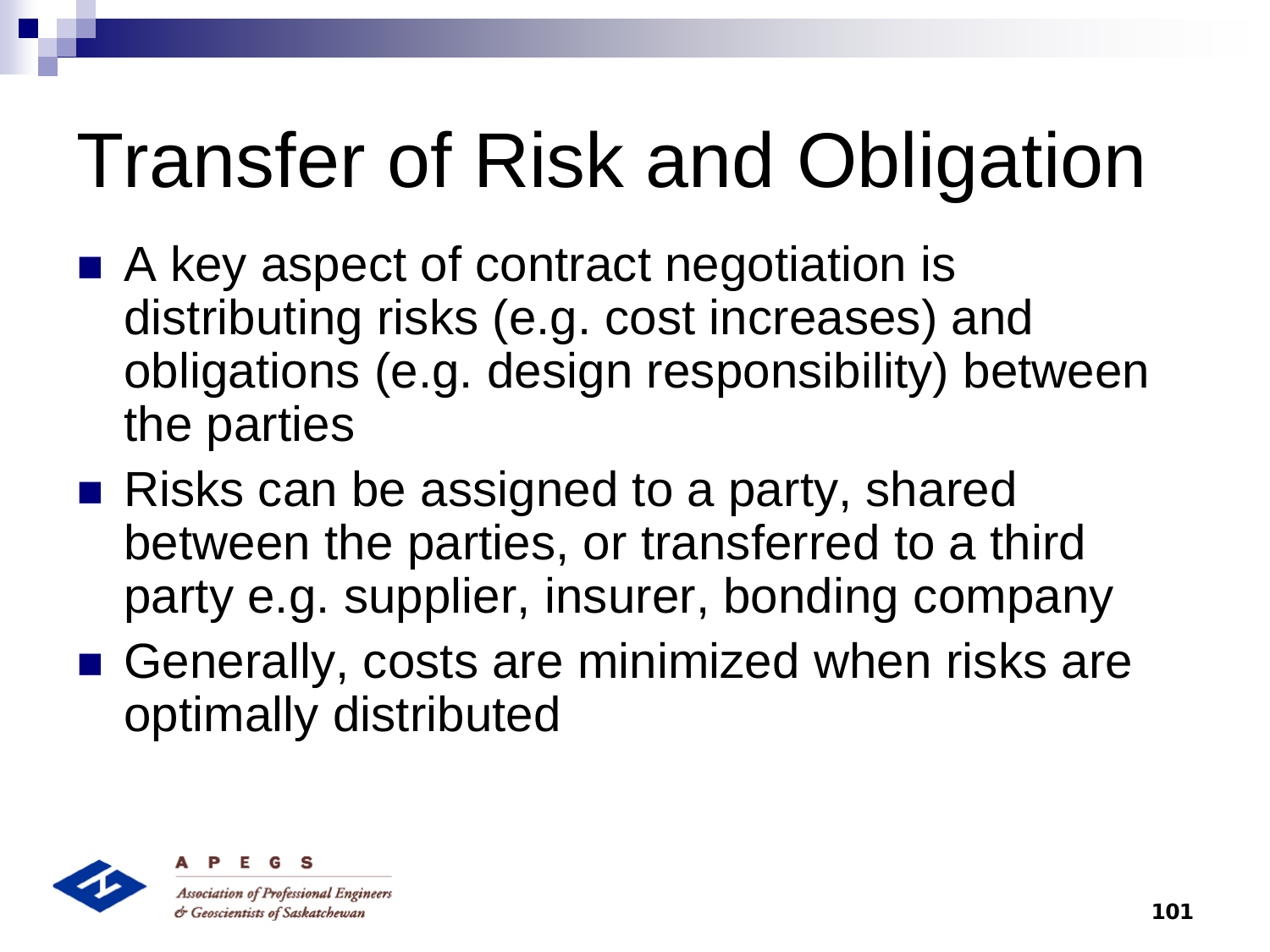# Transfer of Risk and Obligation

- A key aspect of contract negotiation is distributing risks (e.g. cost increases) and obligations (e.g. design responsibility) between the parties
- Risks can be assigned to a party, shared between the parties, or transferred to a third party e.g. supplier, insurer, bonding company
- Generally, costs are minimized when risks are optimally distributed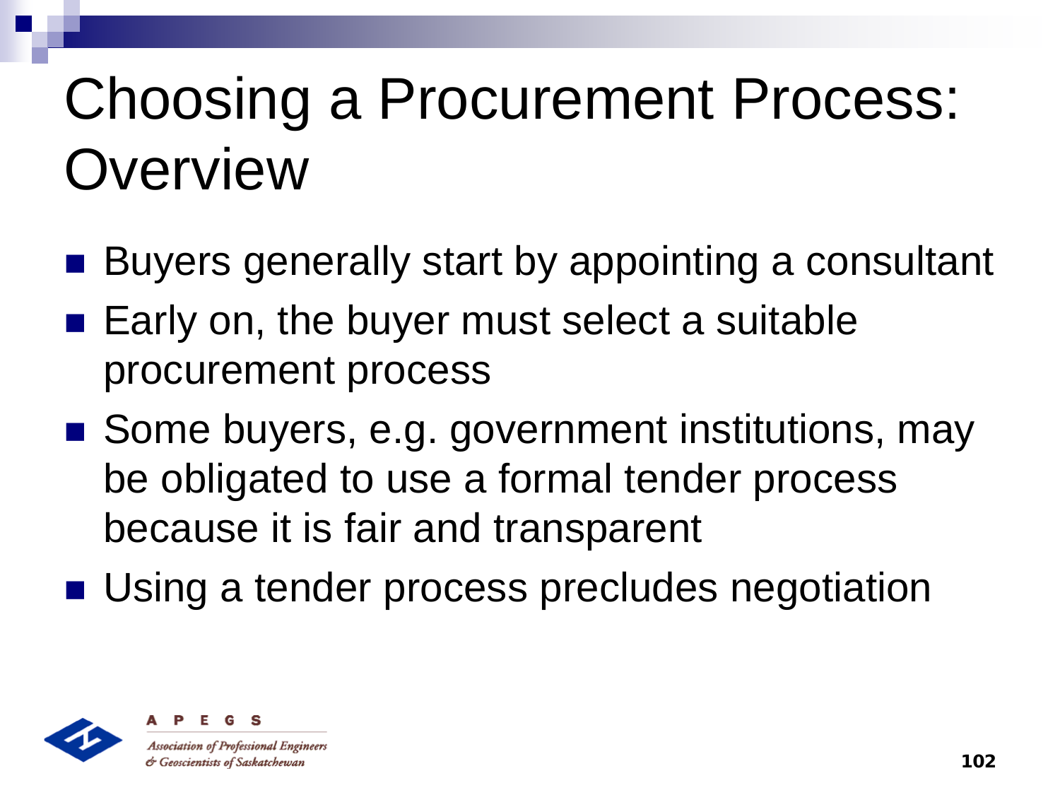# Choosing a Procurement Process: Overview

- Buyers generally start by appointing a consultant
- Early on, the buyer must select a suitable procurement process
- Some buyers, e.g. government institutions, may be obligated to use a formal tender process because it is fair and transparent
- Using a tender process precludes negotiation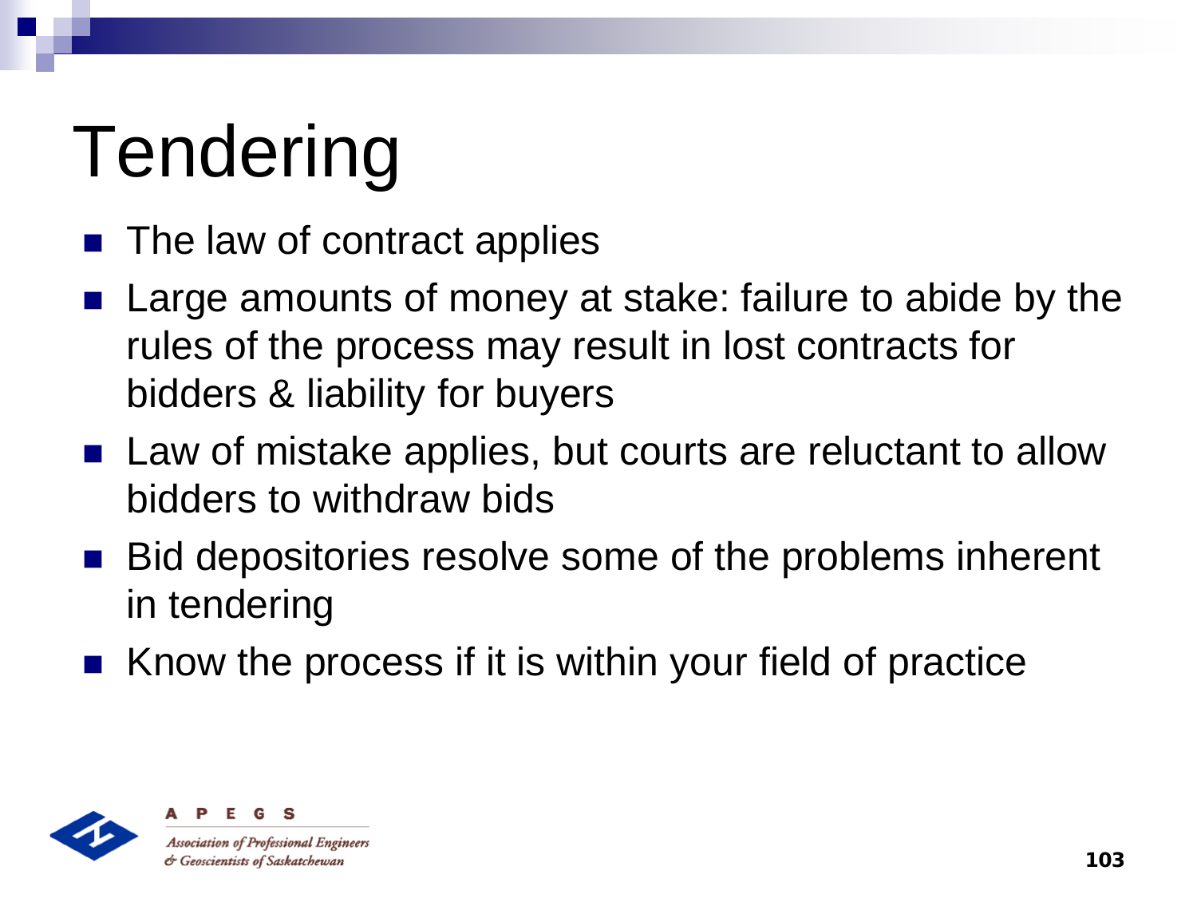# Tendering

- The law of contract applies
- Large amounts of money at stake: failure to abide by the rules of the process may result in lost contracts for bidders & liability for buyers
- Law of mistake applies, but courts are reluctant to allow bidders to withdraw bids
- Bid depositories resolve some of the problems inherent in tendering
- Know the process if it is within your field of practice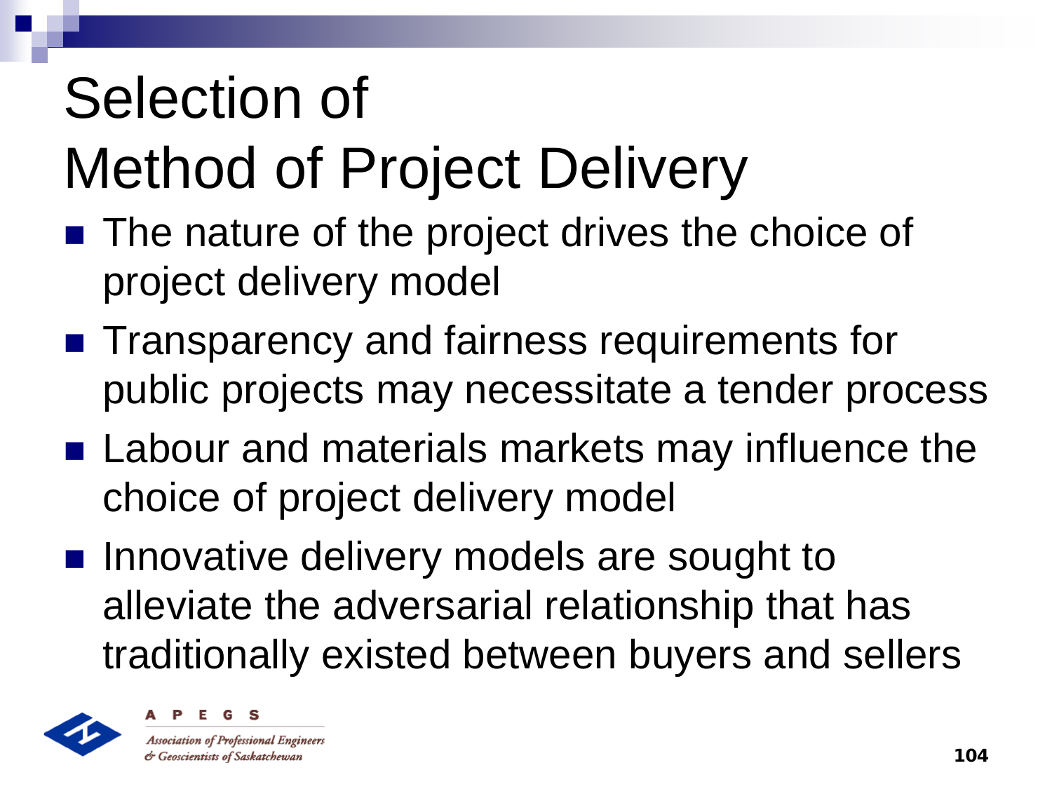# Selection of Method of Project Delivery

- The nature of the project drives the choice of project delivery model
- Transparency and fairness requirements for public projects may necessitate a tender process
- Labour and materials markets may influence the choice of project delivery model
- Innovative delivery models are sought to alleviate the adversarial relationship that has traditionally existed between buyers and sellers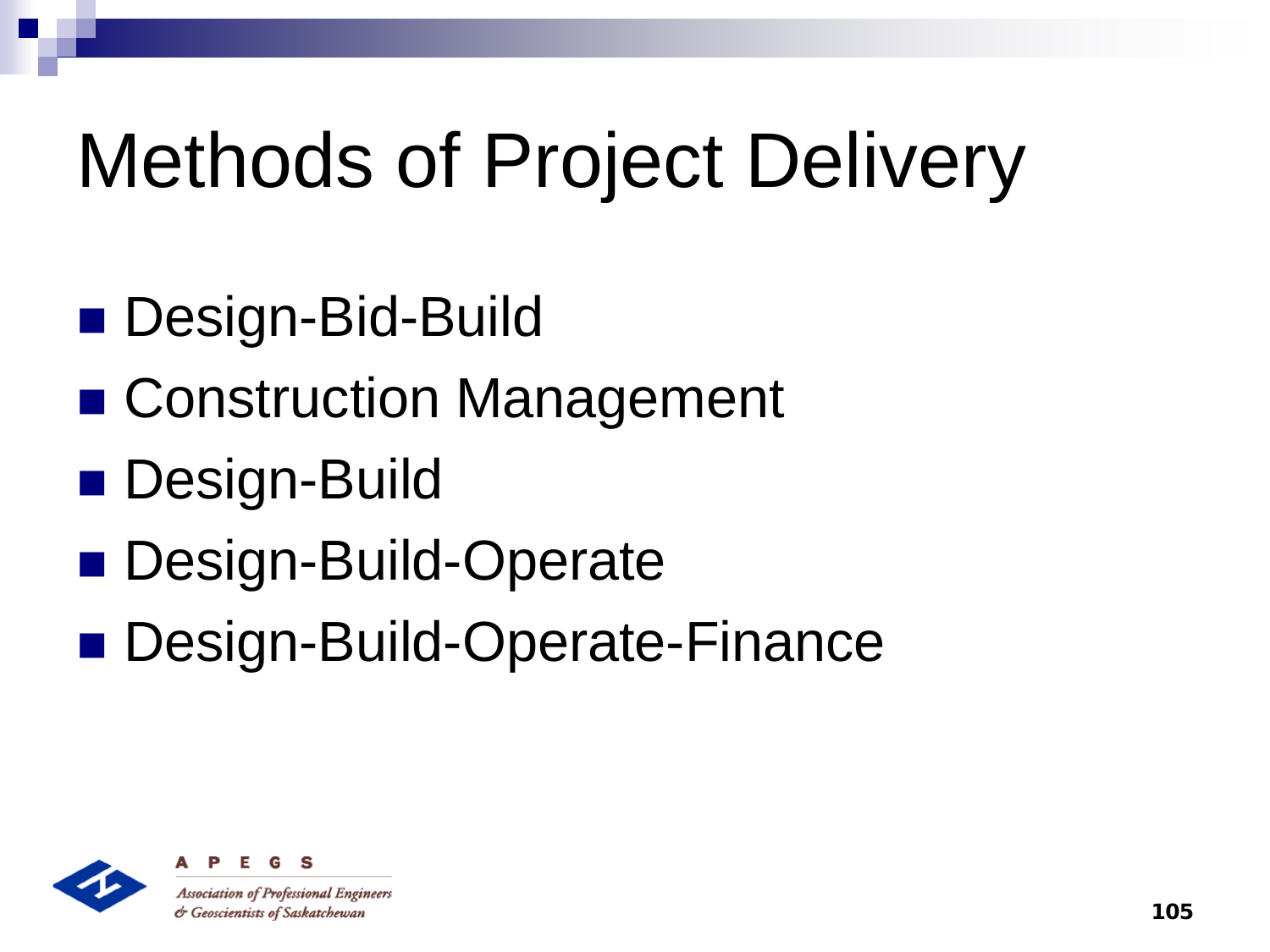# Methods of Project Delivery

- Design-Bid-Build
- Construction Management
- Design-Build
- Design-Build-Operate
- Design-Build-Operate-Finance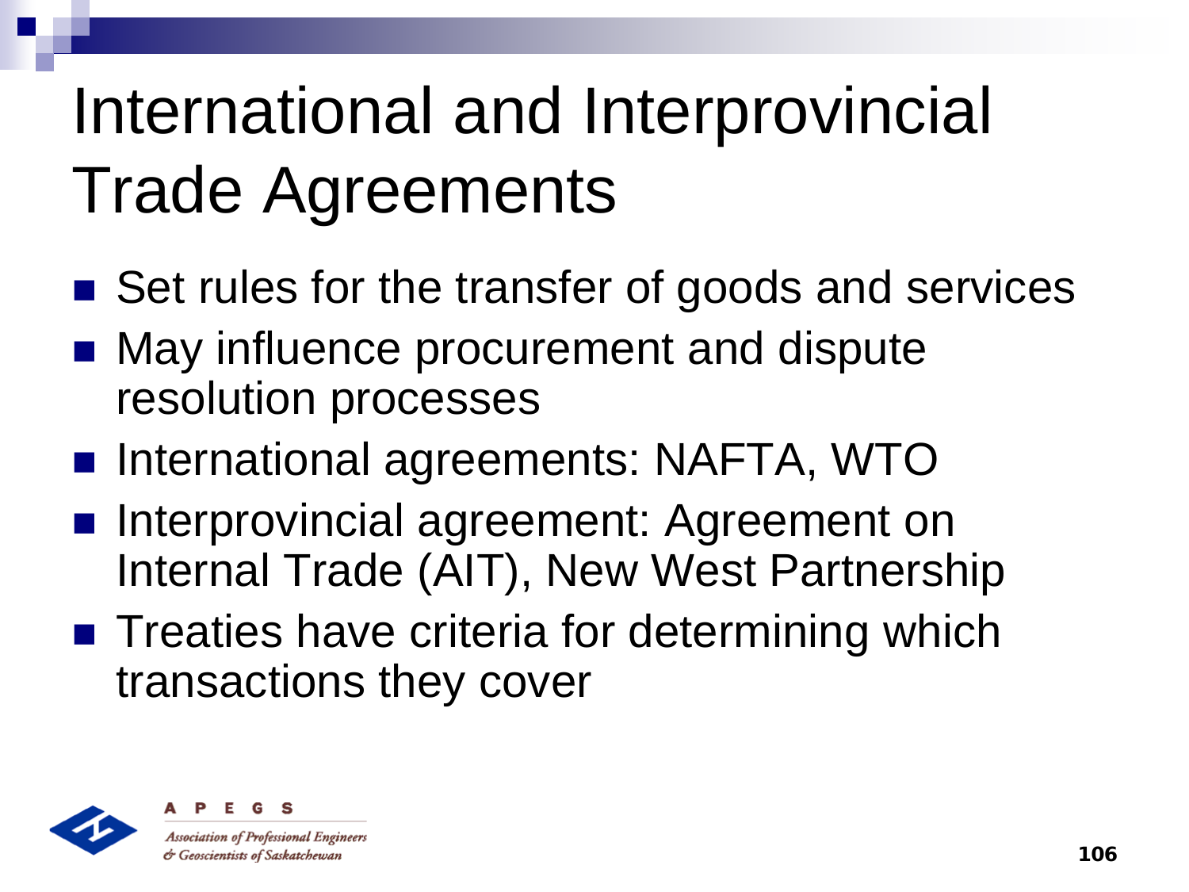# International and Interprovincial Trade Agreements

- Set rules for the transfer of goods and services
- May influence procurement and dispute resolution processes
- International agreements: NAFTA, WTO
- Interprovincial agreement: Agreement on Internal Trade (AIT), New West Partnership
- Treaties have criteria for determining which transactions they cover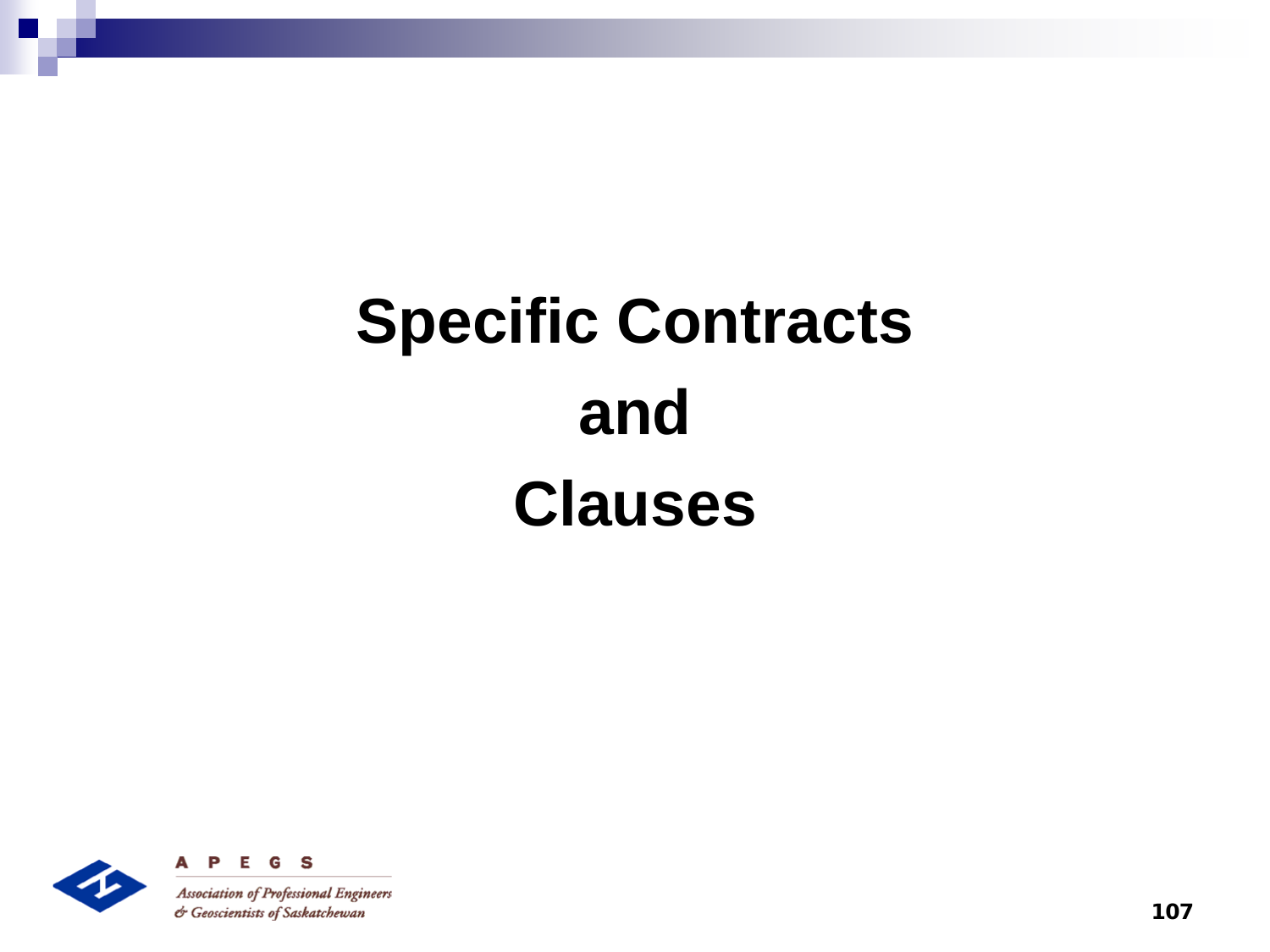# Specific Contracts and Clauses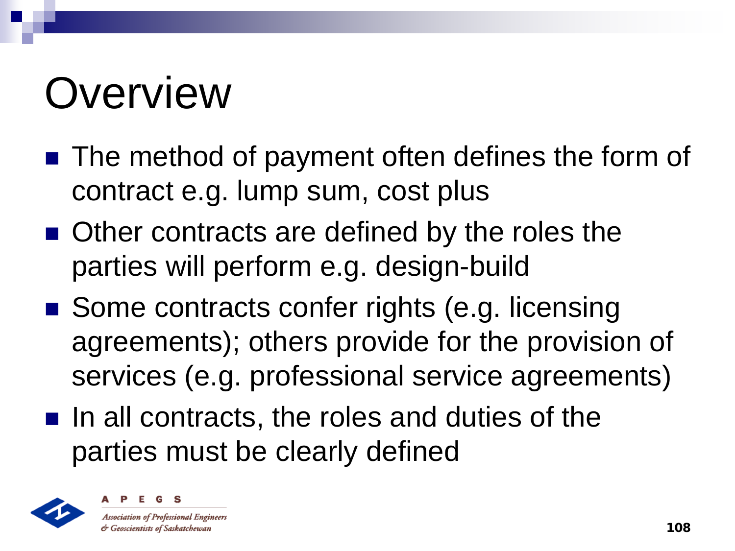# Overview

- The method of payment often defines the form of contract e.g. lump sum, cost plus
- Other contracts are defined by the roles the parties will perform e.g. design-build
- Some contracts confer rights (e.g. licensing agreements); others provide for the provision of services (e.g. professional service agreements)
- In all contracts, the roles and duties of the parties must be clearly defined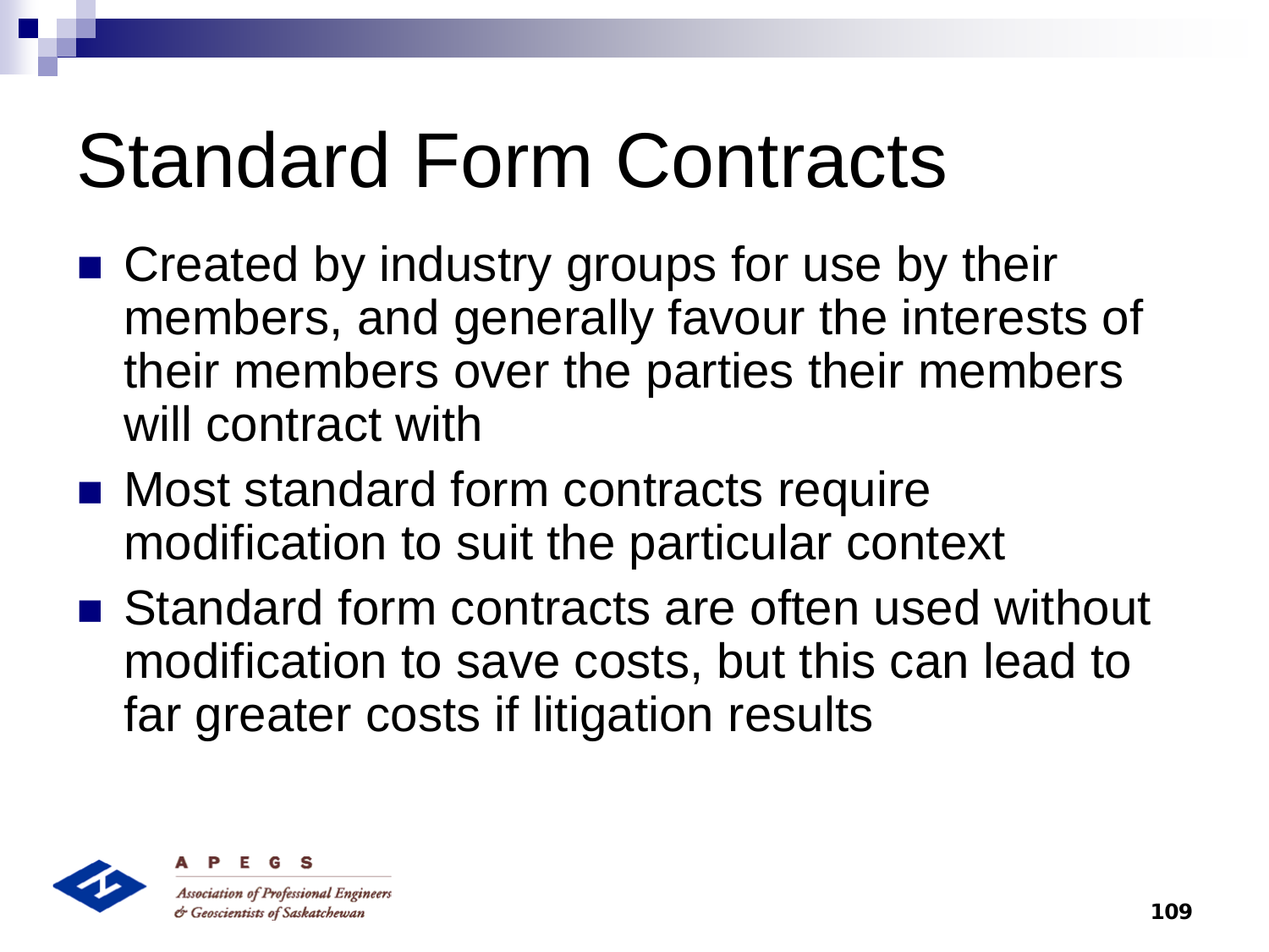# Standard Form Contracts

- Created by industry groups for use by their members, and generally favour the interests of their members over the parties their members will contract with
- Most standard form contracts require modification to suit the particular context
- Standard form contracts are often used without modification to save costs, but this can lead to far greater costs if litigation results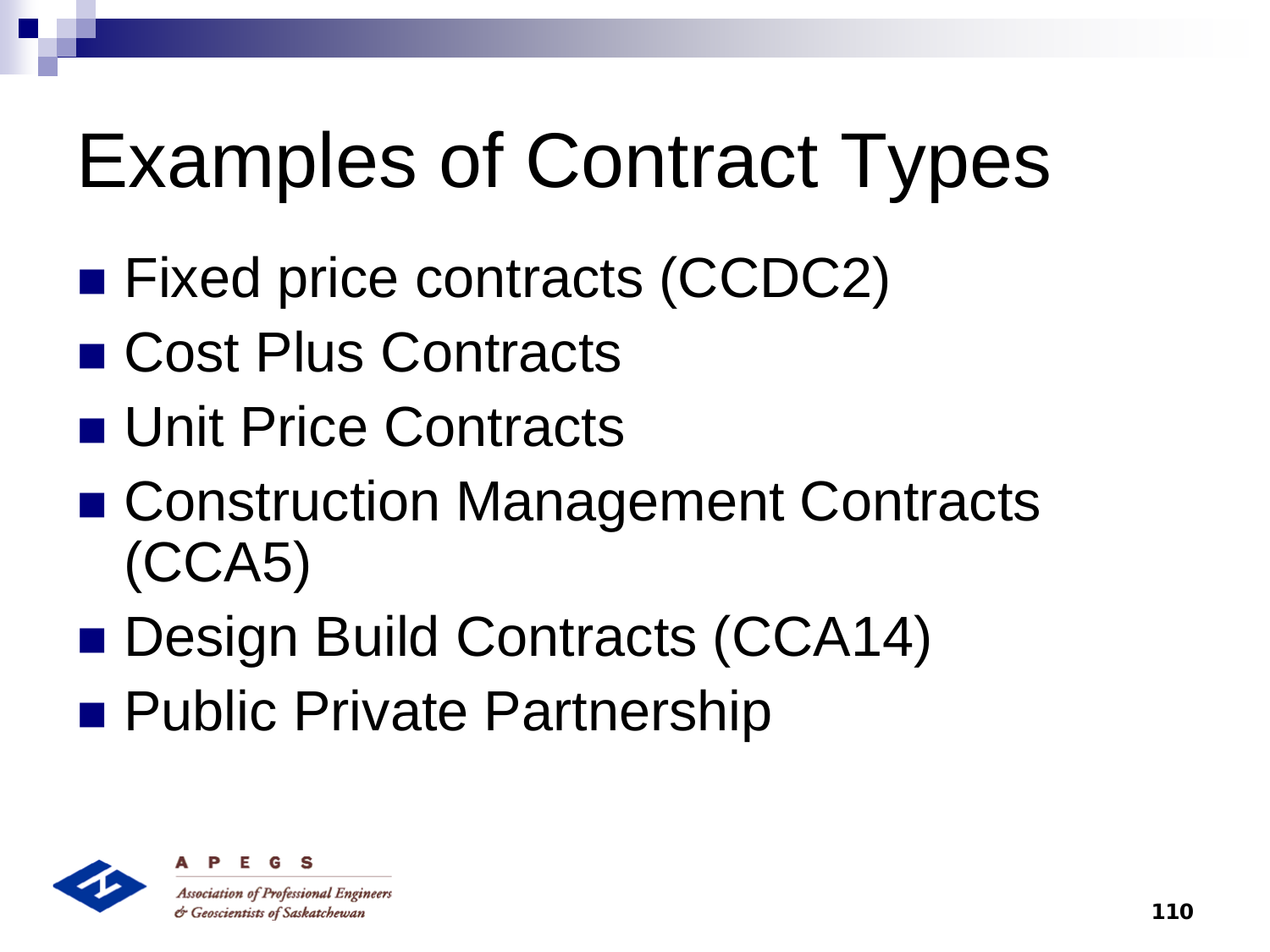# Examples of Contract Types

- Fixed price contracts (CCDC2)
- Cost Plus Contracts
- Unit Price Contracts
- Construction Management Contracts (CCA5)
- Design Build Contracts (CCA14)
- Public Private Partnership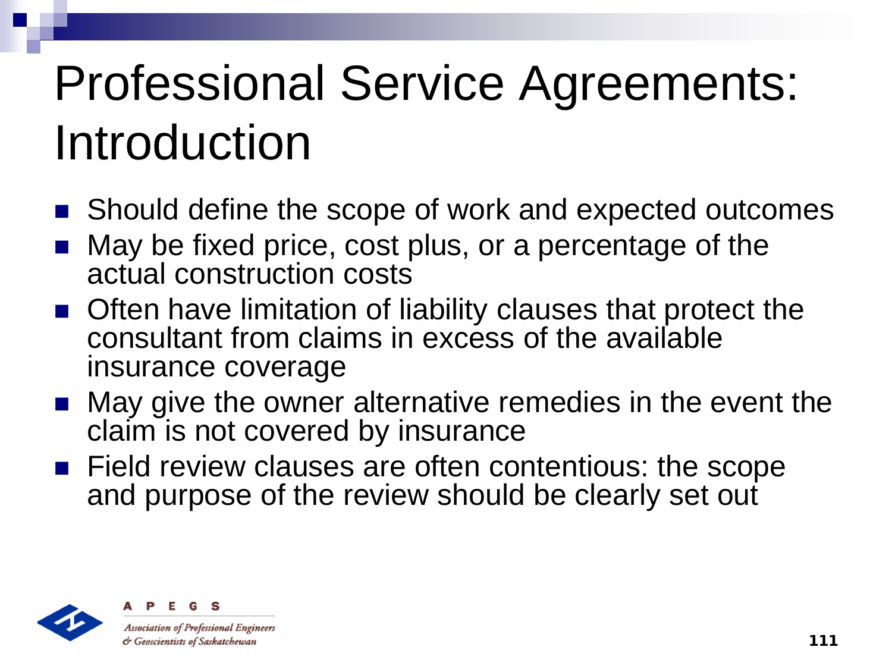# Professional Service Agreements: Introduction

- Should define the scope of work and expected outcomes
- May be fixed price, cost plus, or a percentage of the actual construction costs
- Often have limitation of liability clauses that protect the consultant from claims in excess of the available insurance coverage
- May give the owner alternative remedies in the event the claim is not covered by insurance
- Field review clauses are often contentious: the scope and purpose of the review should be clearly set out

APEGS

*Association of Professional Engineers & Geoscientists of Saskatchewan*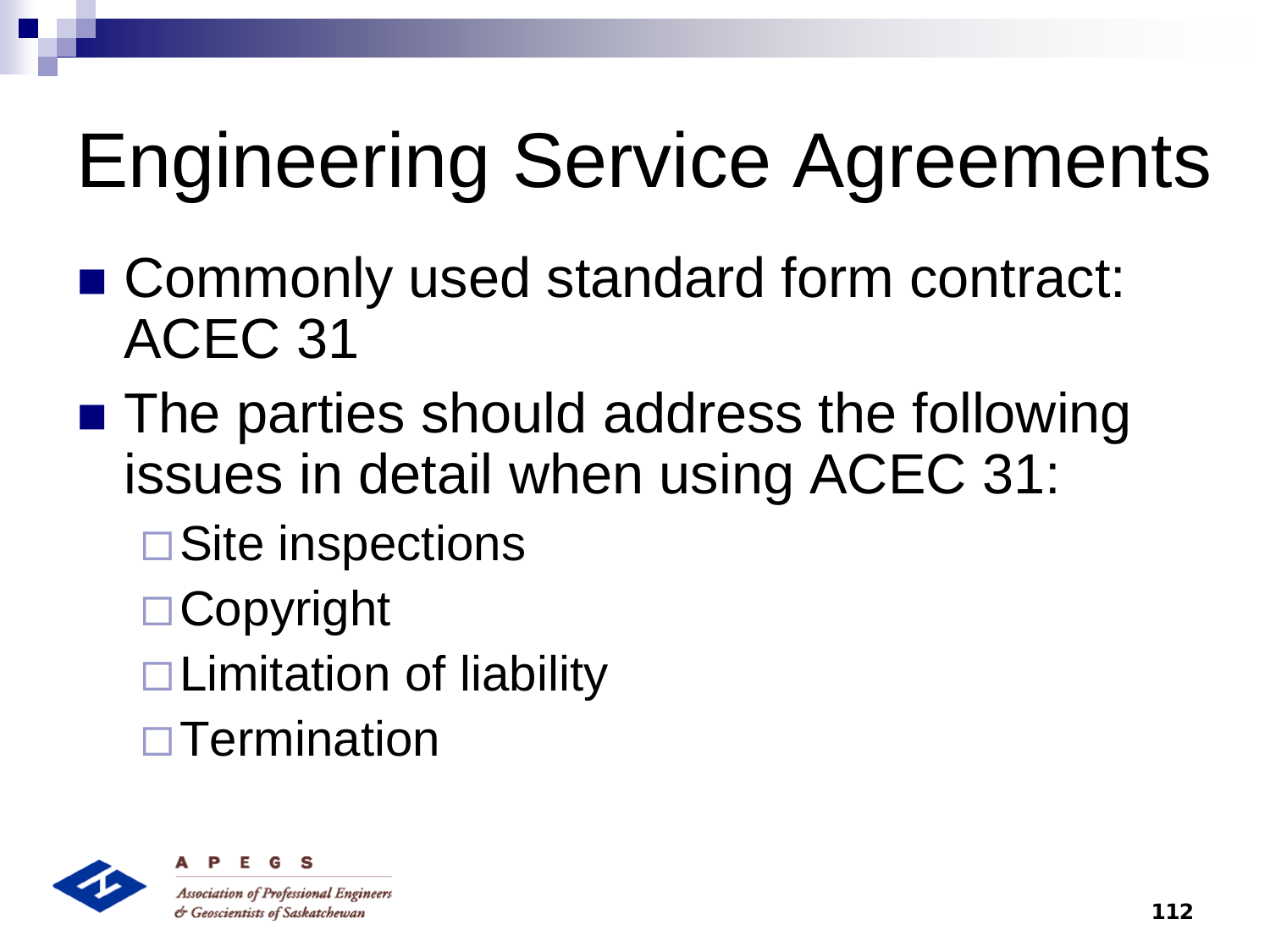# Engineering Service Agreements

- Commonly used standard form contract: ACEC 31
- The parties should address the following issues in detail when using ACEC 31:
  - Site inspections
  - Copyright
  - Limitation of liability
  - Termination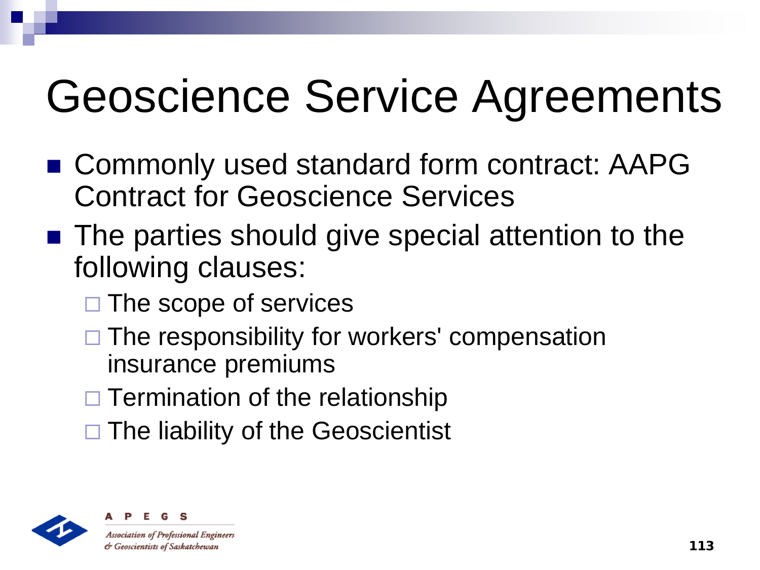# Geoscience Service Agreements

- Commonly used standard form contract: AAPG Contract for Geoscience Services
- The parties should give special attention to the following clauses:
  - The scope of services
  - The responsibility for workers' compensation insurance premiums
  - Termination of the relationship
  - The liability of the Geoscientist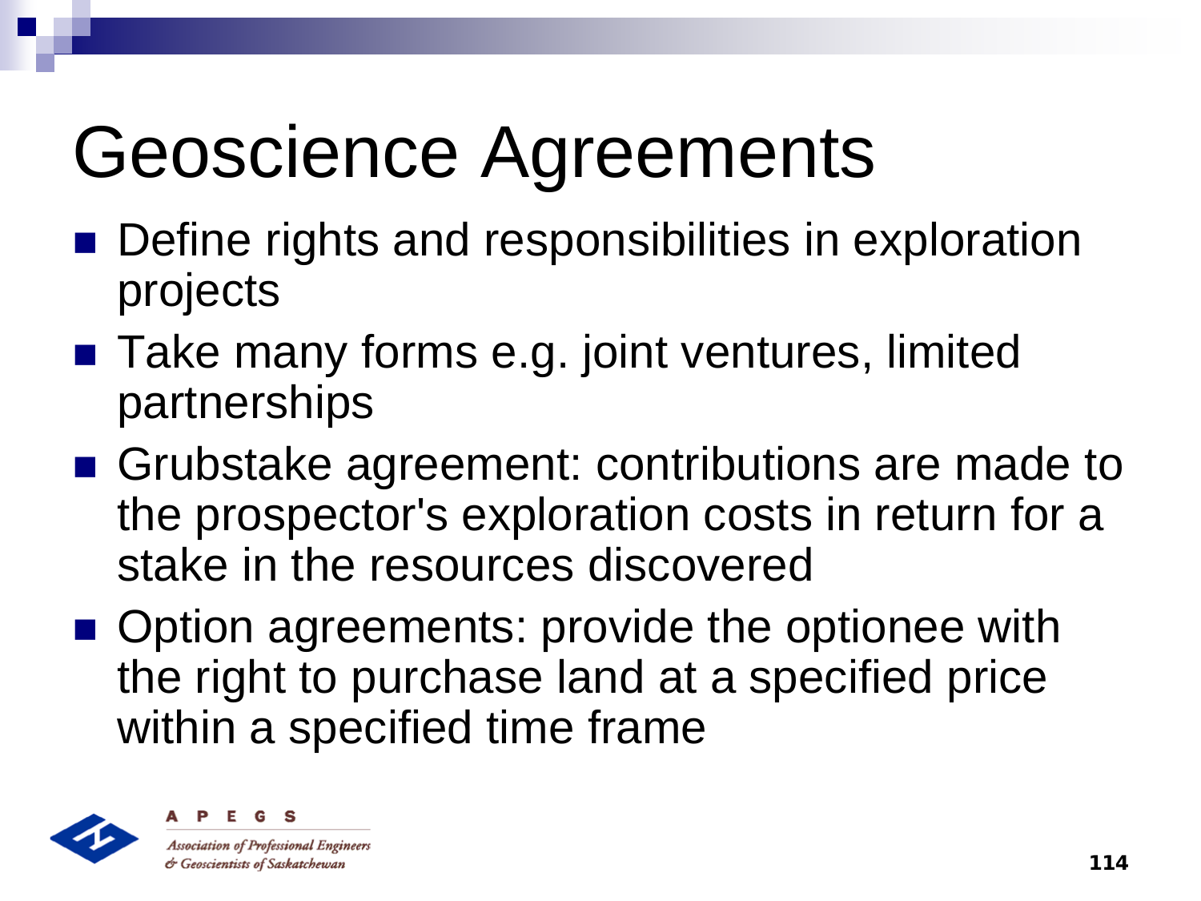# Geoscience Agreements

- Define rights and responsibilities in exploration projects
- Take many forms e.g. joint ventures, limited partnerships
- Grubstake agreement: contributions are made to the prospector's exploration costs in return for a stake in the resources discovered
- Option agreements: provide the optionee with the right to purchase land at a specified price within a specified time frame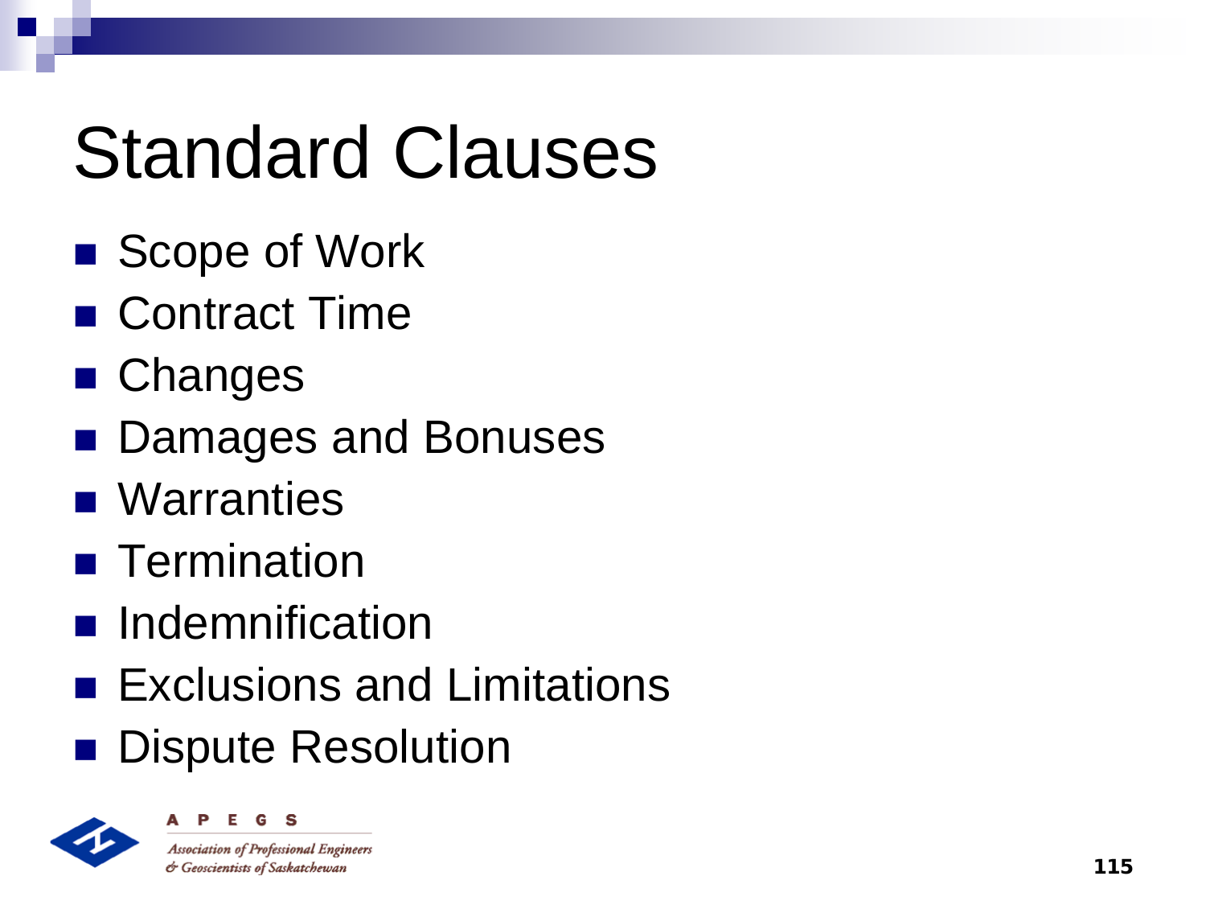# Standard Clauses

- Scope of Work
- Contract Time
- Changes
- Damages and Bonuses
- Warranties
- Termination
- Indemnification
- Exclusions and Limitations
- Dispute Resolution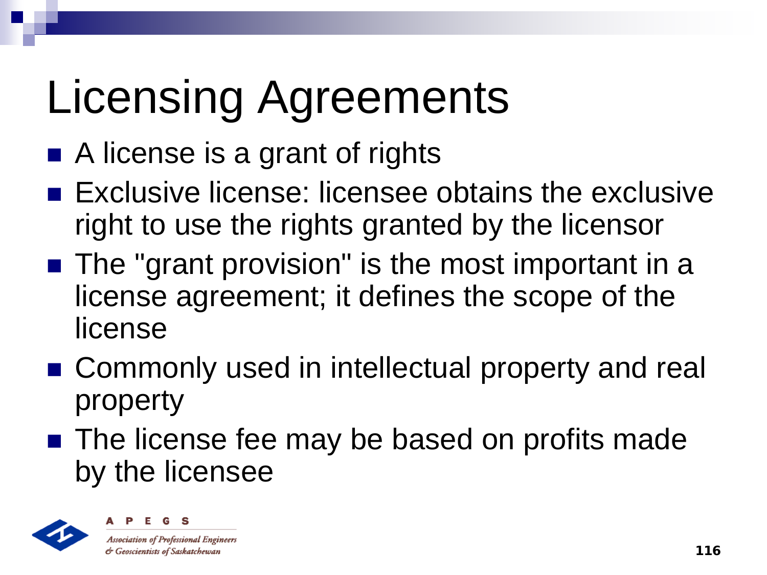# Licensing Agreements

- A license is a grant of rights
- Exclusive license: licensee obtains the exclusive right to use the rights granted by the licensor
- The "grant provision" is the most important in a license agreement; it defines the scope of the license
- Commonly used in intellectual property and real property
- The license fee may be based on profits made by the licensee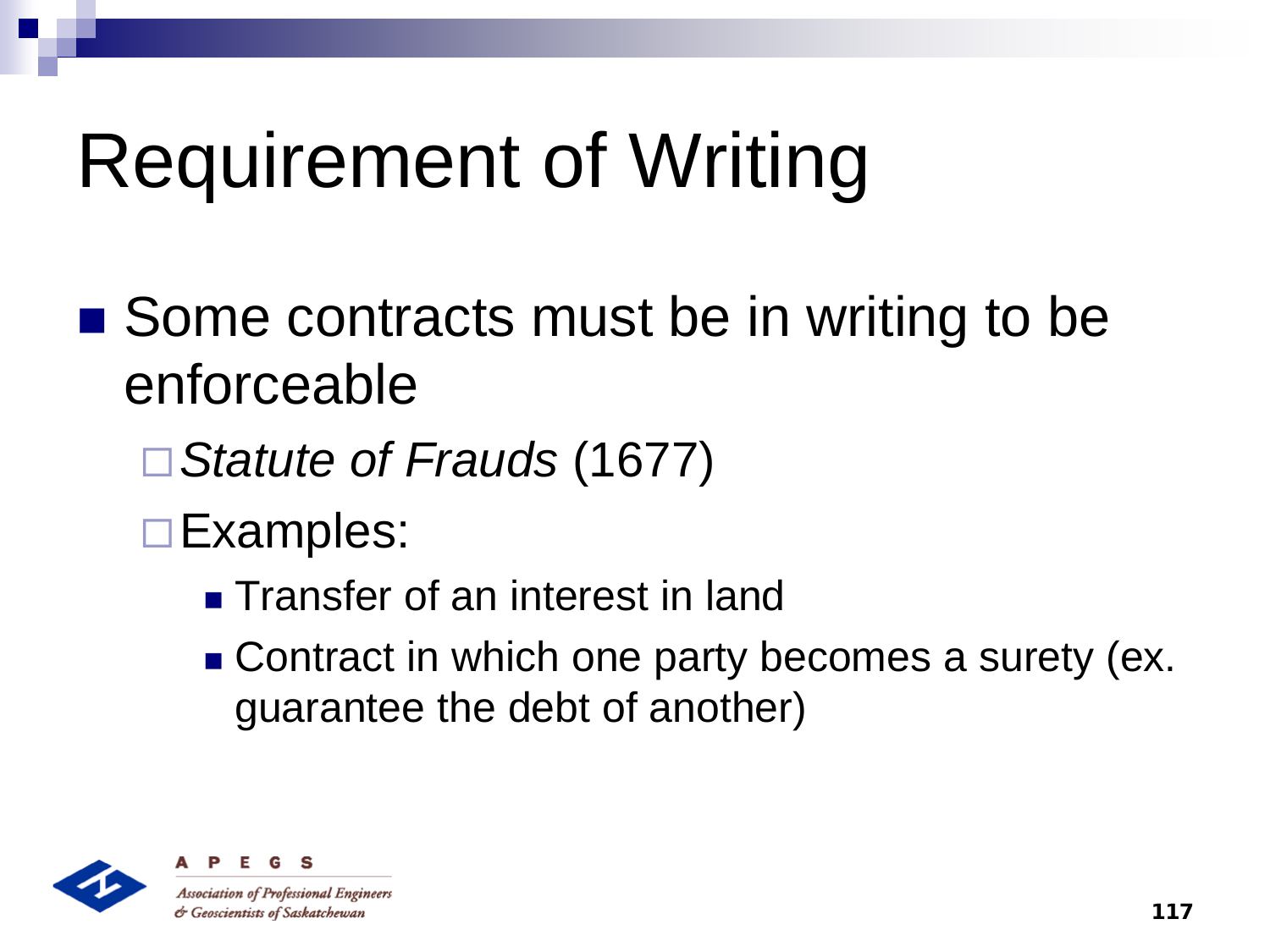# Requirement of Writing

- Some contracts must be in writing to be enforceable
  - *Statute of Frauds* (1677)
  - Examples:
    - Transfer of an interest in land
    - Contract in which one party becomes a surety (ex. guarantee the debt of another)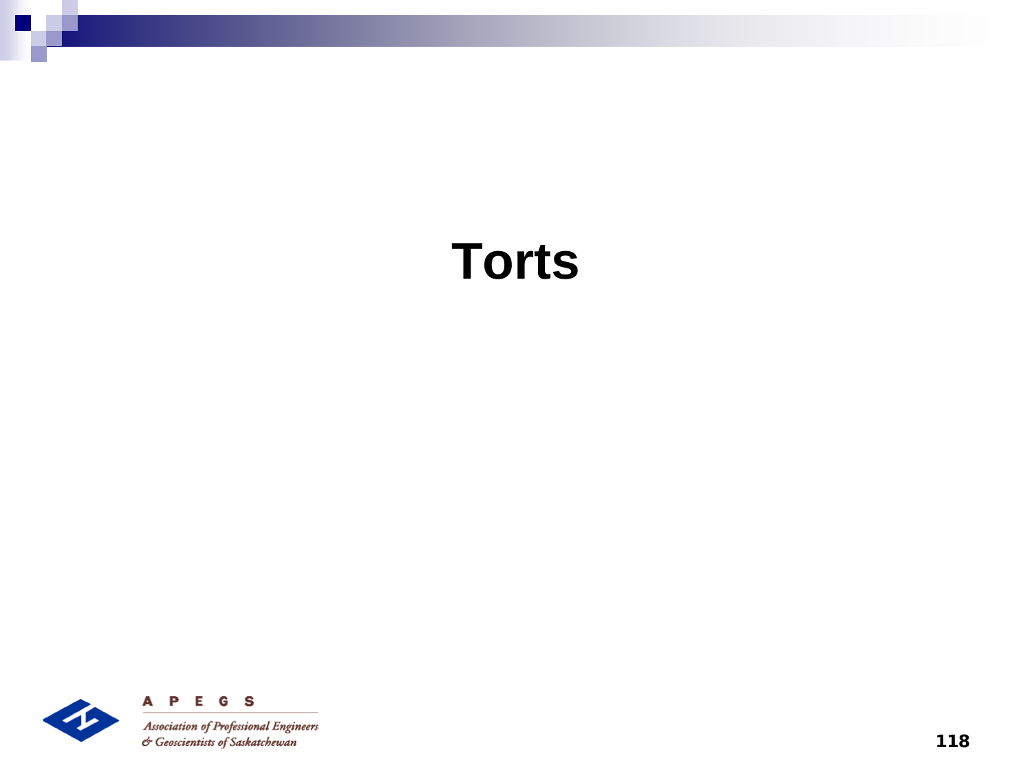# Torts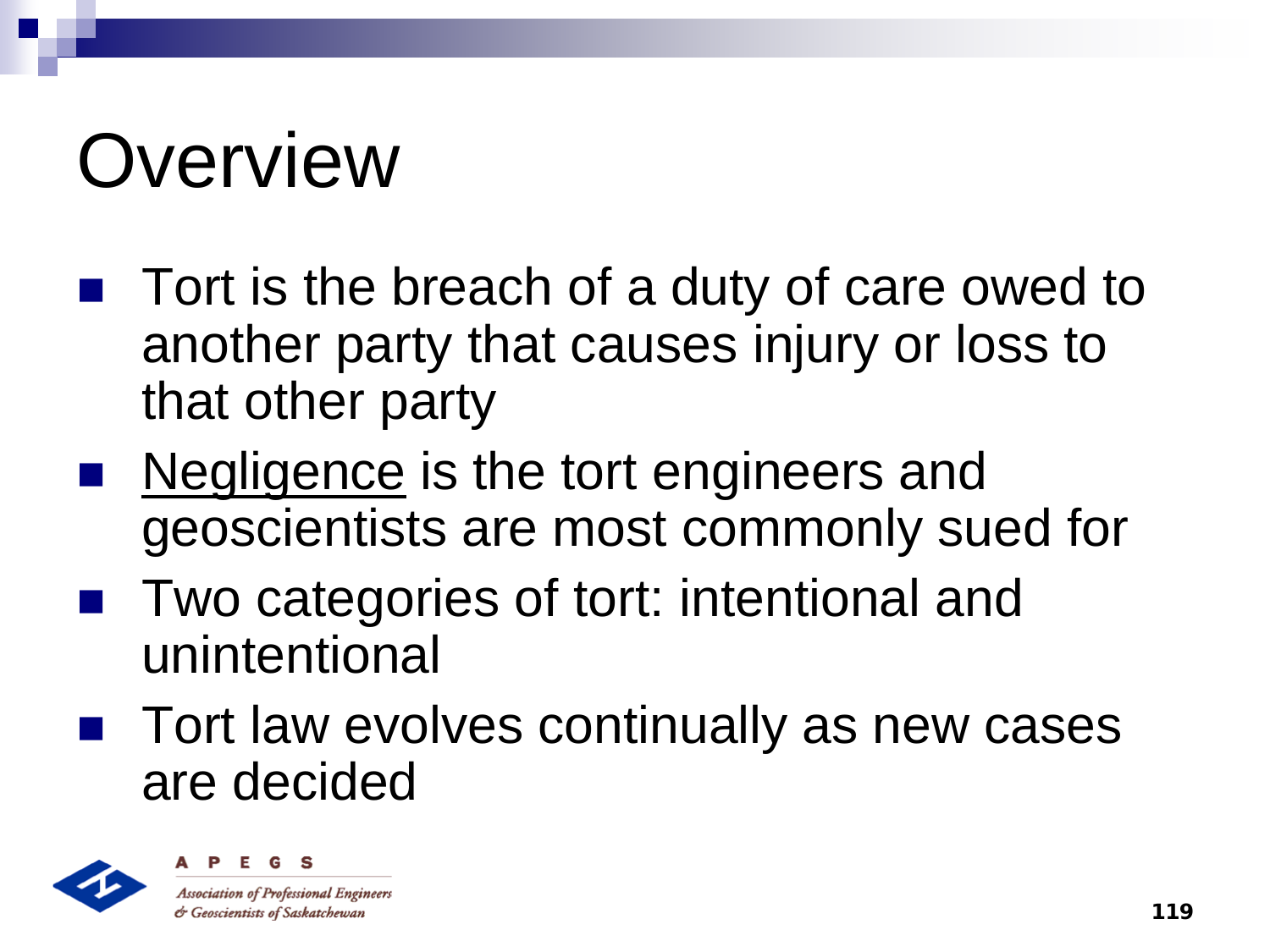# Overview

- Tort is the breach of a duty of care owed to another party that causes injury or loss to that other party
- <u>Negligence</u> is the tort engineers and geoscientists are most commonly sued for
- Two categories of tort: intentional and unintentional
- Tort law evolves continually as new cases are decided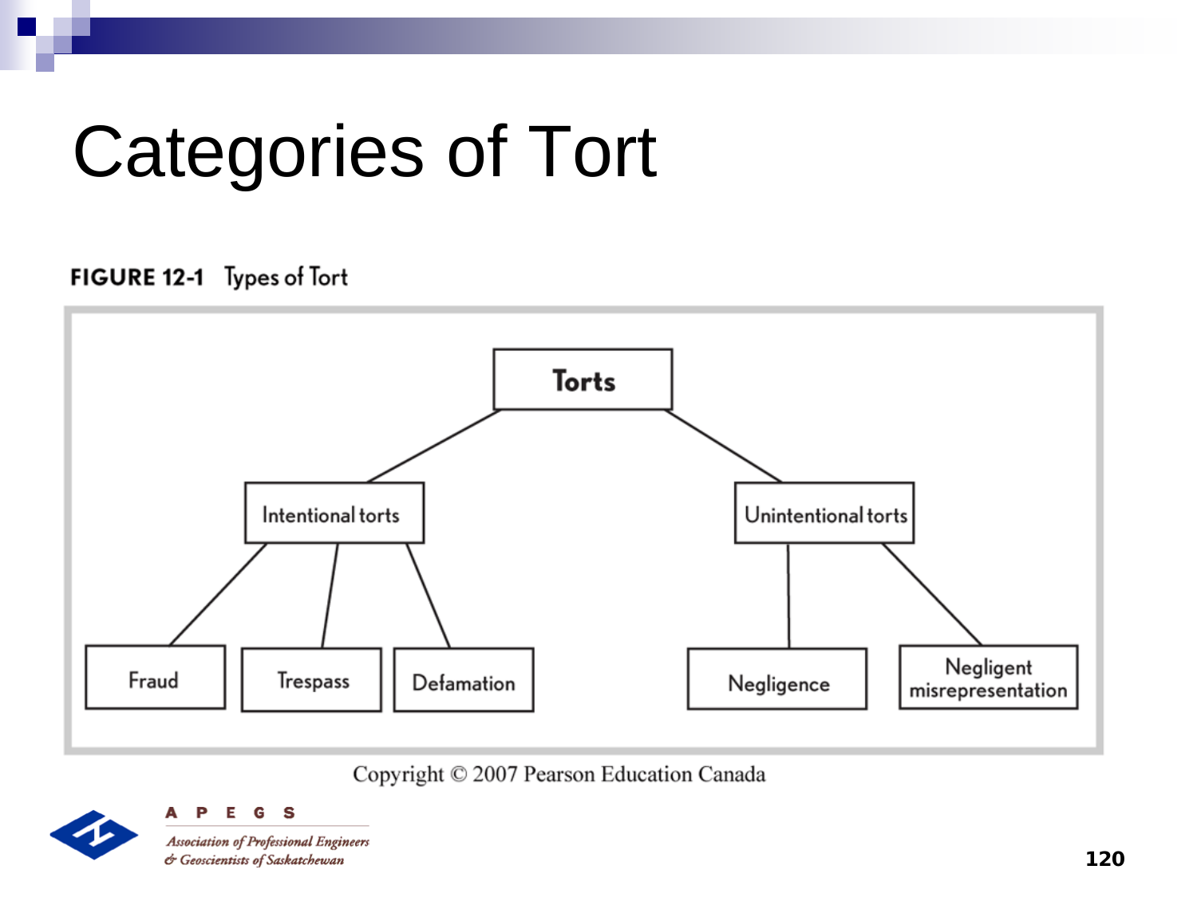# Categories of Tort

**FIGURE 12-1** Types of Tort

- Torts
  - Intentional torts
    - Fraud
    - Trespass
    - Defamation
  - Unintentional torts
    - Negligence
    - Negligent misrepresentation

Copyright © 2007 Pearson Education Canada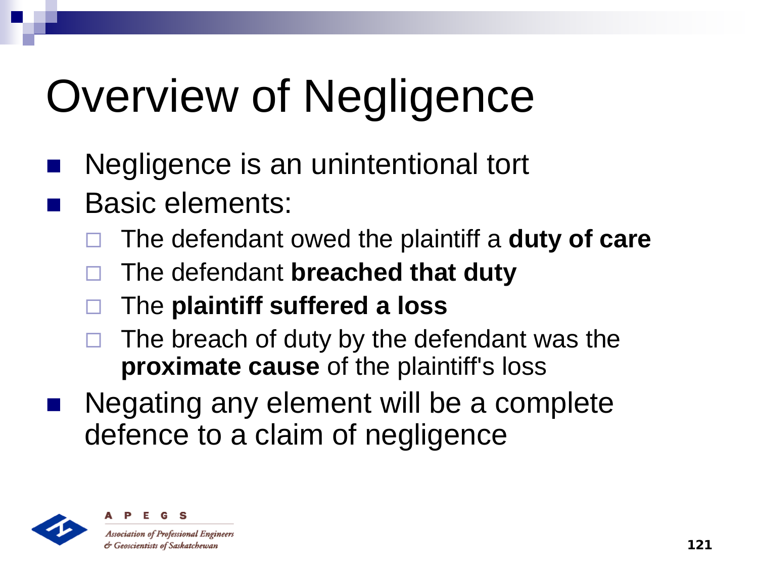# Overview of Negligence

- Negligence is an unintentional tort
- Basic elements:
  - The defendant owed the plaintiff a **duty of care**
  - The defendant **breached that duty**
  - The **plaintiff suffered a loss**
  - The breach of duty by the defendant was the **proximate cause** of the plaintiff's loss
- Negating any element will be a complete defence to a claim of negligence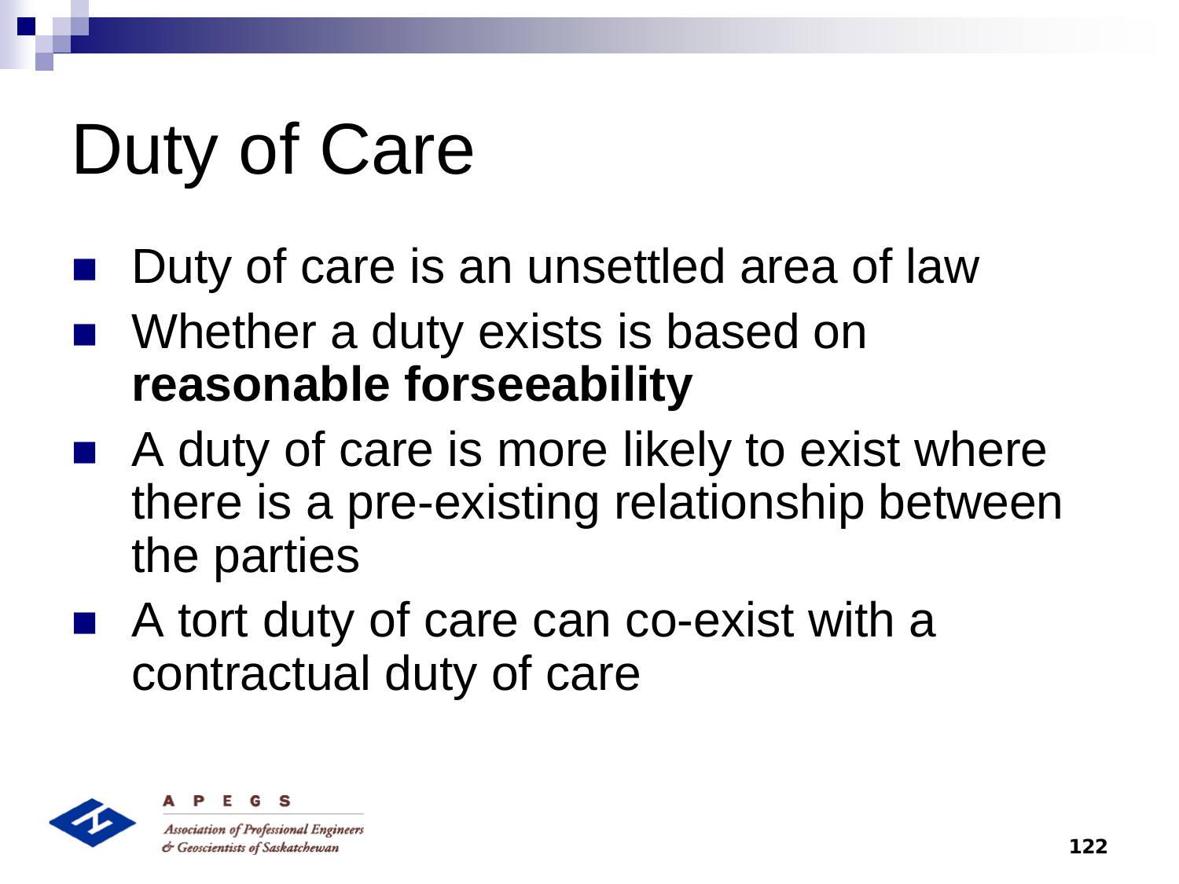# Duty of Care

- Duty of care is an unsettled area of law
- Whether a duty exists is based on **reasonable forseeability**
- A duty of care is more likely to exist where there is a pre-existing relationship between the parties
- A tort duty of care can co-exist with a contractual duty of care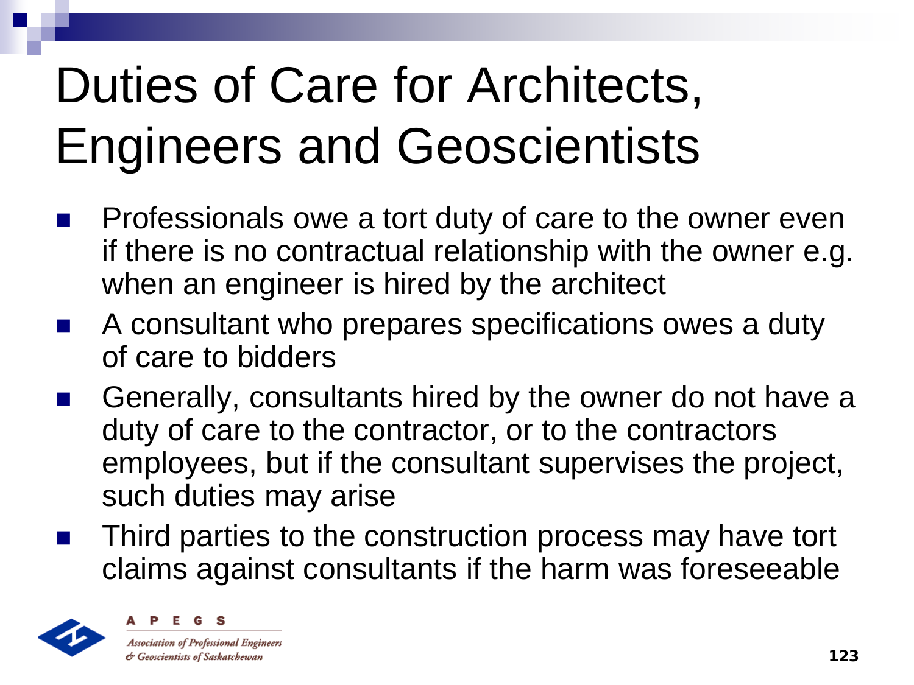# Duties of Care for Architects, Engineers and Geoscientists

- Professionals owe a tort duty of care to the owner even if there is no contractual relationship with the owner e.g. when an engineer is hired by the architect
- A consultant who prepares specifications owes a duty of care to bidders
- Generally, consultants hired by the owner do not have a duty of care to the contractor, or to the contractors employees, but if the consultant supervises the project, such duties may arise
- Third parties to the construction process may have tort claims against consultants if the harm was foreseeable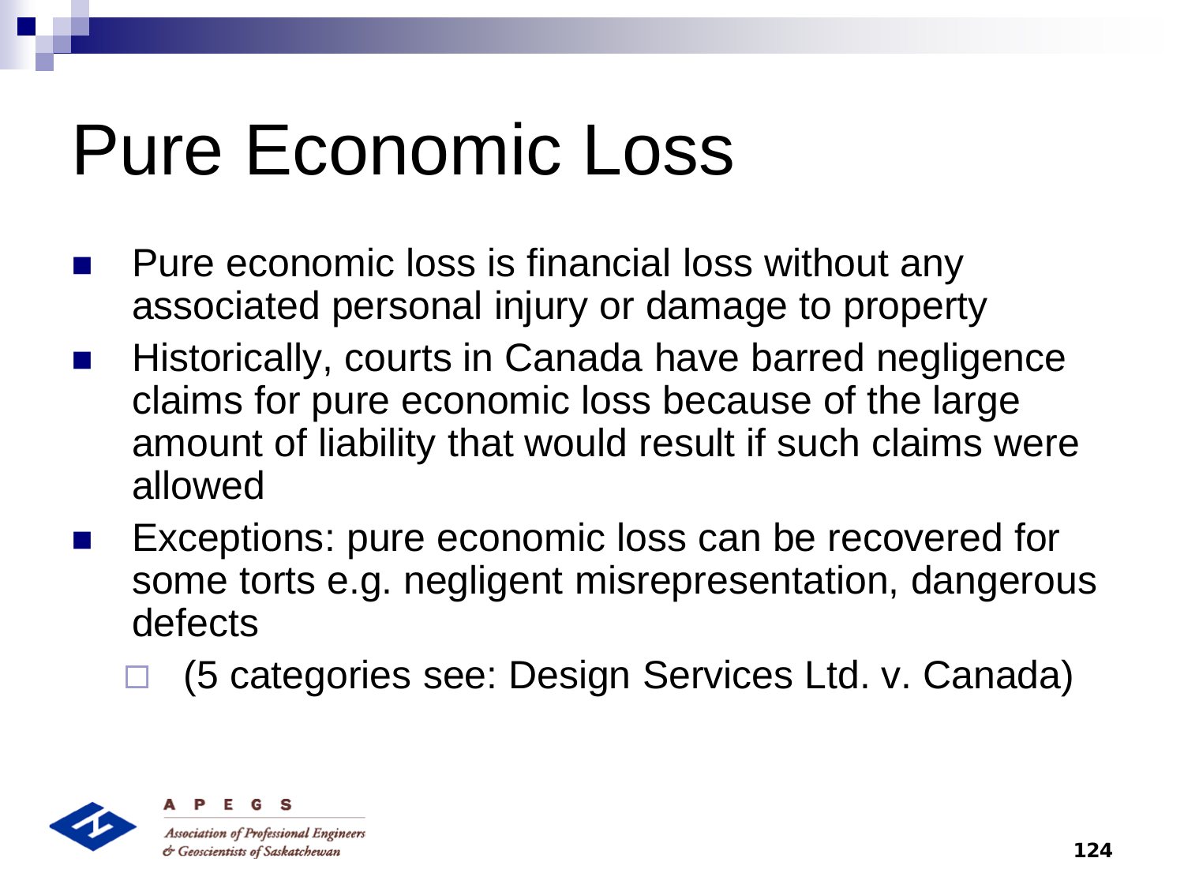# Pure Economic Loss

- Pure economic loss is financial loss without any associated personal injury or damage to property
- Historically, courts in Canada have barred negligence claims for pure economic loss because of the large amount of liability that would result if such claims were allowed
- Exceptions: pure economic loss can be recovered for some torts e.g. negligent misrepresentation, dangerous defects
  - (5 categories see: Design Services Ltd. v. Canada)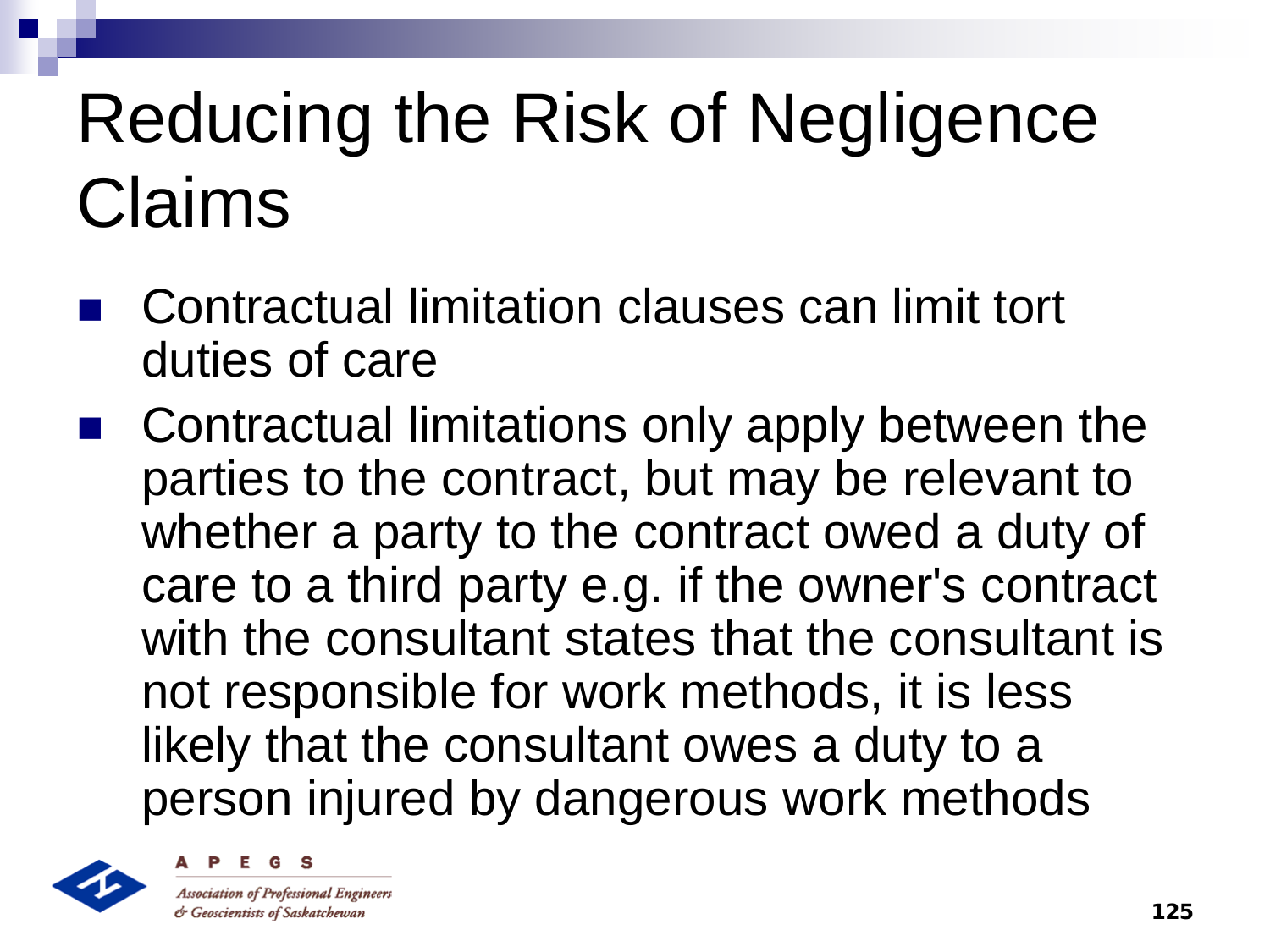# Reducing the Risk of Negligence Claims

- Contractual limitation clauses can limit tort duties of care
- Contractual limitations only apply between the parties to the contract, but may be relevant to whether a party to the contract owed a duty of care to a third party e.g. if the owner's contract with the consultant states that the consultant is not responsible for work methods, it is less likely that the consultant owes a duty to a person injured by dangerous work methods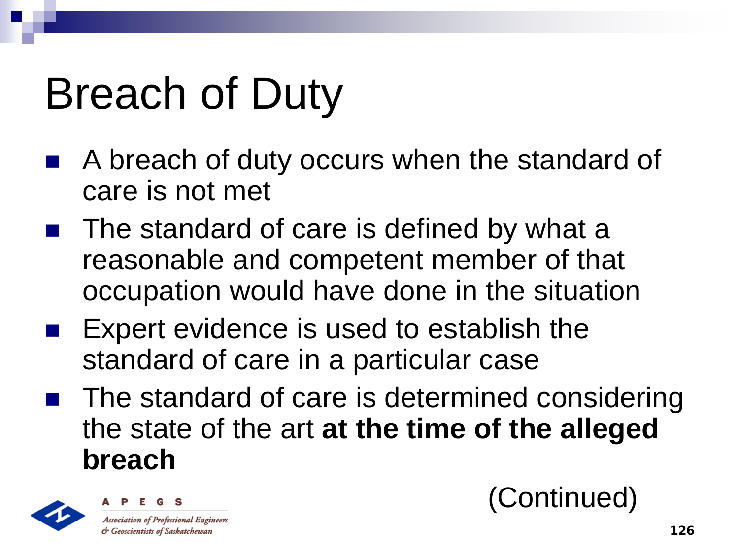# Breach of Duty

- A breach of duty occurs when the standard of care is not met
- The standard of care is defined by what a reasonable and competent member of that occupation would have done in the situation
- Expert evidence is used to establish the standard of care in a particular case
- The standard of care is determined considering the state of the art **at the time of the alleged breach**

(Continued)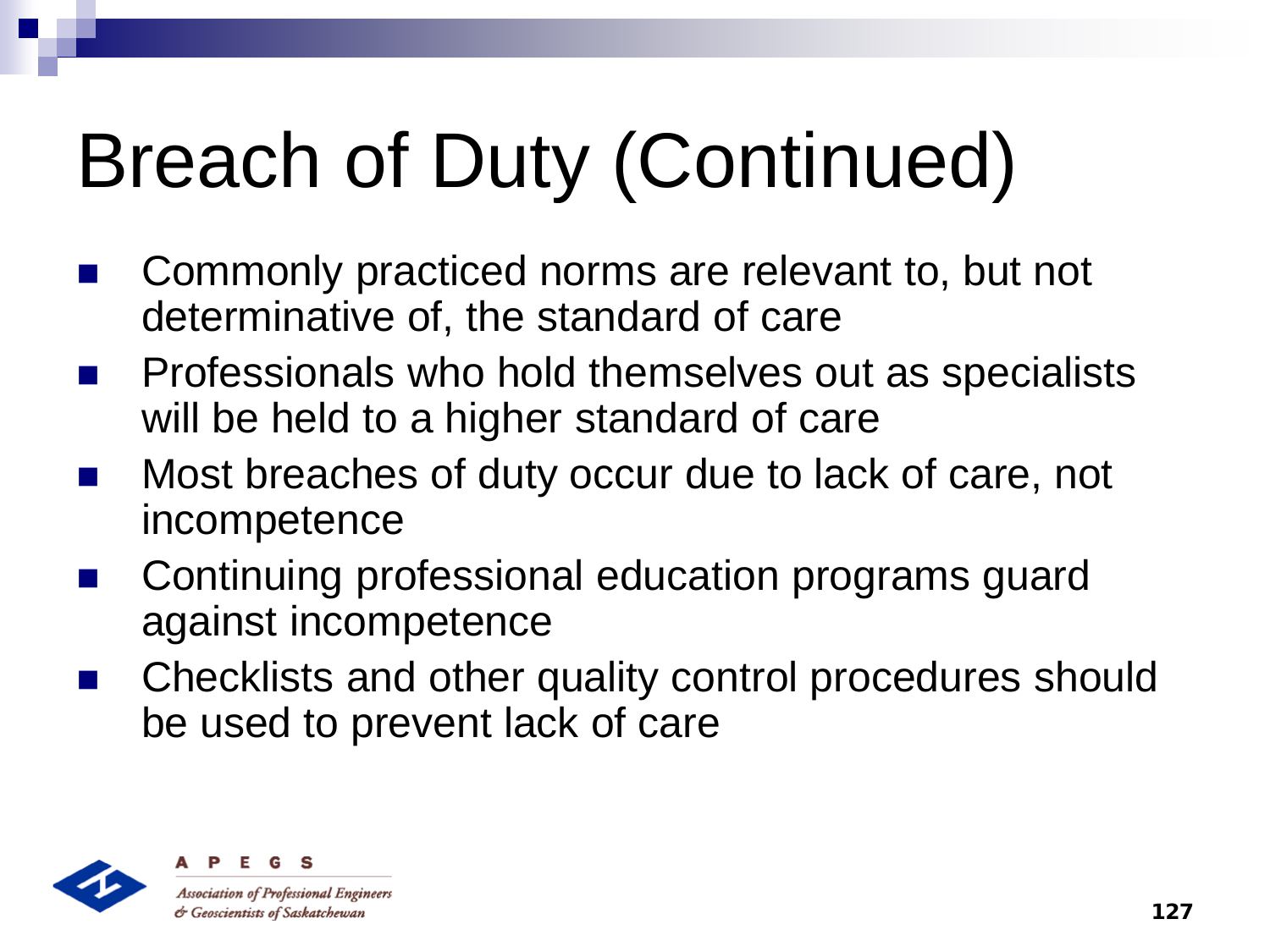# Breach of Duty (Continued)

- Commonly practiced norms are relevant to, but not determinative of, the standard of care
- Professionals who hold themselves out as specialists will be held to a higher standard of care
- Most breaches of duty occur due to lack of care, not incompetence
- Continuing professional education programs guard against incompetence
- Checklists and other quality control procedures should be used to prevent lack of care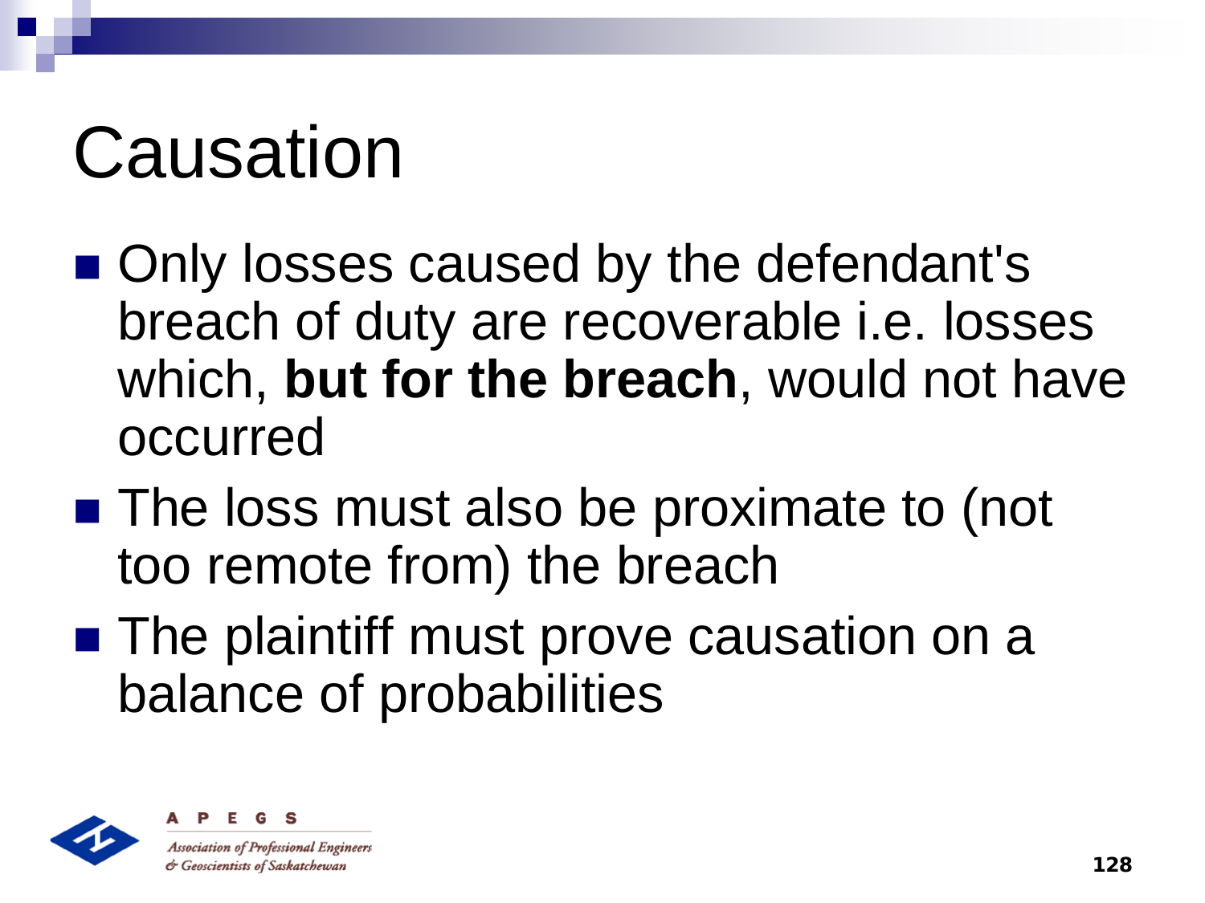# Causation

- Only losses caused by the defendant's breach of duty are recoverable i.e. losses which, **but for the breach**, would not have occurred
- The loss must also be proximate to (not too remote from) the breach
- The plaintiff must prove causation on a balance of probabilities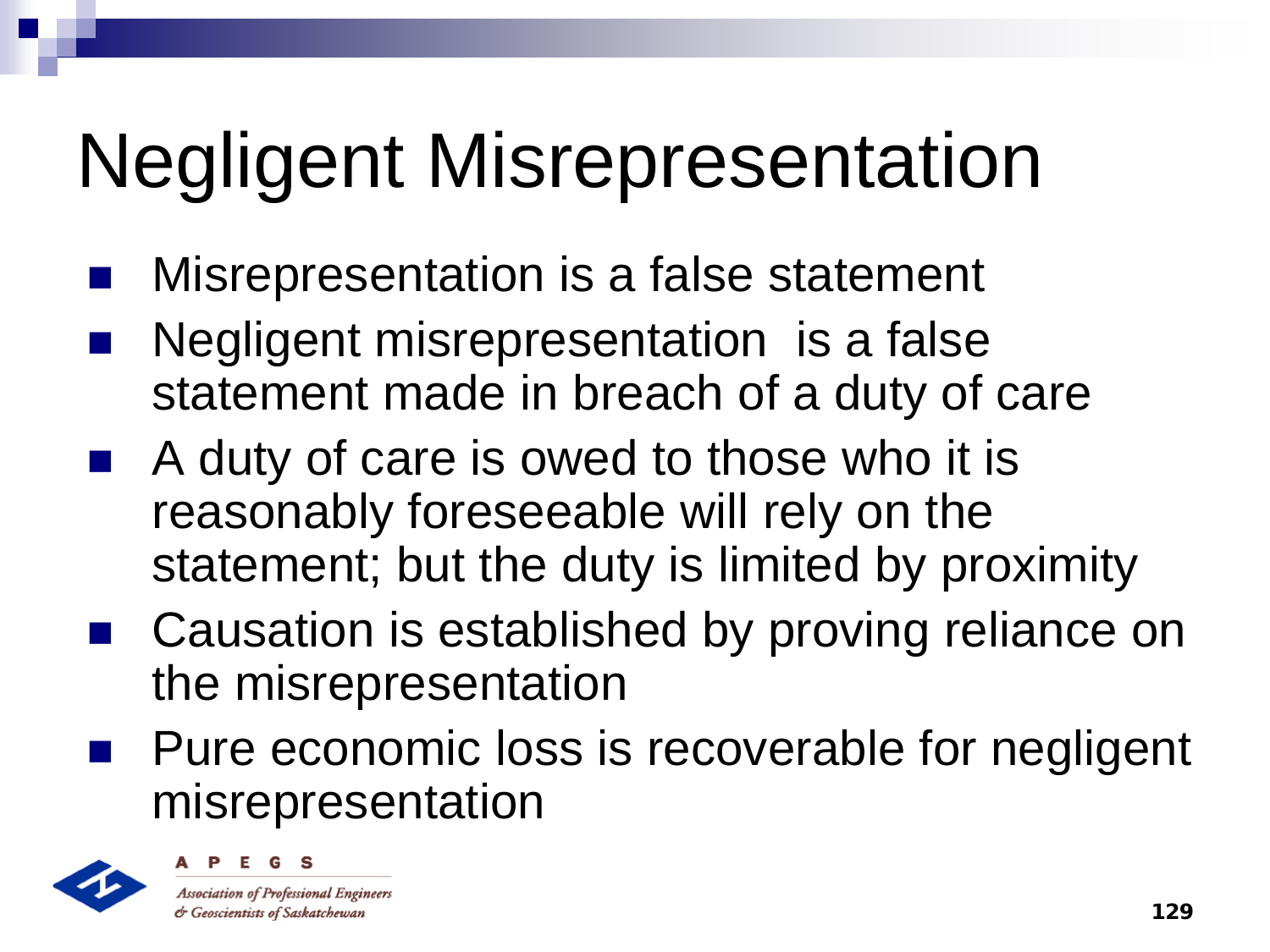# Negligent Misrepresentation

- Misrepresentation is a false statement
- Negligent misrepresentation is a false statement made in breach of a duty of care
- A duty of care is owed to those who it is reasonably foreseeable will rely on the statement; but the duty is limited by proximity
- Causation is established by proving reliance on the misrepresentation
- Pure economic loss is recoverable for negligent misrepresentation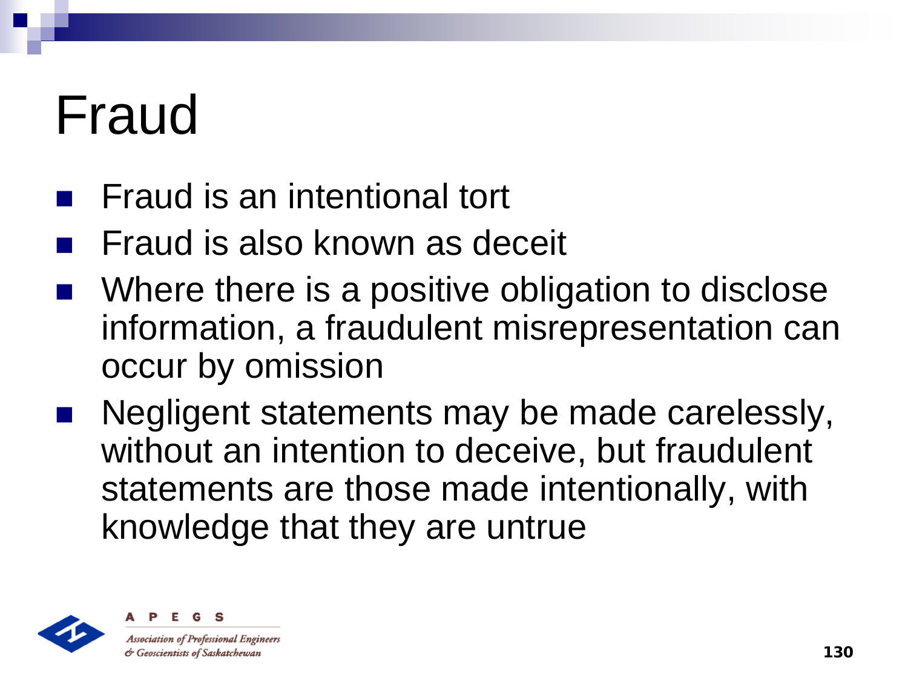# Fraud

- Fraud is an intentional tort
- Fraud is also known as deceit
- Where there is a positive obligation to disclose information, a fraudulent misrepresentation can occur by omission
- Negligent statements may be made carelessly, without an intention to deceive, but fraudulent statements are those made intentionally, with knowledge that they are untrue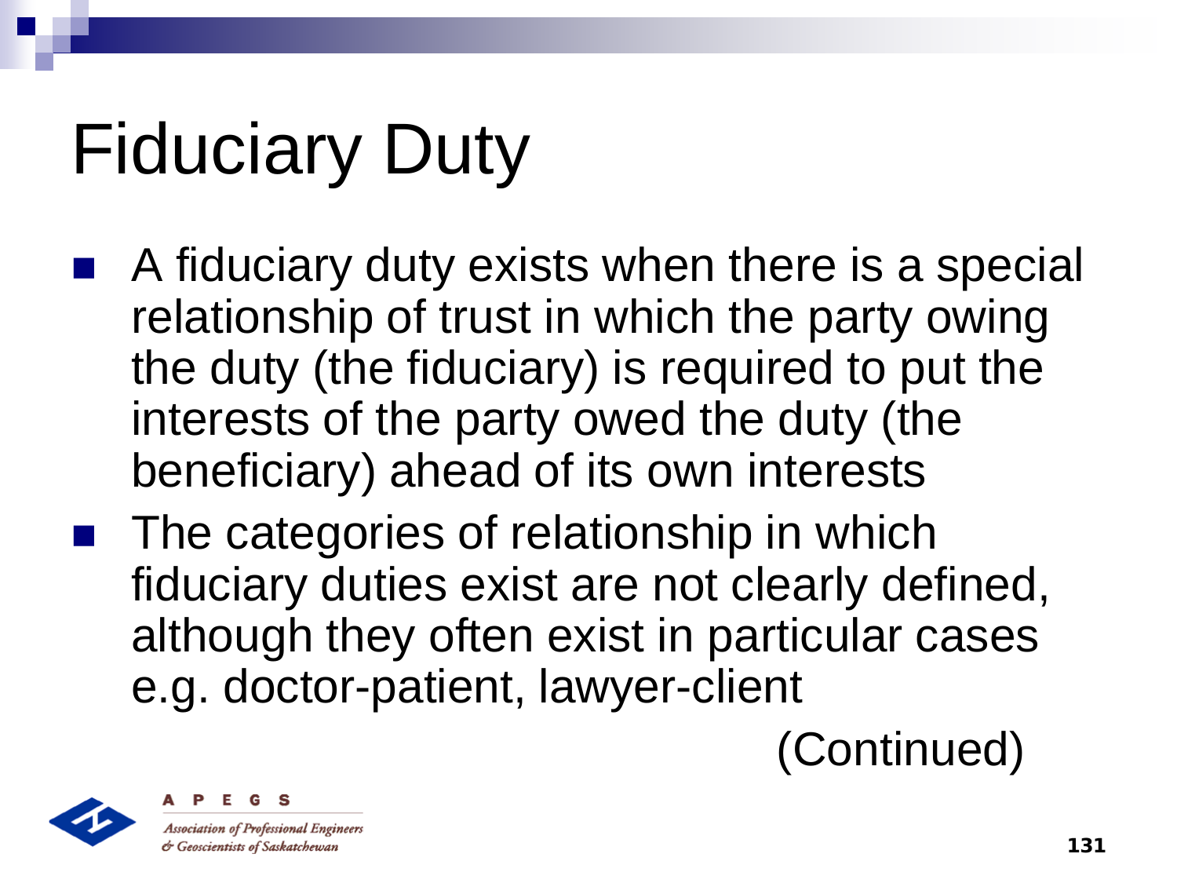# Fiduciary Duty

- A fiduciary duty exists when there is a special relationship of trust in which the party owing the duty (the fiduciary) is required to put the interests of the party owed the duty (the beneficiary) ahead of its own interests
- The categories of relationship in which fiduciary duties exist are not clearly defined, although they often exist in particular cases e.g. doctor-patient, lawyer-client

(Continued)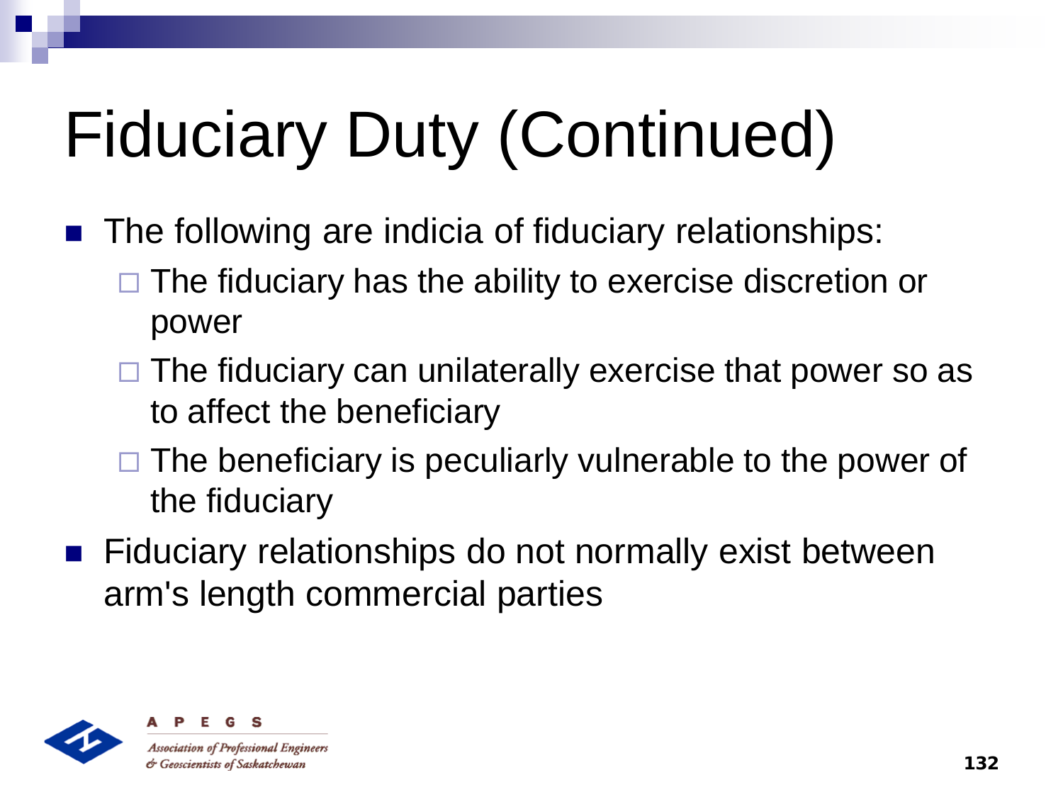# Fiduciary Duty (Continued)

- The following are indicia of fiduciary relationships:
  - The fiduciary has the ability to exercise discretion or power
  - The fiduciary can unilaterally exercise that power so as to affect the beneficiary
  - The beneficiary is peculiarly vulnerable to the power of the fiduciary
- Fiduciary relationships do not normally exist between arm's length commercial parties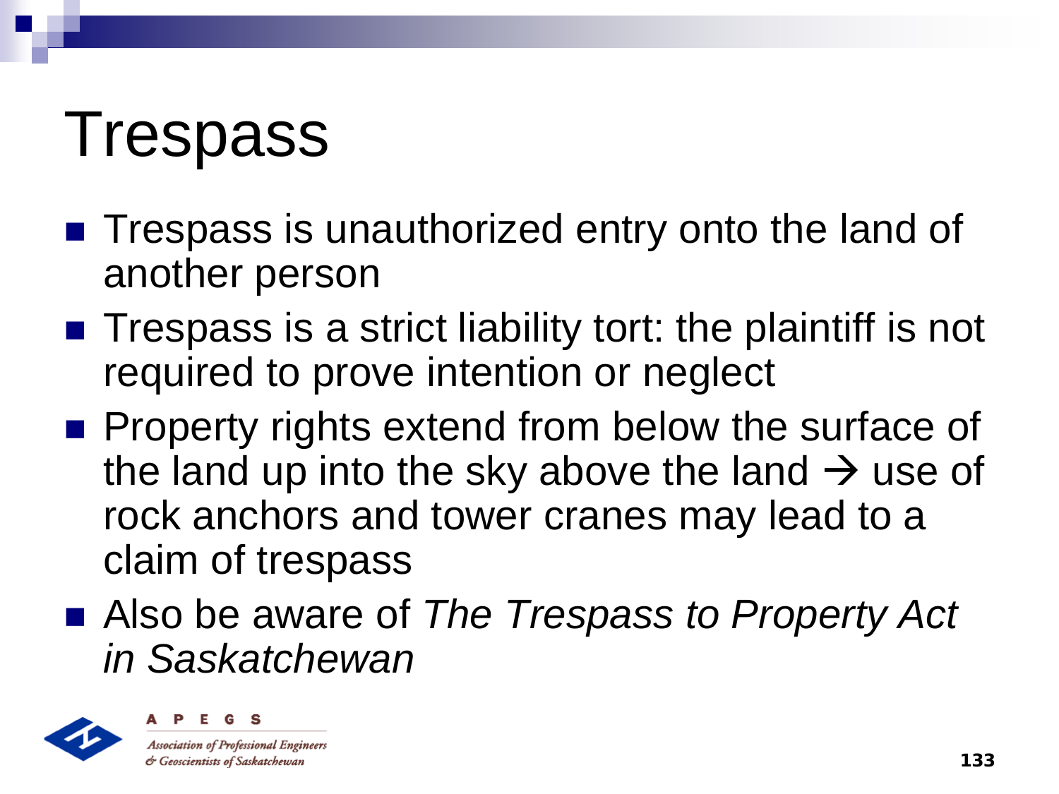# Trespass

- Trespass is unauthorized entry onto the land of another person
- Trespass is a strict liability tort: the plaintiff is not required to prove intention or neglect
- Property rights extend from below the surface of the land up into the sky above the land → use of rock anchors and tower cranes may lead to a claim of trespass
- Also be aware of *The Trespass to Property Act in Saskatchewan*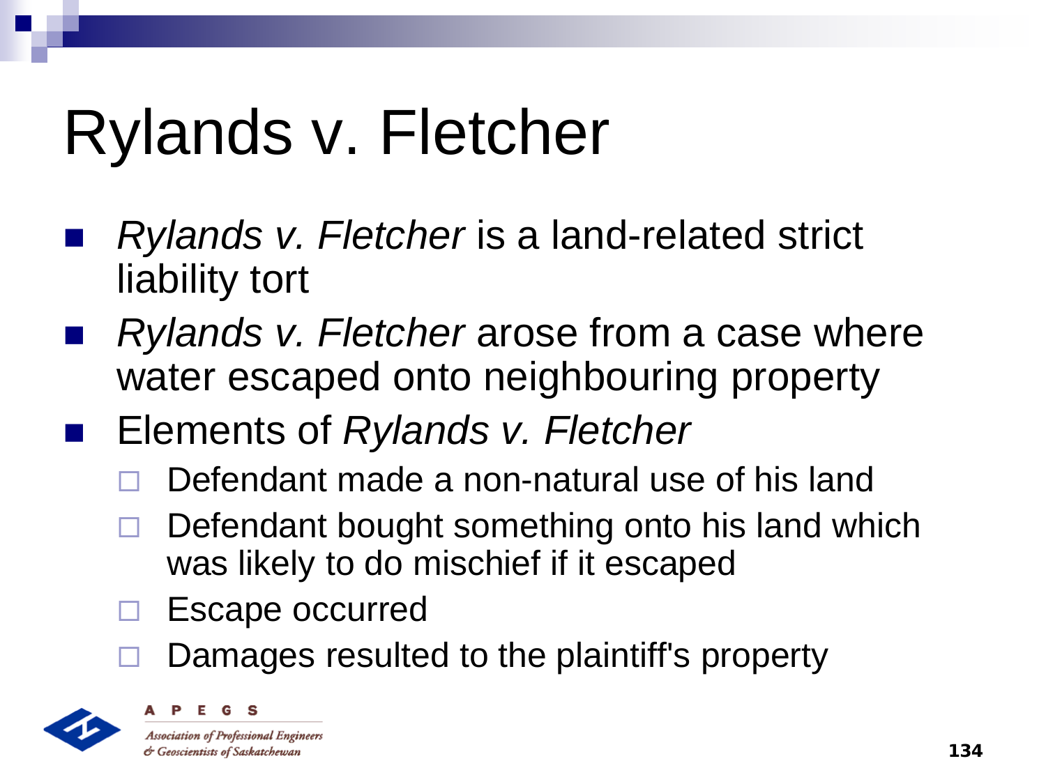# Rylands v. Fletcher

- *Rylands v. Fletcher* is a land-related strict liability tort
- *Rylands v. Fletcher* arose from a case where water escaped onto neighbouring property
- Elements of *Rylands v. Fletcher*
  - Defendant made a non-natural use of his land
  - Defendant bought something onto his land which was likely to do mischief if it escaped
  - Escape occurred
  - Damages resulted to the plaintiff's property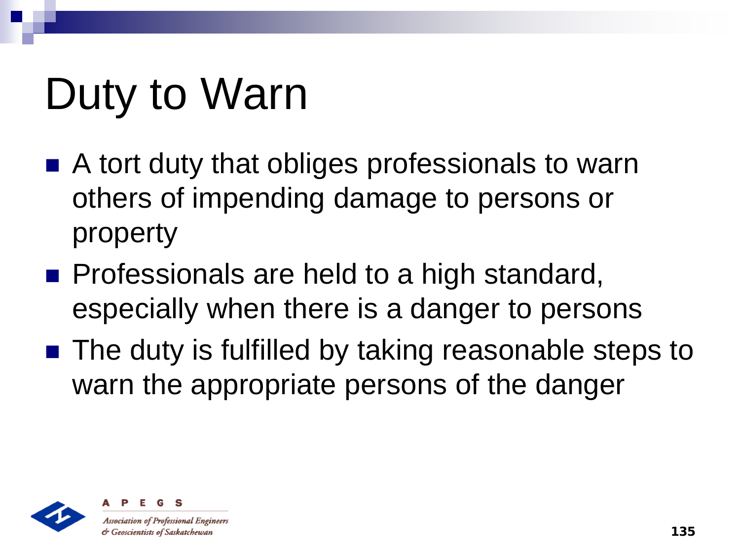# Duty to Warn

- A tort duty that obliges professionals to warn others of impending damage to persons or property
- Professionals are held to a high standard, especially when there is a danger to persons
- The duty is fulfilled by taking reasonable steps to warn the appropriate persons of the danger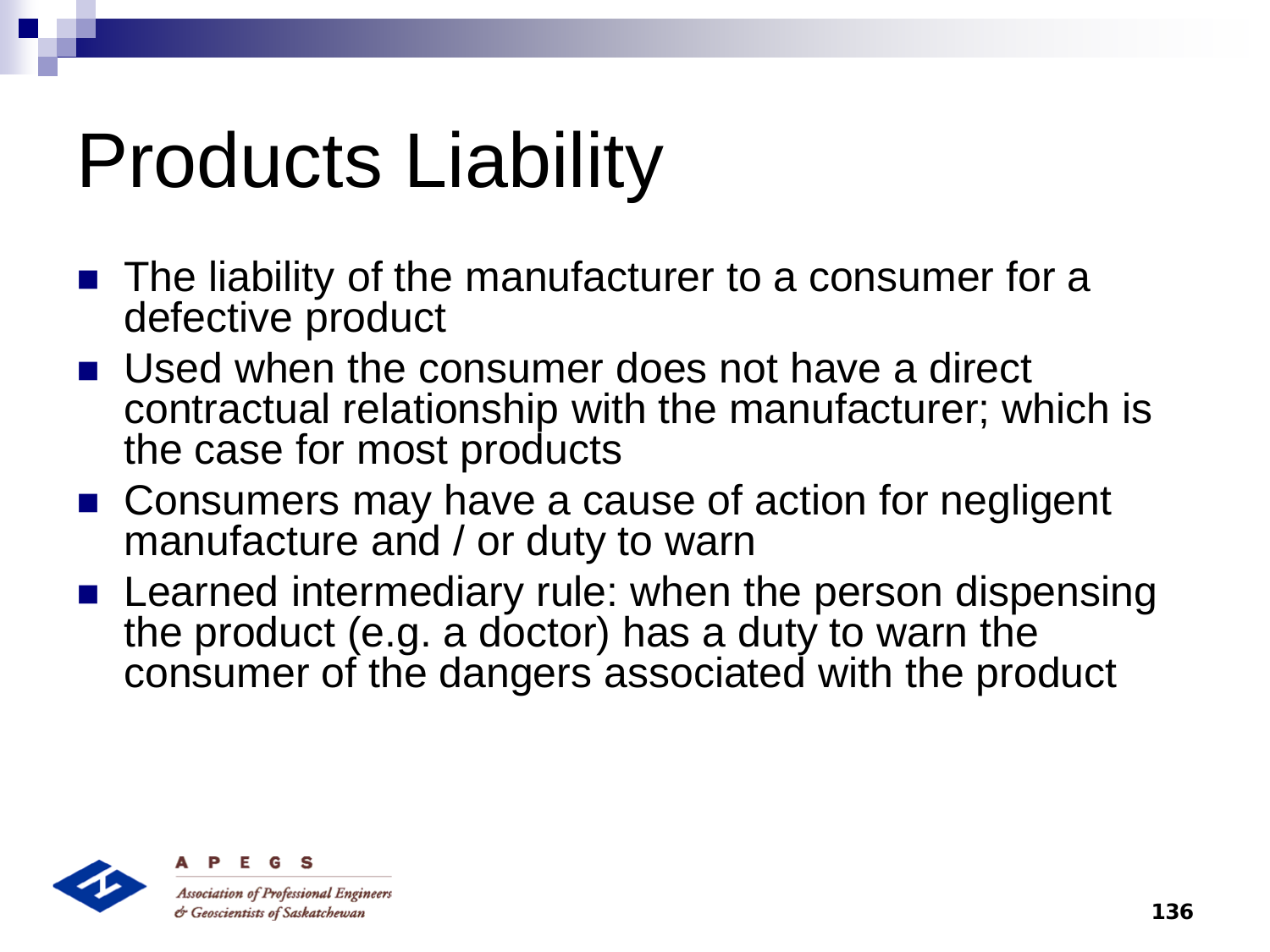# Products Liability

- The liability of the manufacturer to a consumer for a defective product
- Used when the consumer does not have a direct contractual relationship with the manufacturer; which is the case for most products
- Consumers may have a cause of action for negligent manufacture and / or duty to warn
- Learned intermediary rule: when the person dispensing the product (e.g. a doctor) has a duty to warn the consumer of the dangers associated with the product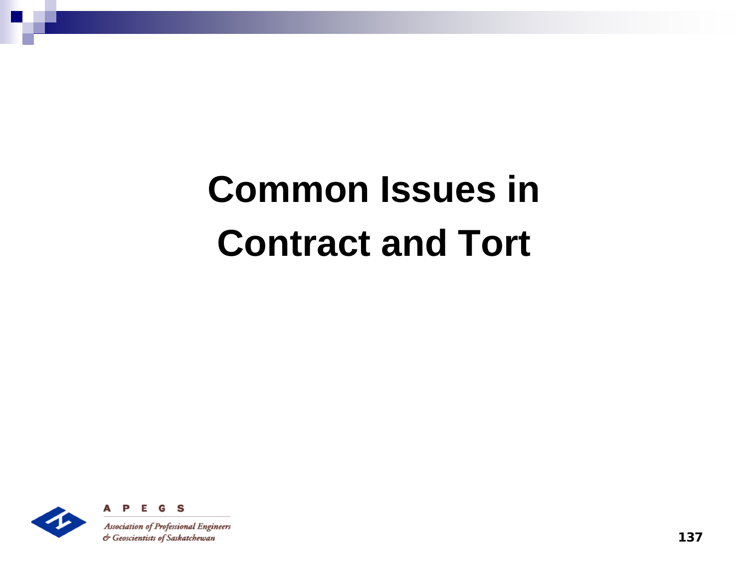# Common Issues in Contract and Tort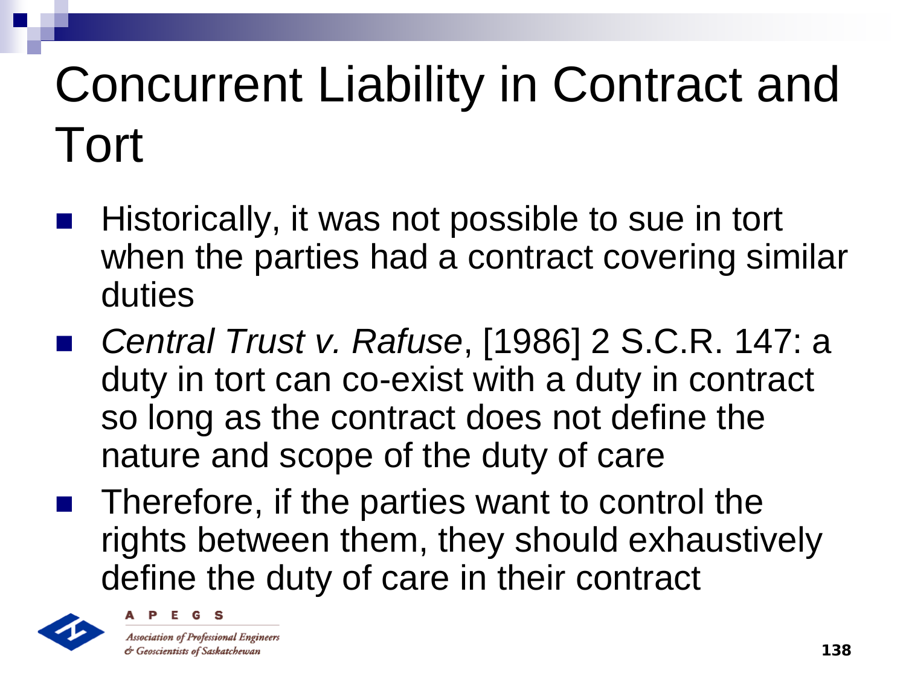# Concurrent Liability in Contract and Tort

- Historically, it was not possible to sue in tort when the parties had a contract covering similar duties
- *Central Trust v. Rafuse*, [1986] 2 S.C.R. 147: a duty in tort can co-exist with a duty in contract so long as the contract does not define the nature and scope of the duty of care
- Therefore, if the parties want to control the rights between them, they should exhaustively define the duty of care in their contract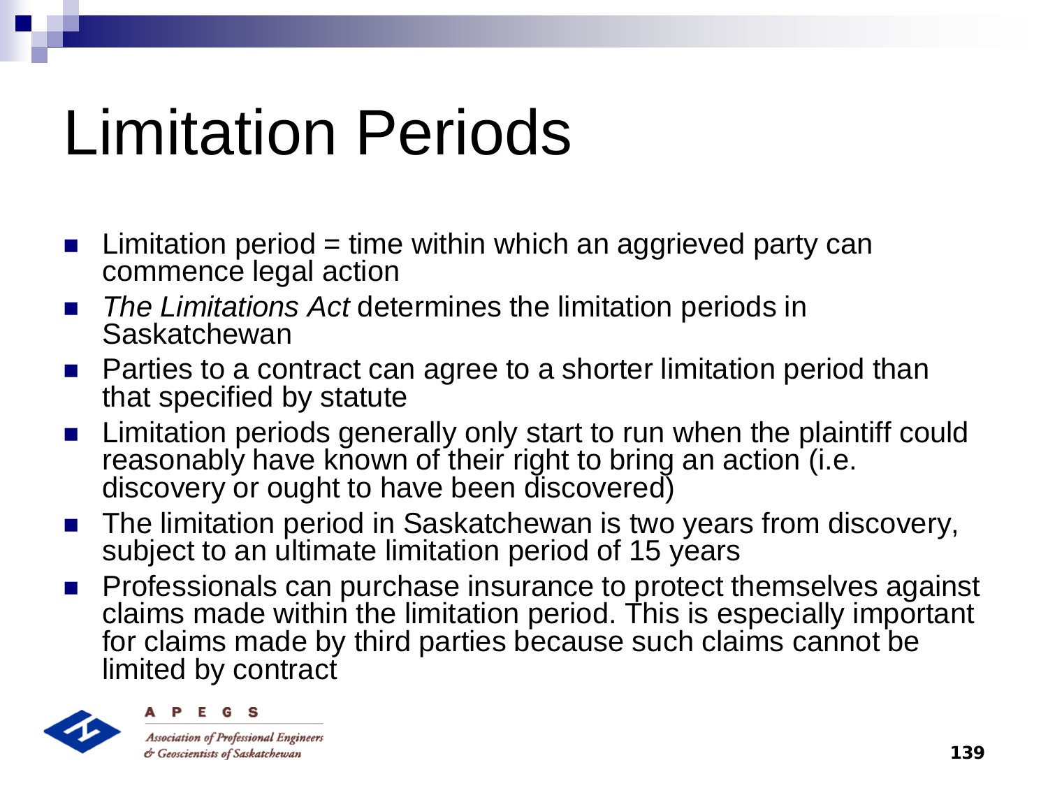# Limitation Periods

- Limitation period = time within which an aggrieved party can commence legal action
- *The Limitations Act* determines the limitation periods in Saskatchewan
- Parties to a contract can agree to a shorter limitation period than that specified by statute
- Limitation periods generally only start to run when the plaintiff could reasonably have known of their right to bring an action (i.e. discovery or ought to have been discovered)
- The limitation period in Saskatchewan is two years from discovery, subject to an ultimate limitation period of 15 years
- Professionals can purchase insurance to protect themselves against claims made within the limitation period. This is especially important for claims made by third parties because such claims cannot be limited by contract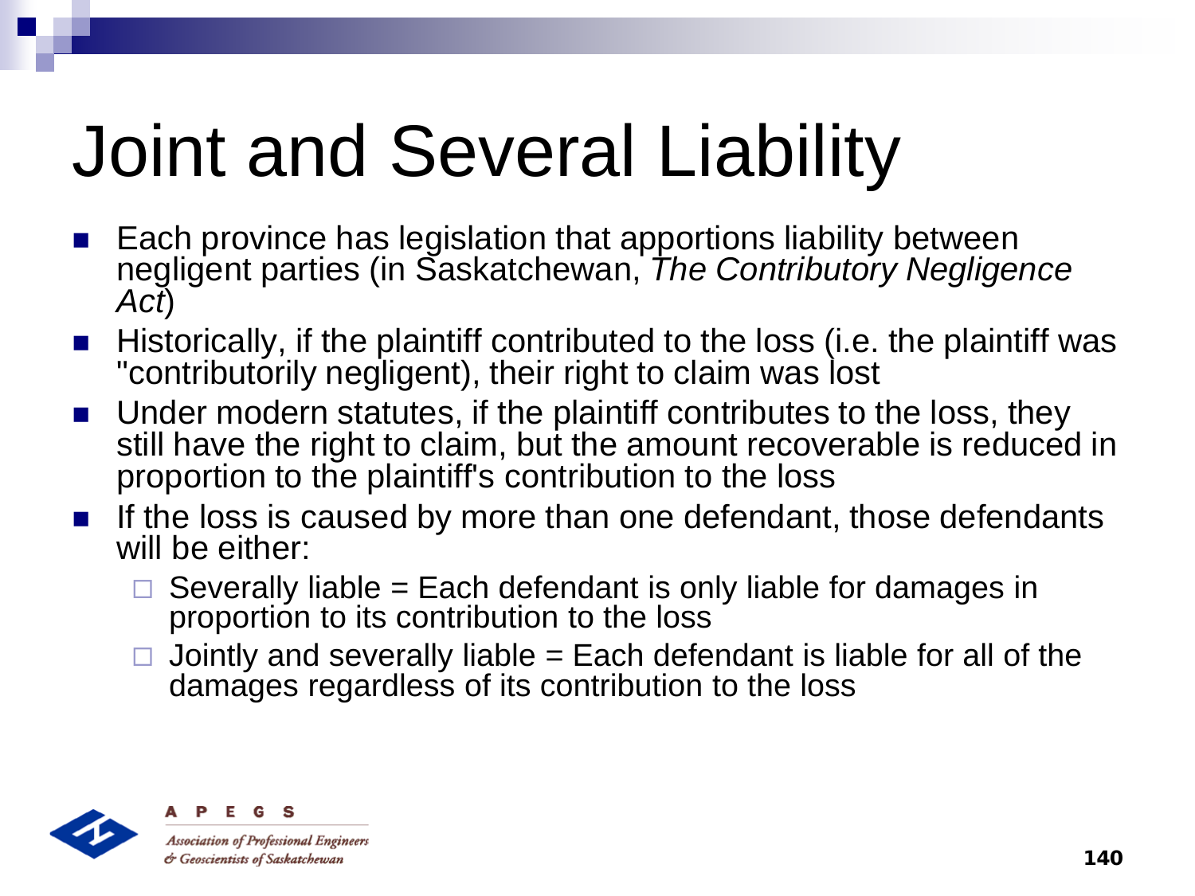# Joint and Several Liability

- Each province has legislation that apportions liability between negligent parties (in Saskatchewan, *The Contributory Negligence Act*)
- Historically, if the plaintiff contributed to the loss (i.e. the plaintiff was "contributorily negligent), their right to claim was lost
- Under modern statutes, if the plaintiff contributes to the loss, they still have the right to claim, but the amount recoverable is reduced in proportion to the plaintiff's contribution to the loss
- If the loss is caused by more than one defendant, those defendants will be either:
  - Severally liable = Each defendant is only liable for damages in proportion to its contribution to the loss
  - Jointly and severally liable = Each defendant is liable for all of the damages regardless of its contribution to the loss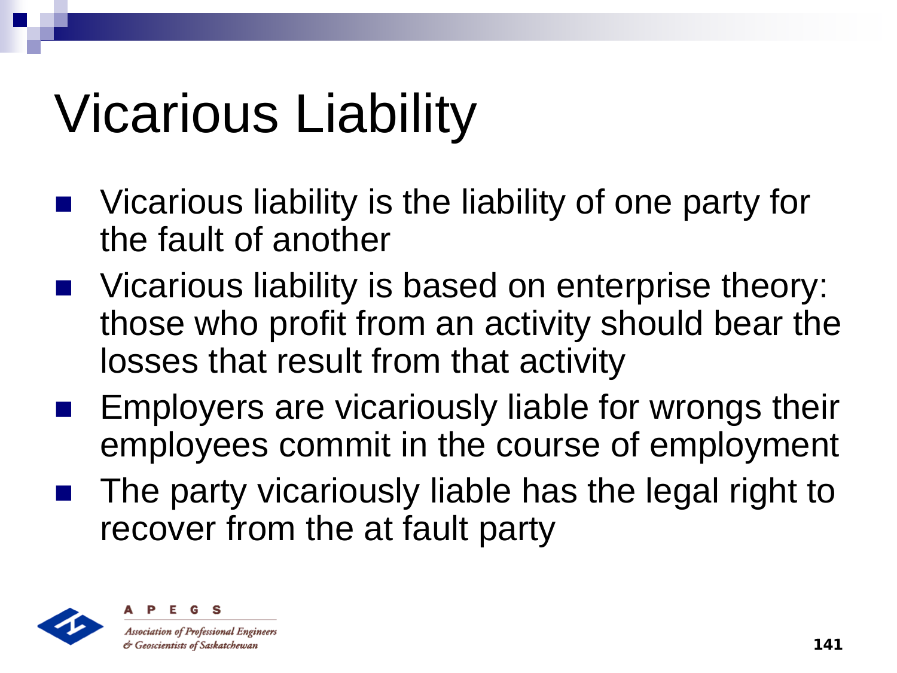# Vicarious Liability

- Vicarious liability is the liability of one party for the fault of another
- Vicarious liability is based on enterprise theory: those who profit from an activity should bear the losses that result from that activity
- Employers are vicariously liable for wrongs their employees commit in the course of employment
- The party vicariously liable has the legal right to recover from the at fault party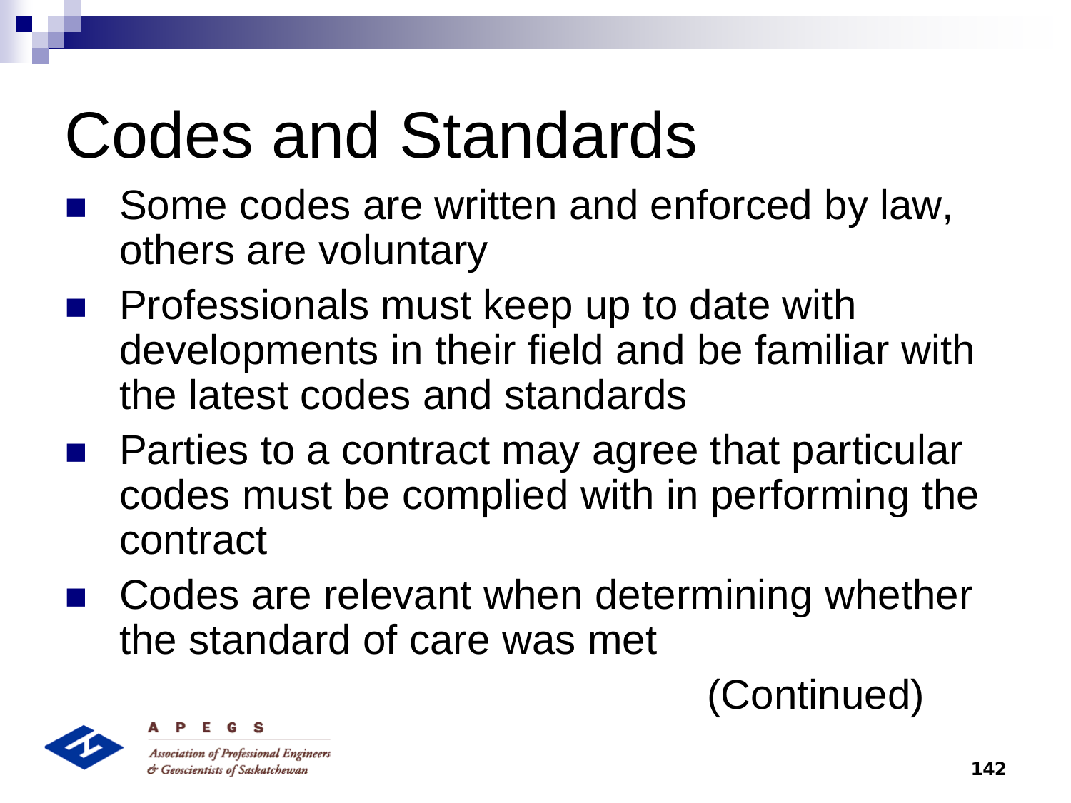# Codes and Standards

- Some codes are written and enforced by law, others are voluntary
- Professionals must keep up to date with developments in their field and be familiar with the latest codes and standards
- Parties to a contract may agree that particular codes must be complied with in performing the contract
- Codes are relevant when determining whether the standard of care was met

(Continued)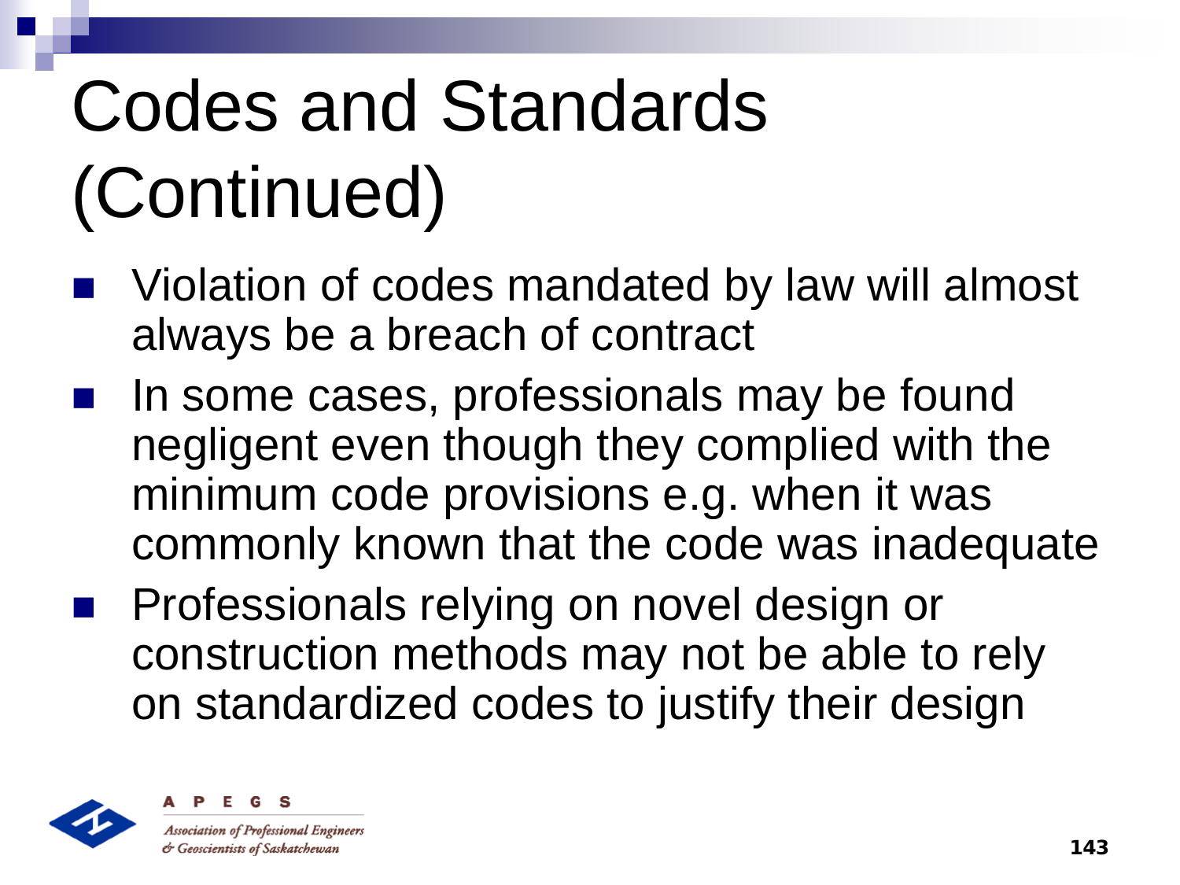# Codes and Standards (Continued)

- Violation of codes mandated by law will almost always be a breach of contract
- In some cases, professionals may be found negligent even though they complied with the minimum code provisions e.g. when it was commonly known that the code was inadequate
- Professionals relying on novel design or construction methods may not be able to rely on standardized codes to justify their design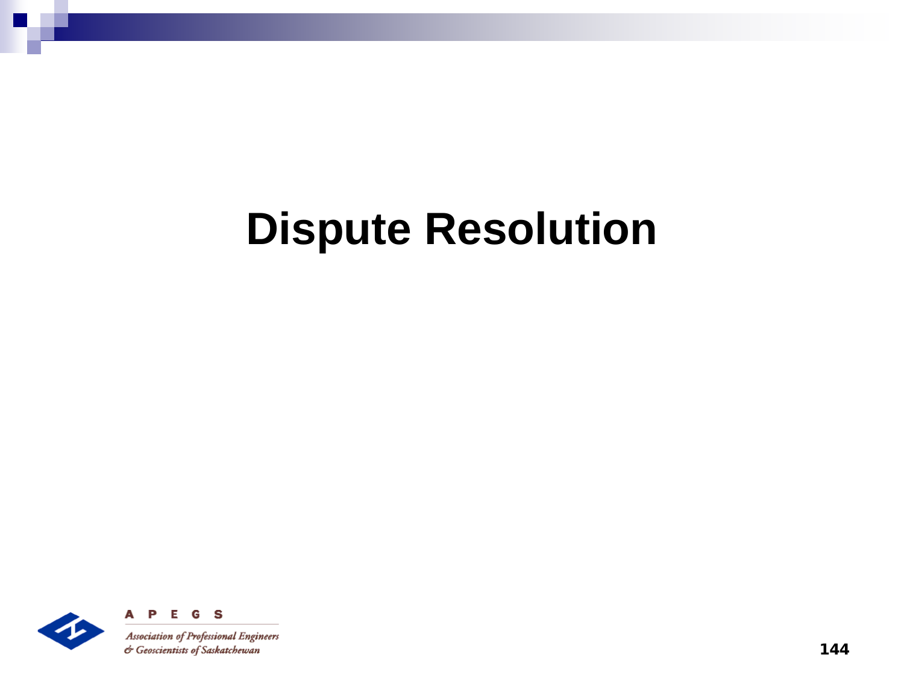# Dispute Resolution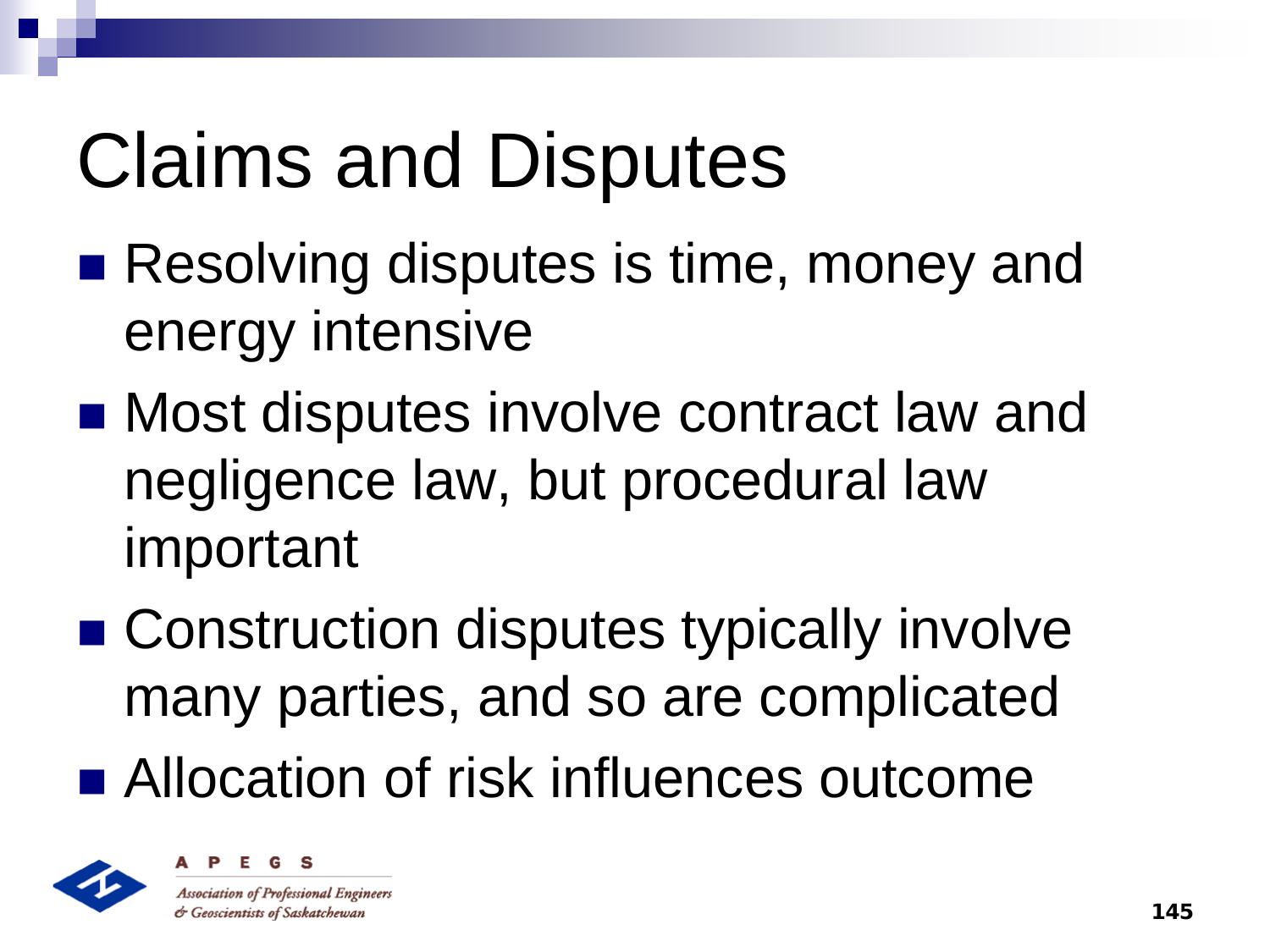# Claims and Disputes

- Resolving disputes is time, money and energy intensive
- Most disputes involve contract law and negligence law, but procedural law important
- Construction disputes typically involve many parties, and so are complicated
- Allocation of risk influences outcome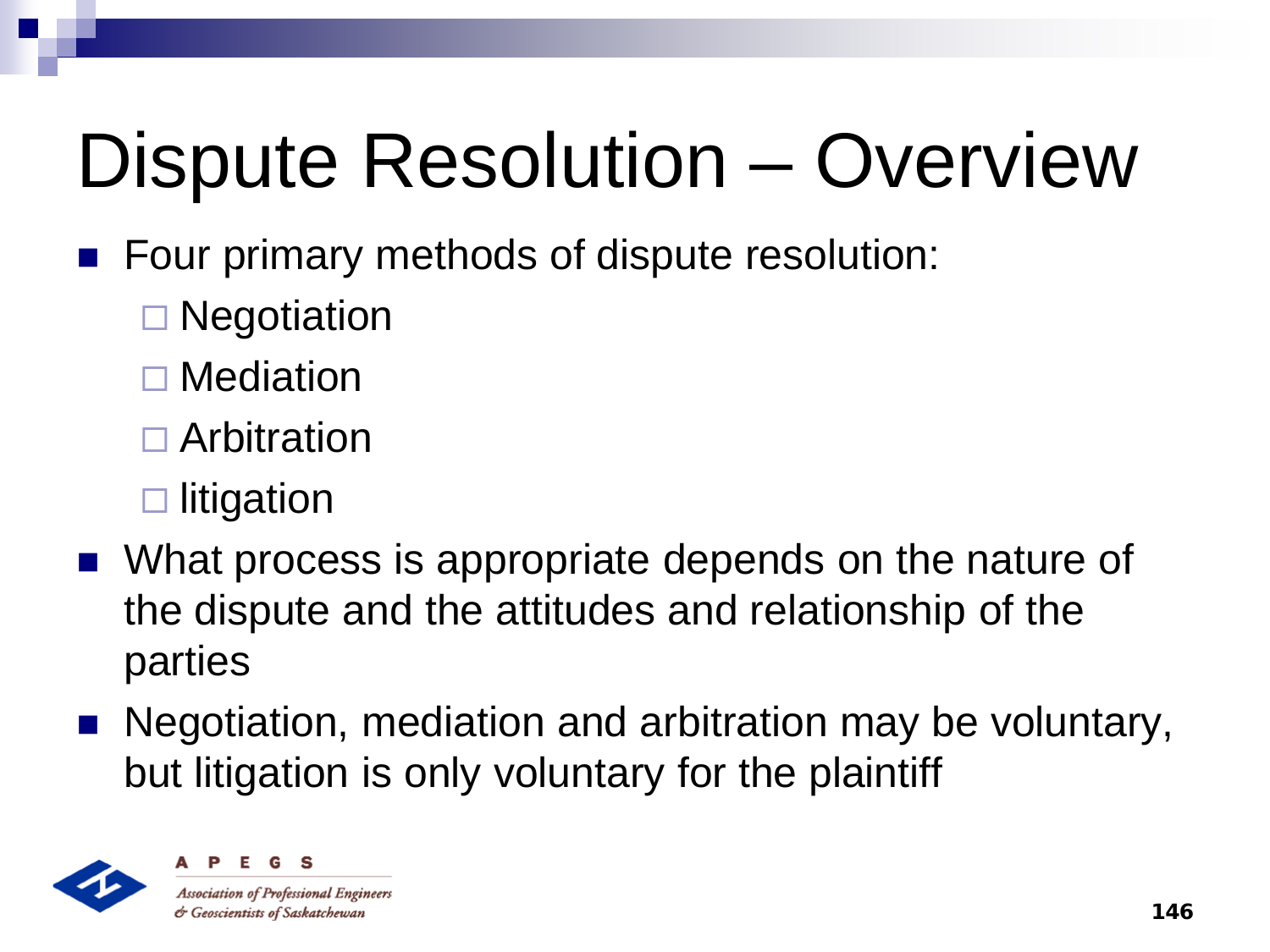# Dispute Resolution – Overview

- Four primary methods of dispute resolution:
  - Negotiation
  - Mediation
  - Arbitration
  - litigation
- What process is appropriate depends on the nature of the dispute and the attitudes and relationship of the parties
- Negotiation, mediation and arbitration may be voluntary, but litigation is only voluntary for the plaintiff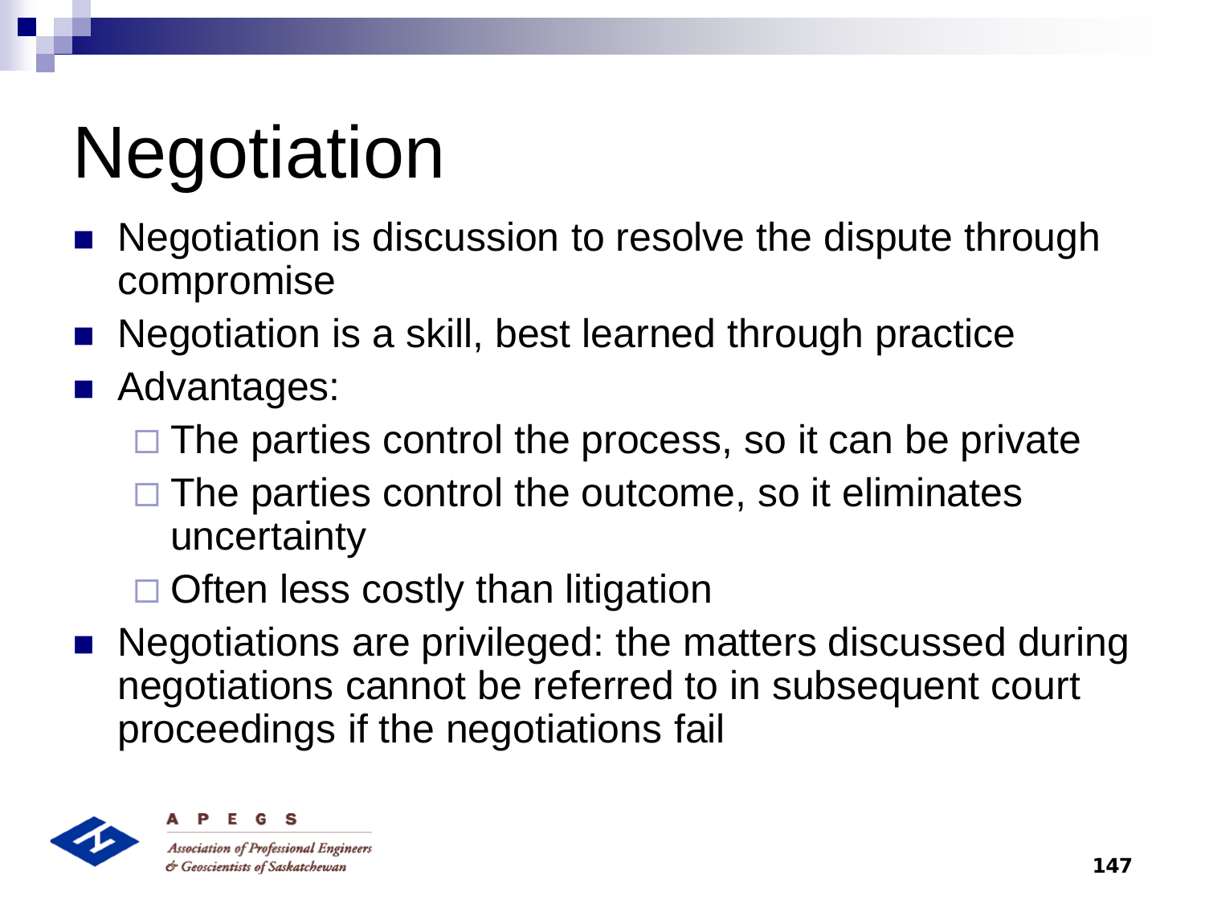# Negotiation

- Negotiation is discussion to resolve the dispute through compromise
- Negotiation is a skill, best learned through practice
- Advantages:
  - The parties control the process, so it can be private
  - The parties control the outcome, so it eliminates uncertainty
  - Often less costly than litigation
- Negotiations are privileged: the matters discussed during negotiations cannot be referred to in subsequent court proceedings if the negotiations fail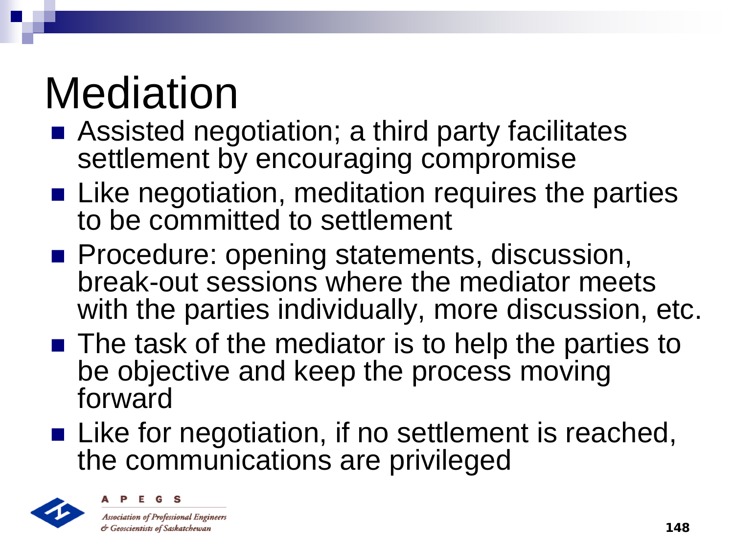# Mediation

- Assisted negotiation; a third party facilitates settlement by encouraging compromise
- Like negotiation, meditation requires the parties to be committed to settlement
- Procedure: opening statements, discussion, break-out sessions where the mediator meets with the parties individually, more discussion, etc.
- The task of the mediator is to help the parties to be objective and keep the process moving forward
- Like for negotiation, if no settlement is reached, the communications are privileged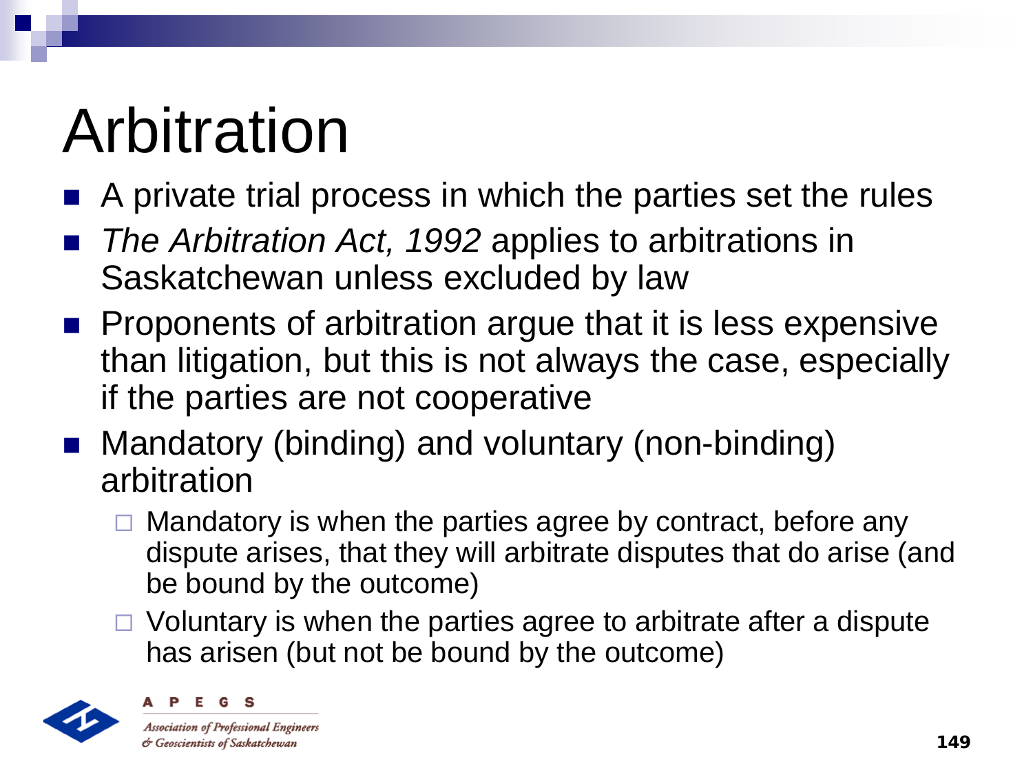# Arbitration

- A private trial process in which the parties set the rules
- *The Arbitration Act, 1992* applies to arbitrations in Saskatchewan unless excluded by law
- Proponents of arbitration argue that it is less expensive than litigation, but this is not always the case, especially if the parties are not cooperative
- Mandatory (binding) and voluntary (non-binding) arbitration
  - Mandatory is when the parties agree by contract, before any dispute arises, that they will arbitrate disputes that do arise (and be bound by the outcome)
  - Voluntary is when the parties agree to arbitrate after a dispute has arisen (but not be bound by the outcome)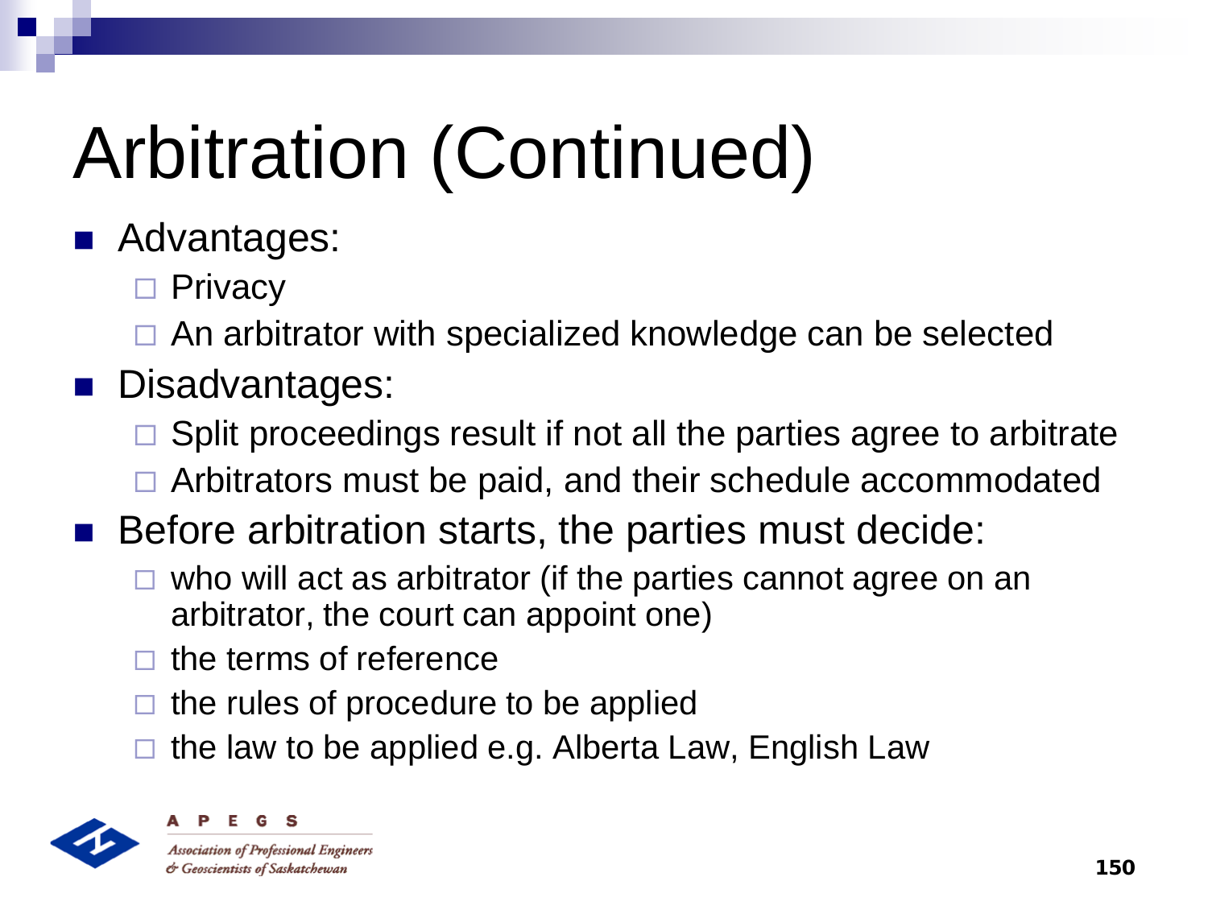# Arbitration (Continued)

- Advantages:
  - Privacy
  - An arbitrator with specialized knowledge can be selected
- Disadvantages:
  - Split proceedings result if not all the parties agree to arbitrate
  - Arbitrators must be paid, and their schedule accommodated
- Before arbitration starts, the parties must decide:
  - who will act as arbitrator (if the parties cannot agree on an arbitrator, the court can appoint one)
  - the terms of reference
  - the rules of procedure to be applied
  - the law to be applied e.g. Alberta Law, English Law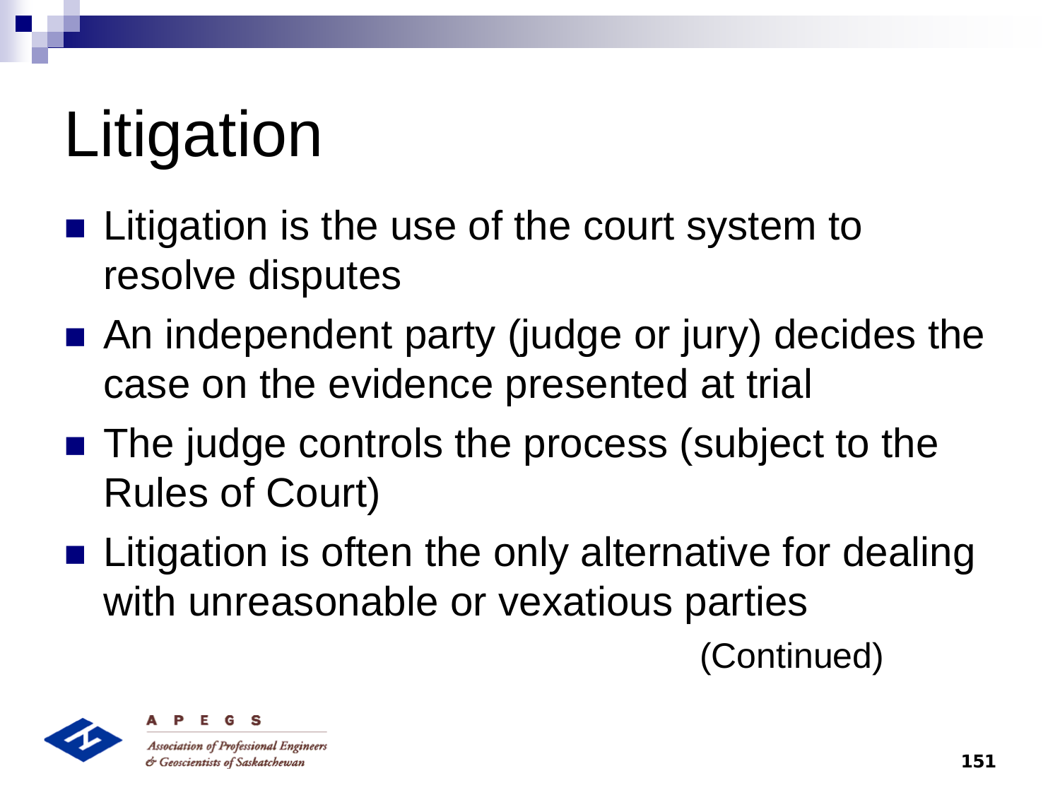# Litigation

- Litigation is the use of the court system to resolve disputes
- An independent party (judge or jury) decides the case on the evidence presented at trial
- The judge controls the process (subject to the Rules of Court)
- Litigation is often the only alternative for dealing with unreasonable or vexatious parties

(Continued)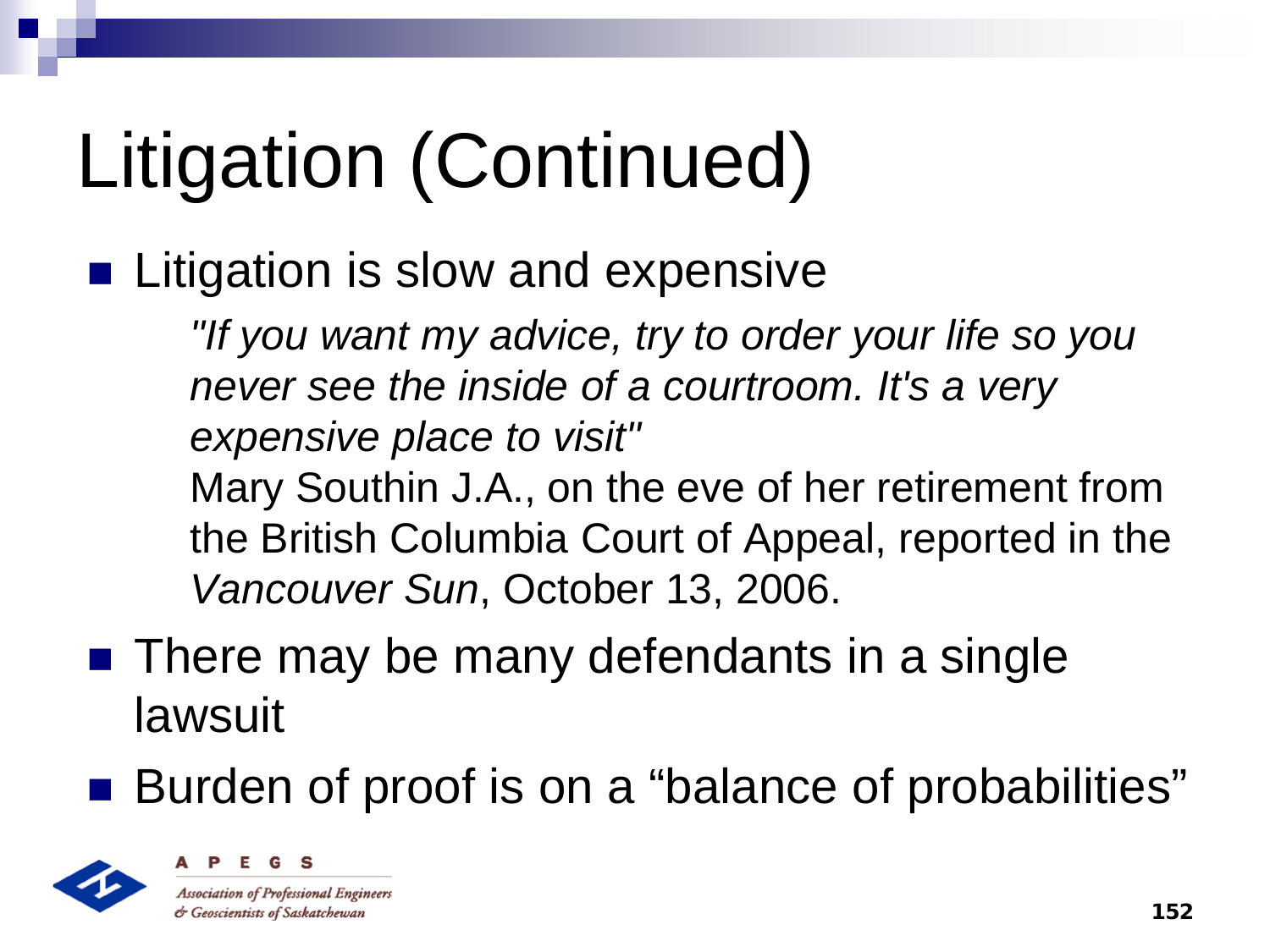# Litigation (Continued)

- Litigation is slow and expensive

  *"If you want my advice, try to order your life so you never see the inside of a courtroom. It's a very expensive place to visit"*
  Mary Southin J.A., on the eve of her retirement from the British Columbia Court of Appeal, reported in the *Vancouver Sun*, October 13, 2006.

- There may be many defendants in a single lawsuit
- Burden of proof is on a "balance of probabilities"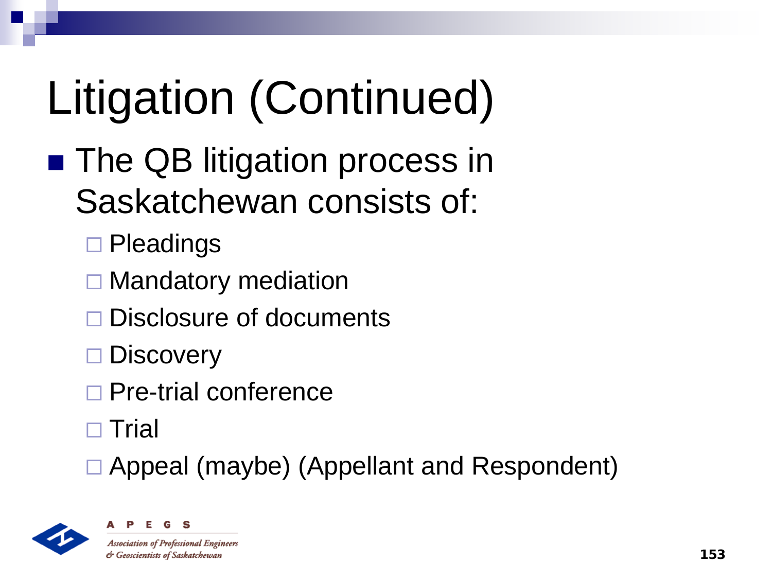# Litigation (Continued)

- The QB litigation process in Saskatchewan consists of:
  - Pleadings
  - Mandatory mediation
  - Disclosure of documents
  - Discovery
  - Pre-trial conference
  - Trial
  - Appeal (maybe) (Appellant and Respondent)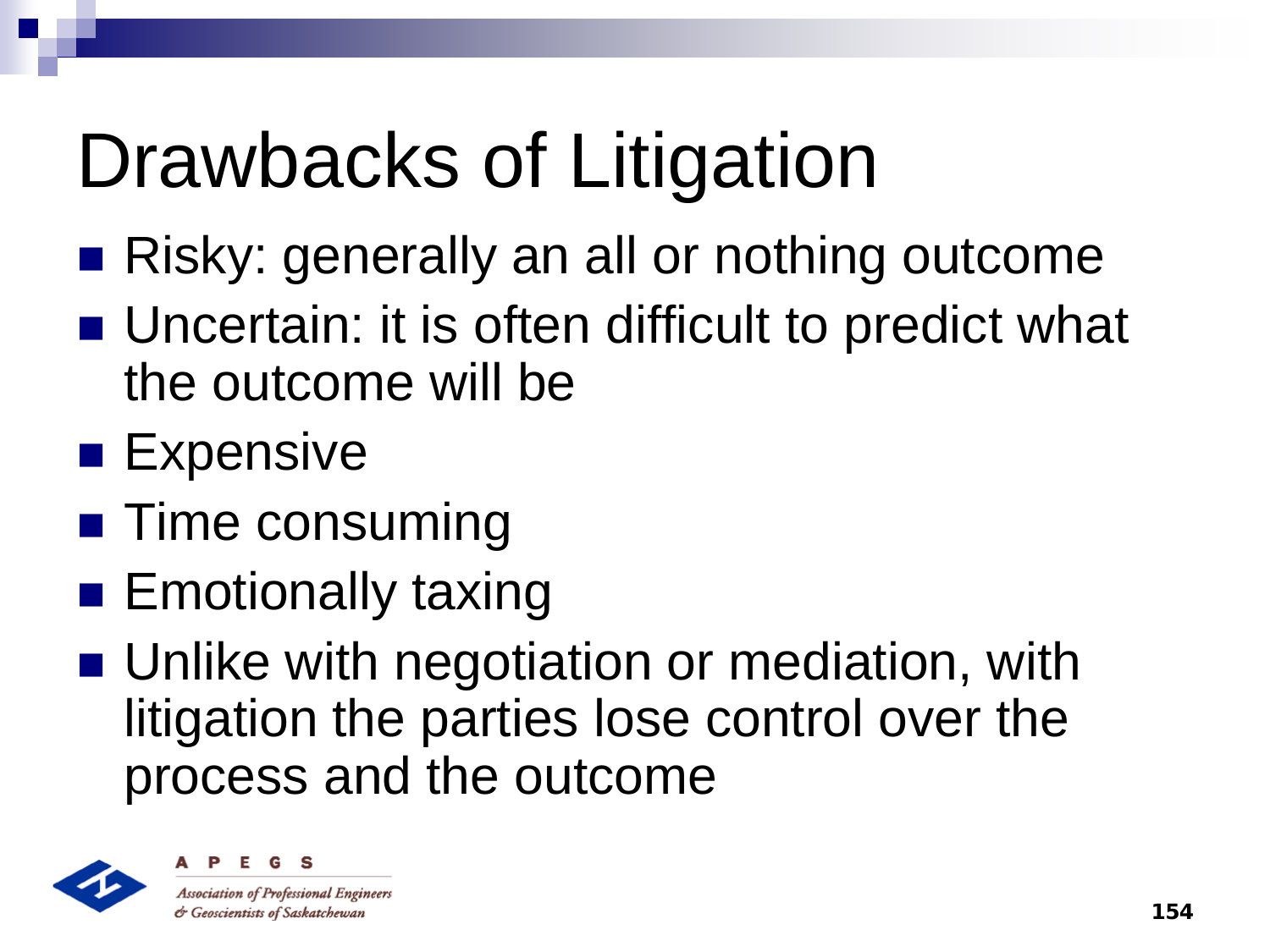# Drawbacks of Litigation

- Risky: generally an all or nothing outcome
- Uncertain: it is often difficult to predict what the outcome will be
- Expensive
- Time consuming
- Emotionally taxing
- Unlike with negotiation or mediation, with litigation the parties lose control over the process and the outcome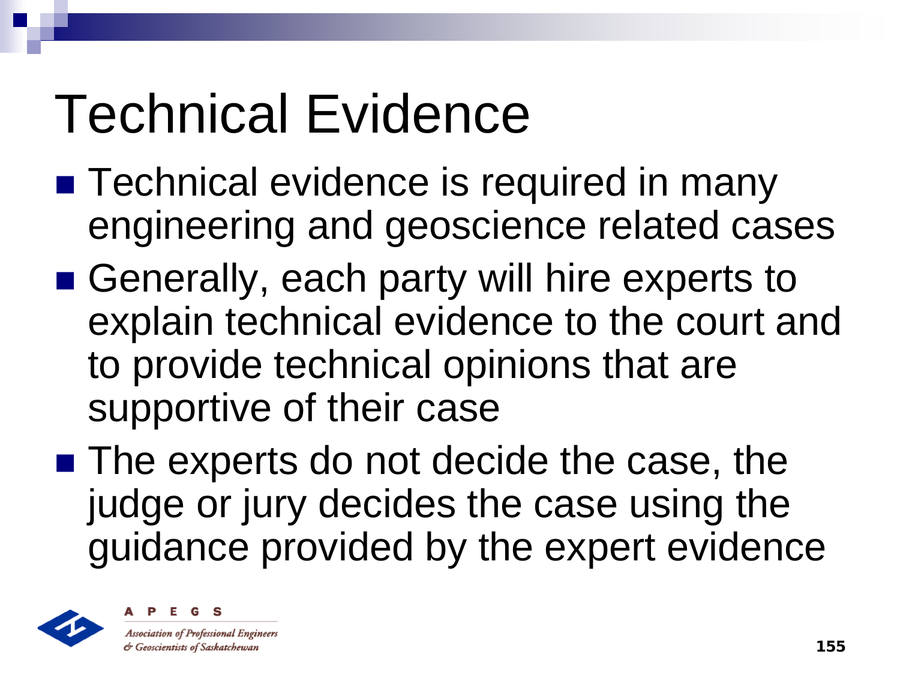# Technical Evidence

- Technical evidence is required in many engineering and geoscience related cases
- Generally, each party will hire experts to explain technical evidence to the court and to provide technical opinions that are supportive of their case
- The experts do not decide the case, the judge or jury decides the case using the guidance provided by the expert evidence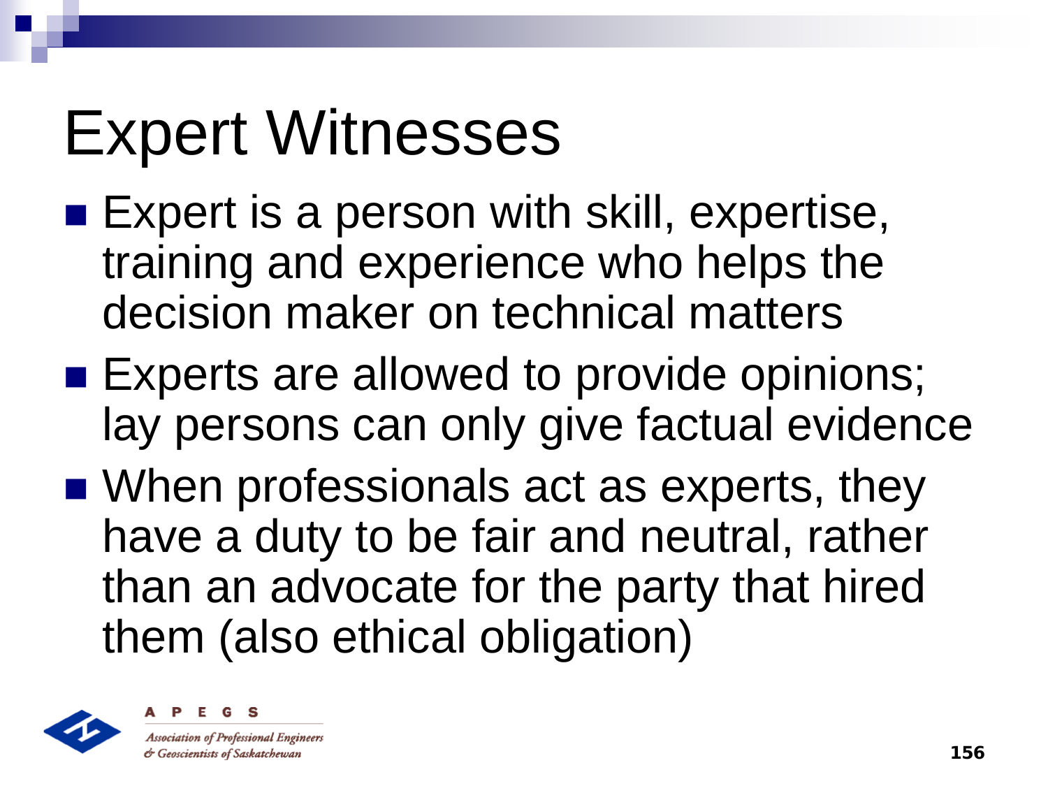# Expert Witnesses

- Expert is a person with skill, expertise, training and experience who helps the decision maker on technical matters
- Experts are allowed to provide opinions; lay persons can only give factual evidence
- When professionals act as experts, they have a duty to be fair and neutral, rather than an advocate for the party that hired them (also ethical obligation)

A P E G S

*Association of Professional Engineers & Geoscientists of Saskatchewan*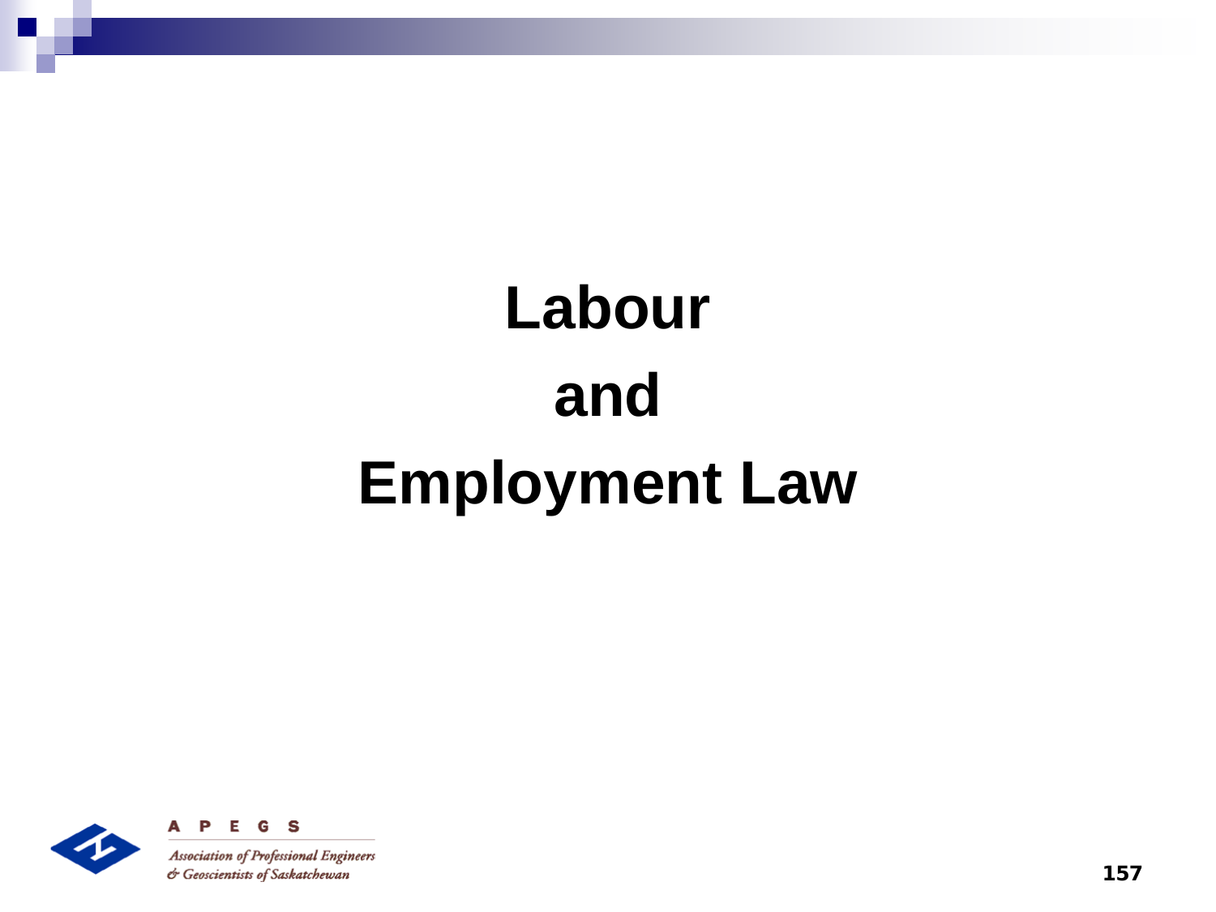# Labour and Employment Law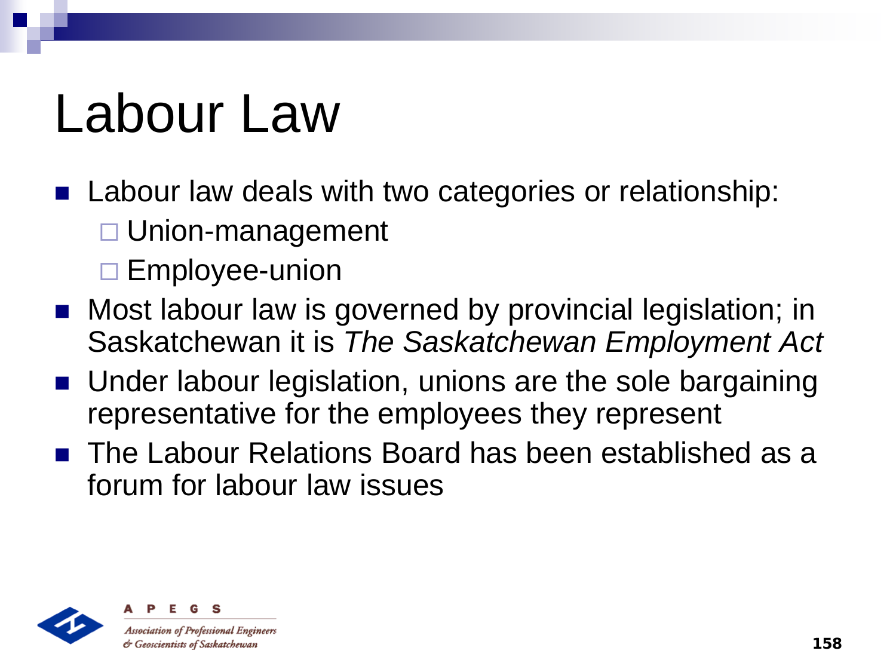# Labour Law

- Labour law deals with two categories or relationship:
  - Union-management
  - Employee-union
- Most labour law is governed by provincial legislation; in Saskatchewan it is *The Saskatchewan Employment Act*
- Under labour legislation, unions are the sole bargaining representative for the employees they represent
- The Labour Relations Board has been established as a forum for labour law issues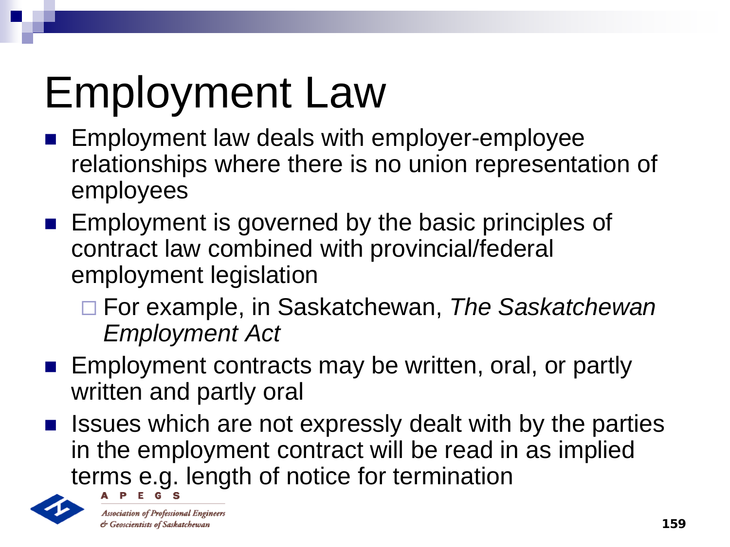# Employment Law

- Employment law deals with employer-employee relationships where there is no union representation of employees
- Employment is governed by the basic principles of contract law combined with provincial/federal employment legislation
  - For example, in Saskatchewan, *The Saskatchewan Employment Act*
- Employment contracts may be written, oral, or partly written and partly oral
- Issues which are not expressly dealt with by the parties in the employment contract will be read in as implied terms e.g. length of notice for termination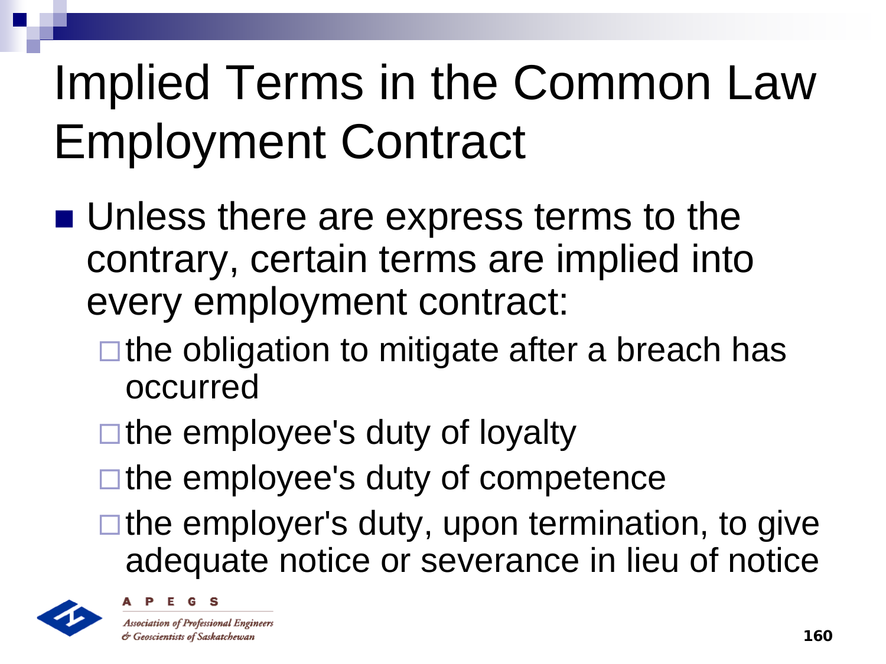# Implied Terms in the Common Law Employment Contract

- Unless there are express terms to the contrary, certain terms are implied into every employment contract:
  - the obligation to mitigate after a breach has occurred
  - the employee's duty of loyalty
  - the employee's duty of competence
  - the employer's duty, upon termination, to give adequate notice or severance in lieu of notice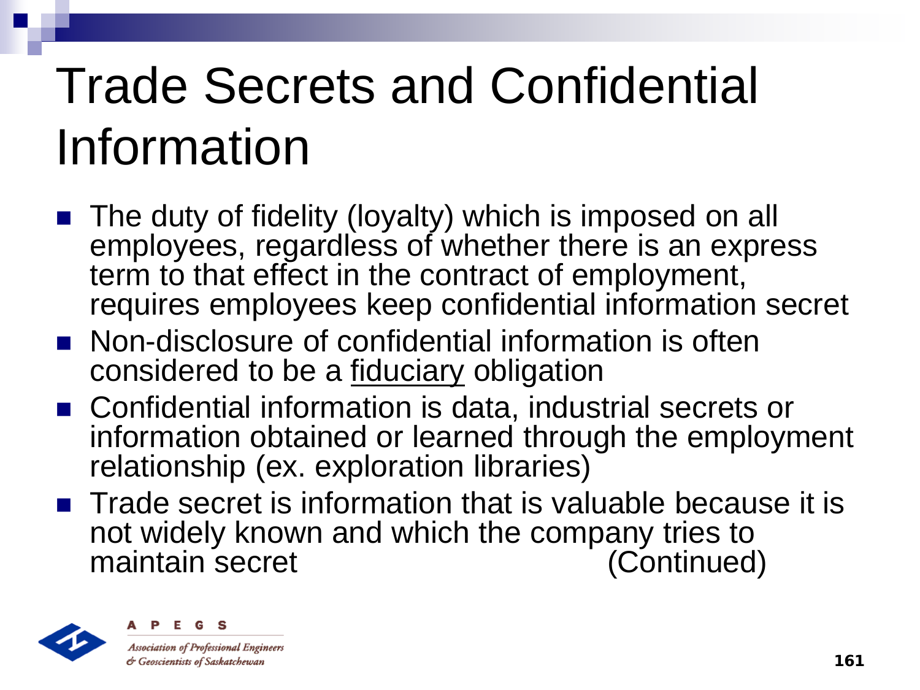# Trade Secrets and Confidential Information

- The duty of fidelity (loyalty) which is imposed on all employees, regardless of whether there is an express term to that effect in the contract of employment, requires employees keep confidential information secret
- Non-disclosure of confidential information is often considered to be a <u>fiduciary</u> obligation
- Confidential information is data, industrial secrets or information obtained or learned through the employment relationship (ex. exploration libraries)
- Trade secret is information that is valuable because it is not widely known and which the company tries to maintain secret (Continued)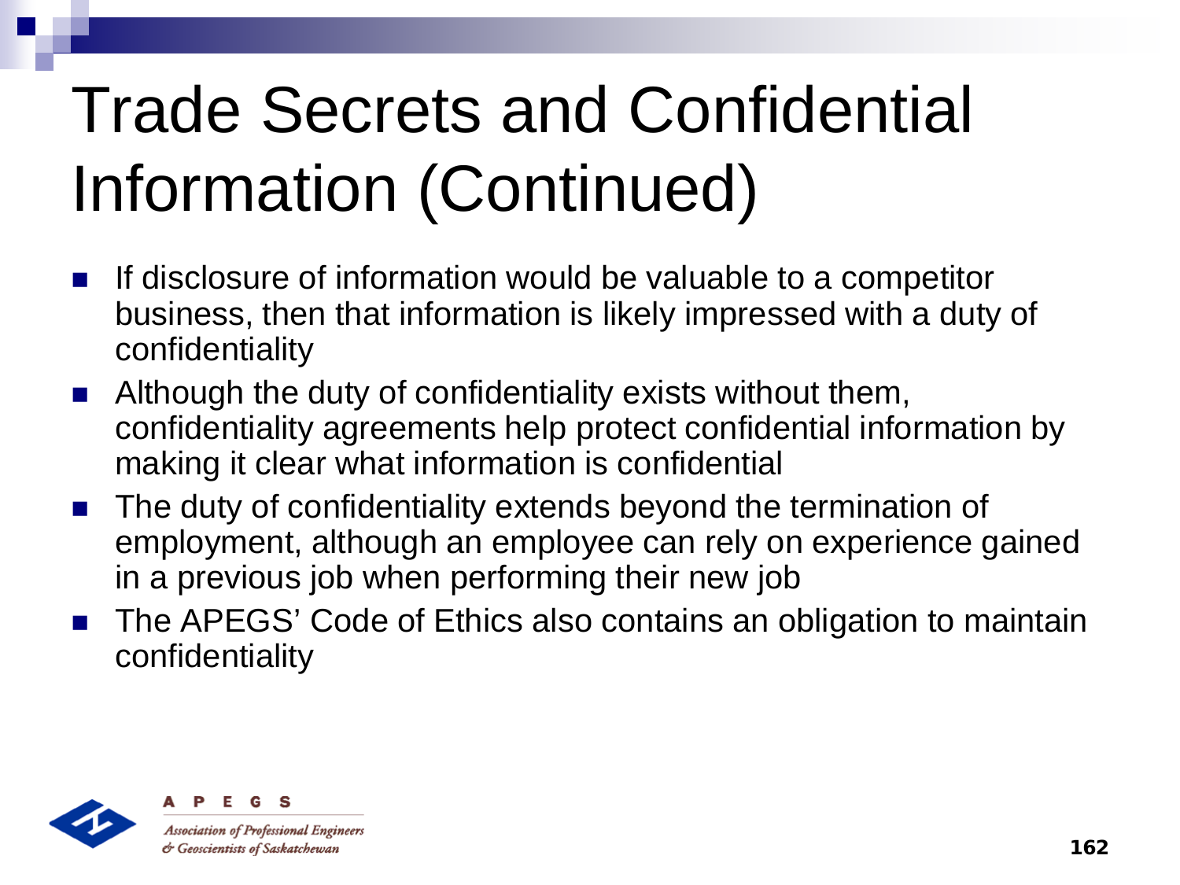# Trade Secrets and Confidential Information (Continued)

- If disclosure of information would be valuable to a competitor business, then that information is likely impressed with a duty of confidentiality
- Although the duty of confidentiality exists without them, confidentiality agreements help protect confidential information by making it clear what information is confidential
- The duty of confidentiality extends beyond the termination of employment, although an employee can rely on experience gained in a previous job when performing their new job
- The APEGS' Code of Ethics also contains an obligation to maintain confidentiality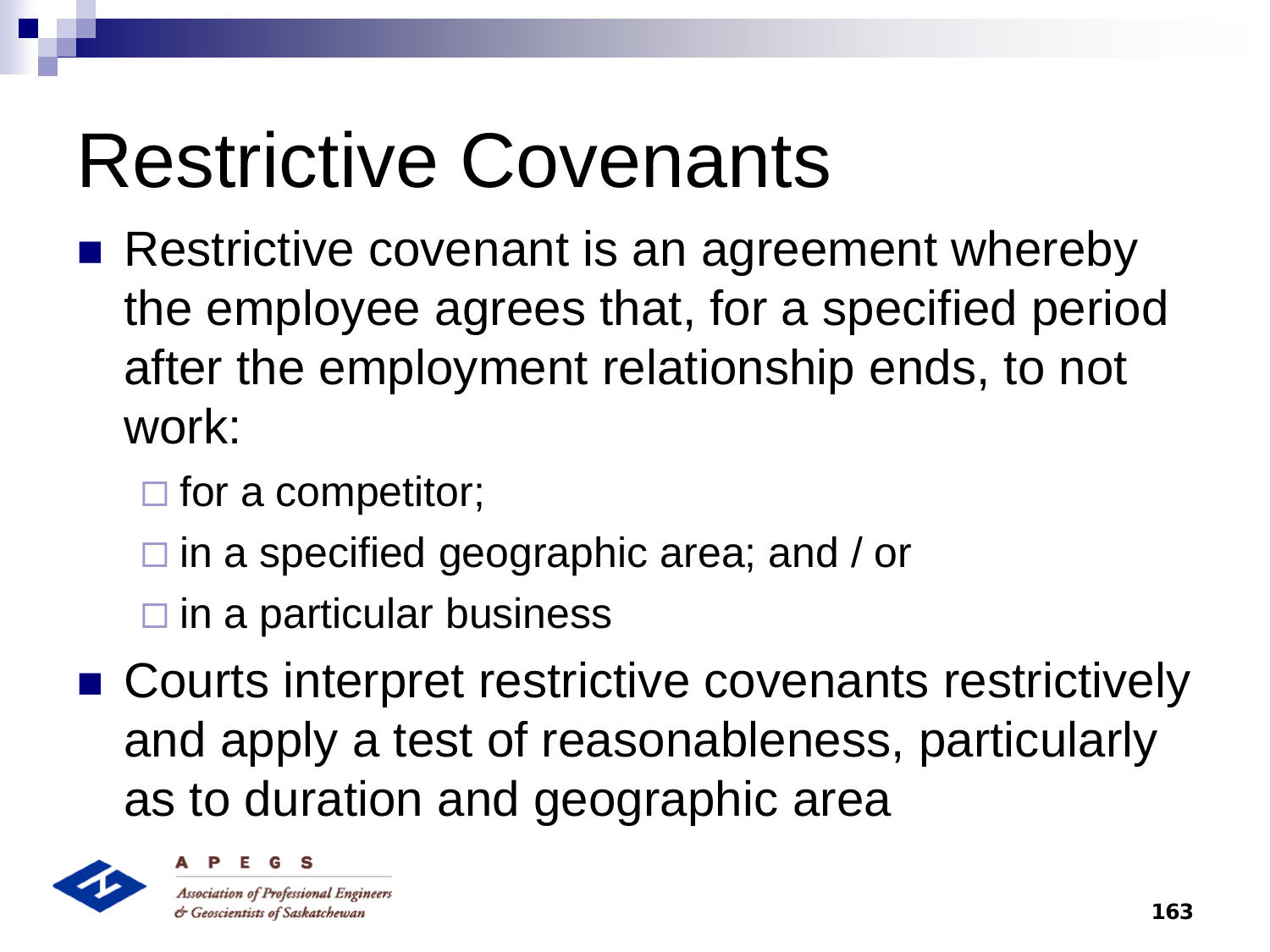# Restrictive Covenants

- Restrictive covenant is an agreement whereby the employee agrees that, for a specified period after the employment relationship ends, to not work:
  - for a competitor;
  - in a specified geographic area; and / or
  - in a particular business
- Courts interpret restrictive covenants restrictively and apply a test of reasonableness, particularly as to duration and geographic area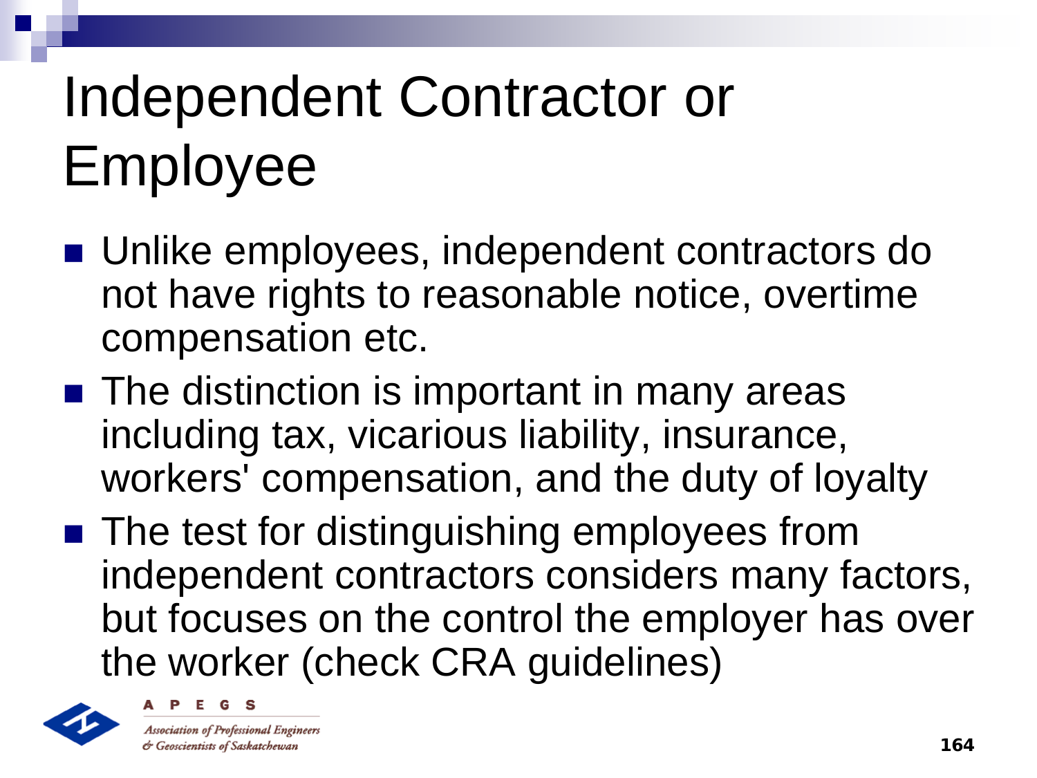# Independent Contractor or Employee

- Unlike employees, independent contractors do not have rights to reasonable notice, overtime compensation etc.
- The distinction is important in many areas including tax, vicarious liability, insurance, workers' compensation, and the duty of loyalty
- The test for distinguishing employees from independent contractors considers many factors, but focuses on the control the employer has over the worker (check CRA guidelines)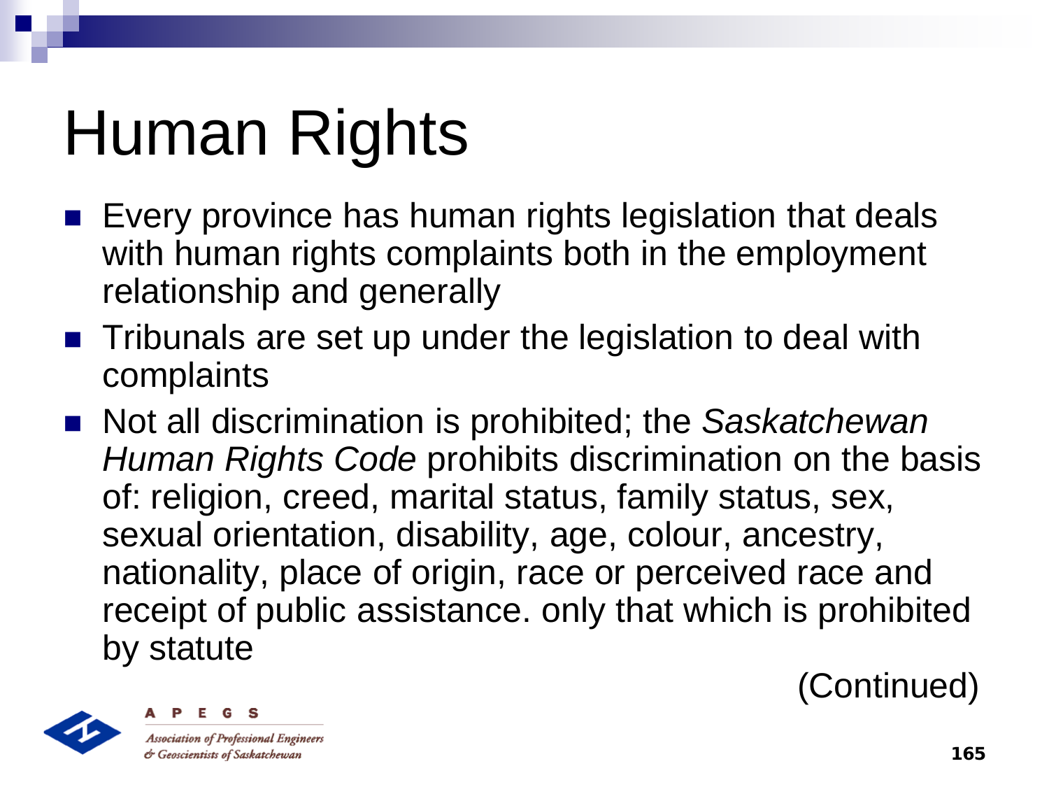# Human Rights

- Every province has human rights legislation that deals with human rights complaints both in the employment relationship and generally
- Tribunals are set up under the legislation to deal with complaints
- Not all discrimination is prohibited; the *Saskatchewan Human Rights Code* prohibits discrimination on the basis of: religion, creed, marital status, family status, sex, sexual orientation, disability, age, colour, ancestry, nationality, place of origin, race or perceived race and receipt of public assistance. only that which is prohibited by statute

(Continued)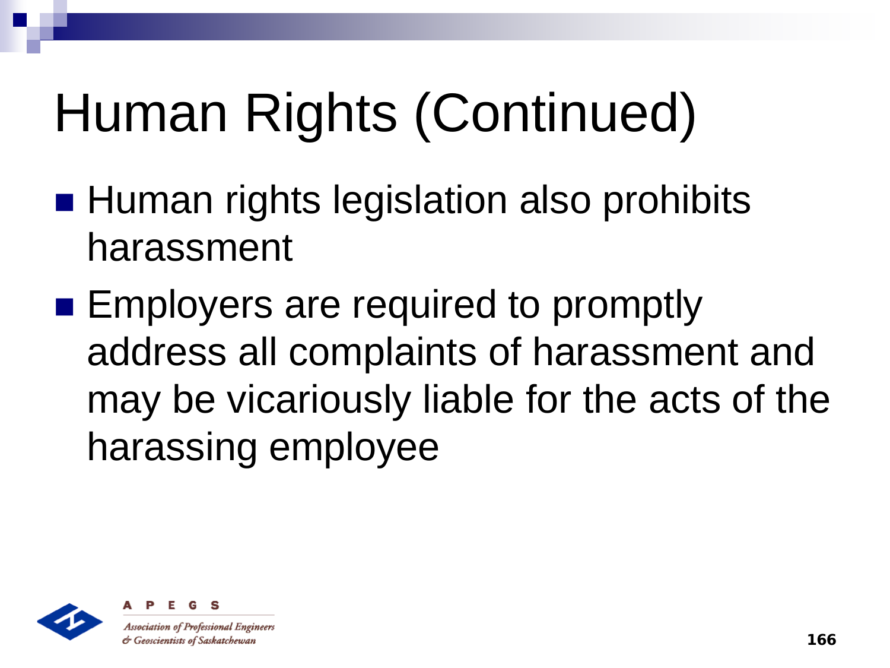# Human Rights (Continued)

- Human rights legislation also prohibits harassment
- Employers are required to promptly address all complaints of harassment and may be vicariously liable for the acts of the harassing employee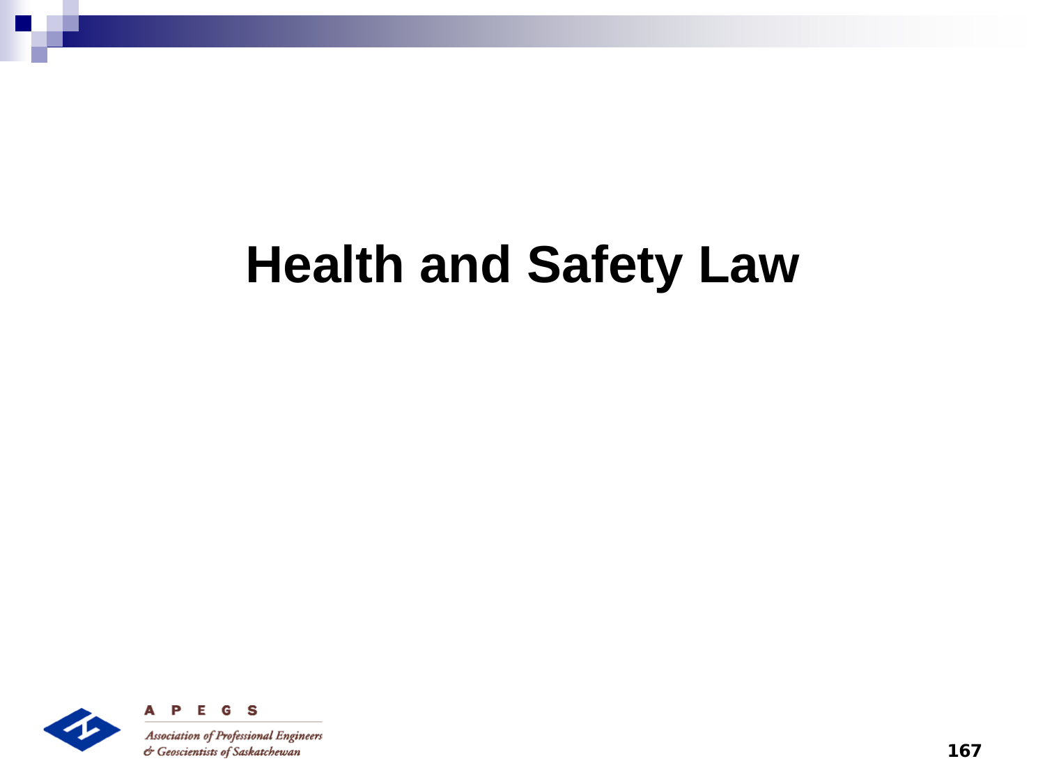# Health and Safety Law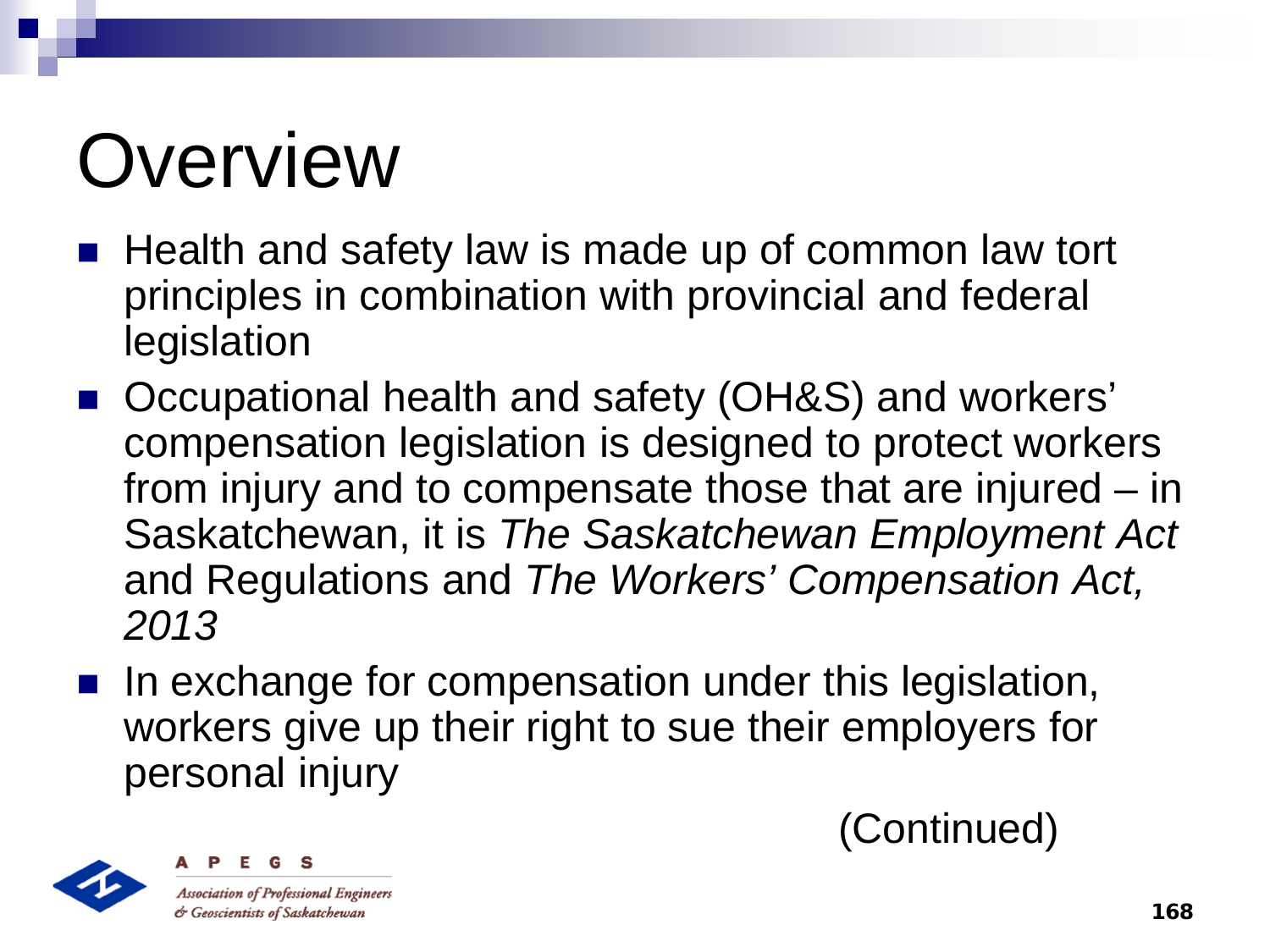# Overview

- Health and safety law is made up of common law tort principles in combination with provincial and federal legislation
- Occupational health and safety (OH&S) and workers' compensation legislation is designed to protect workers from injury and to compensate those that are injured – in Saskatchewan, it is *The Saskatchewan Employment Act* and Regulations and *The Workers' Compensation Act, 2013*
- In exchange for compensation under this legislation, workers give up their right to sue their employers for personal injury

(Continued)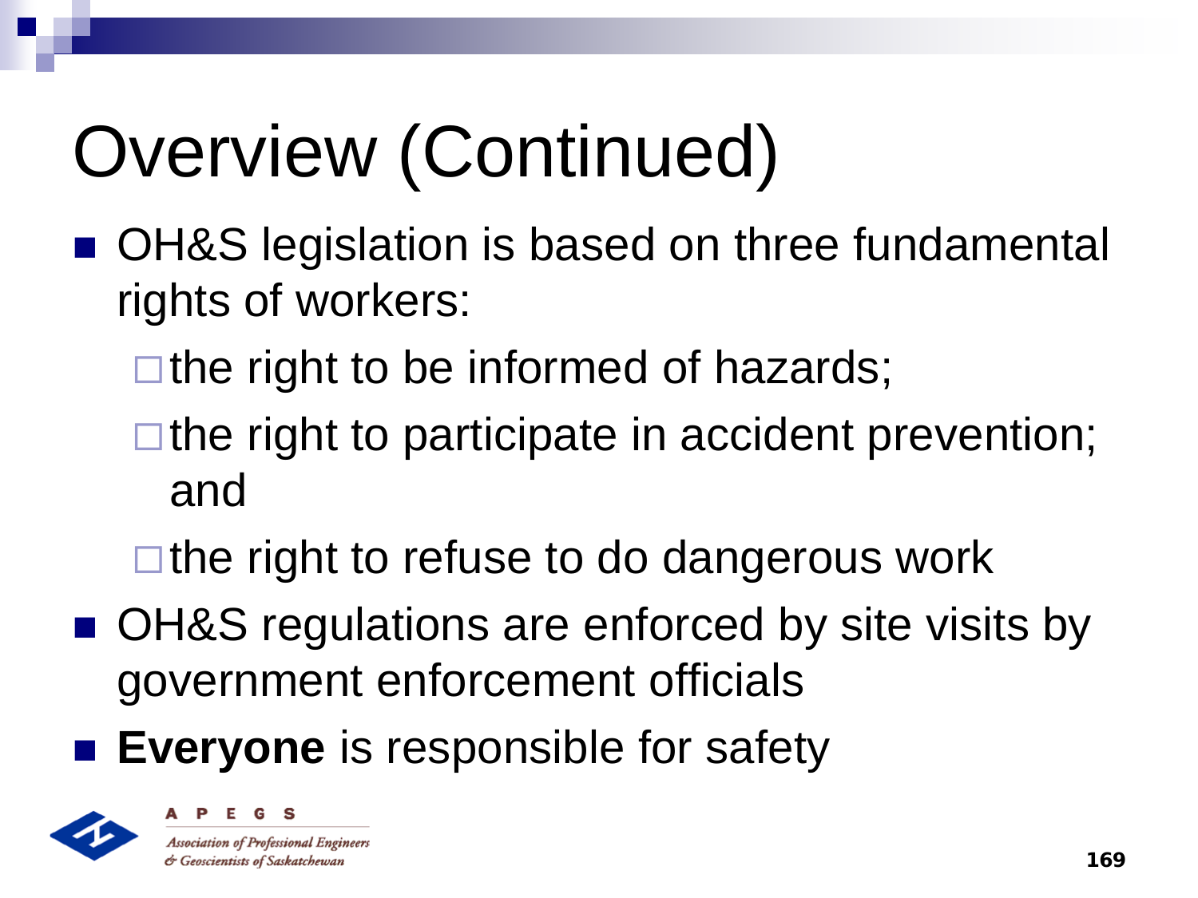# Overview (Continued)

- OH&S legislation is based on three fundamental rights of workers:
  - the right to be informed of hazards;
  - the right to participate in accident prevention; and
  - the right to refuse to do dangerous work
- OH&S regulations are enforced by site visits by government enforcement officials
- **Everyone** is responsible for safety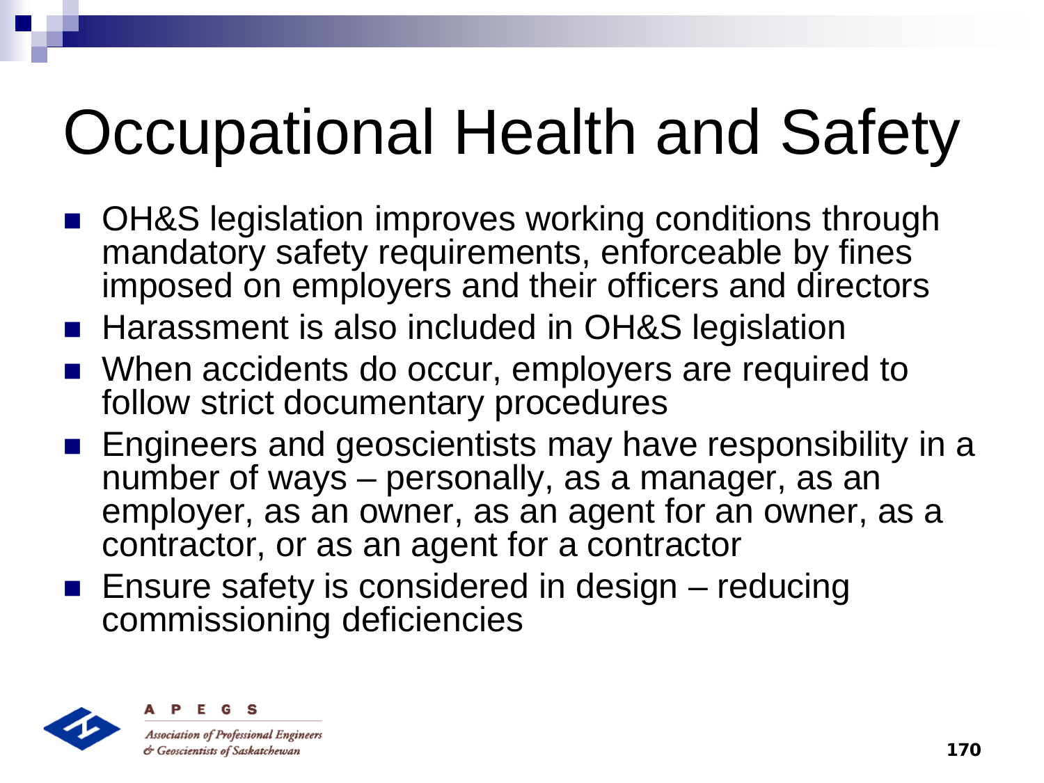# Occupational Health and Safety

- OH&S legislation improves working conditions through mandatory safety requirements, enforceable by fines imposed on employers and their officers and directors
- Harassment is also included in OH&S legislation
- When accidents do occur, employers are required to follow strict documentary procedures
- Engineers and geoscientists may have responsibility in a number of ways – personally, as a manager, as an employer, as an owner, as an agent for an owner, as a contractor, or as an agent for a contractor
- Ensure safety is considered in design – reducing commissioning deficiencies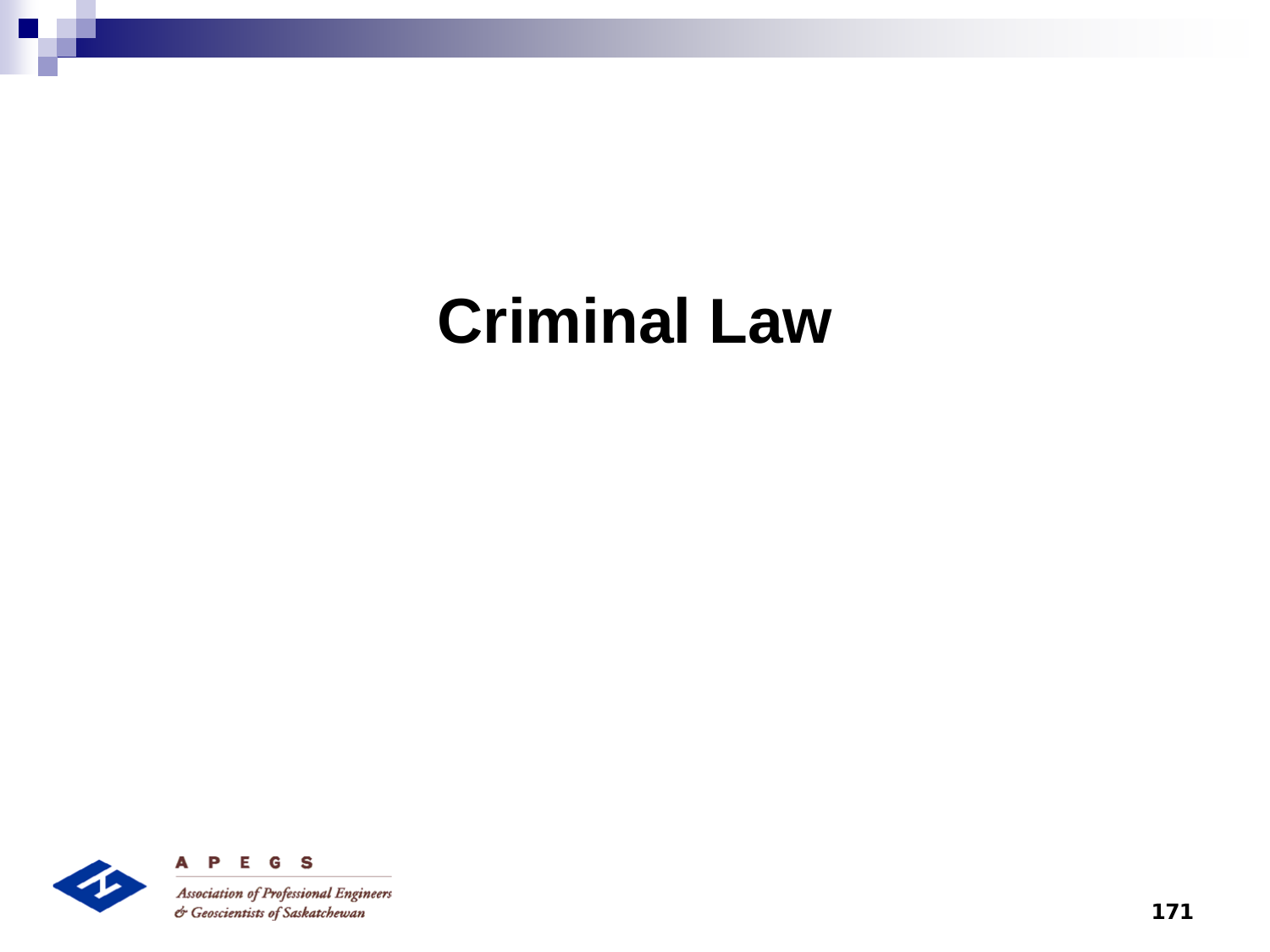# Criminal Law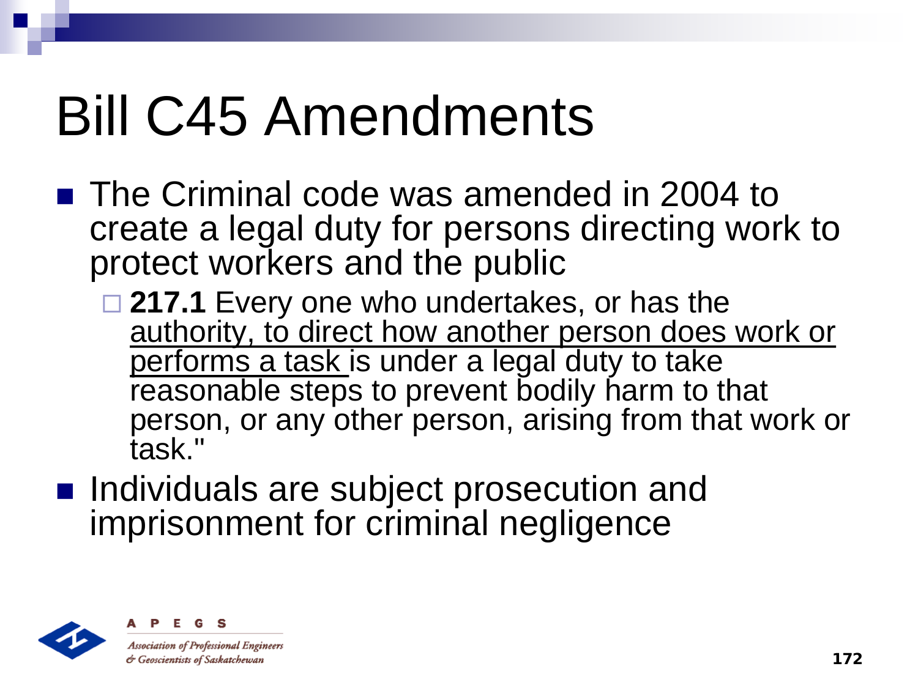# Bill C45 Amendments

- The Criminal code was amended in 2004 to create a legal duty for persons directing work to protect workers and the public
  - **217.1** Every one who undertakes, or has the <u>authority, to direct how another person does work or performs a task</u> is under a legal duty to take reasonable steps to prevent bodily harm to that person, or any other person, arising from that work or task."
- Individuals are subject prosecution and imprisonment for criminal negligence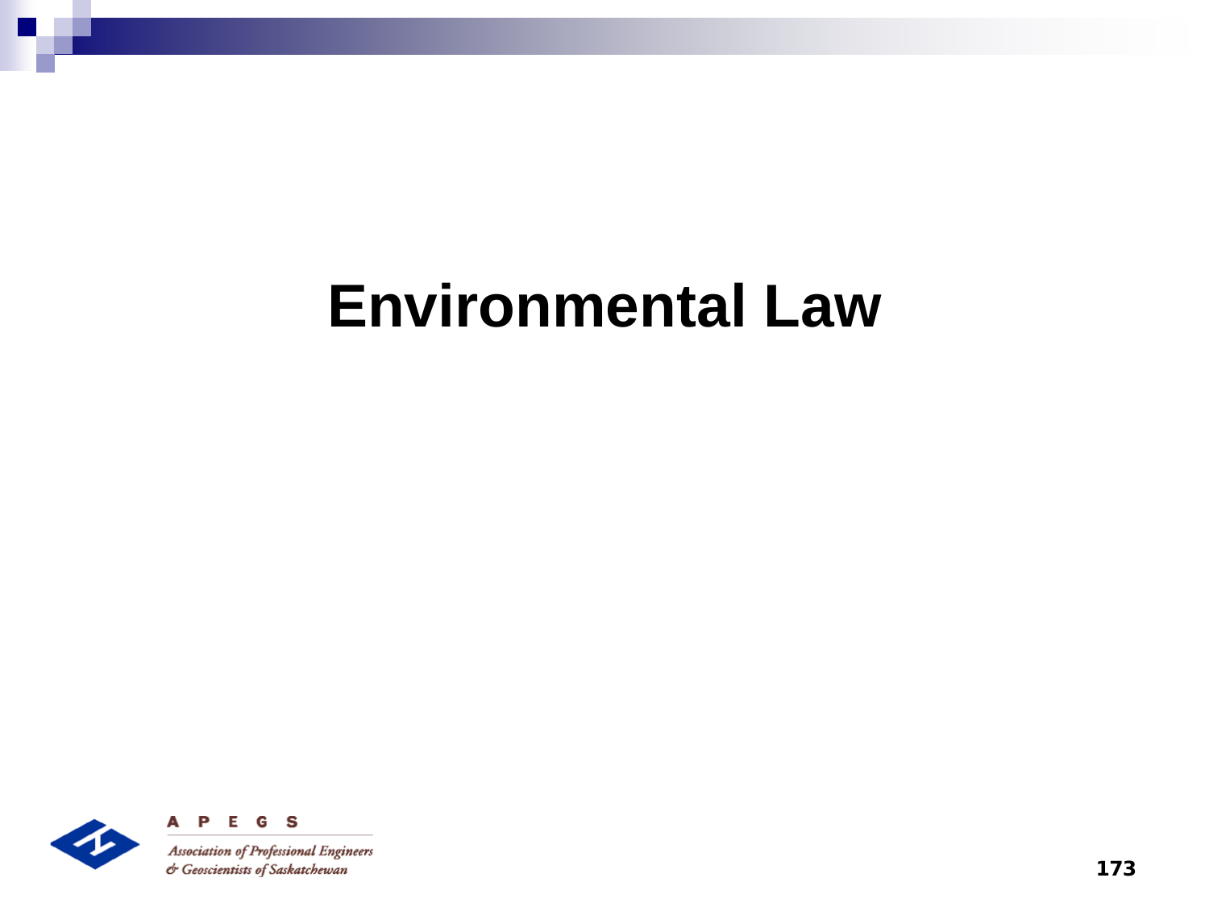# Environmental Law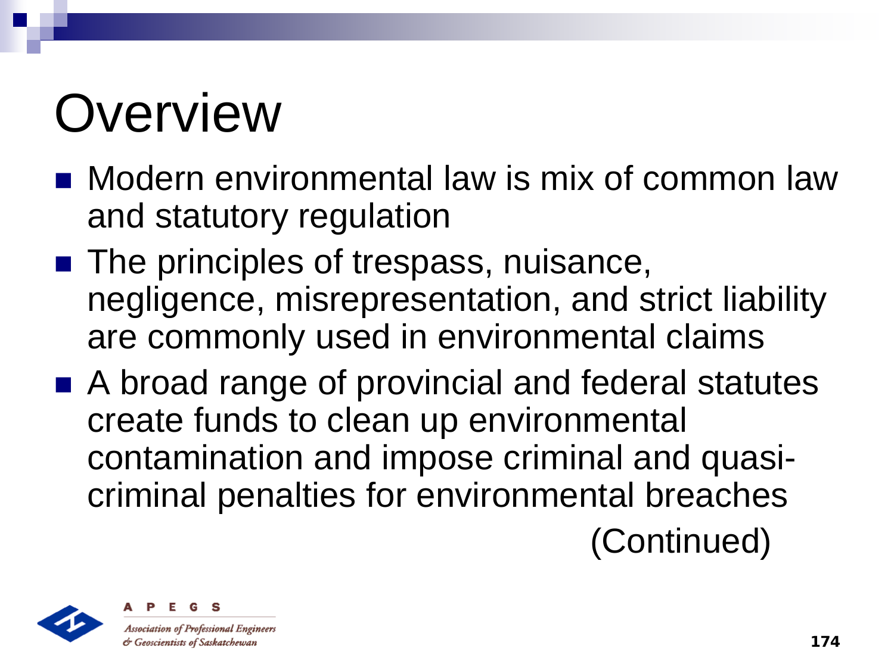# Overview

- Modern environmental law is mix of common law and statutory regulation
- The principles of trespass, nuisance, negligence, misrepresentation, and strict liability are commonly used in environmental claims
- A broad range of provincial and federal statutes create funds to clean up environmental contamination and impose criminal and quasi-criminal penalties for environmental breaches

(Continued)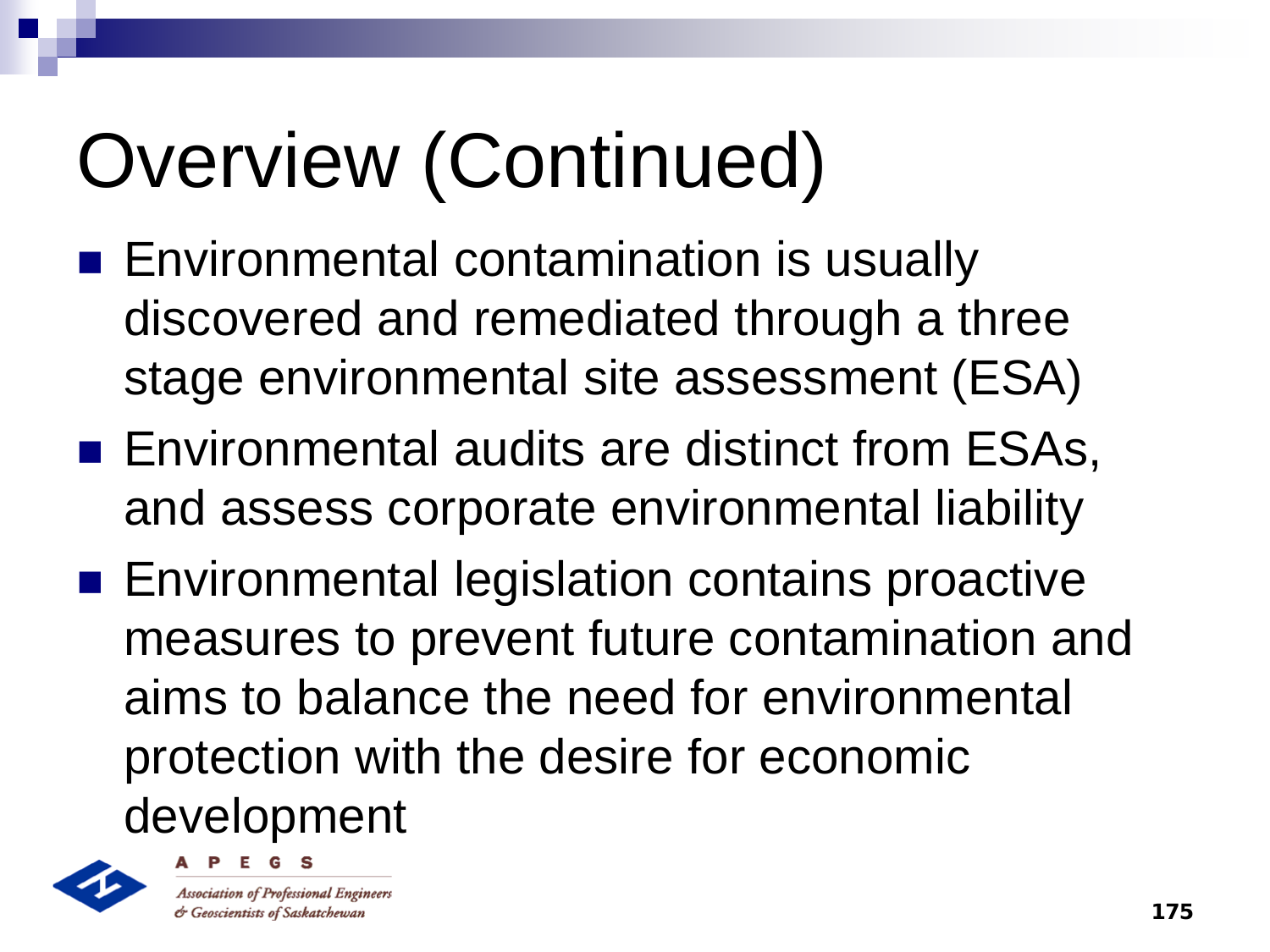# Overview (Continued)

- Environmental contamination is usually discovered and remediated through a three stage environmental site assessment (ESA)
- Environmental audits are distinct from ESAs, and assess corporate environmental liability
- Environmental legislation contains proactive measures to prevent future contamination and aims to balance the need for environmental protection with the desire for economic development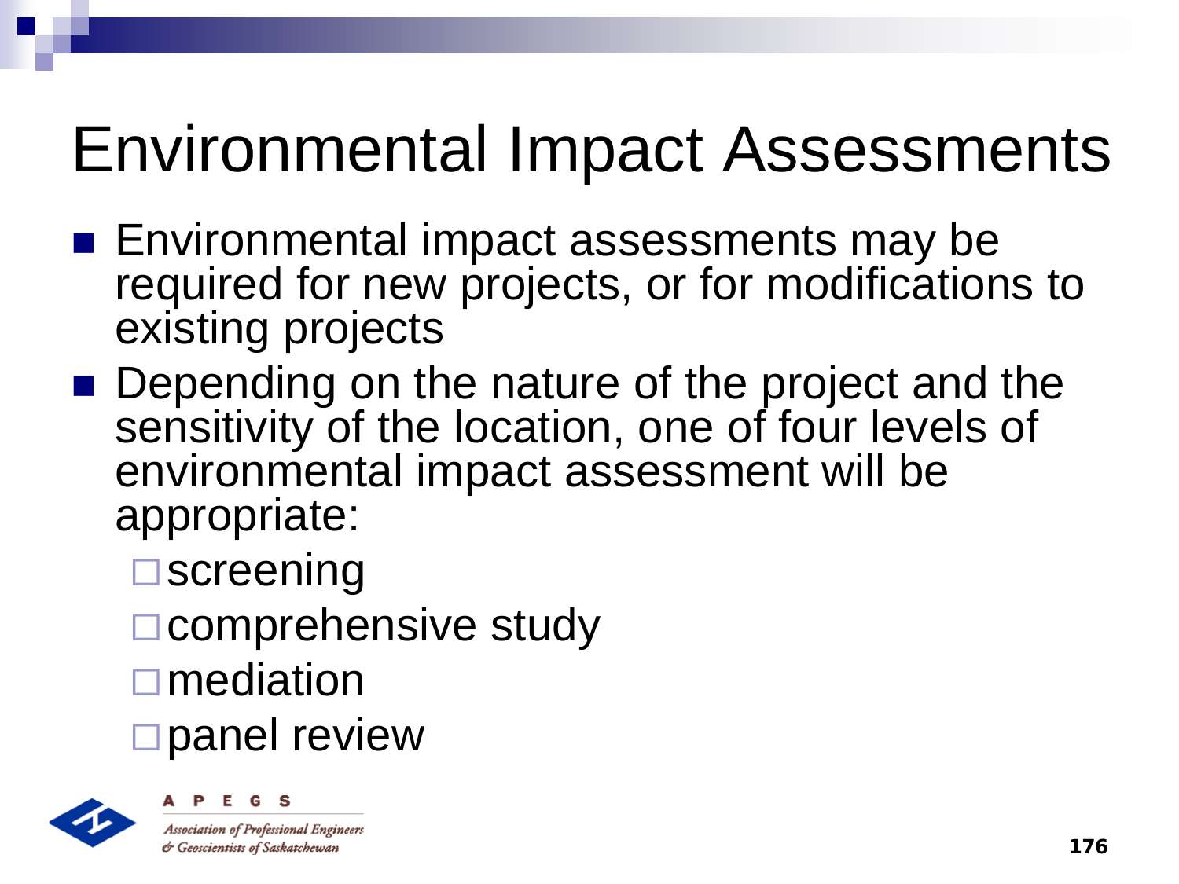# Environmental Impact Assessments

- Environmental impact assessments may be required for new projects, or for modifications to existing projects
- Depending on the nature of the project and the sensitivity of the location, one of four levels of environmental impact assessment will be appropriate:
  - screening
  - comprehensive study
  - mediation
  - panel review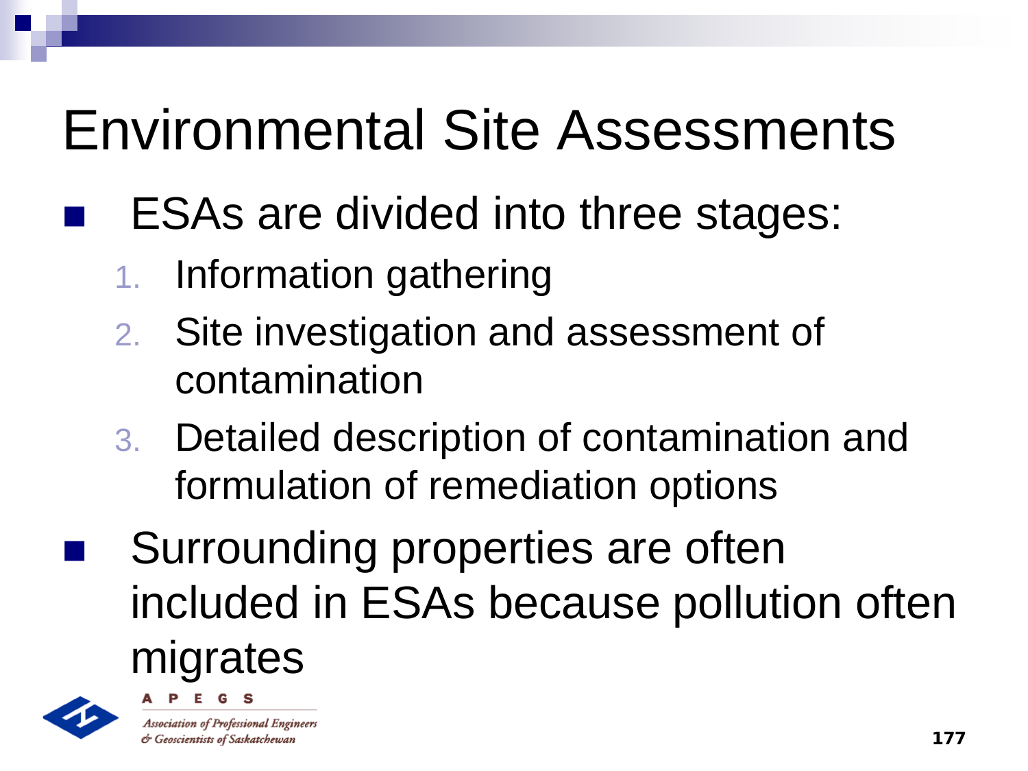# Environmental Site Assessments

- ESAs are divided into three stages:
  1. Information gathering
  2. Site investigation and assessment of contamination
  3. Detailed description of contamination and formulation of remediation options
- Surrounding properties are often included in ESAs because pollution often migrates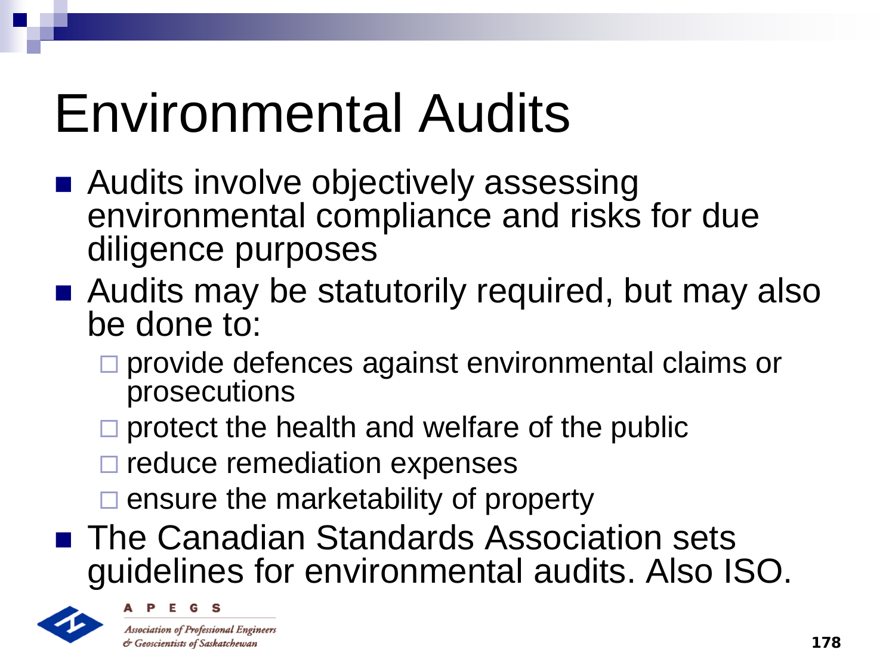# Environmental Audits

- Audits involve objectively assessing environmental compliance and risks for due diligence purposes
- Audits may be statutorily required, but may also be done to:
  - provide defences against environmental claims or prosecutions
  - protect the health and welfare of the public
  - reduce remediation expenses
  - ensure the marketability of property
- The Canadian Standards Association sets guidelines for environmental audits. Also ISO.

APEGS

*Association of Professional Engineers & Geoscientists of Saskatchewan*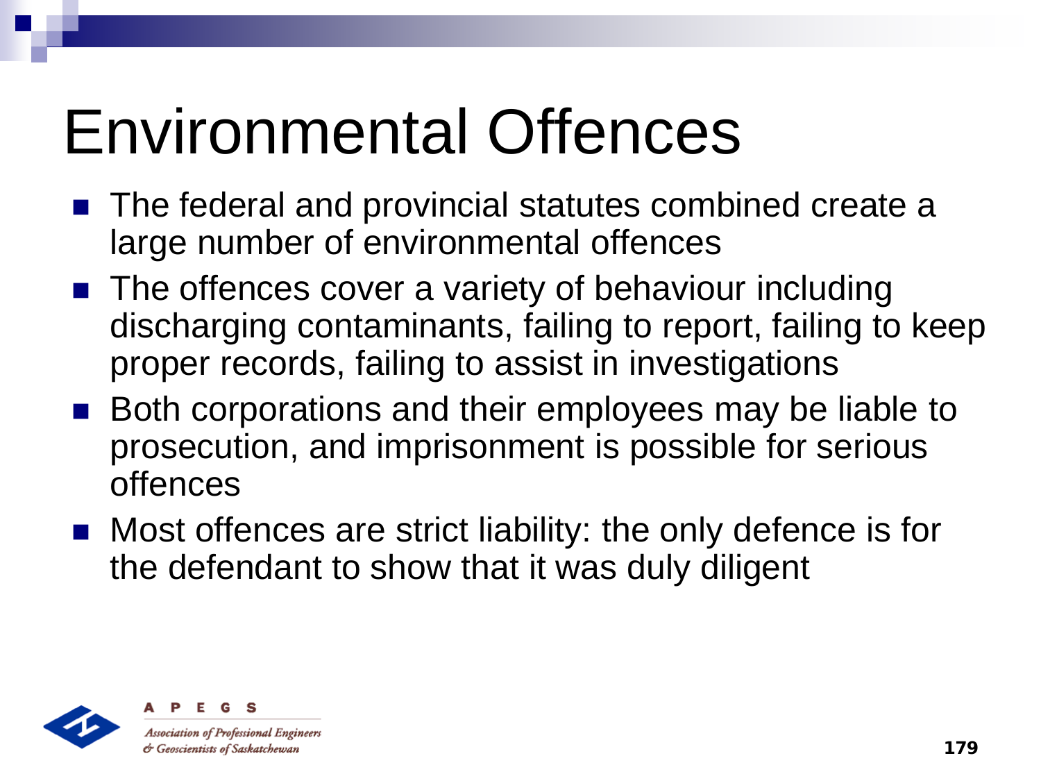# Environmental Offences

- The federal and provincial statutes combined create a large number of environmental offences
- The offences cover a variety of behaviour including discharging contaminants, failing to report, failing to keep proper records, failing to assist in investigations
- Both corporations and their employees may be liable to prosecution, and imprisonment is possible for serious offences
- Most offences are strict liability: the only defence is for the defendant to show that it was duly diligent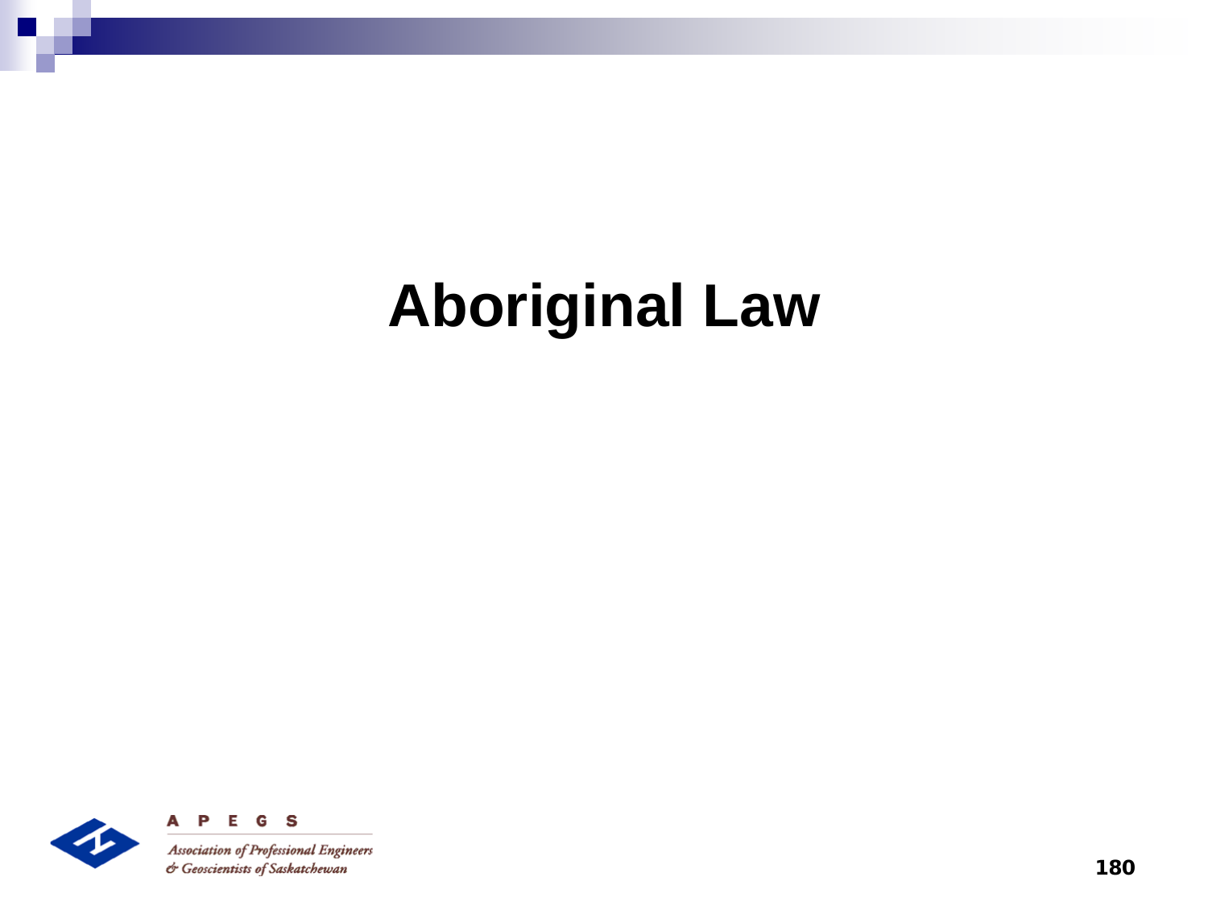# Aboriginal Law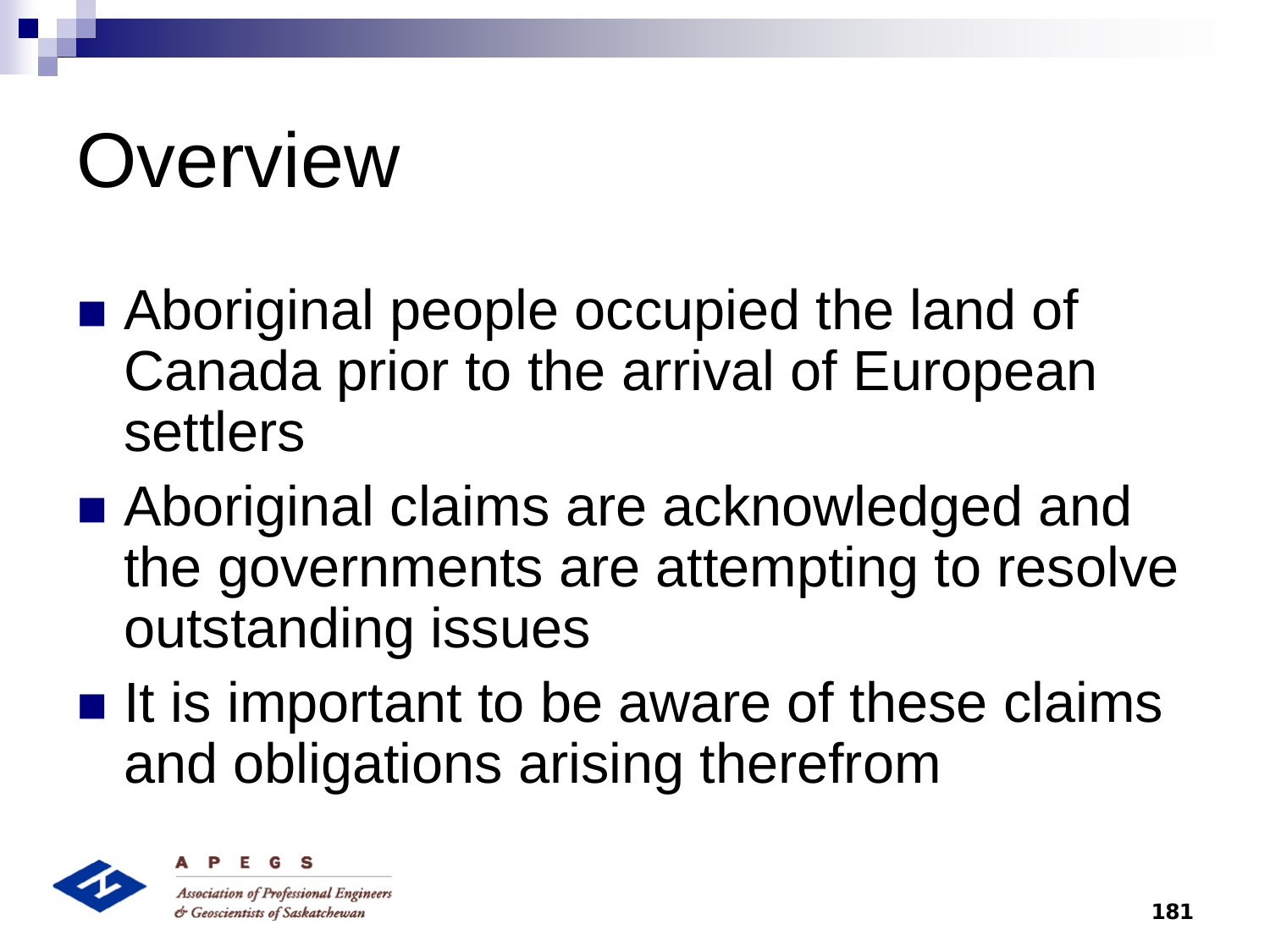# Overview

- Aboriginal people occupied the land of Canada prior to the arrival of European settlers
- Aboriginal claims are acknowledged and the governments are attempting to resolve outstanding issues
- It is important to be aware of these claims and obligations arising therefrom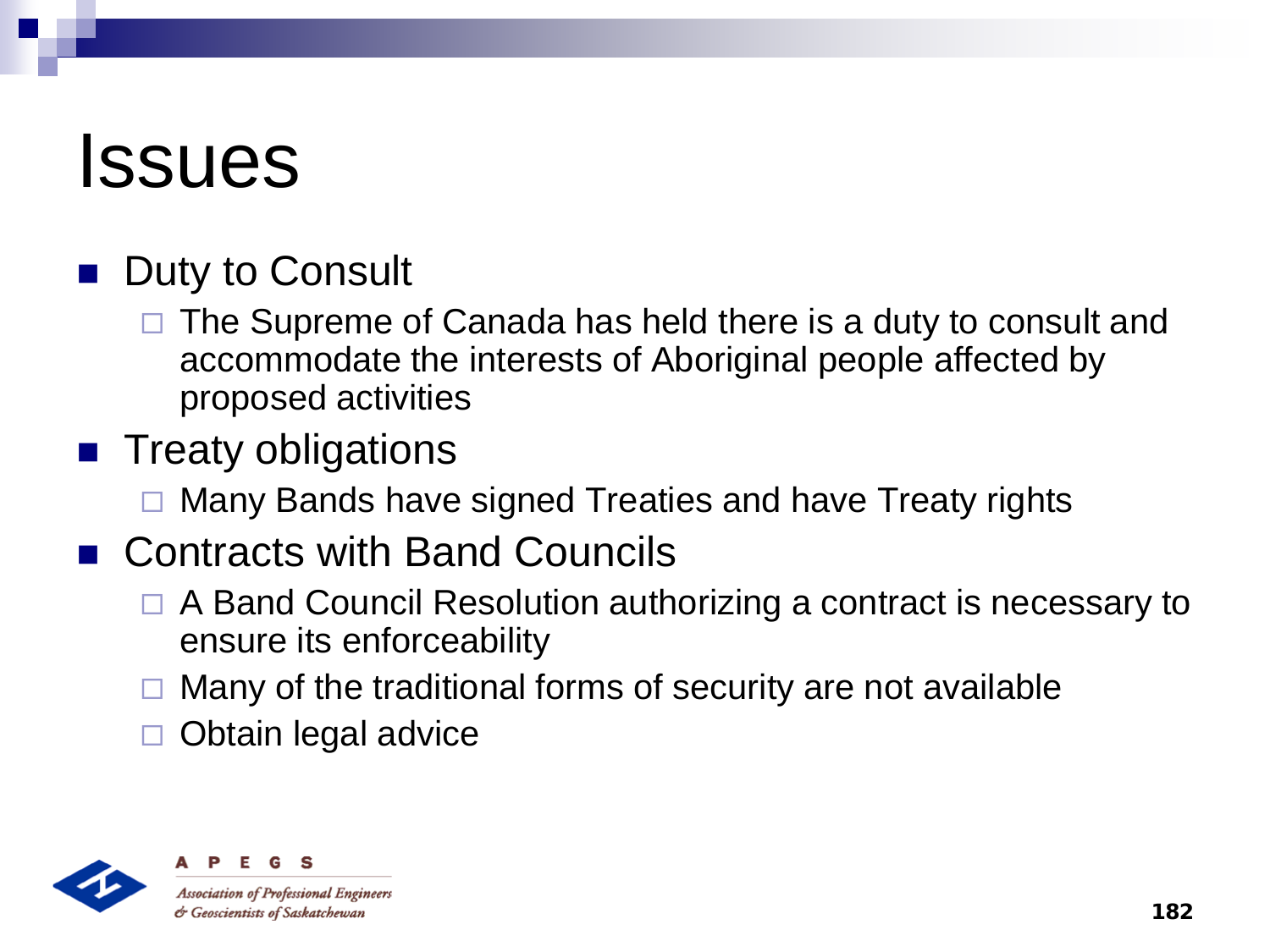# Issues

- Duty to Consult
  - The Supreme of Canada has held there is a duty to consult and accommodate the interests of Aboriginal people affected by proposed activities
- Treaty obligations
  - Many Bands have signed Treaties and have Treaty rights
- Contracts with Band Councils
  - A Band Council Resolution authorizing a contract is necessary to ensure its enforceability
  - Many of the traditional forms of security are not available
  - Obtain legal advice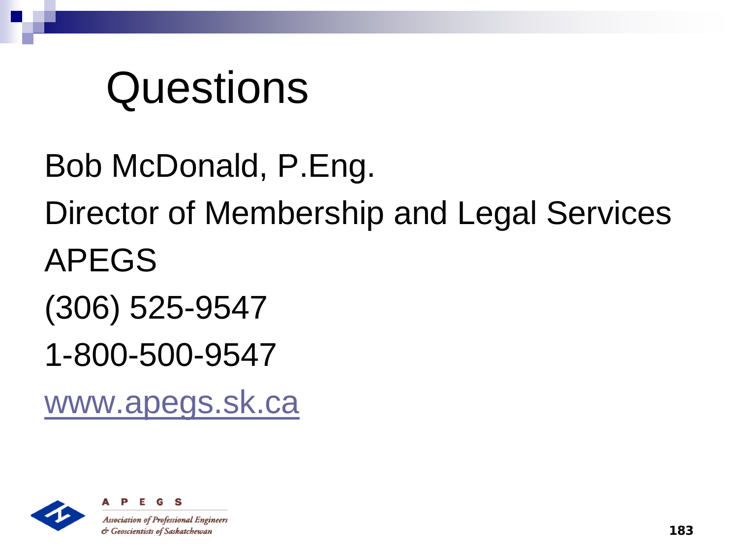# Questions

Bob McDonald, P.Eng.

Director of Membership and Legal Services

APEGS

(306) 525-9547

1-800-500-9547

www.apegs.sk.ca

A P E G S

Association of Professional Engineers & Geoscientists of Saskatchewan